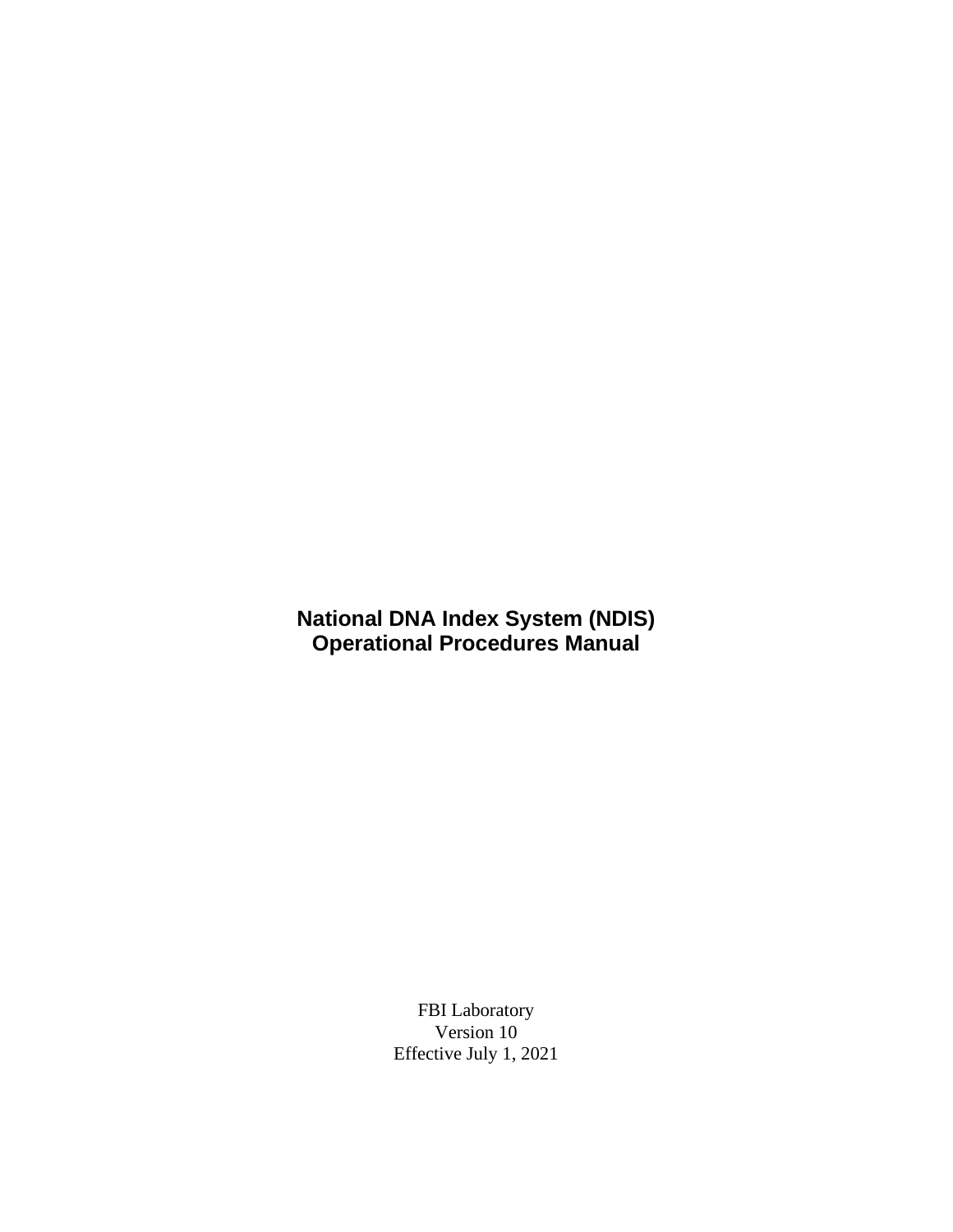# National DNA Index System (NDIS)
# Operational Procedures Manual

FBI Laboratory
Version 10
Effective July 1, 2021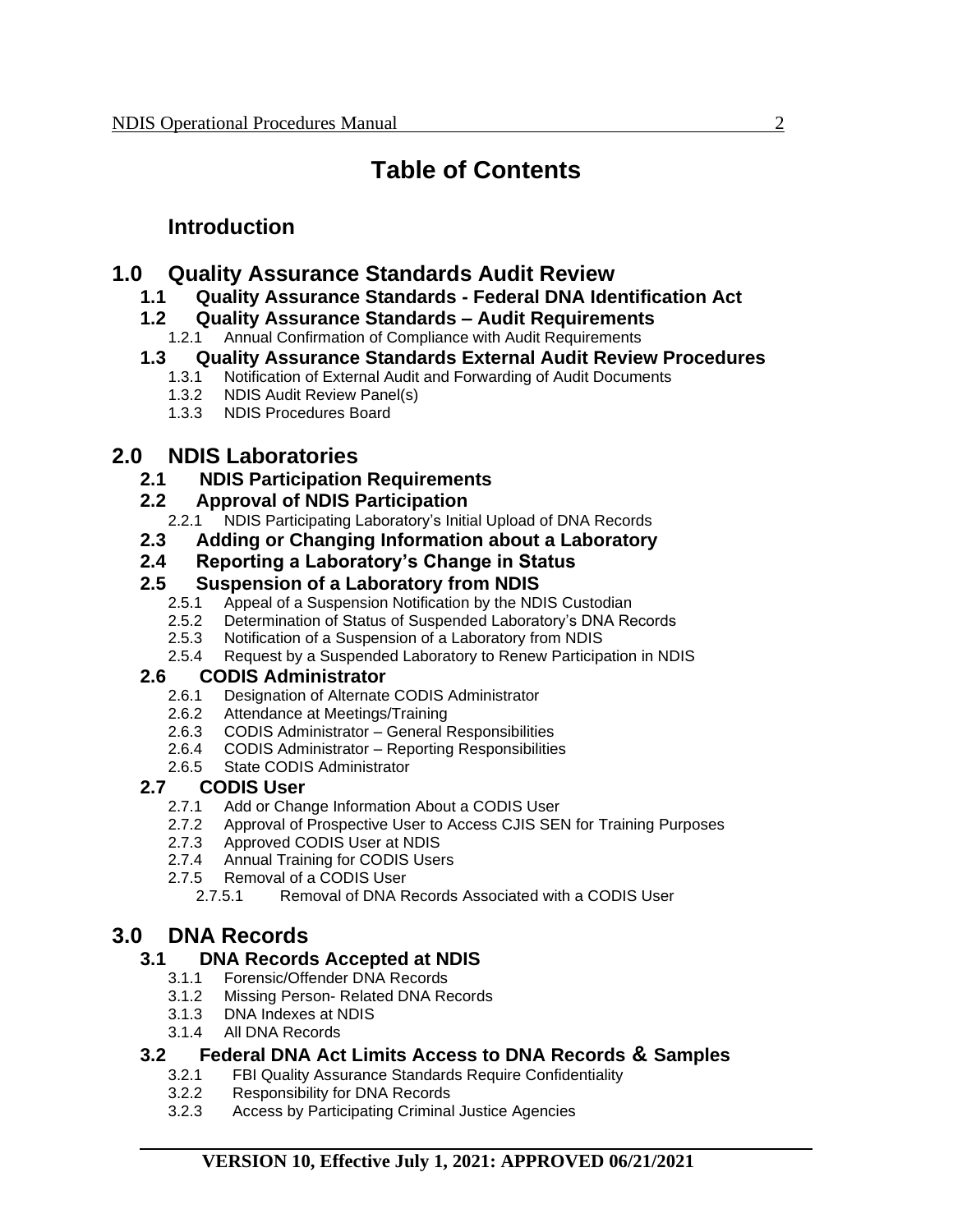# Table of Contents

## Introduction

## 1.0 Quality Assurance Standards Audit Review

### 1.1 Quality Assurance Standards - Federal DNA Identification Act

### 1.2 Quality Assurance Standards – Audit Requirements

- 1.2.1 Annual Confirmation of Compliance with Audit Requirements

### 1.3 Quality Assurance Standards External Audit Review Procedures

- 1.3.1 Notification of External Audit and Forwarding of Audit Documents
- 1.3.2 NDIS Audit Review Panel(s)
- 1.3.3 NDIS Procedures Board

## 2.0 NDIS Laboratories

### 2.1 NDIS Participation Requirements

### 2.2 Approval of NDIS Participation

- 2.2.1 NDIS Participating Laboratory's Initial Upload of DNA Records

### 2.3 Adding or Changing Information about a Laboratory

### 2.4 Reporting a Laboratory's Change in Status

### 2.5 Suspension of a Laboratory from NDIS

- 2.5.1 Appeal of a Suspension Notification by the NDIS Custodian
- 2.5.2 Determination of Status of Suspended Laboratory's DNA Records
- 2.5.3 Notification of a Suspension of a Laboratory from NDIS
- 2.5.4 Request by a Suspended Laboratory to Renew Participation in NDIS

### 2.6 CODIS Administrator

- 2.6.1 Designation of Alternate CODIS Administrator
- 2.6.2 Attendance at Meetings/Training
- 2.6.3 CODIS Administrator – General Responsibilities
- 2.6.4 CODIS Administrator – Reporting Responsibilities
- 2.6.5 State CODIS Administrator

### 2.7 CODIS User

- 2.7.1 Add or Change Information About a CODIS User
- 2.7.2 Approval of Prospective User to Access CJIS SEN for Training Purposes
- 2.7.3 Approved CODIS User at NDIS
- 2.7.4 Annual Training for CODIS Users
- 2.7.5 Removal of a CODIS User
  - 2.7.5.1 Removal of DNA Records Associated with a CODIS User

## 3.0 DNA Records

### 3.1 DNA Records Accepted at NDIS

- 3.1.1 Forensic/Offender DNA Records
- 3.1.2 Missing Person- Related DNA Records
- 3.1.3 DNA Indexes at NDIS
- 3.1.4 All DNA Records

### 3.2 Federal DNA Act Limits Access to DNA Records & Samples

- 3.2.1 FBI Quality Assurance Standards Require Confidentiality
- 3.2.2 Responsibility for DNA Records
- 3.2.3 Access by Participating Criminal Justice Agencies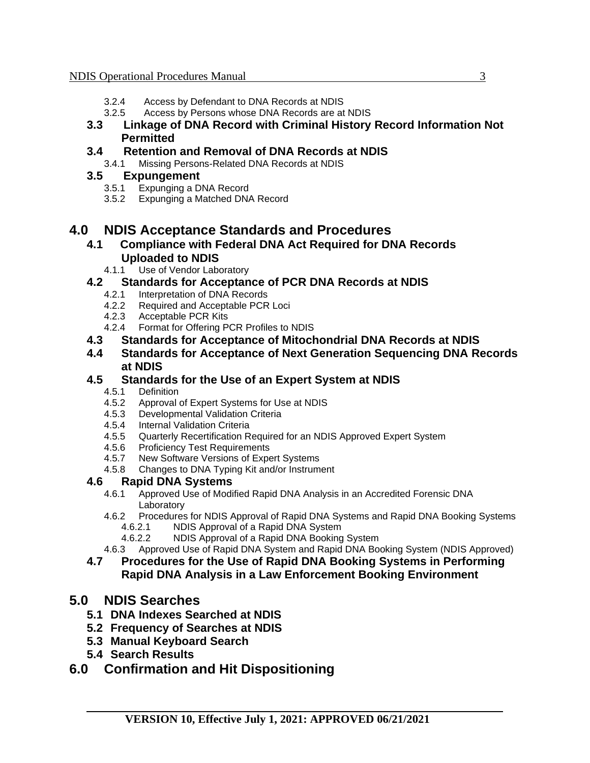- 3.2.4 Access by Defendant to DNA Records at NDIS
- 3.2.5 Access by Persons whose DNA Records are at NDIS

**3.3 Linkage of DNA Record with Criminal History Record Information Not Permitted**

**3.4 Retention and Removal of DNA Records at NDIS**

- 3.4.1 Missing Persons-Related DNA Records at NDIS

**3.5 Expungement**

- 3.5.1 Expunging a DNA Record
- 3.5.2 Expunging a Matched DNA Record

## 4.0 NDIS Acceptance Standards and Procedures

**4.1 Compliance with Federal DNA Act Required for DNA Records Uploaded to NDIS**

- 4.1.1 Use of Vendor Laboratory

**4.2 Standards for Acceptance of PCR DNA Records at NDIS**

- 4.2.1 Interpretation of DNA Records
- 4.2.2 Required and Acceptable PCR Loci
- 4.2.3 Acceptable PCR Kits
- 4.2.4 Format for Offering PCR Profiles to NDIS

**4.3 Standards for Acceptance of Mitochondrial DNA Records at NDIS**

**4.4 Standards for Acceptance of Next Generation Sequencing DNA Records at NDIS**

**4.5 Standards for the Use of an Expert System at NDIS**

- 4.5.1 Definition
- 4.5.2 Approval of Expert Systems for Use at NDIS
- 4.5.3 Developmental Validation Criteria
- 4.5.4 Internal Validation Criteria
- 4.5.5 Quarterly Recertification Required for an NDIS Approved Expert System
- 4.5.6 Proficiency Test Requirements
- 4.5.7 New Software Versions of Expert Systems
- 4.5.8 Changes to DNA Typing Kit and/or Instrument

**4.6 Rapid DNA Systems**

- 4.6.1 Approved Use of Modified Rapid DNA Analysis in an Accredited Forensic DNA Laboratory
- 4.6.2 Procedures for NDIS Approval of Rapid DNA Systems and Rapid DNA Booking Systems
  - 4.6.2.1 NDIS Approval of a Rapid DNA System
  - 4.6.2.2 NDIS Approval of a Rapid DNA Booking System
- 4.6.3 Approved Use of Rapid DNA System and Rapid DNA Booking System (NDIS Approved)

**4.7 Procedures for the Use of Rapid DNA Booking Systems in Performing Rapid DNA Analysis in a Law Enforcement Booking Environment**

## 5.0 NDIS Searches

**5.1 DNA Indexes Searched at NDIS**

**5.2 Frequency of Searches at NDIS**

**5.3 Manual Keyboard Search**

**5.4 Search Results**

## 6.0 Confirmation and Hit Dispositioning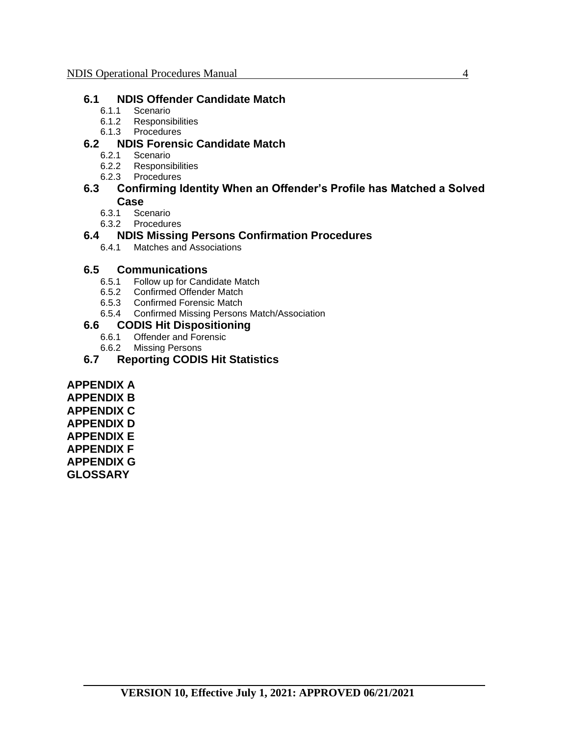**6.1 NDIS Offender Candidate Match**

- 6.1.1 Scenario
- 6.1.2 Responsibilities
- 6.1.3 Procedures

**6.2 NDIS Forensic Candidate Match**

- 6.2.1 Scenario
- 6.2.2 Responsibilities
- 6.2.3 Procedures

**6.3 Confirming Identity When an Offender's Profile has Matched a Solved Case**

- 6.3.1 Scenario
- 6.3.2 Procedures

**6.4 NDIS Missing Persons Confirmation Procedures**

- 6.4.1 Matches and Associations

**6.5 Communications**

- 6.5.1 Follow up for Candidate Match
- 6.5.2 Confirmed Offender Match
- 6.5.3 Confirmed Forensic Match
- 6.5.4 Confirmed Missing Persons Match/Association

**6.6 CODIS Hit Dispositioning**

- 6.6.1 Offender and Forensic
- 6.6.2 Missing Persons

**6.7 Reporting CODIS Hit Statistics**

**APPENDIX A**
**APPENDIX B**
**APPENDIX C**
**APPENDIX D**
**APPENDIX E**
**APPENDIX F**
**APPENDIX G**
**GLOSSARY**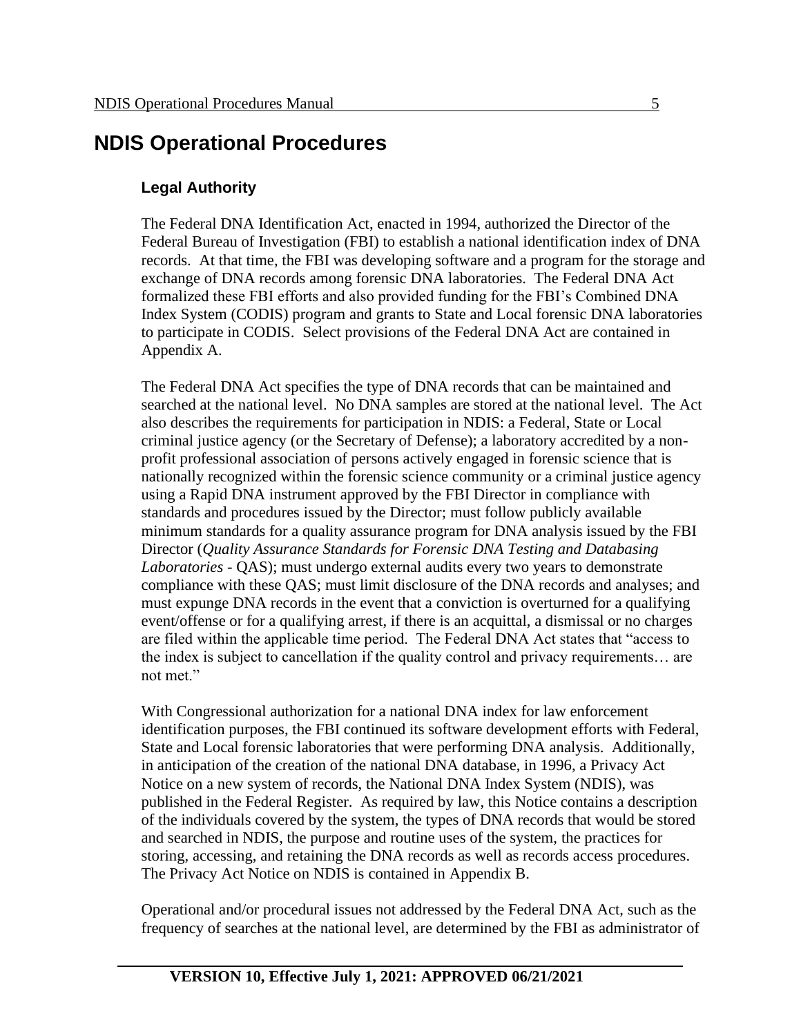# NDIS Operational Procedures

## Legal Authority

The Federal DNA Identification Act, enacted in 1994, authorized the Director of the Federal Bureau of Investigation (FBI) to establish a national identification index of DNA records. At that time, the FBI was developing software and a program for the storage and exchange of DNA records among forensic DNA laboratories. The Federal DNA Act formalized these FBI efforts and also provided funding for the FBI's Combined DNA Index System (CODIS) program and grants to State and Local forensic DNA laboratories to participate in CODIS. Select provisions of the Federal DNA Act are contained in Appendix A.

The Federal DNA Act specifies the type of DNA records that can be maintained and searched at the national level. No DNA samples are stored at the national level. The Act also describes the requirements for participation in NDIS: a Federal, State or Local criminal justice agency (or the Secretary of Defense); a laboratory accredited by a non-profit professional association of persons actively engaged in forensic science that is nationally recognized within the forensic science community or a criminal justice agency using a Rapid DNA instrument approved by the FBI Director in compliance with standards and procedures issued by the Director; must follow publicly available minimum standards for a quality assurance program for DNA analysis issued by the FBI Director (*Quality Assurance Standards for Forensic DNA Testing and Databasing Laboratories* - QAS); must undergo external audits every two years to demonstrate compliance with these QAS; must limit disclosure of the DNA records and analyses; and must expunge DNA records in the event that a conviction is overturned for a qualifying event/offense or for a qualifying arrest, if there is an acquittal, a dismissal or no charges are filed within the applicable time period. The Federal DNA Act states that "access to the index is subject to cancellation if the quality control and privacy requirements… are not met."

With Congressional authorization for a national DNA index for law enforcement identification purposes, the FBI continued its software development efforts with Federal, State and Local forensic laboratories that were performing DNA analysis. Additionally, in anticipation of the creation of the national DNA database, in 1996, a Privacy Act Notice on a new system of records, the National DNA Index System (NDIS), was published in the Federal Register. As required by law, this Notice contains a description of the individuals covered by the system, the types of DNA records that would be stored and searched in NDIS, the purpose and routine uses of the system, the practices for storing, accessing, and retaining the DNA records as well as records access procedures. The Privacy Act Notice on NDIS is contained in Appendix B.

Operational and/or procedural issues not addressed by the Federal DNA Act, such as the frequency of searches at the national level, are determined by the FBI as administrator of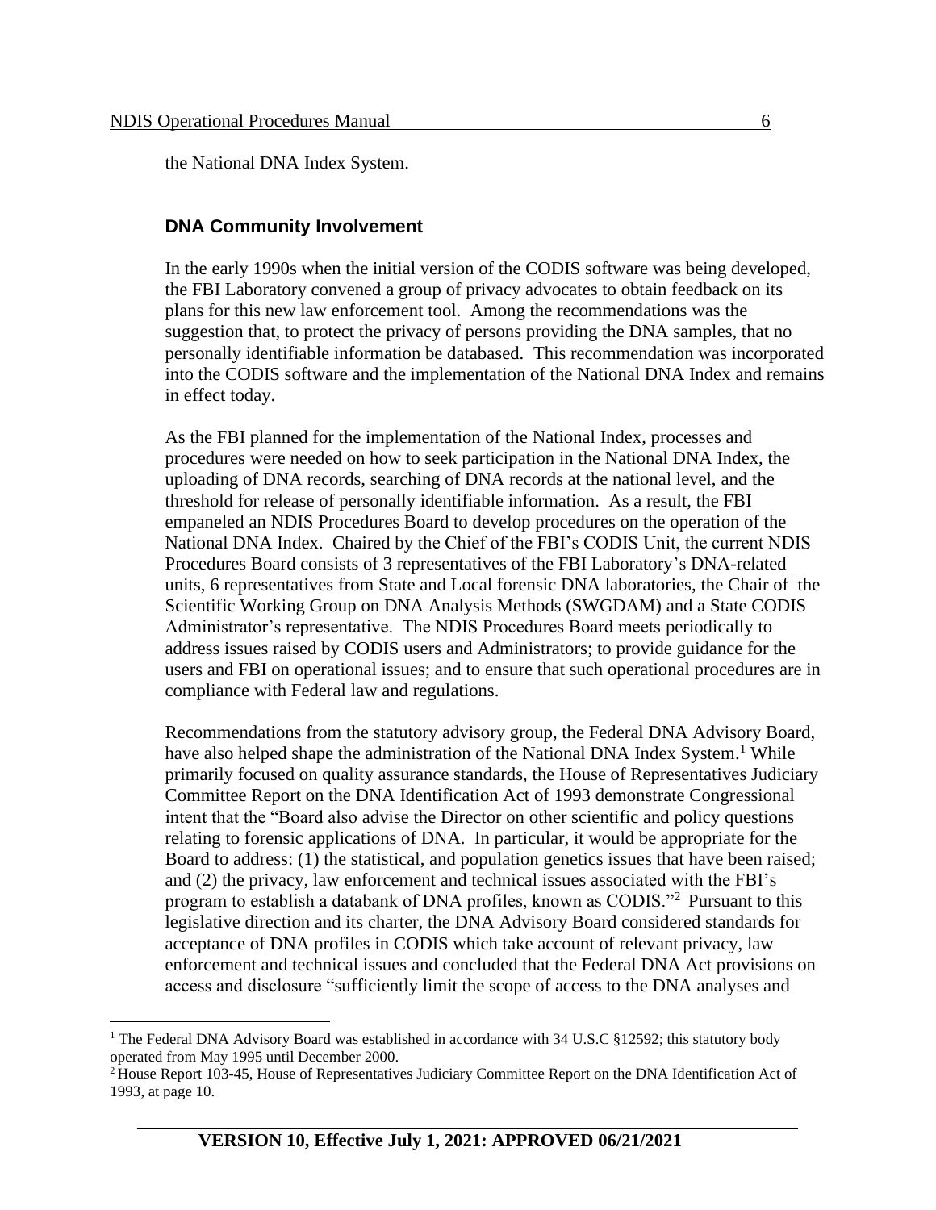the National DNA Index System.

## DNA Community Involvement

In the early 1990s when the initial version of the CODIS software was being developed, the FBI Laboratory convened a group of privacy advocates to obtain feedback on its plans for this new law enforcement tool. Among the recommendations was the suggestion that, to protect the privacy of persons providing the DNA samples, that no personally identifiable information be databased. This recommendation was incorporated into the CODIS software and the implementation of the National DNA Index and remains in effect today.

As the FBI planned for the implementation of the National Index, processes and procedures were needed on how to seek participation in the National DNA Index, the uploading of DNA records, searching of DNA records at the national level, and the threshold for release of personally identifiable information. As a result, the FBI empaneled an NDIS Procedures Board to develop procedures on the operation of the National DNA Index. Chaired by the Chief of the FBI's CODIS Unit, the current NDIS Procedures Board consists of 3 representatives of the FBI Laboratory's DNA-related units, 6 representatives from State and Local forensic DNA laboratories, the Chair of the Scientific Working Group on DNA Analysis Methods (SWGDAM) and a State CODIS Administrator's representative. The NDIS Procedures Board meets periodically to address issues raised by CODIS users and Administrators; to provide guidance for the users and FBI on operational issues; and to ensure that such operational procedures are in compliance with Federal law and regulations.

Recommendations from the statutory advisory group, the Federal DNA Advisory Board, have also helped shape the administration of the National DNA Index System.[1] While primarily focused on quality assurance standards, the House of Representatives Judiciary Committee Report on the DNA Identification Act of 1993 demonstrate Congressional intent that the "Board also advise the Director on other scientific and policy questions relating to forensic applications of DNA. In particular, it would be appropriate for the Board to address: (1) the statistical, and population genetics issues that have been raised; and (2) the privacy, law enforcement and technical issues associated with the FBI's program to establish a databank of DNA profiles, known as CODIS."[2] Pursuant to this legislative direction and its charter, the DNA Advisory Board considered standards for acceptance of DNA profiles in CODIS which take account of relevant privacy, law enforcement and technical issues and concluded that the Federal DNA Act provisions on access and disclosure "sufficiently limit the scope of access to the DNA analyses and

---

[1] The Federal DNA Advisory Board was established in accordance with 34 U.S.C §12592; this statutory body operated from May 1995 until December 2000.

[2] House Report 103-45, House of Representatives Judiciary Committee Report on the DNA Identification Act of 1993, at page 10.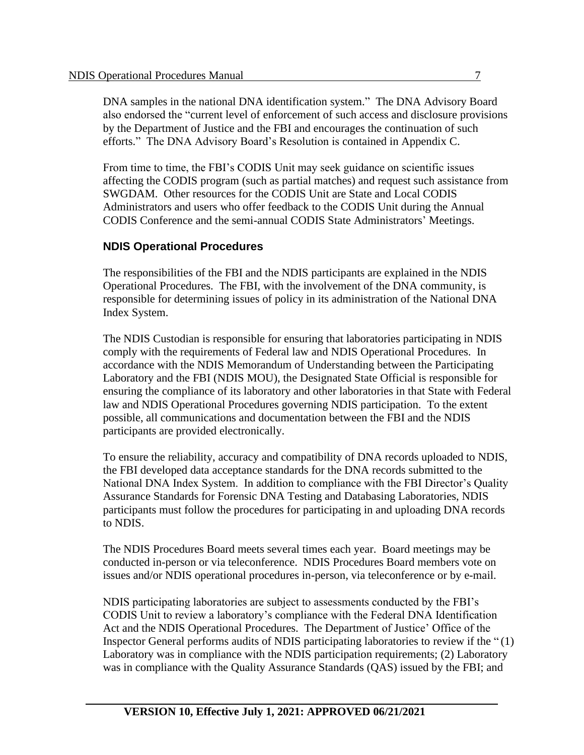DNA samples in the national DNA identification system." The DNA Advisory Board also endorsed the "current level of enforcement of such access and disclosure provisions by the Department of Justice and the FBI and encourages the continuation of such efforts." The DNA Advisory Board's Resolution is contained in Appendix C.

From time to time, the FBI's CODIS Unit may seek guidance on scientific issues affecting the CODIS program (such as partial matches) and request such assistance from SWGDAM. Other resources for the CODIS Unit are State and Local CODIS Administrators and users who offer feedback to the CODIS Unit during the Annual CODIS Conference and the semi-annual CODIS State Administrators' Meetings.

## NDIS Operational Procedures

The responsibilities of the FBI and the NDIS participants are explained in the NDIS Operational Procedures. The FBI, with the involvement of the DNA community, is responsible for determining issues of policy in its administration of the National DNA Index System.

The NDIS Custodian is responsible for ensuring that laboratories participating in NDIS comply with the requirements of Federal law and NDIS Operational Procedures. In accordance with the NDIS Memorandum of Understanding between the Participating Laboratory and the FBI (NDIS MOU), the Designated State Official is responsible for ensuring the compliance of its laboratory and other laboratories in that State with Federal law and NDIS Operational Procedures governing NDIS participation. To the extent possible, all communications and documentation between the FBI and the NDIS participants are provided electronically.

To ensure the reliability, accuracy and compatibility of DNA records uploaded to NDIS, the FBI developed data acceptance standards for the DNA records submitted to the National DNA Index System. In addition to compliance with the FBI Director's Quality Assurance Standards for Forensic DNA Testing and Databasing Laboratories, NDIS participants must follow the procedures for participating in and uploading DNA records to NDIS.

The NDIS Procedures Board meets several times each year. Board meetings may be conducted in-person or via teleconference. NDIS Procedures Board members vote on issues and/or NDIS operational procedures in-person, via teleconference or by e-mail.

NDIS participating laboratories are subject to assessments conducted by the FBI's CODIS Unit to review a laboratory's compliance with the Federal DNA Identification Act and the NDIS Operational Procedures. The Department of Justice' Office of the Inspector General performs audits of NDIS participating laboratories to review if the "(1) Laboratory was in compliance with the NDIS participation requirements; (2) Laboratory was in compliance with the Quality Assurance Standards (QAS) issued by the FBI; and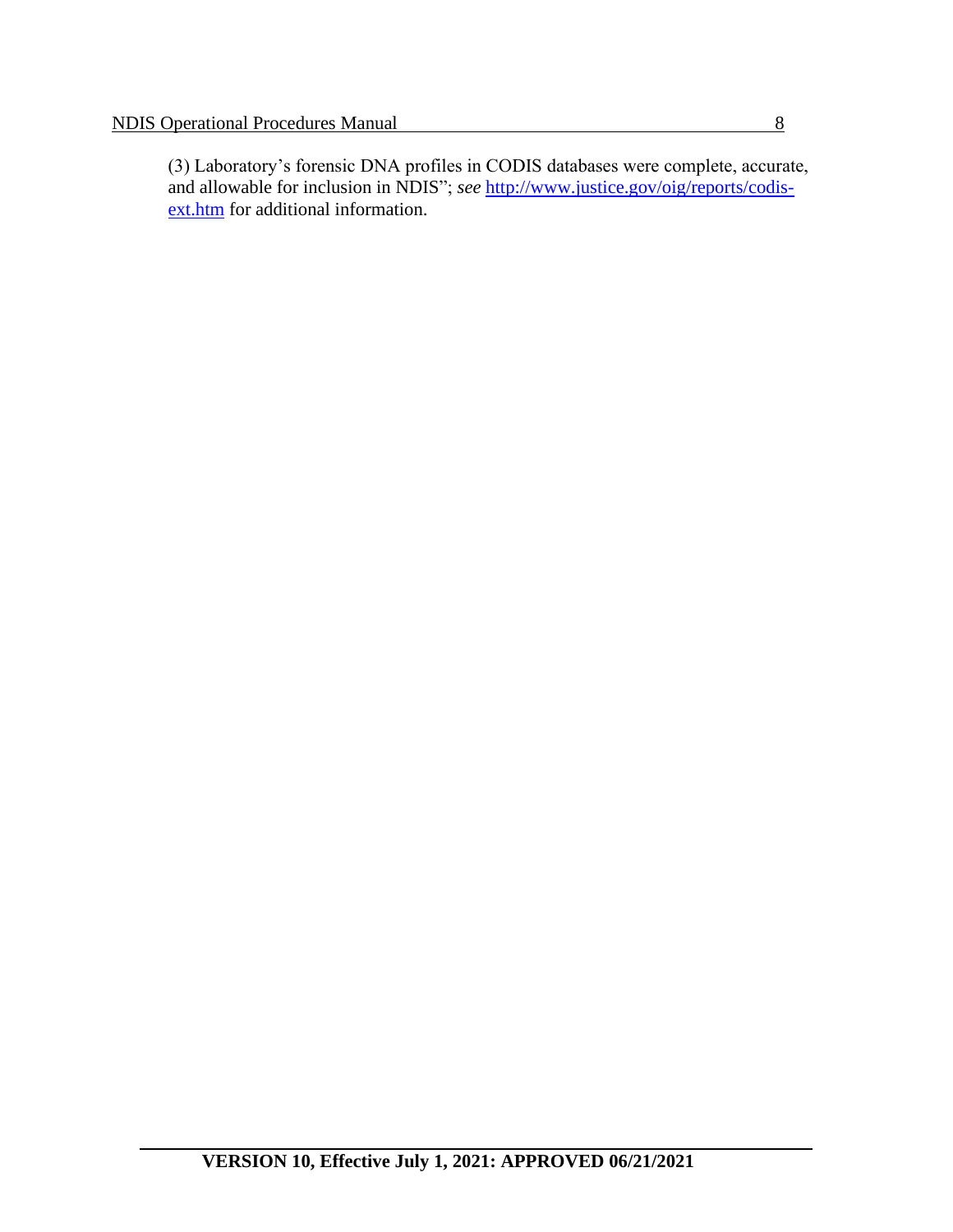(3) Laboratory's forensic DNA profiles in CODIS databases were complete, accurate, and allowable for inclusion in NDIS"; *see* [http://www.justice.gov/oig/reports/codis-ext.htm](http://www.justice.gov/oig/reports/codis-ext.htm) for additional information.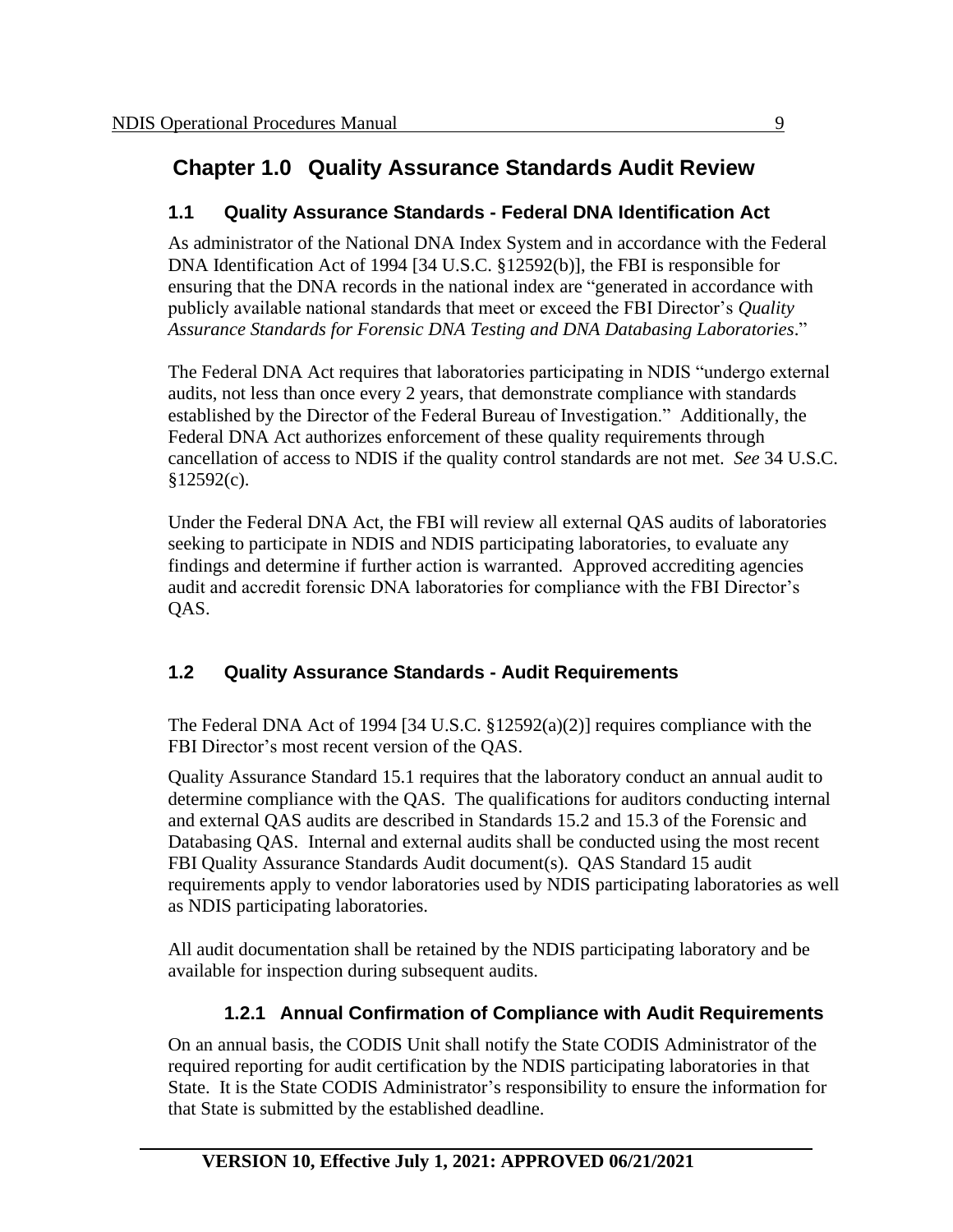# Chapter 1.0 Quality Assurance Standards Audit Review

## 1.1 Quality Assurance Standards - Federal DNA Identification Act

As administrator of the National DNA Index System and in accordance with the Federal DNA Identification Act of 1994 [34 U.S.C. §12592(b)], the FBI is responsible for ensuring that the DNA records in the national index are "generated in accordance with publicly available national standards that meet or exceed the FBI Director's *Quality Assurance Standards for Forensic DNA Testing and DNA Databasing Laboratories*."

The Federal DNA Act requires that laboratories participating in NDIS "undergo external audits, not less than once every 2 years, that demonstrate compliance with standards established by the Director of the Federal Bureau of Investigation." Additionally, the Federal DNA Act authorizes enforcement of these quality requirements through cancellation of access to NDIS if the quality control standards are not met. *See* 34 U.S.C. §12592(c).

Under the Federal DNA Act, the FBI will review all external QAS audits of laboratories seeking to participate in NDIS and NDIS participating laboratories, to evaluate any findings and determine if further action is warranted. Approved accrediting agencies audit and accredit forensic DNA laboratories for compliance with the FBI Director's QAS.

## 1.2 Quality Assurance Standards - Audit Requirements

The Federal DNA Act of 1994 [34 U.S.C. §12592(a)(2)] requires compliance with the FBI Director's most recent version of the QAS.

Quality Assurance Standard 15.1 requires that the laboratory conduct an annual audit to determine compliance with the QAS. The qualifications for auditors conducting internal and external QAS audits are described in Standards 15.2 and 15.3 of the Forensic and Databasing QAS. Internal and external audits shall be conducted using the most recent FBI Quality Assurance Standards Audit document(s). QAS Standard 15 audit requirements apply to vendor laboratories used by NDIS participating laboratories as well as NDIS participating laboratories.

All audit documentation shall be retained by the NDIS participating laboratory and be available for inspection during subsequent audits.

### 1.2.1 Annual Confirmation of Compliance with Audit Requirements

On an annual basis, the CODIS Unit shall notify the State CODIS Administrator of the required reporting for audit certification by the NDIS participating laboratories in that State. It is the State CODIS Administrator's responsibility to ensure the information for that State is submitted by the established deadline.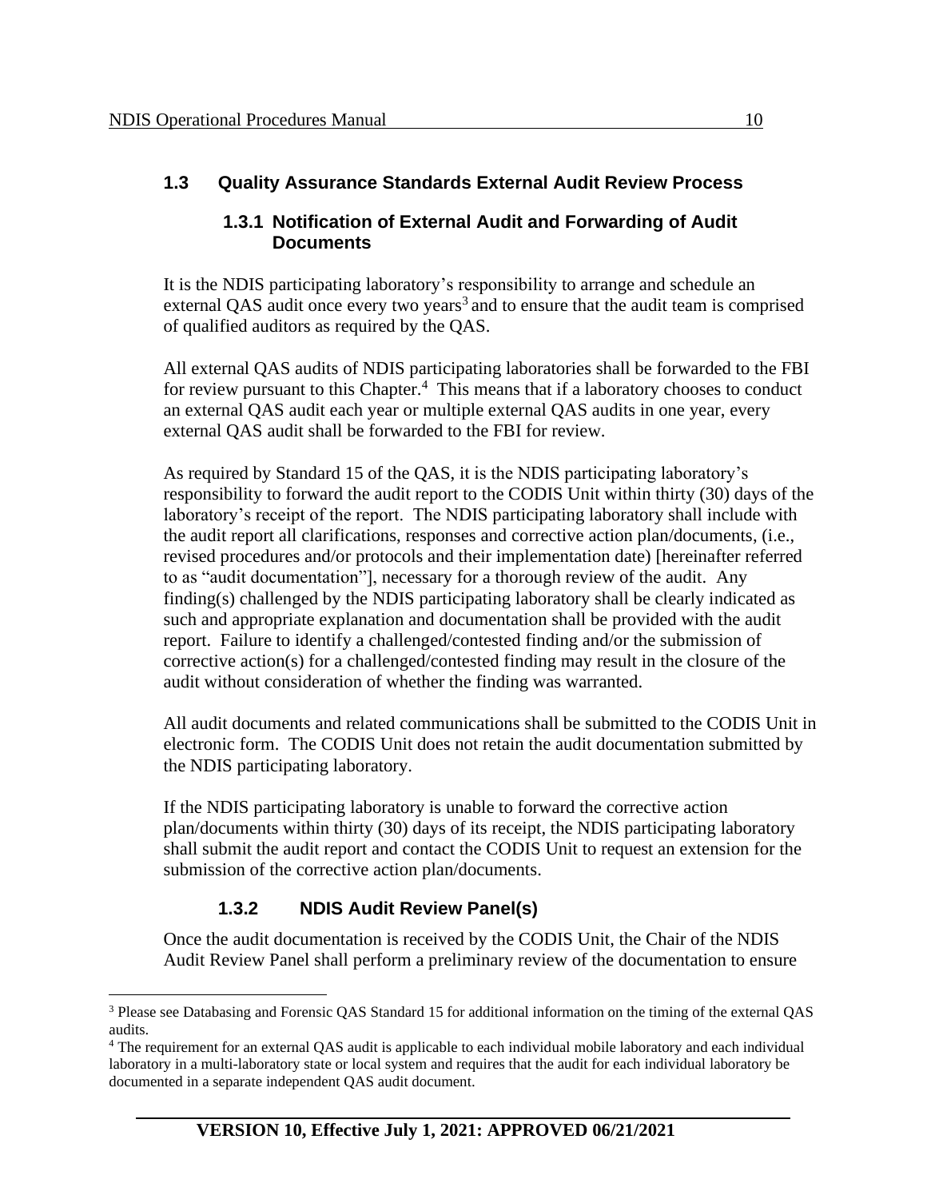## 1.3 Quality Assurance Standards External Audit Review Process

### 1.3.1 Notification of External Audit and Forwarding of Audit Documents

It is the NDIS participating laboratory's responsibility to arrange and schedule an external QAS audit once every two years[3] and to ensure that the audit team is comprised of qualified auditors as required by the QAS.

All external QAS audits of NDIS participating laboratories shall be forwarded to the FBI for review pursuant to this Chapter.[4] This means that if a laboratory chooses to conduct an external QAS audit each year or multiple external QAS audits in one year, every external QAS audit shall be forwarded to the FBI for review.

As required by Standard 15 of the QAS, it is the NDIS participating laboratory's responsibility to forward the audit report to the CODIS Unit within thirty (30) days of the laboratory's receipt of the report. The NDIS participating laboratory shall include with the audit report all clarifications, responses and corrective action plan/documents, (i.e., revised procedures and/or protocols and their implementation date) [hereinafter referred to as "audit documentation"], necessary for a thorough review of the audit. Any finding(s) challenged by the NDIS participating laboratory shall be clearly indicated as such and appropriate explanation and documentation shall be provided with the audit report. Failure to identify a challenged/contested finding and/or the submission of corrective action(s) for a challenged/contested finding may result in the closure of the audit without consideration of whether the finding was warranted.

All audit documents and related communications shall be submitted to the CODIS Unit in electronic form. The CODIS Unit does not retain the audit documentation submitted by the NDIS participating laboratory.

If the NDIS participating laboratory is unable to forward the corrective action plan/documents within thirty (30) days of its receipt, the NDIS participating laboratory shall submit the audit report and contact the CODIS Unit to request an extension for the submission of the corrective action plan/documents.

### 1.3.2 NDIS Audit Review Panel(s)

Once the audit documentation is received by the CODIS Unit, the Chair of the NDIS Audit Review Panel shall perform a preliminary review of the documentation to ensure

---

[3] Please see Databasing and Forensic QAS Standard 15 for additional information on the timing of the external QAS audits.

[4] The requirement for an external QAS audit is applicable to each individual mobile laboratory and each individual laboratory in a multi-laboratory state or local system and requires that the audit for each individual laboratory be documented in a separate independent QAS audit document.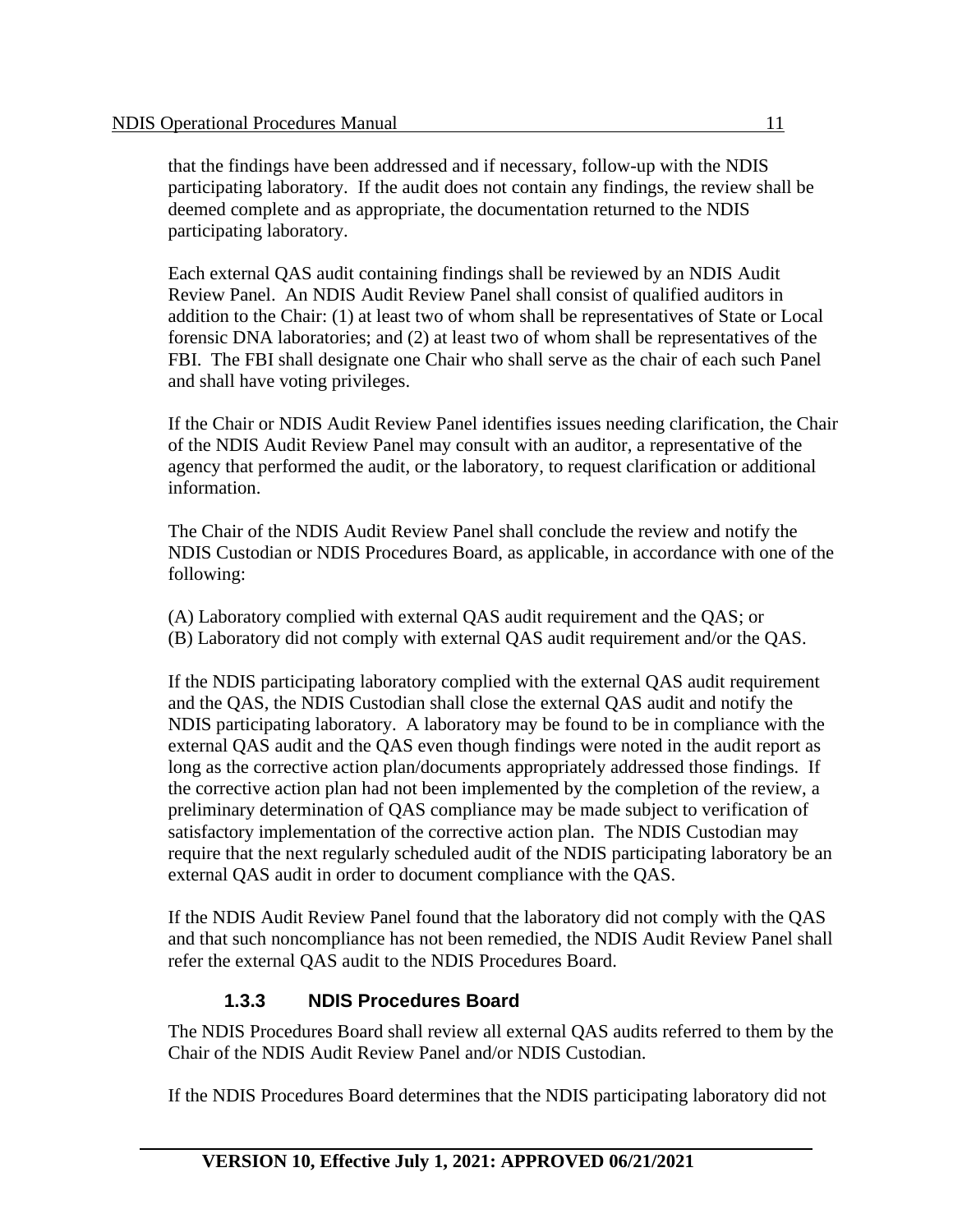that the findings have been addressed and if necessary, follow-up with the NDIS participating laboratory. If the audit does not contain any findings, the review shall be deemed complete and as appropriate, the documentation returned to the NDIS participating laboratory.

Each external QAS audit containing findings shall be reviewed by an NDIS Audit Review Panel. An NDIS Audit Review Panel shall consist of qualified auditors in addition to the Chair: (1) at least two of whom shall be representatives of State or Local forensic DNA laboratories; and (2) at least two of whom shall be representatives of the FBI. The FBI shall designate one Chair who shall serve as the chair of each such Panel and shall have voting privileges.

If the Chair or NDIS Audit Review Panel identifies issues needing clarification, the Chair of the NDIS Audit Review Panel may consult with an auditor, a representative of the agency that performed the audit, or the laboratory, to request clarification or additional information.

The Chair of the NDIS Audit Review Panel shall conclude the review and notify the NDIS Custodian or NDIS Procedures Board, as applicable, in accordance with one of the following:

(A) Laboratory complied with external QAS audit requirement and the QAS; or
(B) Laboratory did not comply with external QAS audit requirement and/or the QAS.

If the NDIS participating laboratory complied with the external QAS audit requirement and the QAS, the NDIS Custodian shall close the external QAS audit and notify the NDIS participating laboratory. A laboratory may be found to be in compliance with the external QAS audit and the QAS even though findings were noted in the audit report as long as the corrective action plan/documents appropriately addressed those findings. If the corrective action plan had not been implemented by the completion of the review, a preliminary determination of QAS compliance may be made subject to verification of satisfactory implementation of the corrective action plan. The NDIS Custodian may require that the next regularly scheduled audit of the NDIS participating laboratory be an external QAS audit in order to document compliance with the QAS.

If the NDIS Audit Review Panel found that the laboratory did not comply with the QAS and that such noncompliance has not been remedied, the NDIS Audit Review Panel shall refer the external QAS audit to the NDIS Procedures Board.

### 1.3.3 NDIS Procedures Board

The NDIS Procedures Board shall review all external QAS audits referred to them by the Chair of the NDIS Audit Review Panel and/or NDIS Custodian.

If the NDIS Procedures Board determines that the NDIS participating laboratory did not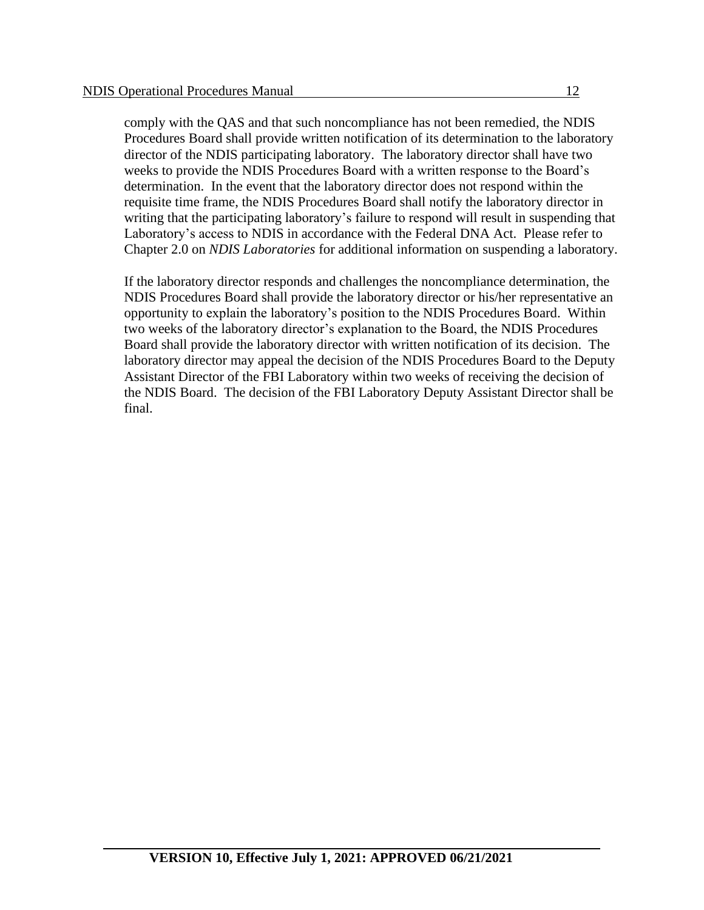comply with the QAS and that such noncompliance has not been remedied, the NDIS Procedures Board shall provide written notification of its determination to the laboratory director of the NDIS participating laboratory. The laboratory director shall have two weeks to provide the NDIS Procedures Board with a written response to the Board's determination. In the event that the laboratory director does not respond within the requisite time frame, the NDIS Procedures Board shall notify the laboratory director in writing that the participating laboratory's failure to respond will result in suspending that Laboratory's access to NDIS in accordance with the Federal DNA Act. Please refer to Chapter 2.0 on *NDIS Laboratories* for additional information on suspending a laboratory.

If the laboratory director responds and challenges the noncompliance determination, the NDIS Procedures Board shall provide the laboratory director or his/her representative an opportunity to explain the laboratory's position to the NDIS Procedures Board. Within two weeks of the laboratory director's explanation to the Board, the NDIS Procedures Board shall provide the laboratory director with written notification of its decision. The laboratory director may appeal the decision of the NDIS Procedures Board to the Deputy Assistant Director of the FBI Laboratory within two weeks of receiving the decision of the NDIS Board. The decision of the FBI Laboratory Deputy Assistant Director shall be final.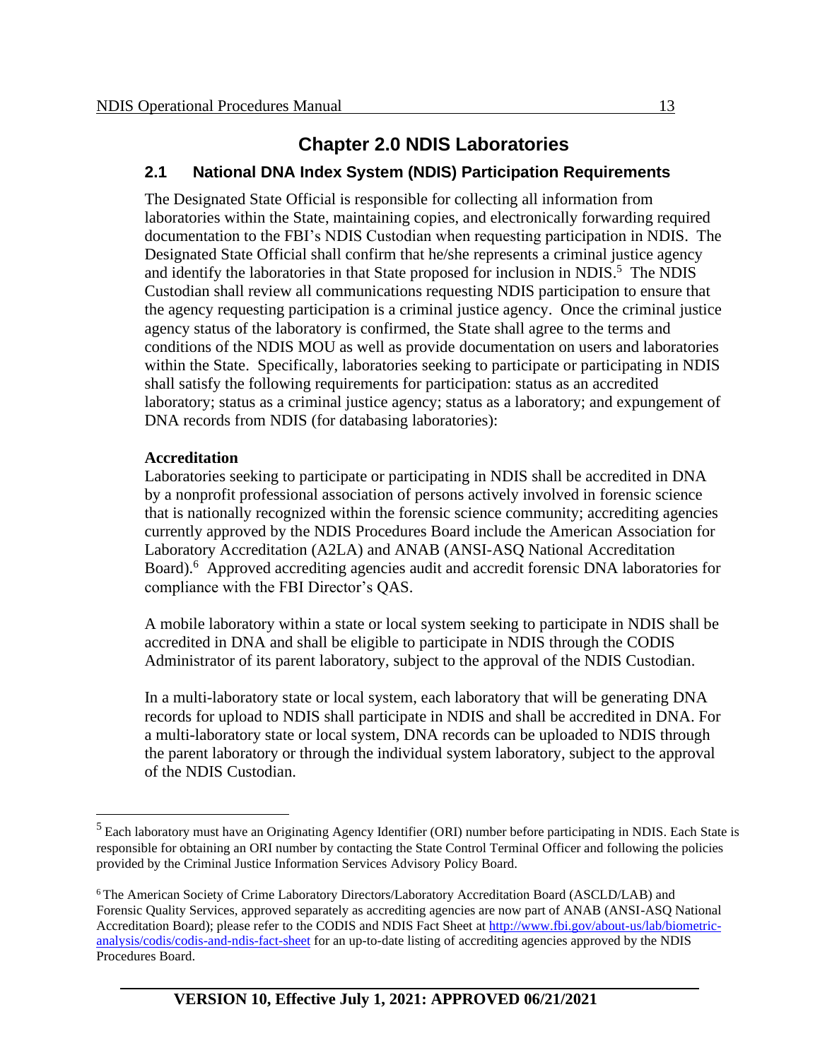# Chapter 2.0 NDIS Laboratories

## 2.1 National DNA Index System (NDIS) Participation Requirements

The Designated State Official is responsible for collecting all information from laboratories within the State, maintaining copies, and electronically forwarding required documentation to the FBI's NDIS Custodian when requesting participation in NDIS. The Designated State Official shall confirm that he/she represents a criminal justice agency and identify the laboratories in that State proposed for inclusion in NDIS.[5] The NDIS Custodian shall review all communications requesting NDIS participation to ensure that the agency requesting participation is a criminal justice agency. Once the criminal justice agency status of the laboratory is confirmed, the State shall agree to the terms and conditions of the NDIS MOU as well as provide documentation on users and laboratories within the State. Specifically, laboratories seeking to participate or participating in NDIS shall satisfy the following requirements for participation: status as an accredited laboratory; status as a criminal justice agency; status as a laboratory; and expungement of DNA records from NDIS (for databasing laboratories):

**Accreditation**

Laboratories seeking to participate or participating in NDIS shall be accredited in DNA by a nonprofit professional association of persons actively involved in forensic science that is nationally recognized within the forensic science community; accrediting agencies currently approved by the NDIS Procedures Board include the American Association for Laboratory Accreditation (A2LA) and ANAB (ANSI-ASQ National Accreditation Board).[6] Approved accrediting agencies audit and accredit forensic DNA laboratories for compliance with the FBI Director's QAS.

A mobile laboratory within a state or local system seeking to participate in NDIS shall be accredited in DNA and shall be eligible to participate in NDIS through the CODIS Administrator of its parent laboratory, subject to the approval of the NDIS Custodian.

In a multi-laboratory state or local system, each laboratory that will be generating DNA records for upload to NDIS shall participate in NDIS and shall be accredited in DNA. For a multi-laboratory state or local system, DNA records can be uploaded to NDIS through the parent laboratory or through the individual system laboratory, subject to the approval of the NDIS Custodian.

---

[5] Each laboratory must have an Originating Agency Identifier (ORI) number before participating in NDIS. Each State is responsible for obtaining an ORI number by contacting the State Control Terminal Officer and following the policies provided by the Criminal Justice Information Services Advisory Policy Board.

[6] The American Society of Crime Laboratory Directors/Laboratory Accreditation Board (ASCLD/LAB) and Forensic Quality Services, approved separately as accrediting agencies are now part of ANAB (ANSI-ASQ National Accreditation Board); please refer to the CODIS and NDIS Fact Sheet at http://www.fbi.gov/about-us/lab/biometric-analysis/codis/codis-and-ndis-fact-sheet for an up-to-date listing of accrediting agencies approved by the NDIS Procedures Board.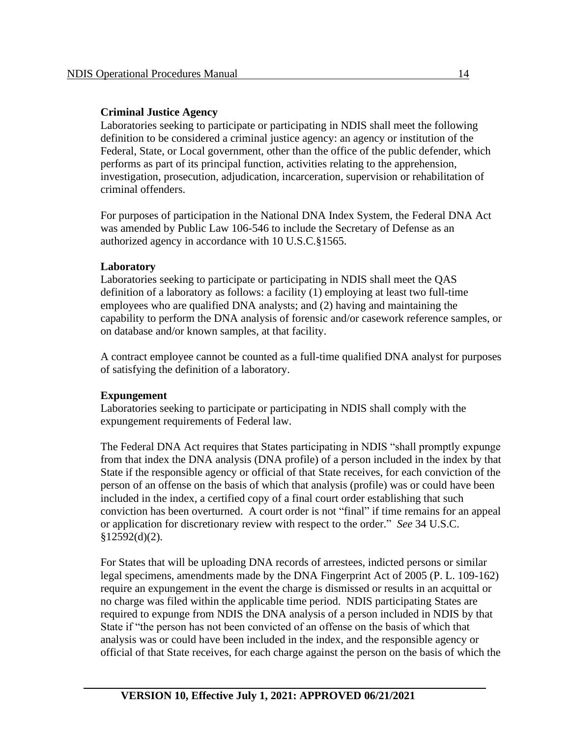**Criminal Justice Agency**
Laboratories seeking to participate or participating in NDIS shall meet the following definition to be considered a criminal justice agency: an agency or institution of the Federal, State, or Local government, other than the office of the public defender, which performs as part of its principal function, activities relating to the apprehension, investigation, prosecution, adjudication, incarceration, supervision or rehabilitation of criminal offenders.

For purposes of participation in the National DNA Index System, the Federal DNA Act was amended by Public Law 106-546 to include the Secretary of Defense as an authorized agency in accordance with 10 U.S.C.§1565.

**Laboratory**
Laboratories seeking to participate or participating in NDIS shall meet the QAS definition of a laboratory as follows: a facility (1) employing at least two full-time employees who are qualified DNA analysts; and (2) having and maintaining the capability to perform the DNA analysis of forensic and/or casework reference samples, or on database and/or known samples, at that facility.

A contract employee cannot be counted as a full-time qualified DNA analyst for purposes of satisfying the definition of a laboratory.

**Expungement**
Laboratories seeking to participate or participating in NDIS shall comply with the expungement requirements of Federal law.

The Federal DNA Act requires that States participating in NDIS "shall promptly expunge from that index the DNA analysis (DNA profile) of a person included in the index by that State if the responsible agency or official of that State receives, for each conviction of the person of an offense on the basis of which that analysis (profile) was or could have been included in the index, a certified copy of a final court order establishing that such conviction has been overturned. A court order is not "final" if time remains for an appeal or application for discretionary review with respect to the order." *See* 34 U.S.C. §12592(d)(2).

For States that will be uploading DNA records of arrestees, indicted persons or similar legal specimens, amendments made by the DNA Fingerprint Act of 2005 (P. L. 109-162) require an expungement in the event the charge is dismissed or results in an acquittal or no charge was filed within the applicable time period. NDIS participating States are required to expunge from NDIS the DNA analysis of a person included in NDIS by that State if "the person has not been convicted of an offense on the basis of which that analysis was or could have been included in the index, and the responsible agency or official of that State receives, for each charge against the person on the basis of which the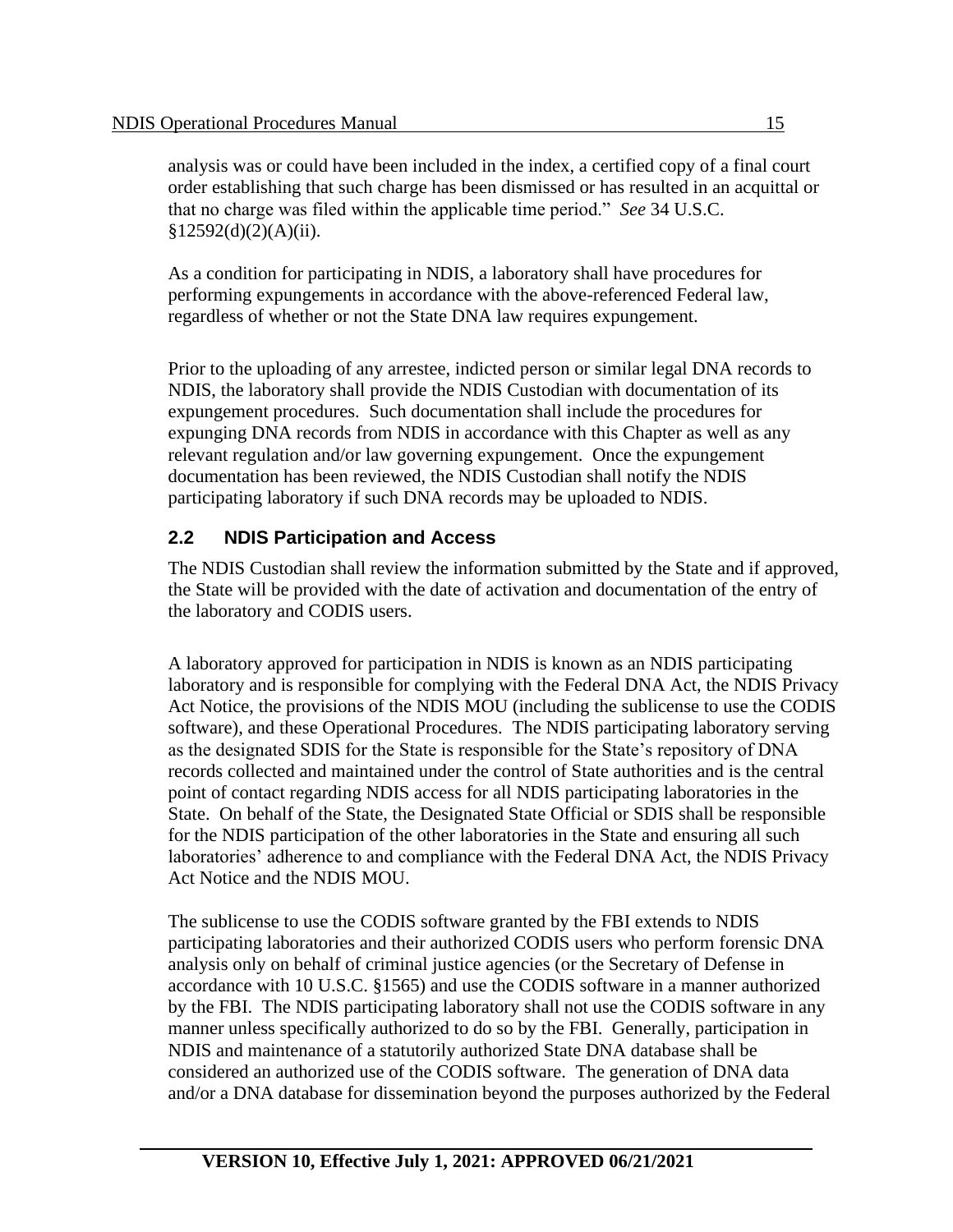analysis was or could have been included in the index, a certified copy of a final court order establishing that such charge has been dismissed or has resulted in an acquittal or that no charge was filed within the applicable time period." *See* 34 U.S.C. §12592(d)(2)(A)(ii).

As a condition for participating in NDIS, a laboratory shall have procedures for performing expungements in accordance with the above-referenced Federal law, regardless of whether or not the State DNA law requires expungement.

Prior to the uploading of any arrestee, indicted person or similar legal DNA records to NDIS, the laboratory shall provide the NDIS Custodian with documentation of its expungement procedures. Such documentation shall include the procedures for expunging DNA records from NDIS in accordance with this Chapter as well as any relevant regulation and/or law governing expungement. Once the expungement documentation has been reviewed, the NDIS Custodian shall notify the NDIS participating laboratory if such DNA records may be uploaded to NDIS.

## 2.2 NDIS Participation and Access

The NDIS Custodian shall review the information submitted by the State and if approved, the State will be provided with the date of activation and documentation of the entry of the laboratory and CODIS users.

A laboratory approved for participation in NDIS is known as an NDIS participating laboratory and is responsible for complying with the Federal DNA Act, the NDIS Privacy Act Notice, the provisions of the NDIS MOU (including the sublicense to use the CODIS software), and these Operational Procedures. The NDIS participating laboratory serving as the designated SDIS for the State is responsible for the State's repository of DNA records collected and maintained under the control of State authorities and is the central point of contact regarding NDIS access for all NDIS participating laboratories in the State. On behalf of the State, the Designated State Official or SDIS shall be responsible for the NDIS participation of the other laboratories in the State and ensuring all such laboratories' adherence to and compliance with the Federal DNA Act, the NDIS Privacy Act Notice and the NDIS MOU.

The sublicense to use the CODIS software granted by the FBI extends to NDIS participating laboratories and their authorized CODIS users who perform forensic DNA analysis only on behalf of criminal justice agencies (or the Secretary of Defense in accordance with 10 U.S.C. §1565) and use the CODIS software in a manner authorized by the FBI. The NDIS participating laboratory shall not use the CODIS software in any manner unless specifically authorized to do so by the FBI. Generally, participation in NDIS and maintenance of a statutorily authorized State DNA database shall be considered an authorized use of the CODIS software. The generation of DNA data and/or a DNA database for dissemination beyond the purposes authorized by the Federal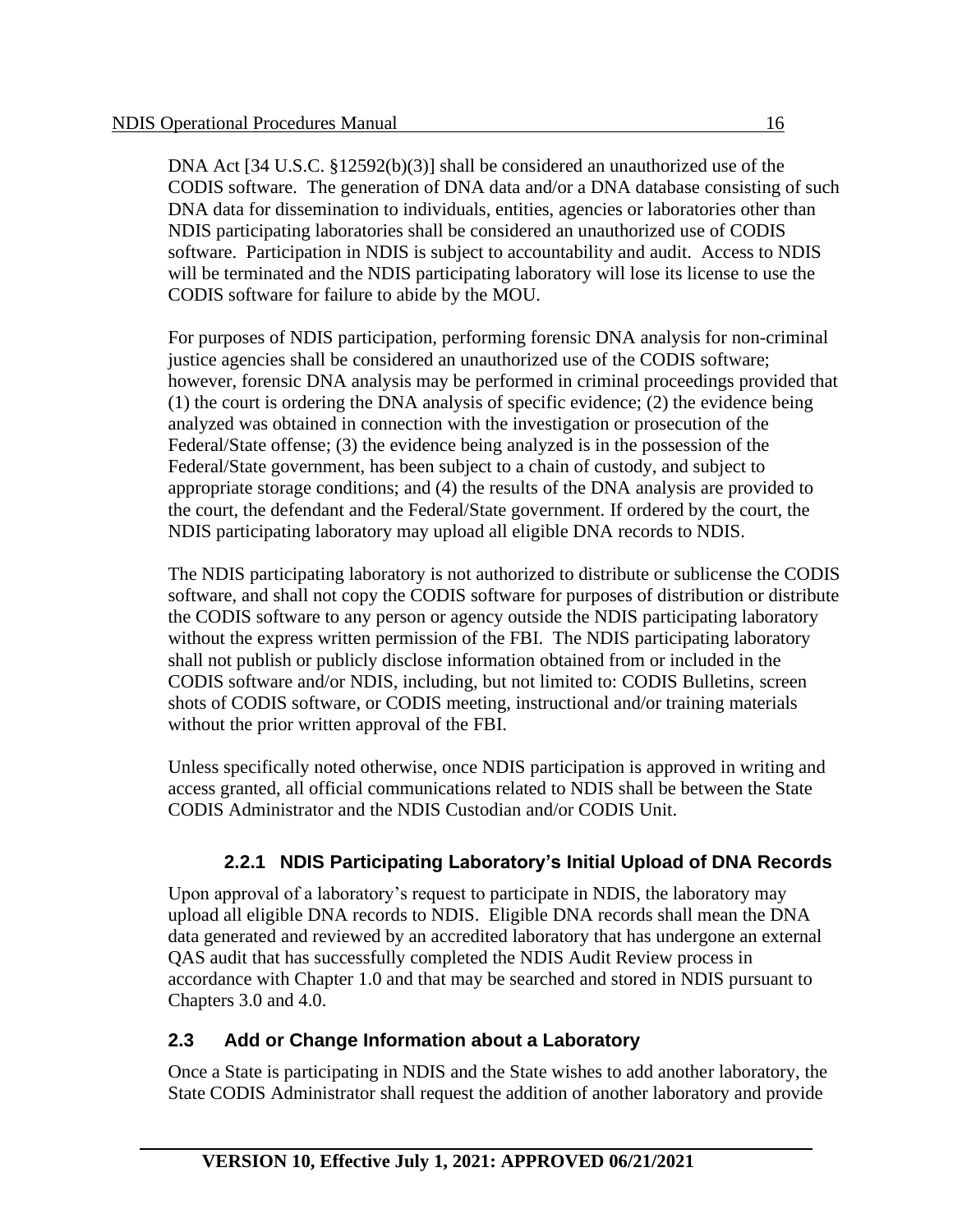DNA Act [34 U.S.C. §12592(b)(3)] shall be considered an unauthorized use of the CODIS software. The generation of DNA data and/or a DNA database consisting of such DNA data for dissemination to individuals, entities, agencies or laboratories other than NDIS participating laboratories shall be considered an unauthorized use of CODIS software. Participation in NDIS is subject to accountability and audit. Access to NDIS will be terminated and the NDIS participating laboratory will lose its license to use the CODIS software for failure to abide by the MOU.

For purposes of NDIS participation, performing forensic DNA analysis for non-criminal justice agencies shall be considered an unauthorized use of the CODIS software; however, forensic DNA analysis may be performed in criminal proceedings provided that (1) the court is ordering the DNA analysis of specific evidence; (2) the evidence being analyzed was obtained in connection with the investigation or prosecution of the Federal/State offense; (3) the evidence being analyzed is in the possession of the Federal/State government, has been subject to a chain of custody, and subject to appropriate storage conditions; and (4) the results of the DNA analysis are provided to the court, the defendant and the Federal/State government. If ordered by the court, the NDIS participating laboratory may upload all eligible DNA records to NDIS.

The NDIS participating laboratory is not authorized to distribute or sublicense the CODIS software, and shall not copy the CODIS software for purposes of distribution or distribute the CODIS software to any person or agency outside the NDIS participating laboratory without the express written permission of the FBI. The NDIS participating laboratory shall not publish or publicly disclose information obtained from or included in the CODIS software and/or NDIS, including, but not limited to: CODIS Bulletins, screen shots of CODIS software, or CODIS meeting, instructional and/or training materials without the prior written approval of the FBI.

Unless specifically noted otherwise, once NDIS participation is approved in writing and access granted, all official communications related to NDIS shall be between the State CODIS Administrator and the NDIS Custodian and/or CODIS Unit.

### 2.2.1 NDIS Participating Laboratory's Initial Upload of DNA Records

Upon approval of a laboratory's request to participate in NDIS, the laboratory may upload all eligible DNA records to NDIS. Eligible DNA records shall mean the DNA data generated and reviewed by an accredited laboratory that has undergone an external QAS audit that has successfully completed the NDIS Audit Review process in accordance with Chapter 1.0 and that may be searched and stored in NDIS pursuant to Chapters 3.0 and 4.0.

## 2.3 Add or Change Information about a Laboratory

Once a State is participating in NDIS and the State wishes to add another laboratory, the State CODIS Administrator shall request the addition of another laboratory and provide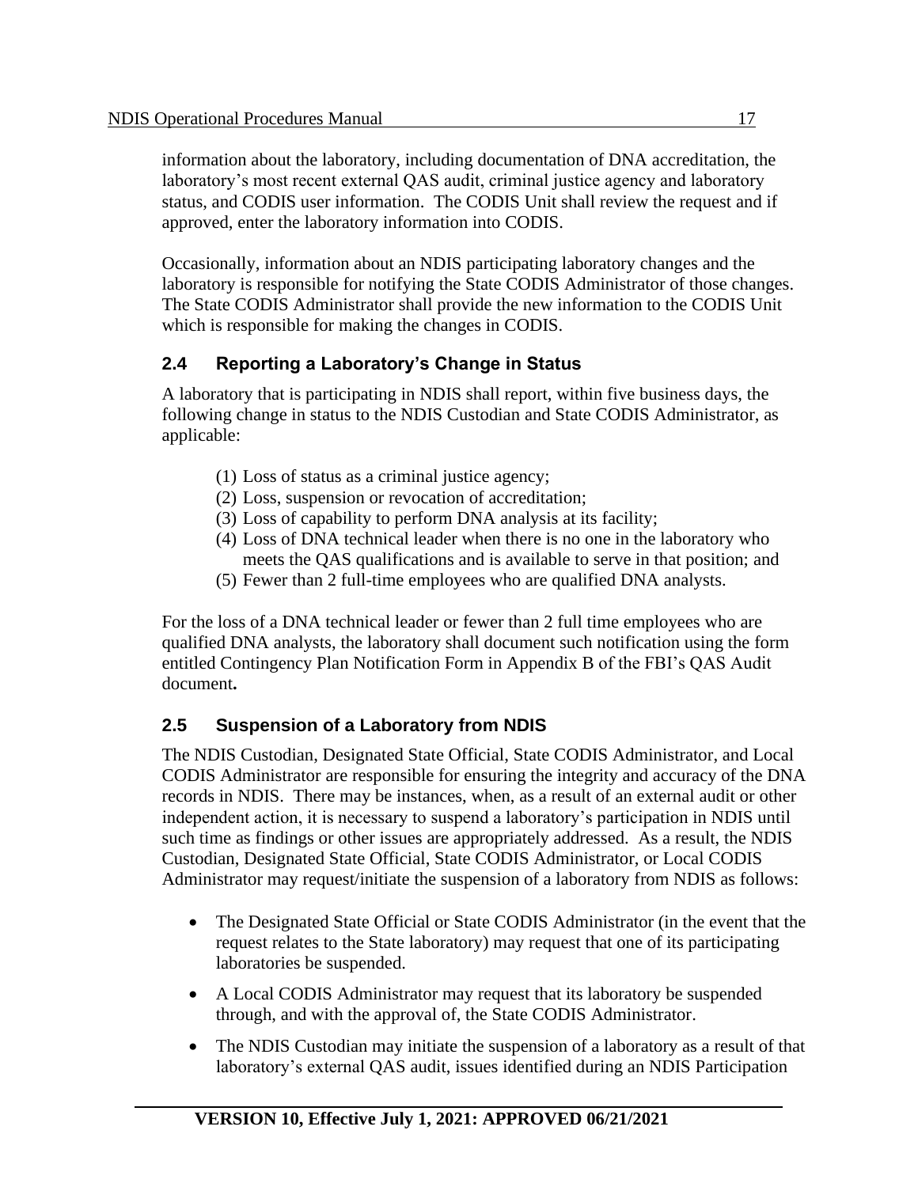information about the laboratory, including documentation of DNA accreditation, the laboratory's most recent external QAS audit, criminal justice agency and laboratory status, and CODIS user information. The CODIS Unit shall review the request and if approved, enter the laboratory information into CODIS.

Occasionally, information about an NDIS participating laboratory changes and the laboratory is responsible for notifying the State CODIS Administrator of those changes. The State CODIS Administrator shall provide the new information to the CODIS Unit which is responsible for making the changes in CODIS.

## 2.4 Reporting a Laboratory's Change in Status

A laboratory that is participating in NDIS shall report, within five business days, the following change in status to the NDIS Custodian and State CODIS Administrator, as applicable:

(1) Loss of status as a criminal justice agency;
(2) Loss, suspension or revocation of accreditation;
(3) Loss of capability to perform DNA analysis at its facility;
(4) Loss of DNA technical leader when there is no one in the laboratory who meets the QAS qualifications and is available to serve in that position; and
(5) Fewer than 2 full-time employees who are qualified DNA analysts.

For the loss of a DNA technical leader or fewer than 2 full time employees who are qualified DNA analysts, the laboratory shall document such notification using the form entitled Contingency Plan Notification Form in Appendix B of the FBI's QAS Audit document**.**

## 2.5 Suspension of a Laboratory from NDIS

The NDIS Custodian, Designated State Official, State CODIS Administrator, and Local CODIS Administrator are responsible for ensuring the integrity and accuracy of the DNA records in NDIS. There may be instances, when, as a result of an external audit or other independent action, it is necessary to suspend a laboratory's participation in NDIS until such time as findings or other issues are appropriately addressed. As a result, the NDIS Custodian, Designated State Official, State CODIS Administrator, or Local CODIS Administrator may request/initiate the suspension of a laboratory from NDIS as follows:

- The Designated State Official or State CODIS Administrator (in the event that the request relates to the State laboratory) may request that one of its participating laboratories be suspended.
- A Local CODIS Administrator may request that its laboratory be suspended through, and with the approval of, the State CODIS Administrator.
- The NDIS Custodian may initiate the suspension of a laboratory as a result of that laboratory's external QAS audit, issues identified during an NDIS Participation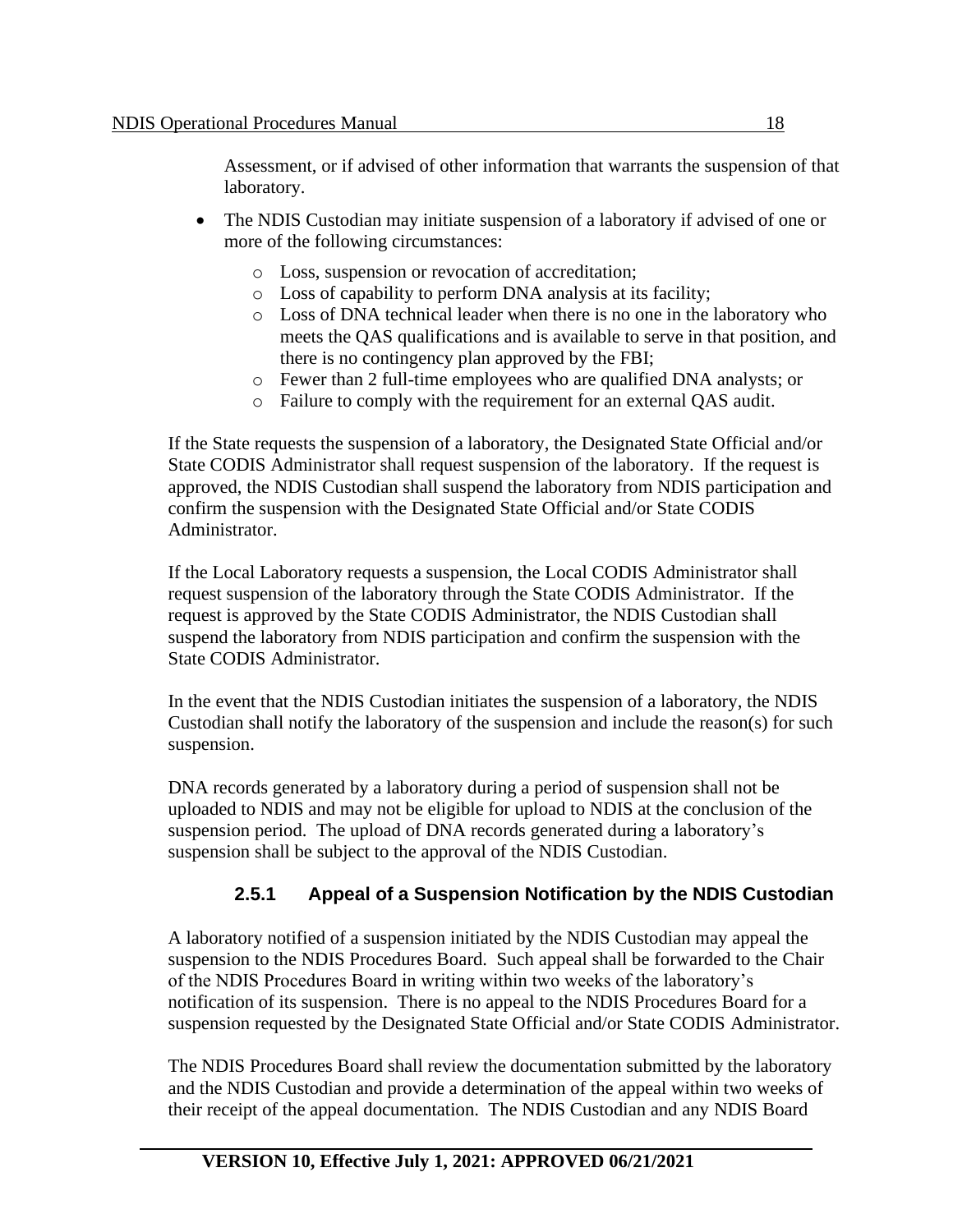Assessment, or if advised of other information that warrants the suspension of that laboratory.

- The NDIS Custodian may initiate suspension of a laboratory if advised of one or more of the following circumstances:
  - Loss, suspension or revocation of accreditation;
  - Loss of capability to perform DNA analysis at its facility;
  - Loss of DNA technical leader when there is no one in the laboratory who meets the QAS qualifications and is available to serve in that position, and there is no contingency plan approved by the FBI;
  - Fewer than 2 full-time employees who are qualified DNA analysts; or
  - Failure to comply with the requirement for an external QAS audit.

If the State requests the suspension of a laboratory, the Designated State Official and/or State CODIS Administrator shall request suspension of the laboratory. If the request is approved, the NDIS Custodian shall suspend the laboratory from NDIS participation and confirm the suspension with the Designated State Official and/or State CODIS Administrator.

If the Local Laboratory requests a suspension, the Local CODIS Administrator shall request suspension of the laboratory through the State CODIS Administrator. If the request is approved by the State CODIS Administrator, the NDIS Custodian shall suspend the laboratory from NDIS participation and confirm the suspension with the State CODIS Administrator.

In the event that the NDIS Custodian initiates the suspension of a laboratory, the NDIS Custodian shall notify the laboratory of the suspension and include the reason(s) for such suspension.

DNA records generated by a laboratory during a period of suspension shall not be uploaded to NDIS and may not be eligible for upload to NDIS at the conclusion of the suspension period. The upload of DNA records generated during a laboratory's suspension shall be subject to the approval of the NDIS Custodian.

### 2.5.1 Appeal of a Suspension Notification by the NDIS Custodian

A laboratory notified of a suspension initiated by the NDIS Custodian may appeal the suspension to the NDIS Procedures Board. Such appeal shall be forwarded to the Chair of the NDIS Procedures Board in writing within two weeks of the laboratory's notification of its suspension. There is no appeal to the NDIS Procedures Board for a suspension requested by the Designated State Official and/or State CODIS Administrator.

The NDIS Procedures Board shall review the documentation submitted by the laboratory and the NDIS Custodian and provide a determination of the appeal within two weeks of their receipt of the appeal documentation. The NDIS Custodian and any NDIS Board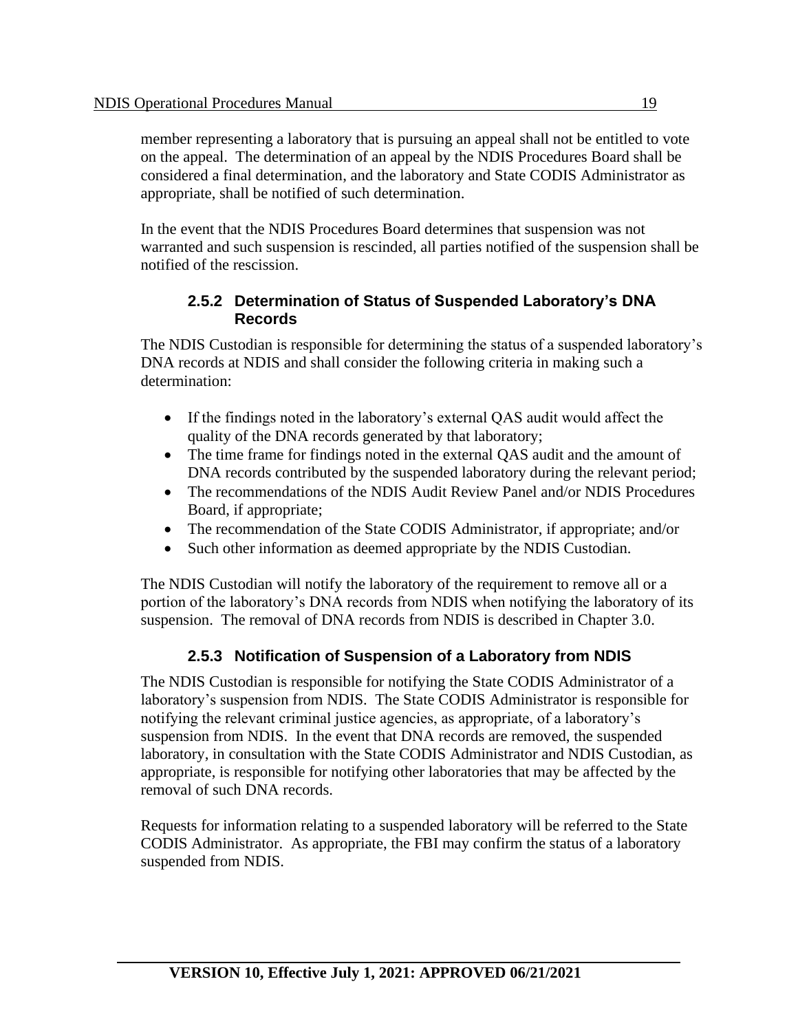member representing a laboratory that is pursuing an appeal shall not be entitled to vote on the appeal. The determination of an appeal by the NDIS Procedures Board shall be considered a final determination, and the laboratory and State CODIS Administrator as appropriate, shall be notified of such determination.

In the event that the NDIS Procedures Board determines that suspension was not warranted and such suspension is rescinded, all parties notified of the suspension shall be notified of the rescission.

### 2.5.2 Determination of Status of Suspended Laboratory's DNA Records

The NDIS Custodian is responsible for determining the status of a suspended laboratory's DNA records at NDIS and shall consider the following criteria in making such a determination:

- If the findings noted in the laboratory's external QAS audit would affect the quality of the DNA records generated by that laboratory;
- The time frame for findings noted in the external QAS audit and the amount of DNA records contributed by the suspended laboratory during the relevant period;
- The recommendations of the NDIS Audit Review Panel and/or NDIS Procedures Board, if appropriate;
- The recommendation of the State CODIS Administrator, if appropriate; and/or
- Such other information as deemed appropriate by the NDIS Custodian.

The NDIS Custodian will notify the laboratory of the requirement to remove all or a portion of the laboratory's DNA records from NDIS when notifying the laboratory of its suspension. The removal of DNA records from NDIS is described in Chapter 3.0.

### 2.5.3 Notification of Suspension of a Laboratory from NDIS

The NDIS Custodian is responsible for notifying the State CODIS Administrator of a laboratory's suspension from NDIS. The State CODIS Administrator is responsible for notifying the relevant criminal justice agencies, as appropriate, of a laboratory's suspension from NDIS. In the event that DNA records are removed, the suspended laboratory, in consultation with the State CODIS Administrator and NDIS Custodian, as appropriate, is responsible for notifying other laboratories that may be affected by the removal of such DNA records.

Requests for information relating to a suspended laboratory will be referred to the State CODIS Administrator. As appropriate, the FBI may confirm the status of a laboratory suspended from NDIS.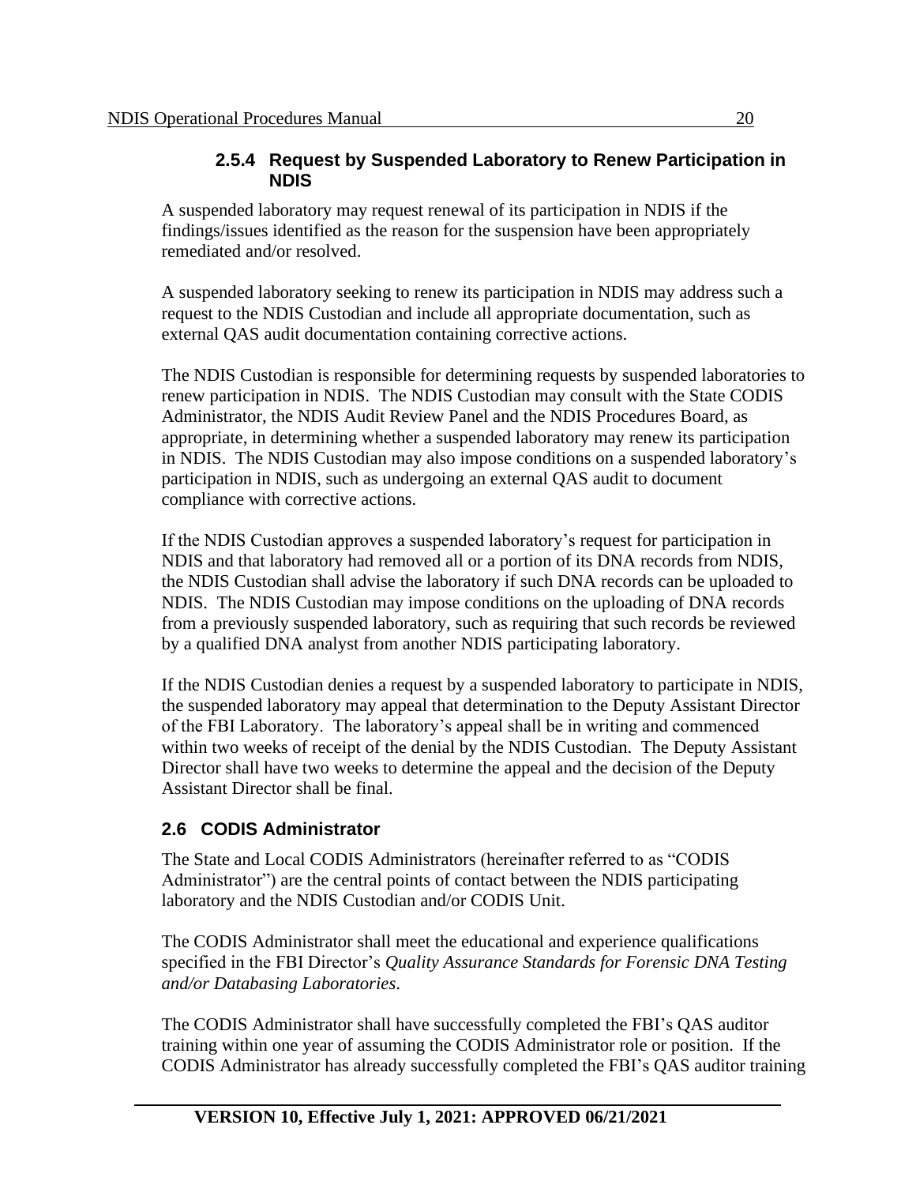### 2.5.4 Request by Suspended Laboratory to Renew Participation in NDIS

A suspended laboratory may request renewal of its participation in NDIS if the findings/issues identified as the reason for the suspension have been appropriately remediated and/or resolved.

A suspended laboratory seeking to renew its participation in NDIS may address such a request to the NDIS Custodian and include all appropriate documentation, such as external QAS audit documentation containing corrective actions.

The NDIS Custodian is responsible for determining requests by suspended laboratories to renew participation in NDIS. The NDIS Custodian may consult with the State CODIS Administrator, the NDIS Audit Review Panel and the NDIS Procedures Board, as appropriate, in determining whether a suspended laboratory may renew its participation in NDIS. The NDIS Custodian may also impose conditions on a suspended laboratory's participation in NDIS, such as undergoing an external QAS audit to document compliance with corrective actions.

If the NDIS Custodian approves a suspended laboratory's request for participation in NDIS and that laboratory had removed all or a portion of its DNA records from NDIS, the NDIS Custodian shall advise the laboratory if such DNA records can be uploaded to NDIS. The NDIS Custodian may impose conditions on the uploading of DNA records from a previously suspended laboratory, such as requiring that such records be reviewed by a qualified DNA analyst from another NDIS participating laboratory.

If the NDIS Custodian denies a request by a suspended laboratory to participate in NDIS, the suspended laboratory may appeal that determination to the Deputy Assistant Director of the FBI Laboratory. The laboratory's appeal shall be in writing and commenced within two weeks of receipt of the denial by the NDIS Custodian. The Deputy Assistant Director shall have two weeks to determine the appeal and the decision of the Deputy Assistant Director shall be final.

## 2.6 CODIS Administrator

The State and Local CODIS Administrators (hereinafter referred to as "CODIS Administrator") are the central points of contact between the NDIS participating laboratory and the NDIS Custodian and/or CODIS Unit.

The CODIS Administrator shall meet the educational and experience qualifications specified in the FBI Director's *Quality Assurance Standards for Forensic DNA Testing and/or Databasing Laboratories*.

The CODIS Administrator shall have successfully completed the FBI's QAS auditor training within one year of assuming the CODIS Administrator role or position. If the CODIS Administrator has already successfully completed the FBI's QAS auditor training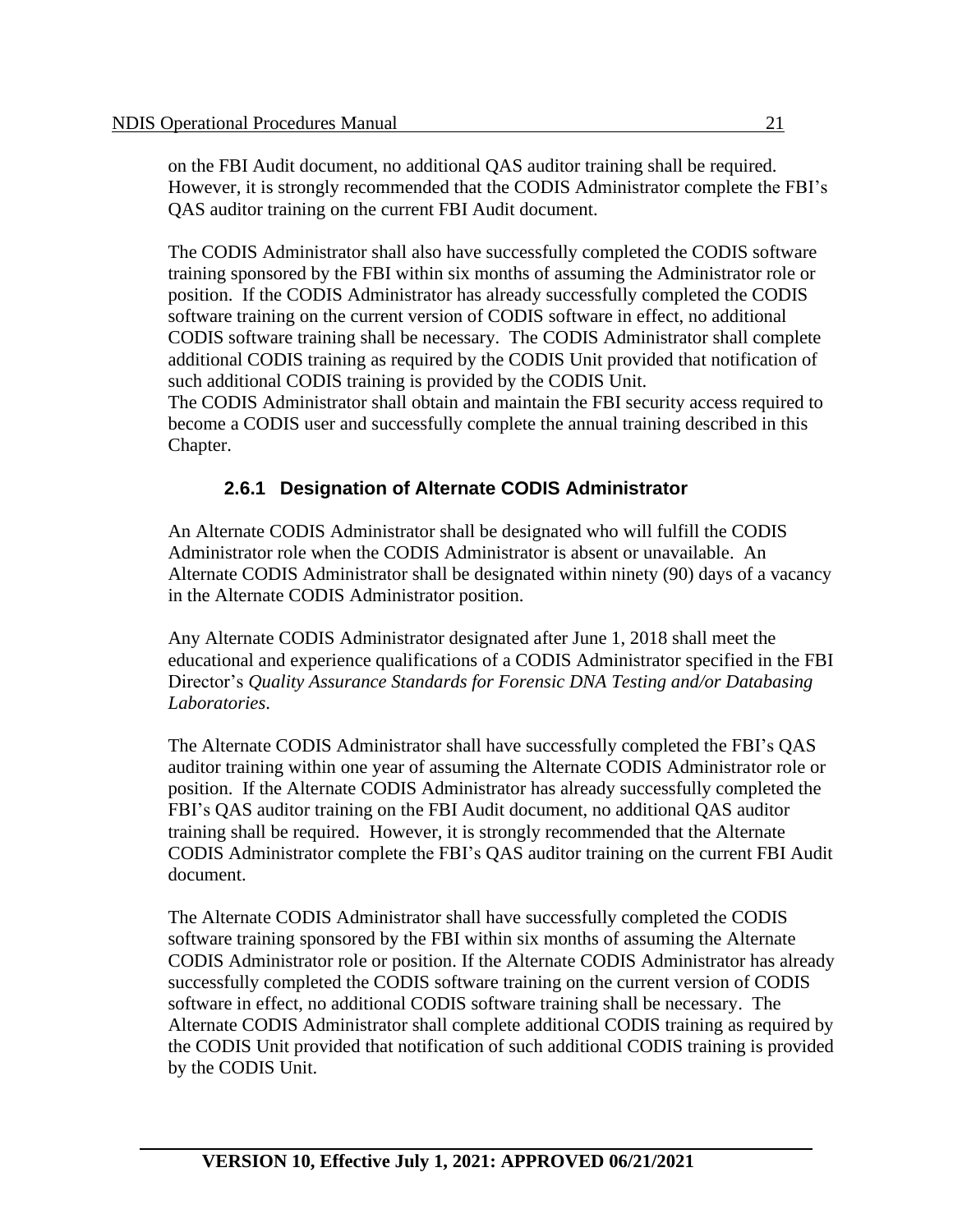on the FBI Audit document, no additional QAS auditor training shall be required. However, it is strongly recommended that the CODIS Administrator complete the FBI's QAS auditor training on the current FBI Audit document.

The CODIS Administrator shall also have successfully completed the CODIS software training sponsored by the FBI within six months of assuming the Administrator role or position. If the CODIS Administrator has already successfully completed the CODIS software training on the current version of CODIS software in effect, no additional CODIS software training shall be necessary. The CODIS Administrator shall complete additional CODIS training as required by the CODIS Unit provided that notification of such additional CODIS training is provided by the CODIS Unit.
The CODIS Administrator shall obtain and maintain the FBI security access required to become a CODIS user and successfully complete the annual training described in this Chapter.

### 2.6.1 Designation of Alternate CODIS Administrator

An Alternate CODIS Administrator shall be designated who will fulfill the CODIS Administrator role when the CODIS Administrator is absent or unavailable. An Alternate CODIS Administrator shall be designated within ninety (90) days of a vacancy in the Alternate CODIS Administrator position.

Any Alternate CODIS Administrator designated after June 1, 2018 shall meet the educational and experience qualifications of a CODIS Administrator specified in the FBI Director's *Quality Assurance Standards for Forensic DNA Testing and/or Databasing Laboratories*.

The Alternate CODIS Administrator shall have successfully completed the FBI's QAS auditor training within one year of assuming the Alternate CODIS Administrator role or position. If the Alternate CODIS Administrator has already successfully completed the FBI's QAS auditor training on the FBI Audit document, no additional QAS auditor training shall be required. However, it is strongly recommended that the Alternate CODIS Administrator complete the FBI's QAS auditor training on the current FBI Audit document.

The Alternate CODIS Administrator shall have successfully completed the CODIS software training sponsored by the FBI within six months of assuming the Alternate CODIS Administrator role or position. If the Alternate CODIS Administrator has already successfully completed the CODIS software training on the current version of CODIS software in effect, no additional CODIS software training shall be necessary. The Alternate CODIS Administrator shall complete additional CODIS training as required by the CODIS Unit provided that notification of such additional CODIS training is provided by the CODIS Unit.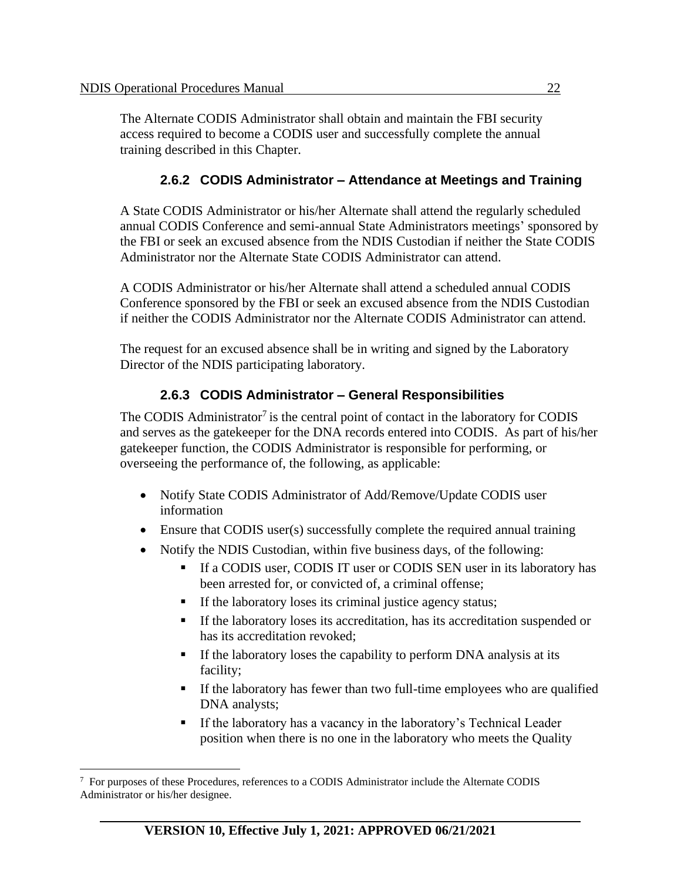The Alternate CODIS Administrator shall obtain and maintain the FBI security access required to become a CODIS user and successfully complete the annual training described in this Chapter.

### 2.6.2 CODIS Administrator – Attendance at Meetings and Training

A State CODIS Administrator or his/her Alternate shall attend the regularly scheduled annual CODIS Conference and semi-annual State Administrators meetings' sponsored by the FBI or seek an excused absence from the NDIS Custodian if neither the State CODIS Administrator nor the Alternate State CODIS Administrator can attend.

A CODIS Administrator or his/her Alternate shall attend a scheduled annual CODIS Conference sponsored by the FBI or seek an excused absence from the NDIS Custodian if neither the CODIS Administrator nor the Alternate CODIS Administrator can attend.

The request for an excused absence shall be in writing and signed by the Laboratory Director of the NDIS participating laboratory.

### 2.6.3 CODIS Administrator – General Responsibilities

The CODIS Administrator[7] is the central point of contact in the laboratory for CODIS and serves as the gatekeeper for the DNA records entered into CODIS. As part of his/her gatekeeper function, the CODIS Administrator is responsible for performing, or overseeing the performance of, the following, as applicable:

- Notify State CODIS Administrator of Add/Remove/Update CODIS user information
- Ensure that CODIS user(s) successfully complete the required annual training
- Notify the NDIS Custodian, within five business days, of the following:
  - If a CODIS user, CODIS IT user or CODIS SEN user in its laboratory has been arrested for, or convicted of, a criminal offense;
  - If the laboratory loses its criminal justice agency status;
  - If the laboratory loses its accreditation, has its accreditation suspended or has its accreditation revoked;
  - If the laboratory loses the capability to perform DNA analysis at its facility;
  - If the laboratory has fewer than two full-time employees who are qualified DNA analysts;
  - If the laboratory has a vacancy in the laboratory's Technical Leader position when there is no one in the laboratory who meets the Quality

[7] For purposes of these Procedures, references to a CODIS Administrator include the Alternate CODIS Administrator or his/her designee.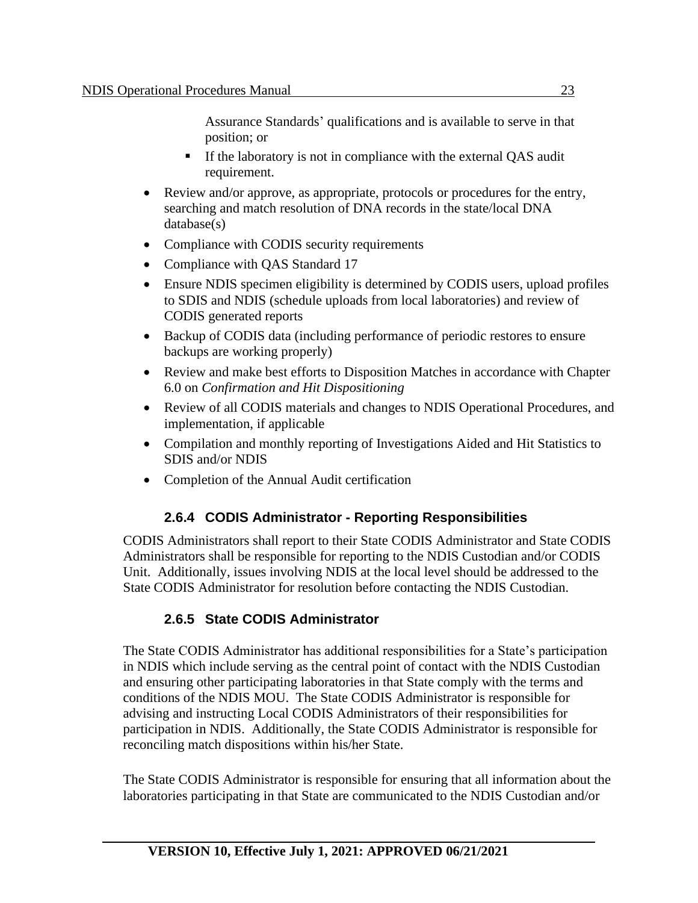Assurance Standards' qualifications and is available to serve in that position; or
  - If the laboratory is not in compliance with the external QAS audit requirement.

- Review and/or approve, as appropriate, protocols or procedures for the entry, searching and match resolution of DNA records in the state/local DNA database(s)
- Compliance with CODIS security requirements
- Compliance with QAS Standard 17
- Ensure NDIS specimen eligibility is determined by CODIS users, upload profiles to SDIS and NDIS (schedule uploads from local laboratories) and review of CODIS generated reports
- Backup of CODIS data (including performance of periodic restores to ensure backups are working properly)
- Review and make best efforts to Disposition Matches in accordance with Chapter 6.0 on *Confirmation and Hit Dispositioning*
- Review of all CODIS materials and changes to NDIS Operational Procedures, and implementation, if applicable
- Compilation and monthly reporting of Investigations Aided and Hit Statistics to SDIS and/or NDIS
- Completion of the Annual Audit certification

### 2.6.4 CODIS Administrator - Reporting Responsibilities

CODIS Administrators shall report to their State CODIS Administrator and State CODIS Administrators shall be responsible for reporting to the NDIS Custodian and/or CODIS Unit. Additionally, issues involving NDIS at the local level should be addressed to the State CODIS Administrator for resolution before contacting the NDIS Custodian.

### 2.6.5 State CODIS Administrator

The State CODIS Administrator has additional responsibilities for a State's participation in NDIS which include serving as the central point of contact with the NDIS Custodian and ensuring other participating laboratories in that State comply with the terms and conditions of the NDIS MOU. The State CODIS Administrator is responsible for advising and instructing Local CODIS Administrators of their responsibilities for participation in NDIS. Additionally, the State CODIS Administrator is responsible for reconciling match dispositions within his/her State.

The State CODIS Administrator is responsible for ensuring that all information about the laboratories participating in that State are communicated to the NDIS Custodian and/or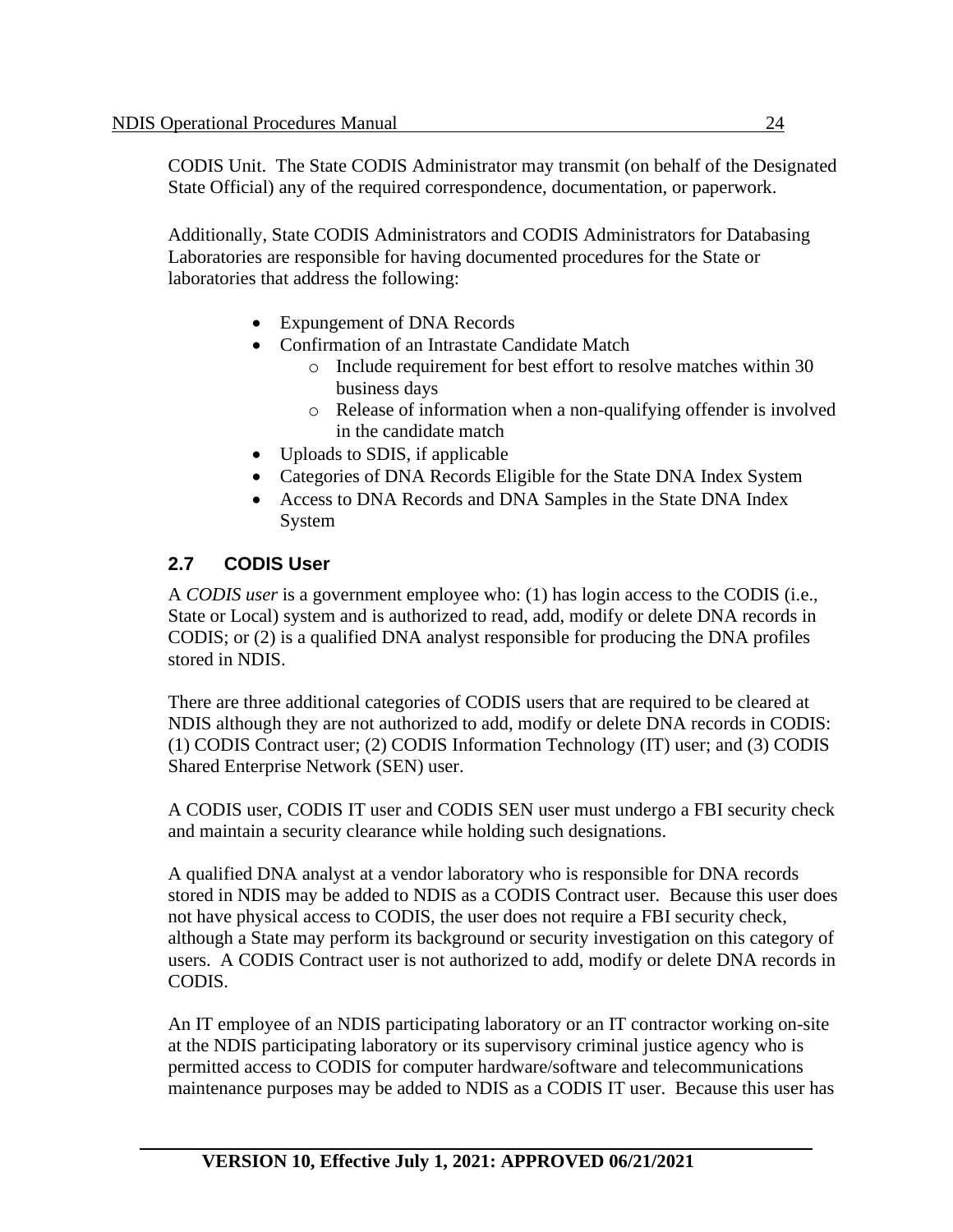CODIS Unit. The State CODIS Administrator may transmit (on behalf of the Designated State Official) any of the required correspondence, documentation, or paperwork.

Additionally, State CODIS Administrators and CODIS Administrators for Databasing Laboratories are responsible for having documented procedures for the State or laboratories that address the following:

- Expungement of DNA Records
- Confirmation of an Intrastate Candidate Match
    - Include requirement for best effort to resolve matches within 30 business days
    - Release of information when a non-qualifying offender is involved in the candidate match
- Uploads to SDIS, if applicable
- Categories of DNA Records Eligible for the State DNA Index System
- Access to DNA Records and DNA Samples in the State DNA Index System

## 2.7 CODIS User

A *CODIS user* is a government employee who: (1) has login access to the CODIS (i.e., State or Local) system and is authorized to read, add, modify or delete DNA records in CODIS; or (2) is a qualified DNA analyst responsible for producing the DNA profiles stored in NDIS.

There are three additional categories of CODIS users that are required to be cleared at NDIS although they are not authorized to add, modify or delete DNA records in CODIS: (1) CODIS Contract user; (2) CODIS Information Technology (IT) user; and (3) CODIS Shared Enterprise Network (SEN) user.

A CODIS user, CODIS IT user and CODIS SEN user must undergo a FBI security check and maintain a security clearance while holding such designations.

A qualified DNA analyst at a vendor laboratory who is responsible for DNA records stored in NDIS may be added to NDIS as a CODIS Contract user. Because this user does not have physical access to CODIS, the user does not require a FBI security check, although a State may perform its background or security investigation on this category of users. A CODIS Contract user is not authorized to add, modify or delete DNA records in CODIS.

An IT employee of an NDIS participating laboratory or an IT contractor working on-site at the NDIS participating laboratory or its supervisory criminal justice agency who is permitted access to CODIS for computer hardware/software and telecommunications maintenance purposes may be added to NDIS as a CODIS IT user. Because this user has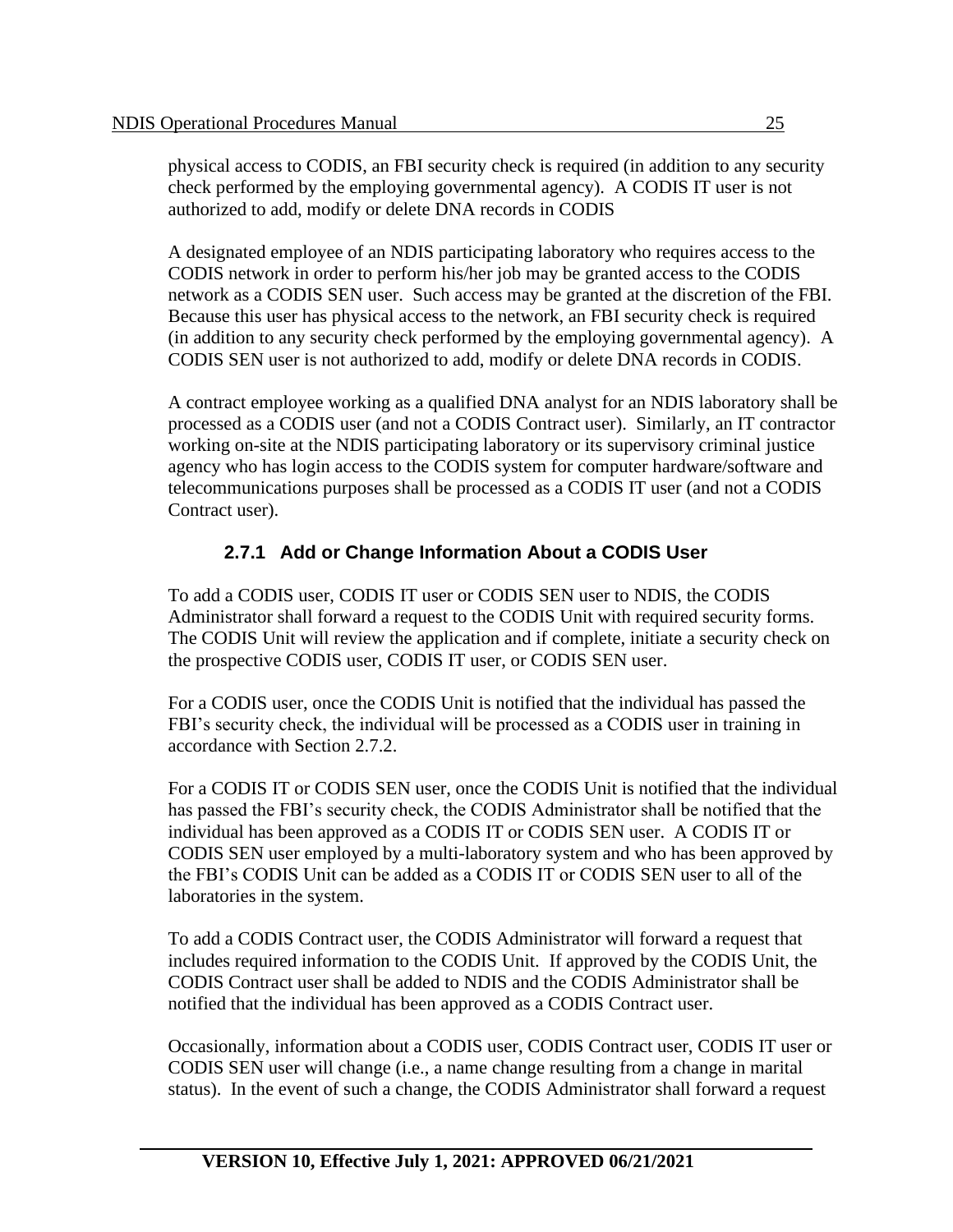physical access to CODIS, an FBI security check is required (in addition to any security check performed by the employing governmental agency). A CODIS IT user is not authorized to add, modify or delete DNA records in CODIS

A designated employee of an NDIS participating laboratory who requires access to the CODIS network in order to perform his/her job may be granted access to the CODIS network as a CODIS SEN user. Such access may be granted at the discretion of the FBI. Because this user has physical access to the network, an FBI security check is required (in addition to any security check performed by the employing governmental agency). A CODIS SEN user is not authorized to add, modify or delete DNA records in CODIS.

A contract employee working as a qualified DNA analyst for an NDIS laboratory shall be processed as a CODIS user (and not a CODIS Contract user). Similarly, an IT contractor working on-site at the NDIS participating laboratory or its supervisory criminal justice agency who has login access to the CODIS system for computer hardware/software and telecommunications purposes shall be processed as a CODIS IT user (and not a CODIS Contract user).

### 2.7.1 Add or Change Information About a CODIS User

To add a CODIS user, CODIS IT user or CODIS SEN user to NDIS, the CODIS Administrator shall forward a request to the CODIS Unit with required security forms. The CODIS Unit will review the application and if complete, initiate a security check on the prospective CODIS user, CODIS IT user, or CODIS SEN user.

For a CODIS user, once the CODIS Unit is notified that the individual has passed the FBI's security check, the individual will be processed as a CODIS user in training in accordance with Section 2.7.2.

For a CODIS IT or CODIS SEN user, once the CODIS Unit is notified that the individual has passed the FBI's security check, the CODIS Administrator shall be notified that the individual has been approved as a CODIS IT or CODIS SEN user. A CODIS IT or CODIS SEN user employed by a multi-laboratory system and who has been approved by the FBI's CODIS Unit can be added as a CODIS IT or CODIS SEN user to all of the laboratories in the system.

To add a CODIS Contract user, the CODIS Administrator will forward a request that includes required information to the CODIS Unit. If approved by the CODIS Unit, the CODIS Contract user shall be added to NDIS and the CODIS Administrator shall be notified that the individual has been approved as a CODIS Contract user.

Occasionally, information about a CODIS user, CODIS Contract user, CODIS IT user or CODIS SEN user will change (i.e., a name change resulting from a change in marital status). In the event of such a change, the CODIS Administrator shall forward a request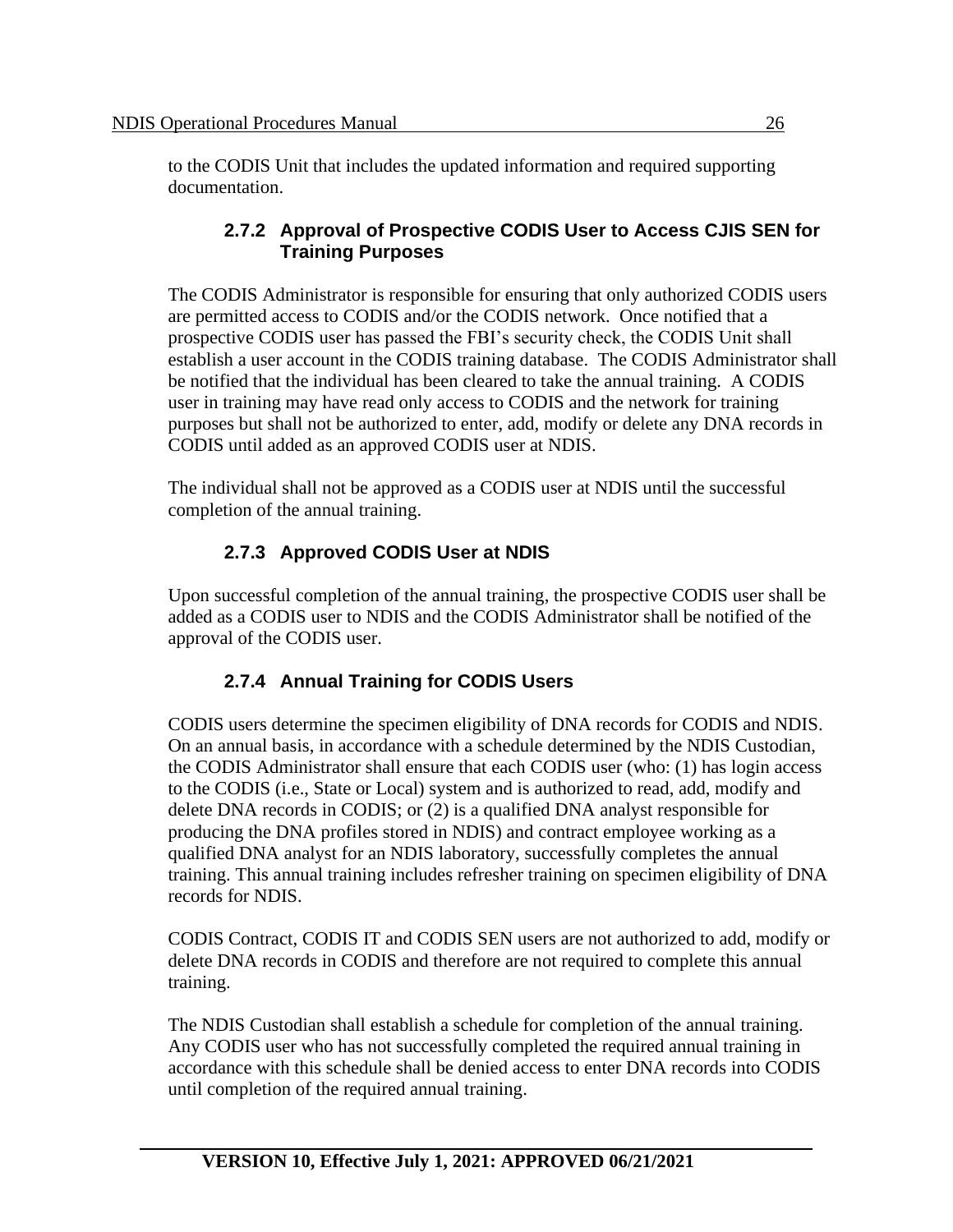to the CODIS Unit that includes the updated information and required supporting documentation.

### 2.7.2 Approval of Prospective CODIS User to Access CJIS SEN for Training Purposes

The CODIS Administrator is responsible for ensuring that only authorized CODIS users are permitted access to CODIS and/or the CODIS network. Once notified that a prospective CODIS user has passed the FBI's security check, the CODIS Unit shall establish a user account in the CODIS training database. The CODIS Administrator shall be notified that the individual has been cleared to take the annual training. A CODIS user in training may have read only access to CODIS and the network for training purposes but shall not be authorized to enter, add, modify or delete any DNA records in CODIS until added as an approved CODIS user at NDIS.

The individual shall not be approved as a CODIS user at NDIS until the successful completion of the annual training.

### 2.7.3 Approved CODIS User at NDIS

Upon successful completion of the annual training, the prospective CODIS user shall be added as a CODIS user to NDIS and the CODIS Administrator shall be notified of the approval of the CODIS user.

### 2.7.4 Annual Training for CODIS Users

CODIS users determine the specimen eligibility of DNA records for CODIS and NDIS. On an annual basis, in accordance with a schedule determined by the NDIS Custodian, the CODIS Administrator shall ensure that each CODIS user (who: (1) has login access to the CODIS (i.e., State or Local) system and is authorized to read, add, modify and delete DNA records in CODIS; or (2) is a qualified DNA analyst responsible for producing the DNA profiles stored in NDIS) and contract employee working as a qualified DNA analyst for an NDIS laboratory, successfully completes the annual training. This annual training includes refresher training on specimen eligibility of DNA records for NDIS.

CODIS Contract, CODIS IT and CODIS SEN users are not authorized to add, modify or delete DNA records in CODIS and therefore are not required to complete this annual training.

The NDIS Custodian shall establish a schedule for completion of the annual training. Any CODIS user who has not successfully completed the required annual training in accordance with this schedule shall be denied access to enter DNA records into CODIS until completion of the required annual training.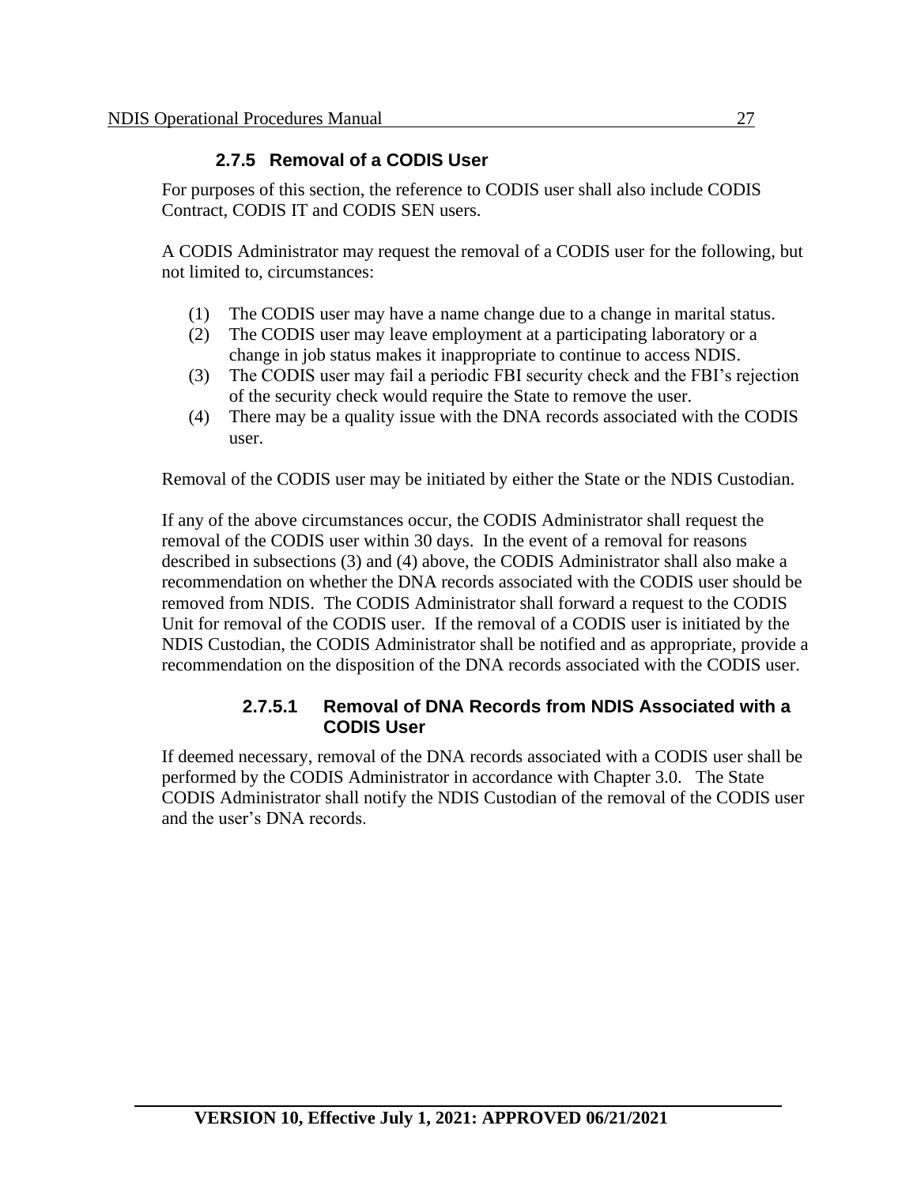### 2.7.5 Removal of a CODIS User

For purposes of this section, the reference to CODIS user shall also include CODIS Contract, CODIS IT and CODIS SEN users.

A CODIS Administrator may request the removal of a CODIS user for the following, but not limited to, circumstances:

(1) The CODIS user may have a name change due to a change in marital status.
(2) The CODIS user may leave employment at a participating laboratory or a change in job status makes it inappropriate to continue to access NDIS.
(3) The CODIS user may fail a periodic FBI security check and the FBI's rejection of the security check would require the State to remove the user.
(4) There may be a quality issue with the DNA records associated with the CODIS user.

Removal of the CODIS user may be initiated by either the State or the NDIS Custodian.

If any of the above circumstances occur, the CODIS Administrator shall request the removal of the CODIS user within 30 days. In the event of a removal for reasons described in subsections (3) and (4) above, the CODIS Administrator shall also make a recommendation on whether the DNA records associated with the CODIS user should be removed from NDIS. The CODIS Administrator shall forward a request to the CODIS Unit for removal of the CODIS user. If the removal of a CODIS user is initiated by the NDIS Custodian, the CODIS Administrator shall be notified and as appropriate, provide a recommendation on the disposition of the DNA records associated with the CODIS user.

#### 2.7.5.1 Removal of DNA Records from NDIS Associated with a CODIS User

If deemed necessary, removal of the DNA records associated with a CODIS user shall be performed by the CODIS Administrator in accordance with Chapter 3.0. The State CODIS Administrator shall notify the NDIS Custodian of the removal of the CODIS user and the user's DNA records.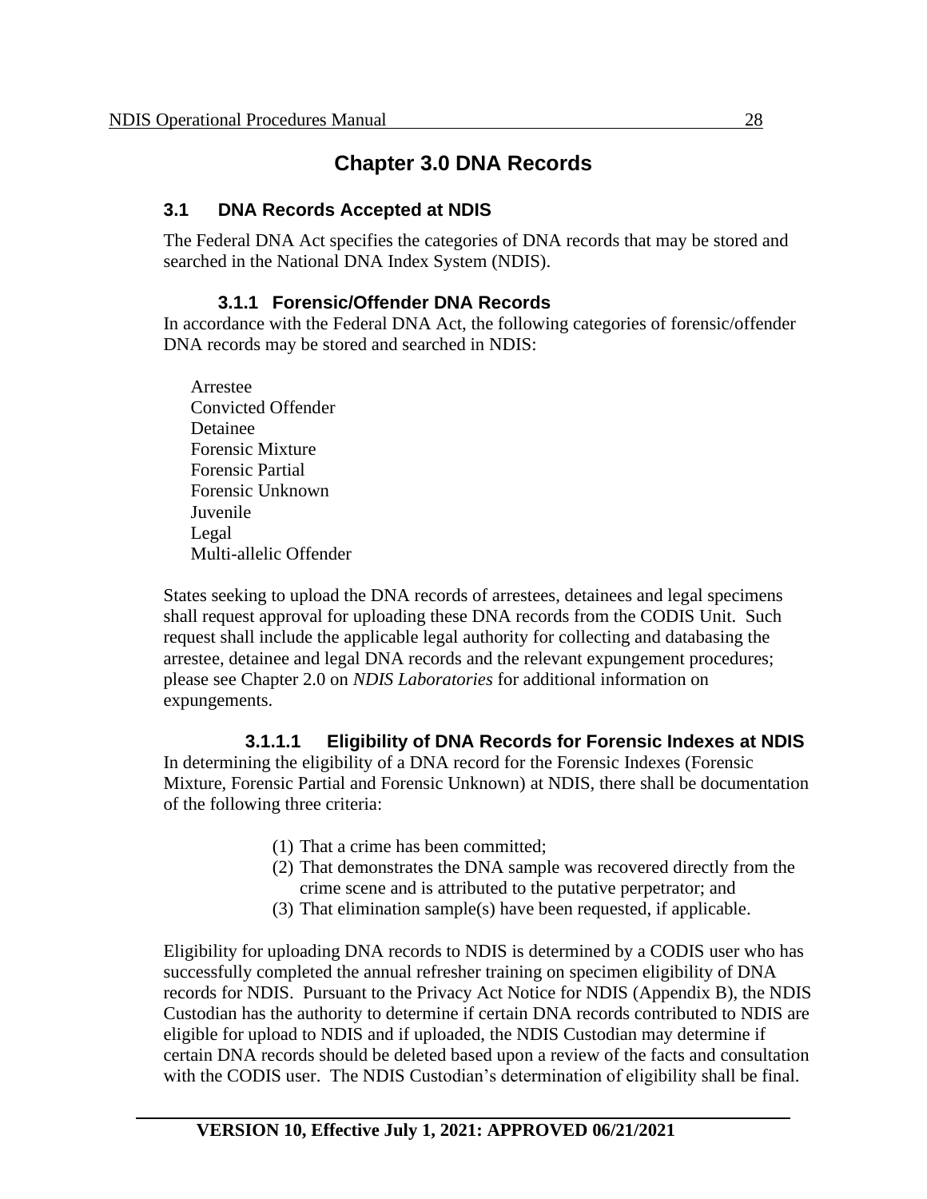# Chapter 3.0 DNA Records

## 3.1 DNA Records Accepted at NDIS

The Federal DNA Act specifies the categories of DNA records that may be stored and searched in the National DNA Index System (NDIS).

### 3.1.1 Forensic/Offender DNA Records

In accordance with the Federal DNA Act, the following categories of forensic/offender DNA records may be stored and searched in NDIS:

- Arrestee
- Convicted Offender
- Detainee
- Forensic Mixture
- Forensic Partial
- Forensic Unknown
- Juvenile
- Legal
- Multi-allelic Offender

States seeking to upload the DNA records of arrestees, detainees and legal specimens shall request approval for uploading these DNA records from the CODIS Unit. Such request shall include the applicable legal authority for collecting and databasing the arrestee, detainee and legal DNA records and the relevant expungement procedures; please see Chapter 2.0 on *NDIS Laboratories* for additional information on expungements.

#### 3.1.1.1 Eligibility of DNA Records for Forensic Indexes at NDIS

In determining the eligibility of a DNA record for the Forensic Indexes (Forensic Mixture, Forensic Partial and Forensic Unknown) at NDIS, there shall be documentation of the following three criteria:

(1) That a crime has been committed;
(2) That demonstrates the DNA sample was recovered directly from the crime scene and is attributed to the putative perpetrator; and
(3) That elimination sample(s) have been requested, if applicable.

Eligibility for uploading DNA records to NDIS is determined by a CODIS user who has successfully completed the annual refresher training on specimen eligibility of DNA records for NDIS. Pursuant to the Privacy Act Notice for NDIS (Appendix B), the NDIS Custodian has the authority to determine if certain DNA records contributed to NDIS are eligible for upload to NDIS and if uploaded, the NDIS Custodian may determine if certain DNA records should be deleted based upon a review of the facts and consultation with the CODIS user. The NDIS Custodian's determination of eligibility shall be final.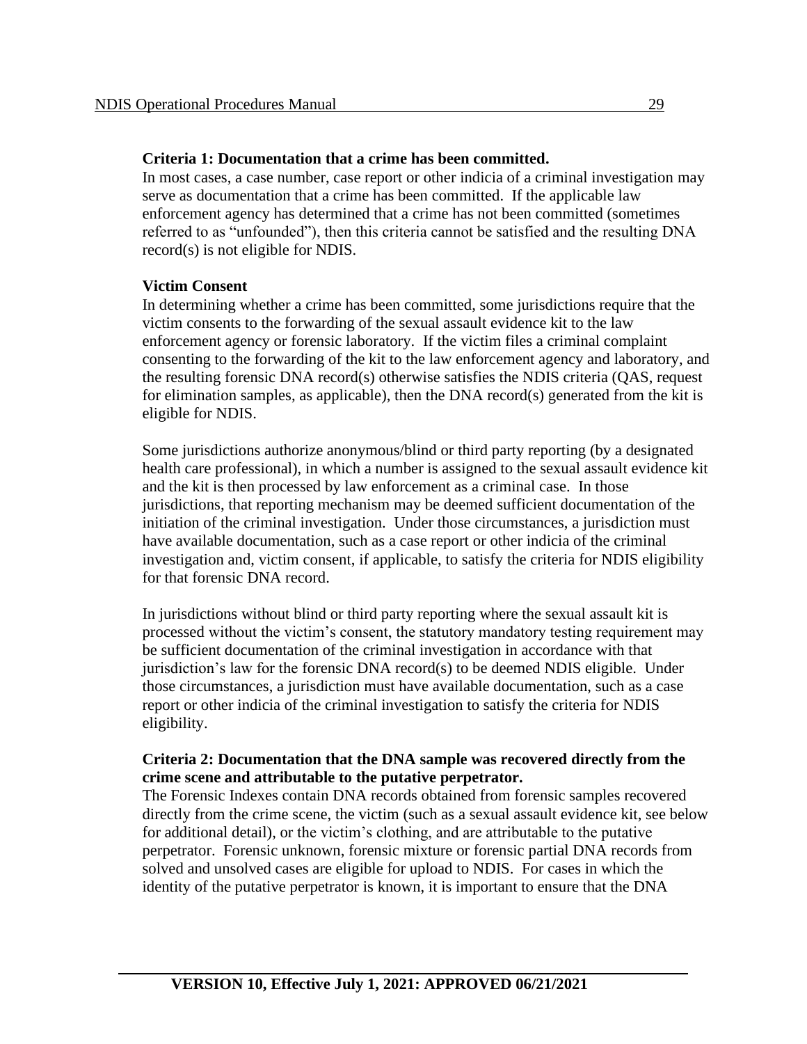**Criteria 1: Documentation that a crime has been committed.**

In most cases, a case number, case report or other indicia of a criminal investigation may serve as documentation that a crime has been committed. If the applicable law enforcement agency has determined that a crime has not been committed (sometimes referred to as "unfounded"), then this criteria cannot be satisfied and the resulting DNA record(s) is not eligible for NDIS.

**Victim Consent**

In determining whether a crime has been committed, some jurisdictions require that the victim consents to the forwarding of the sexual assault evidence kit to the law enforcement agency or forensic laboratory. If the victim files a criminal complaint consenting to the forwarding of the kit to the law enforcement agency and laboratory, and the resulting forensic DNA record(s) otherwise satisfies the NDIS criteria (QAS, request for elimination samples, as applicable), then the DNA record(s) generated from the kit is eligible for NDIS.

Some jurisdictions authorize anonymous/blind or third party reporting (by a designated health care professional), in which a number is assigned to the sexual assault evidence kit and the kit is then processed by law enforcement as a criminal case. In those jurisdictions, that reporting mechanism may be deemed sufficient documentation of the initiation of the criminal investigation. Under those circumstances, a jurisdiction must have available documentation, such as a case report or other indicia of the criminal investigation and, victim consent, if applicable, to satisfy the criteria for NDIS eligibility for that forensic DNA record.

In jurisdictions without blind or third party reporting where the sexual assault kit is processed without the victim's consent, the statutory mandatory testing requirement may be sufficient documentation of the criminal investigation in accordance with that jurisdiction's law for the forensic DNA record(s) to be deemed NDIS eligible. Under those circumstances, a jurisdiction must have available documentation, such as a case report or other indicia of the criminal investigation to satisfy the criteria for NDIS eligibility.

**Criteria 2: Documentation that the DNA sample was recovered directly from the crime scene and attributable to the putative perpetrator.**

The Forensic Indexes contain DNA records obtained from forensic samples recovered directly from the crime scene, the victim (such as a sexual assault evidence kit, see below for additional detail), or the victim's clothing, and are attributable to the putative perpetrator. Forensic unknown, forensic mixture or forensic partial DNA records from solved and unsolved cases are eligible for upload to NDIS. For cases in which the identity of the putative perpetrator is known, it is important to ensure that the DNA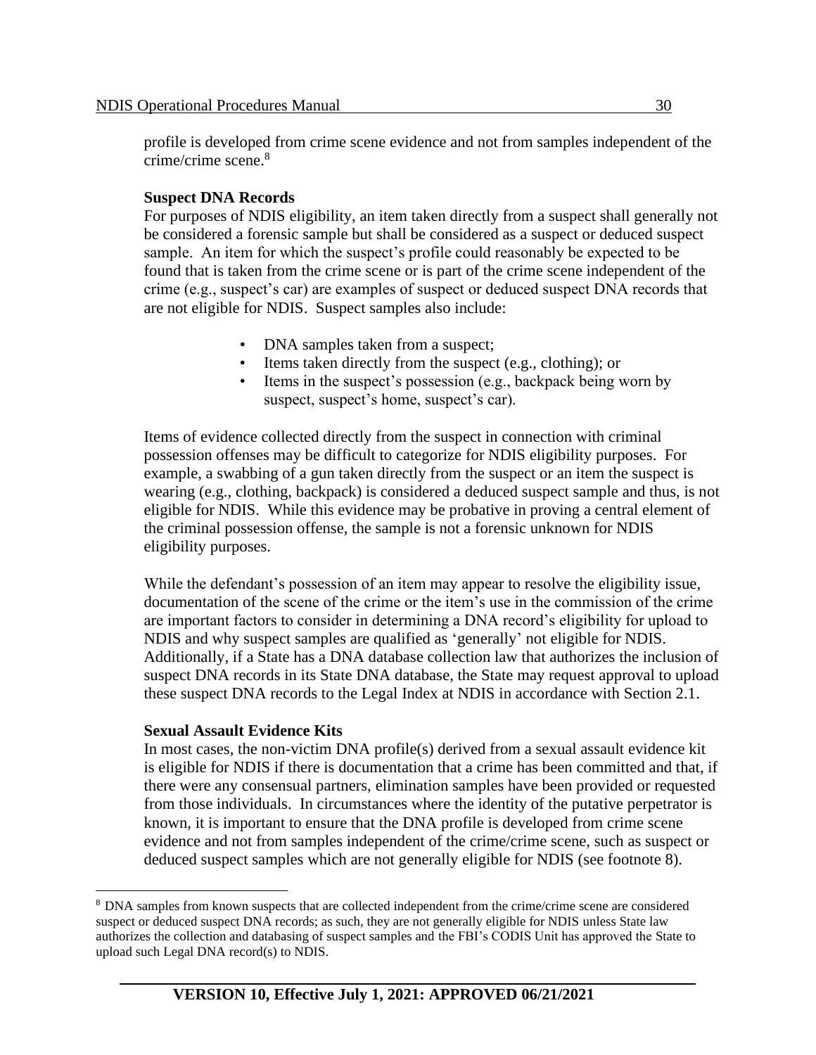profile is developed from crime scene evidence and not from samples independent of the crime/crime scene.[8]

**Suspect DNA Records**

For purposes of NDIS eligibility, an item taken directly from a suspect shall generally not be considered a forensic sample but shall be considered as a suspect or deduced suspect sample. An item for which the suspect's profile could reasonably be expected to be found that is taken from the crime scene or is part of the crime scene independent of the crime (e.g., suspect's car) are examples of suspect or deduced suspect DNA records that are not eligible for NDIS. Suspect samples also include:

- DNA samples taken from a suspect;
- Items taken directly from the suspect (e.g., clothing); or
- Items in the suspect's possession (e.g., backpack being worn by suspect, suspect's home, suspect's car).

Items of evidence collected directly from the suspect in connection with criminal possession offenses may be difficult to categorize for NDIS eligibility purposes. For example, a swabbing of a gun taken directly from the suspect or an item the suspect is wearing (e.g., clothing, backpack) is considered a deduced suspect sample and thus, is not eligible for NDIS. While this evidence may be probative in proving a central element of the criminal possession offense, the sample is not a forensic unknown for NDIS eligibility purposes.

While the defendant's possession of an item may appear to resolve the eligibility issue, documentation of the scene of the crime or the item's use in the commission of the crime are important factors to consider in determining a DNA record's eligibility for upload to NDIS and why suspect samples are qualified as 'generally' not eligible for NDIS. Additionally, if a State has a DNA database collection law that authorizes the inclusion of suspect DNA records in its State DNA database, the State may request approval to upload these suspect DNA records to the Legal Index at NDIS in accordance with Section 2.1.

**Sexual Assault Evidence Kits**

In most cases, the non-victim DNA profile(s) derived from a sexual assault evidence kit is eligible for NDIS if there is documentation that a crime has been committed and that, if there were any consensual partners, elimination samples have been provided or requested from those individuals. In circumstances where the identity of the putative perpetrator is known, it is important to ensure that the DNA profile is developed from crime scene evidence and not from samples independent of the crime/crime scene, such as suspect or deduced suspect samples which are not generally eligible for NDIS (see footnote 8).

[8] DNA samples from known suspects that are collected independent from the crime/crime scene are considered suspect or deduced suspect DNA records; as such, they are not generally eligible for NDIS unless State law authorizes the collection and databasing of suspect samples and the FBI's CODIS Unit has approved the State to upload such Legal DNA record(s) to NDIS.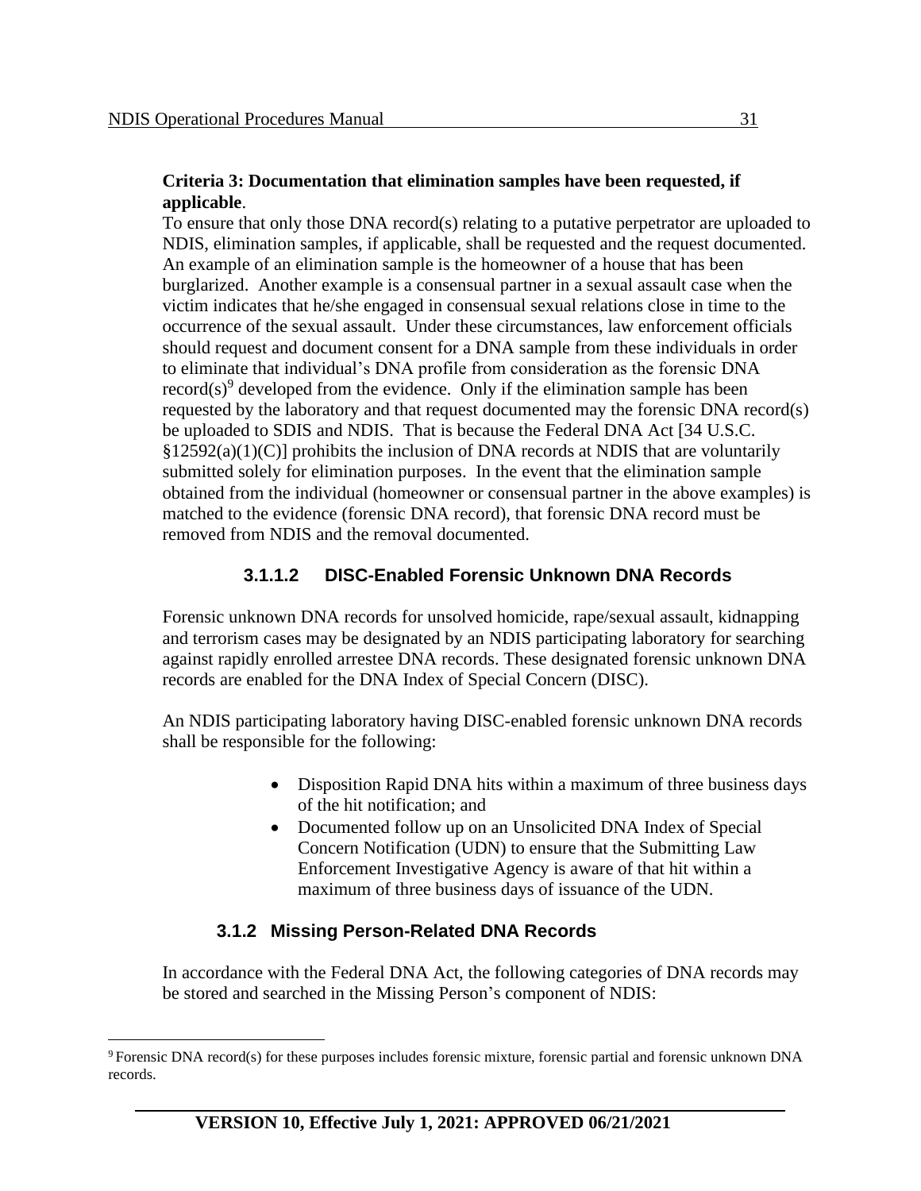**Criteria 3: Documentation that elimination samples have been requested, if applicable**.

To ensure that only those DNA record(s) relating to a putative perpetrator are uploaded to NDIS, elimination samples, if applicable, shall be requested and the request documented. An example of an elimination sample is the homeowner of a house that has been burglarized. Another example is a consensual partner in a sexual assault case when the victim indicates that he/she engaged in consensual sexual relations close in time to the occurrence of the sexual assault. Under these circumstances, law enforcement officials should request and document consent for a DNA sample from these individuals in order to eliminate that individual's DNA profile from consideration as the forensic DNA record(s)[9] developed from the evidence. Only if the elimination sample has been requested by the laboratory and that request documented may the forensic DNA record(s) be uploaded to SDIS and NDIS. That is because the Federal DNA Act [34 U.S.C. §12592(a)(1)(C)] prohibits the inclusion of DNA records at NDIS that are voluntarily submitted solely for elimination purposes. In the event that the elimination sample obtained from the individual (homeowner or consensual partner in the above examples) is matched to the evidence (forensic DNA record), that forensic DNA record must be removed from NDIS and the removal documented.

#### 3.1.1.2 DISC-Enabled Forensic Unknown DNA Records

Forensic unknown DNA records for unsolved homicide, rape/sexual assault, kidnapping and terrorism cases may be designated by an NDIS participating laboratory for searching against rapidly enrolled arrestee DNA records. These designated forensic unknown DNA records are enabled for the DNA Index of Special Concern (DISC).

An NDIS participating laboratory having DISC-enabled forensic unknown DNA records shall be responsible for the following:

- Disposition Rapid DNA hits within a maximum of three business days of the hit notification; and
- Documented follow up on an Unsolicited DNA Index of Special Concern Notification (UDN) to ensure that the Submitting Law Enforcement Investigative Agency is aware of that hit within a maximum of three business days of issuance of the UDN.

### 3.1.2 Missing Person-Related DNA Records

In accordance with the Federal DNA Act, the following categories of DNA records may be stored and searched in the Missing Person's component of NDIS:

[9] Forensic DNA record(s) for these purposes includes forensic mixture, forensic partial and forensic unknown DNA records.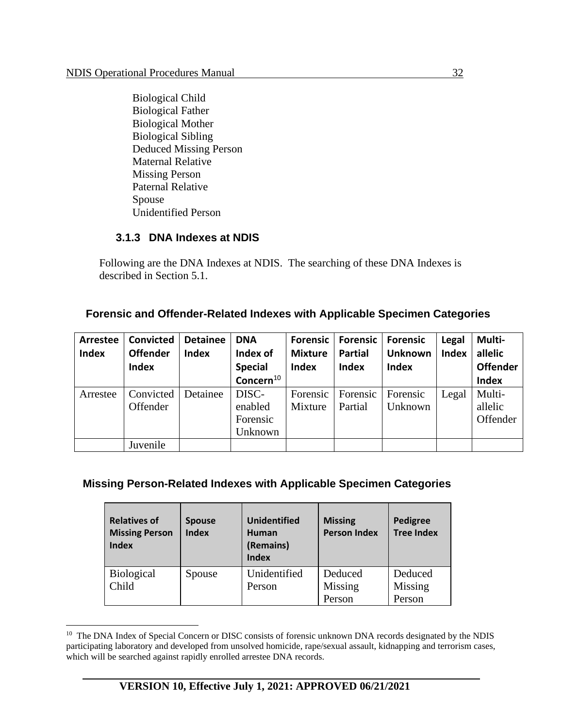Biological Child
Biological Father
Biological Mother
Biological Sibling
Deduced Missing Person
Maternal Relative
Missing Person
Paternal Relative
Spouse
Unidentified Person

### 3.1.3 DNA Indexes at NDIS

Following are the DNA Indexes at NDIS. The searching of these DNA Indexes is described in Section 5.1.

**Forensic and Offender-Related Indexes with Applicable Specimen Categories**

| Arrestee Index | Convicted Offender Index | Detainee Index | DNA Index of Special Concern[10] | Forensic Mixture Index | Forensic Partial Index | Forensic Unknown Index | Legal Index | Multi-allelic Offender Index |
|---|---|---|---|---|---|---|---|---|
| Arrestee | Convicted Offender | Detainee | DISC-enabled Forensic Unknown | Forensic Mixture | Forensic Partial | Forensic Unknown | Legal | Multi-allelic Offender |
| | Juvenile | | | | | | | |

**Missing Person-Related Indexes with Applicable Specimen Categories**

| Relatives of Missing Person Index | Spouse Index | Unidentified Human (Remains) Index | Missing Person Index | Pedigree Tree Index |
|---|---|---|---|---|
| Biological Child | Spouse | Unidentified Person | Deduced Missing Person | Deduced Missing Person |

[10] The DNA Index of Special Concern or DISC consists of forensic unknown DNA records designated by the NDIS participating laboratory and developed from unsolved homicide, rape/sexual assault, kidnapping and terrorism cases, which will be searched against rapidly enrolled arrestee DNA records.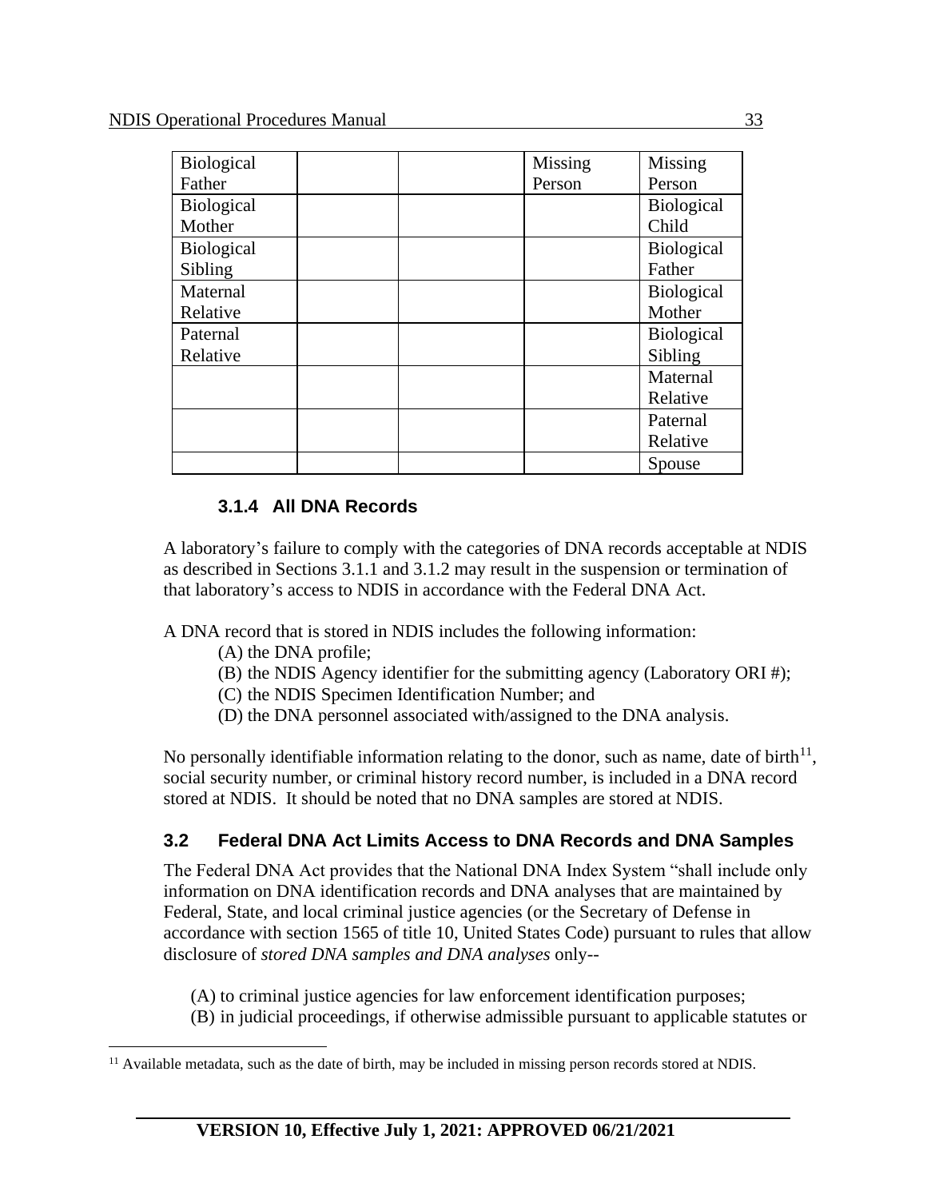| Biological Father | | | Missing Person | Missing Person |
|---|---|---|---|---|
| Biological Mother | | | | Biological Child |
| Biological Sibling | | | | Biological Father |
| Maternal Relative | | | | Biological Mother |
| Paternal Relative | | | | Biological Sibling |
| | | | | Maternal Relative |
| | | | | Paternal Relative |
| | | | | Spouse |

### 3.1.4 All DNA Records

A laboratory's failure to comply with the categories of DNA records acceptable at NDIS as described in Sections 3.1.1 and 3.1.2 may result in the suspension or termination of that laboratory's access to NDIS in accordance with the Federal DNA Act.

A DNA record that is stored in NDIS includes the following information:

(A) the DNA profile;
(B) the NDIS Agency identifier for the submitting agency (Laboratory ORI #);
(C) the NDIS Specimen Identification Number; and
(D) the DNA personnel associated with/assigned to the DNA analysis.

No personally identifiable information relating to the donor, such as name, date of birth[11], social security number, or criminal history record number, is included in a DNA record stored at NDIS. It should be noted that no DNA samples are stored at NDIS.

## 3.2 Federal DNA Act Limits Access to DNA Records and DNA Samples

The Federal DNA Act provides that the National DNA Index System "shall include only information on DNA identification records and DNA analyses that are maintained by Federal, State, and local criminal justice agencies (or the Secretary of Defense in accordance with section 1565 of title 10, United States Code) pursuant to rules that allow disclosure of *stored DNA samples and DNA analyses* only--

(A) to criminal justice agencies for law enforcement identification purposes;
(B) in judicial proceedings, if otherwise admissible pursuant to applicable statutes or

[11] Available metadata, such as the date of birth, may be included in missing person records stored at NDIS.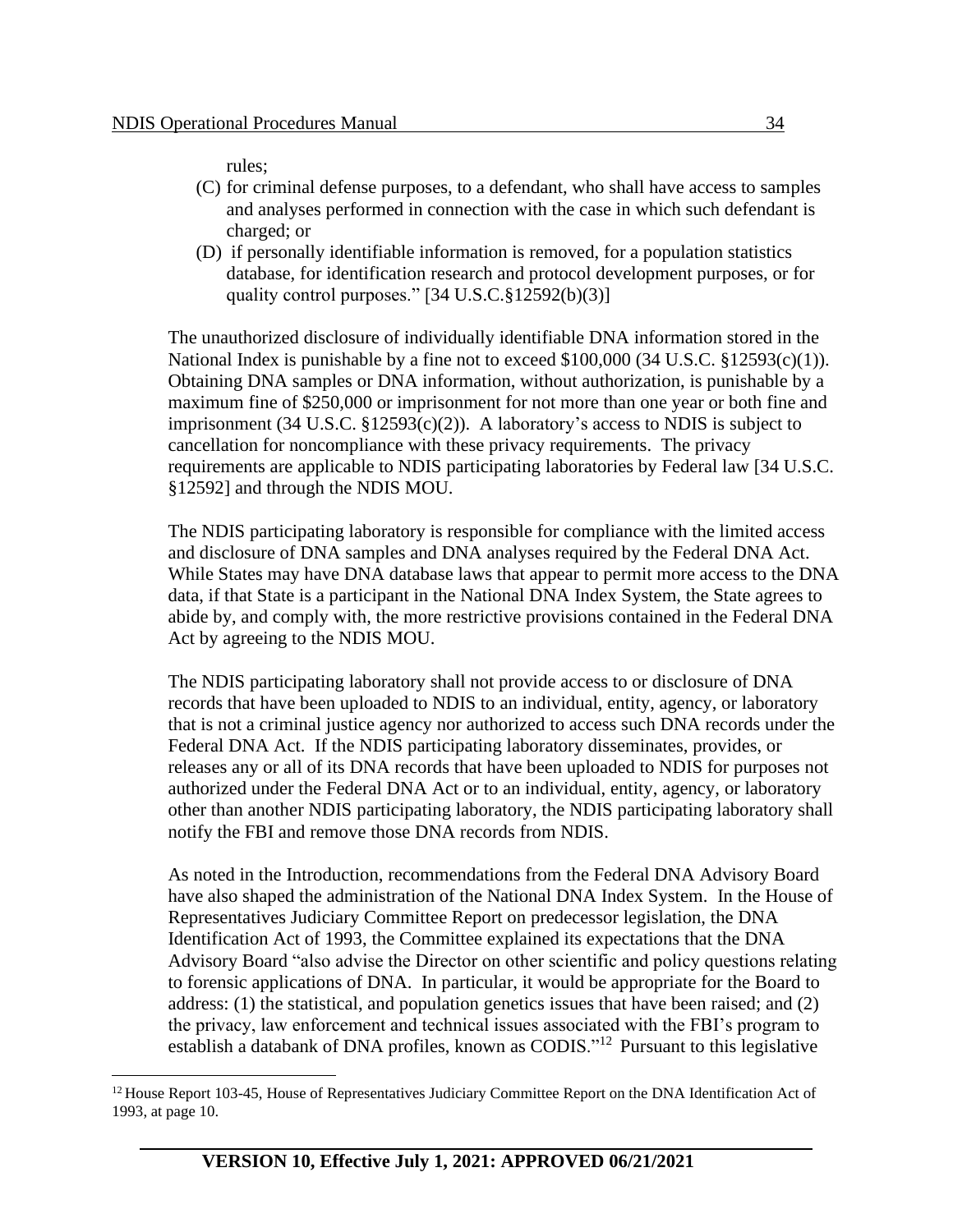rules;

(C) for criminal defense purposes, to a defendant, who shall have access to samples and analyses performed in connection with the case in which such defendant is charged; or

(D) if personally identifiable information is removed, for a population statistics database, for identification research and protocol development purposes, or for quality control purposes." [34 U.S.C.§12592(b)(3)]

The unauthorized disclosure of individually identifiable DNA information stored in the National Index is punishable by a fine not to exceed $100,000 (34 U.S.C. §12593(c)(1)). Obtaining DNA samples or DNA information, without authorization, is punishable by a maximum fine of $250,000 or imprisonment for not more than one year or both fine and imprisonment (34 U.S.C. §12593(c)(2)). A laboratory's access to NDIS is subject to cancellation for noncompliance with these privacy requirements. The privacy requirements are applicable to NDIS participating laboratories by Federal law [34 U.S.C. §12592] and through the NDIS MOU.

The NDIS participating laboratory is responsible for compliance with the limited access and disclosure of DNA samples and DNA analyses required by the Federal DNA Act. While States may have DNA database laws that appear to permit more access to the DNA data, if that State is a participant in the National DNA Index System, the State agrees to abide by, and comply with, the more restrictive provisions contained in the Federal DNA Act by agreeing to the NDIS MOU.

The NDIS participating laboratory shall not provide access to or disclosure of DNA records that have been uploaded to NDIS to an individual, entity, agency, or laboratory that is not a criminal justice agency nor authorized to access such DNA records under the Federal DNA Act. If the NDIS participating laboratory disseminates, provides, or releases any or all of its DNA records that have been uploaded to NDIS for purposes not authorized under the Federal DNA Act or to an individual, entity, agency, or laboratory other than another NDIS participating laboratory, the NDIS participating laboratory shall notify the FBI and remove those DNA records from NDIS.

As noted in the Introduction, recommendations from the Federal DNA Advisory Board have also shaped the administration of the National DNA Index System. In the House of Representatives Judiciary Committee Report on predecessor legislation, the DNA Identification Act of 1993, the Committee explained its expectations that the DNA Advisory Board "also advise the Director on other scientific and policy questions relating to forensic applications of DNA. In particular, it would be appropriate for the Board to address: (1) the statistical, and population genetics issues that have been raised; and (2) the privacy, law enforcement and technical issues associated with the FBI's program to establish a databank of DNA profiles, known as CODIS."[12] Pursuant to this legislative

[12] House Report 103-45, House of Representatives Judiciary Committee Report on the DNA Identification Act of 1993, at page 10.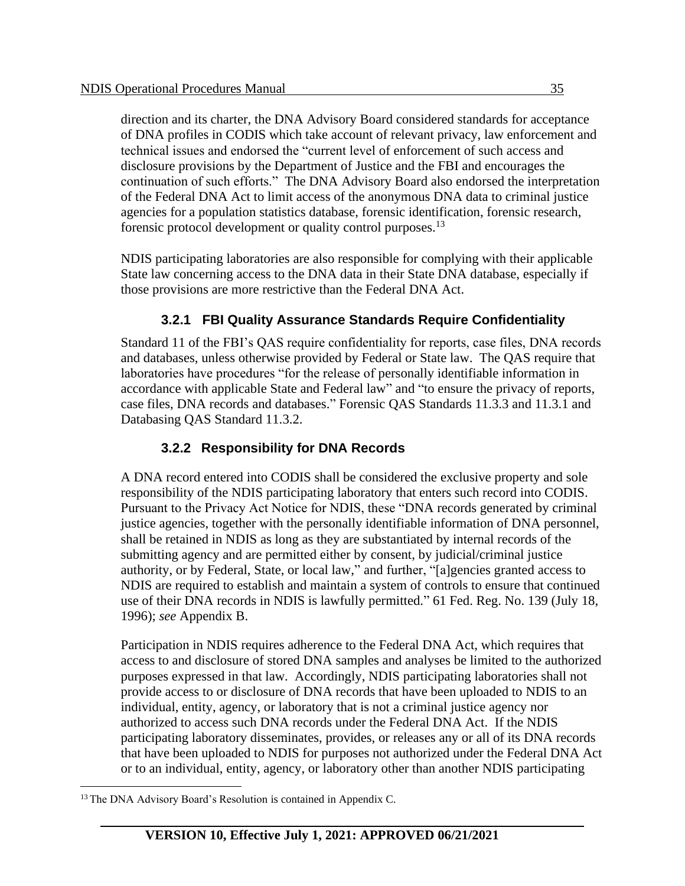direction and its charter, the DNA Advisory Board considered standards for acceptance of DNA profiles in CODIS which take account of relevant privacy, law enforcement and technical issues and endorsed the "current level of enforcement of such access and disclosure provisions by the Department of Justice and the FBI and encourages the continuation of such efforts." The DNA Advisory Board also endorsed the interpretation of the Federal DNA Act to limit access of the anonymous DNA data to criminal justice agencies for a population statistics database, forensic identification, forensic research, forensic protocol development or quality control purposes.[13]

NDIS participating laboratories are also responsible for complying with their applicable State law concerning access to the DNA data in their State DNA database, especially if those provisions are more restrictive than the Federal DNA Act.

### 3.2.1 FBI Quality Assurance Standards Require Confidentiality

Standard 11 of the FBI's QAS require confidentiality for reports, case files, DNA records and databases, unless otherwise provided by Federal or State law. The QAS require that laboratories have procedures "for the release of personally identifiable information in accordance with applicable State and Federal law" and "to ensure the privacy of reports, case files, DNA records and databases." Forensic QAS Standards 11.3.3 and 11.3.1 and Databasing QAS Standard 11.3.2.

### 3.2.2 Responsibility for DNA Records

A DNA record entered into CODIS shall be considered the exclusive property and sole responsibility of the NDIS participating laboratory that enters such record into CODIS. Pursuant to the Privacy Act Notice for NDIS, these "DNA records generated by criminal justice agencies, together with the personally identifiable information of DNA personnel, shall be retained in NDIS as long as they are substantiated by internal records of the submitting agency and are permitted either by consent, by judicial/criminal justice authority, or by Federal, State, or local law," and further, "[a]gencies granted access to NDIS are required to establish and maintain a system of controls to ensure that continued use of their DNA records in NDIS is lawfully permitted." 61 Fed. Reg. No. 139 (July 18, 1996); *see* Appendix B.

Participation in NDIS requires adherence to the Federal DNA Act, which requires that access to and disclosure of stored DNA samples and analyses be limited to the authorized purposes expressed in that law. Accordingly, NDIS participating laboratories shall not provide access to or disclosure of DNA records that have been uploaded to NDIS to an individual, entity, agency, or laboratory that is not a criminal justice agency nor authorized to access such DNA records under the Federal DNA Act. If the NDIS participating laboratory disseminates, provides, or releases any or all of its DNA records that have been uploaded to NDIS for purposes not authorized under the Federal DNA Act or to an individual, entity, agency, or laboratory other than another NDIS participating

---

[13] The DNA Advisory Board's Resolution is contained in Appendix C.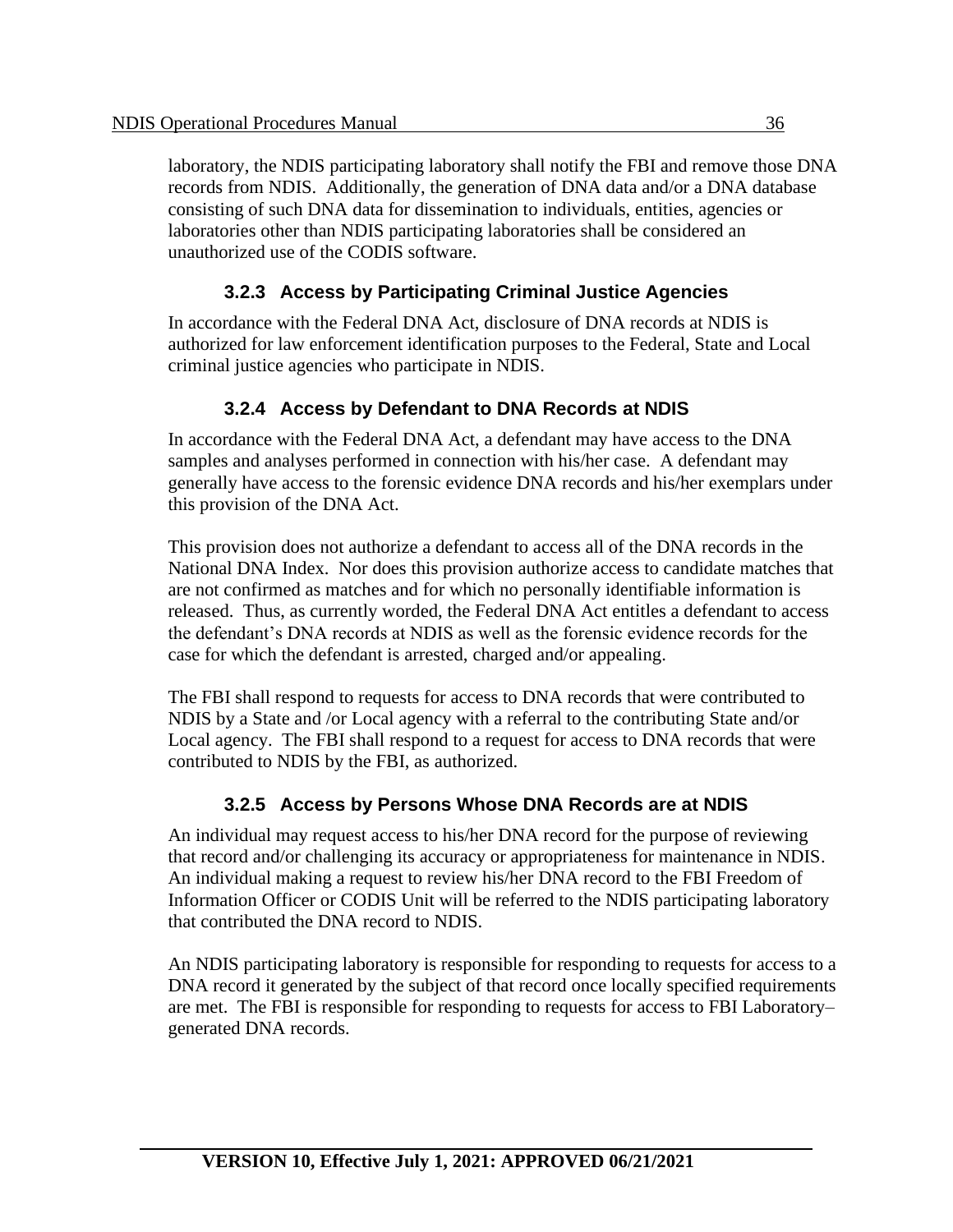laboratory, the NDIS participating laboratory shall notify the FBI and remove those DNA records from NDIS. Additionally, the generation of DNA data and/or a DNA database consisting of such DNA data for dissemination to individuals, entities, agencies or laboratories other than NDIS participating laboratories shall be considered an unauthorized use of the CODIS software.

### 3.2.3 Access by Participating Criminal Justice Agencies

In accordance with the Federal DNA Act, disclosure of DNA records at NDIS is authorized for law enforcement identification purposes to the Federal, State and Local criminal justice agencies who participate in NDIS.

### 3.2.4 Access by Defendant to DNA Records at NDIS

In accordance with the Federal DNA Act, a defendant may have access to the DNA samples and analyses performed in connection with his/her case. A defendant may generally have access to the forensic evidence DNA records and his/her exemplars under this provision of the DNA Act.

This provision does not authorize a defendant to access all of the DNA records in the National DNA Index. Nor does this provision authorize access to candidate matches that are not confirmed as matches and for which no personally identifiable information is released. Thus, as currently worded, the Federal DNA Act entitles a defendant to access the defendant's DNA records at NDIS as well as the forensic evidence records for the case for which the defendant is arrested, charged and/or appealing.

The FBI shall respond to requests for access to DNA records that were contributed to NDIS by a State and /or Local agency with a referral to the contributing State and/or Local agency. The FBI shall respond to a request for access to DNA records that were contributed to NDIS by the FBI, as authorized.

### 3.2.5 Access by Persons Whose DNA Records are at NDIS

An individual may request access to his/her DNA record for the purpose of reviewing that record and/or challenging its accuracy or appropriateness for maintenance in NDIS. An individual making a request to review his/her DNA record to the FBI Freedom of Information Officer or CODIS Unit will be referred to the NDIS participating laboratory that contributed the DNA record to NDIS.

An NDIS participating laboratory is responsible for responding to requests for access to a DNA record it generated by the subject of that record once locally specified requirements are met. The FBI is responsible for responding to requests for access to FBI Laboratory–generated DNA records.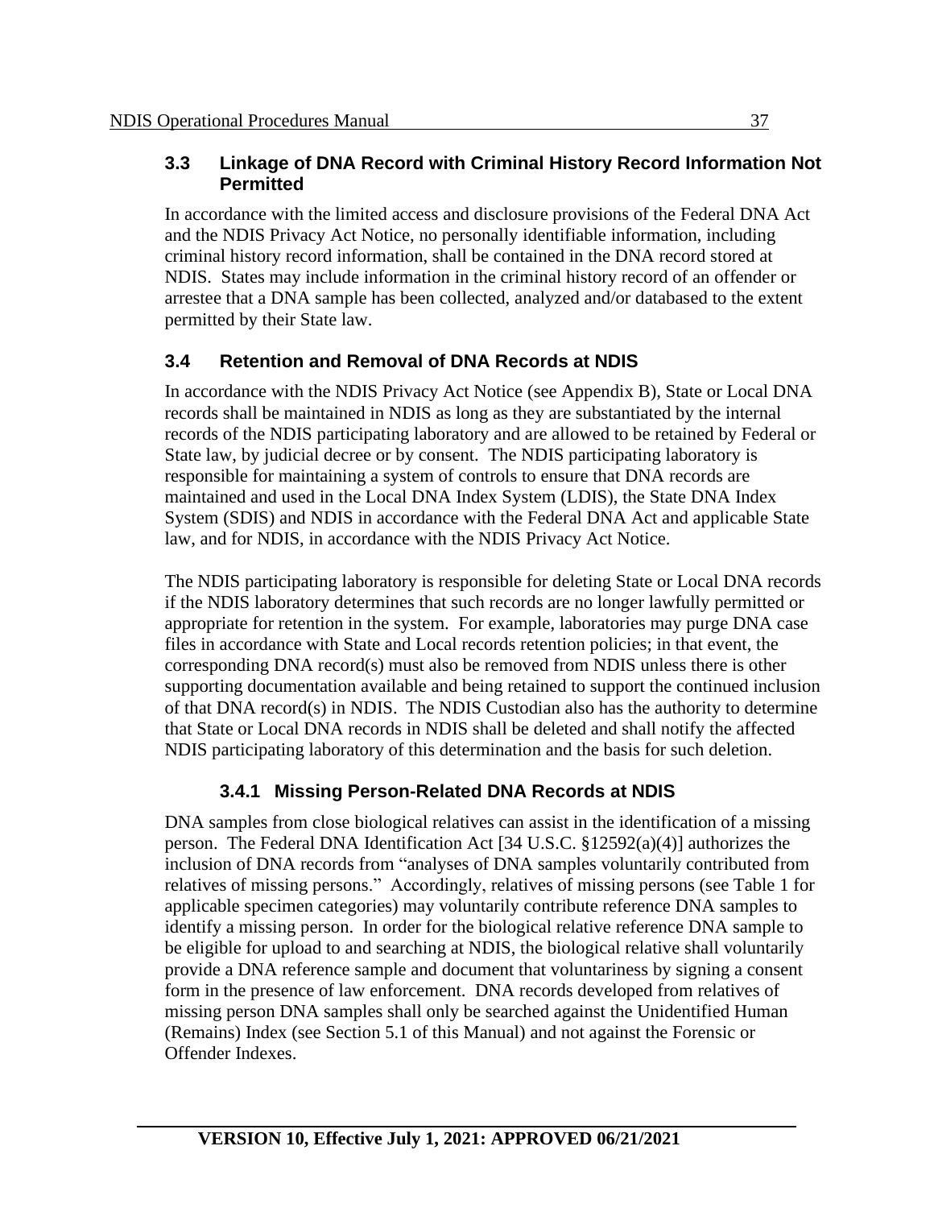## 3.3 Linkage of DNA Record with Criminal History Record Information Not Permitted

In accordance with the limited access and disclosure provisions of the Federal DNA Act and the NDIS Privacy Act Notice, no personally identifiable information, including criminal history record information, shall be contained in the DNA record stored at NDIS. States may include information in the criminal history record of an offender or arrestee that a DNA sample has been collected, analyzed and/or databased to the extent permitted by their State law.

## 3.4 Retention and Removal of DNA Records at NDIS

In accordance with the NDIS Privacy Act Notice (see Appendix B), State or Local DNA records shall be maintained in NDIS as long as they are substantiated by the internal records of the NDIS participating laboratory and are allowed to be retained by Federal or State law, by judicial decree or by consent. The NDIS participating laboratory is responsible for maintaining a system of controls to ensure that DNA records are maintained and used in the Local DNA Index System (LDIS), the State DNA Index System (SDIS) and NDIS in accordance with the Federal DNA Act and applicable State law, and for NDIS, in accordance with the NDIS Privacy Act Notice.

The NDIS participating laboratory is responsible for deleting State or Local DNA records if the NDIS laboratory determines that such records are no longer lawfully permitted or appropriate for retention in the system. For example, laboratories may purge DNA case files in accordance with State and Local records retention policies; in that event, the corresponding DNA record(s) must also be removed from NDIS unless there is other supporting documentation available and being retained to support the continued inclusion of that DNA record(s) in NDIS. The NDIS Custodian also has the authority to determine that State or Local DNA records in NDIS shall be deleted and shall notify the affected NDIS participating laboratory of this determination and the basis for such deletion.

### 3.4.1 Missing Person-Related DNA Records at NDIS

DNA samples from close biological relatives can assist in the identification of a missing person. The Federal DNA Identification Act [34 U.S.C. §12592(a)(4)] authorizes the inclusion of DNA records from "analyses of DNA samples voluntarily contributed from relatives of missing persons." Accordingly, relatives of missing persons (see Table 1 for applicable specimen categories) may voluntarily contribute reference DNA samples to identify a missing person. In order for the biological relative reference DNA sample to be eligible for upload to and searching at NDIS, the biological relative shall voluntarily provide a DNA reference sample and document that voluntariness by signing a consent form in the presence of law enforcement. DNA records developed from relatives of missing person DNA samples shall only be searched against the Unidentified Human (Remains) Index (see Section 5.1 of this Manual) and not against the Forensic or Offender Indexes.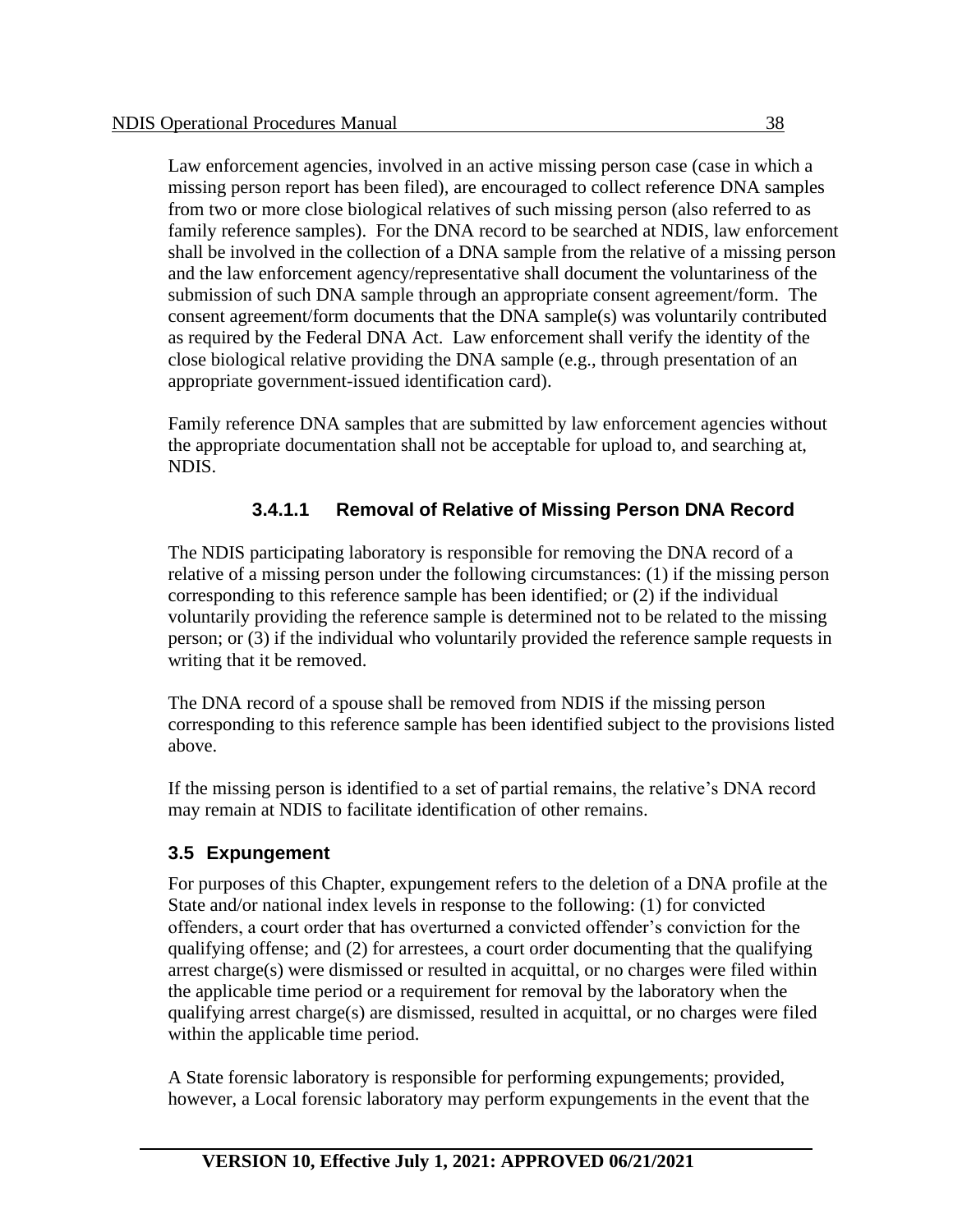Law enforcement agencies, involved in an active missing person case (case in which a missing person report has been filed), are encouraged to collect reference DNA samples from two or more close biological relatives of such missing person (also referred to as family reference samples). For the DNA record to be searched at NDIS, law enforcement shall be involved in the collection of a DNA sample from the relative of a missing person and the law enforcement agency/representative shall document the voluntariness of the submission of such DNA sample through an appropriate consent agreement/form. The consent agreement/form documents that the DNA sample(s) was voluntarily contributed as required by the Federal DNA Act. Law enforcement shall verify the identity of the close biological relative providing the DNA sample (e.g., through presentation of an appropriate government-issued identification card).

Family reference DNA samples that are submitted by law enforcement agencies without the appropriate documentation shall not be acceptable for upload to, and searching at, NDIS.

#### 3.4.1.1 Removal of Relative of Missing Person DNA Record

The NDIS participating laboratory is responsible for removing the DNA record of a relative of a missing person under the following circumstances: (1) if the missing person corresponding to this reference sample has been identified; or (2) if the individual voluntarily providing the reference sample is determined not to be related to the missing person; or (3) if the individual who voluntarily provided the reference sample requests in writing that it be removed.

The DNA record of a spouse shall be removed from NDIS if the missing person corresponding to this reference sample has been identified subject to the provisions listed above.

If the missing person is identified to a set of partial remains, the relative's DNA record may remain at NDIS to facilitate identification of other remains.

## 3.5 Expungement

For purposes of this Chapter, expungement refers to the deletion of a DNA profile at the State and/or national index levels in response to the following: (1) for convicted offenders, a court order that has overturned a convicted offender's conviction for the qualifying offense; and (2) for arrestees, a court order documenting that the qualifying arrest charge(s) were dismissed or resulted in acquittal, or no charges were filed within the applicable time period or a requirement for removal by the laboratory when the qualifying arrest charge(s) are dismissed, resulted in acquittal, or no charges were filed within the applicable time period.

A State forensic laboratory is responsible for performing expungements; provided, however, a Local forensic laboratory may perform expungements in the event that the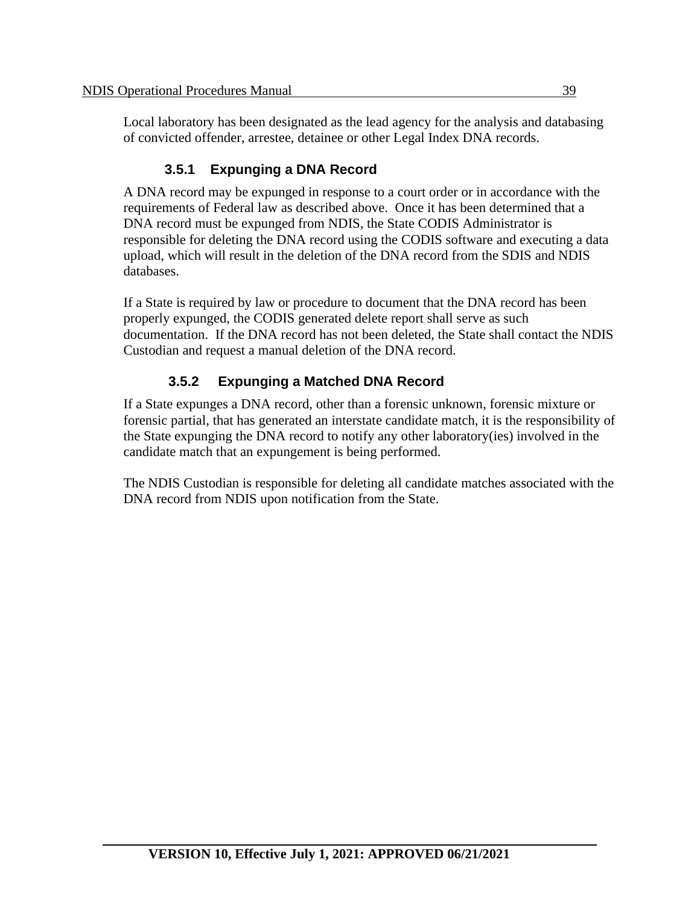Local laboratory has been designated as the lead agency for the analysis and databasing of convicted offender, arrestee, detainee or other Legal Index DNA records.

### 3.5.1 Expunging a DNA Record

A DNA record may be expunged in response to a court order or in accordance with the requirements of Federal law as described above. Once it has been determined that a DNA record must be expunged from NDIS, the State CODIS Administrator is responsible for deleting the DNA record using the CODIS software and executing a data upload, which will result in the deletion of the DNA record from the SDIS and NDIS databases.

If a State is required by law or procedure to document that the DNA record has been properly expunged, the CODIS generated delete report shall serve as such documentation. If the DNA record has not been deleted, the State shall contact the NDIS Custodian and request a manual deletion of the DNA record.

### 3.5.2 Expunging a Matched DNA Record

If a State expunges a DNA record, other than a forensic unknown, forensic mixture or forensic partial, that has generated an interstate candidate match, it is the responsibility of the State expunging the DNA record to notify any other laboratory(ies) involved in the candidate match that an expungement is being performed.

The NDIS Custodian is responsible for deleting all candidate matches associated with the DNA record from NDIS upon notification from the State.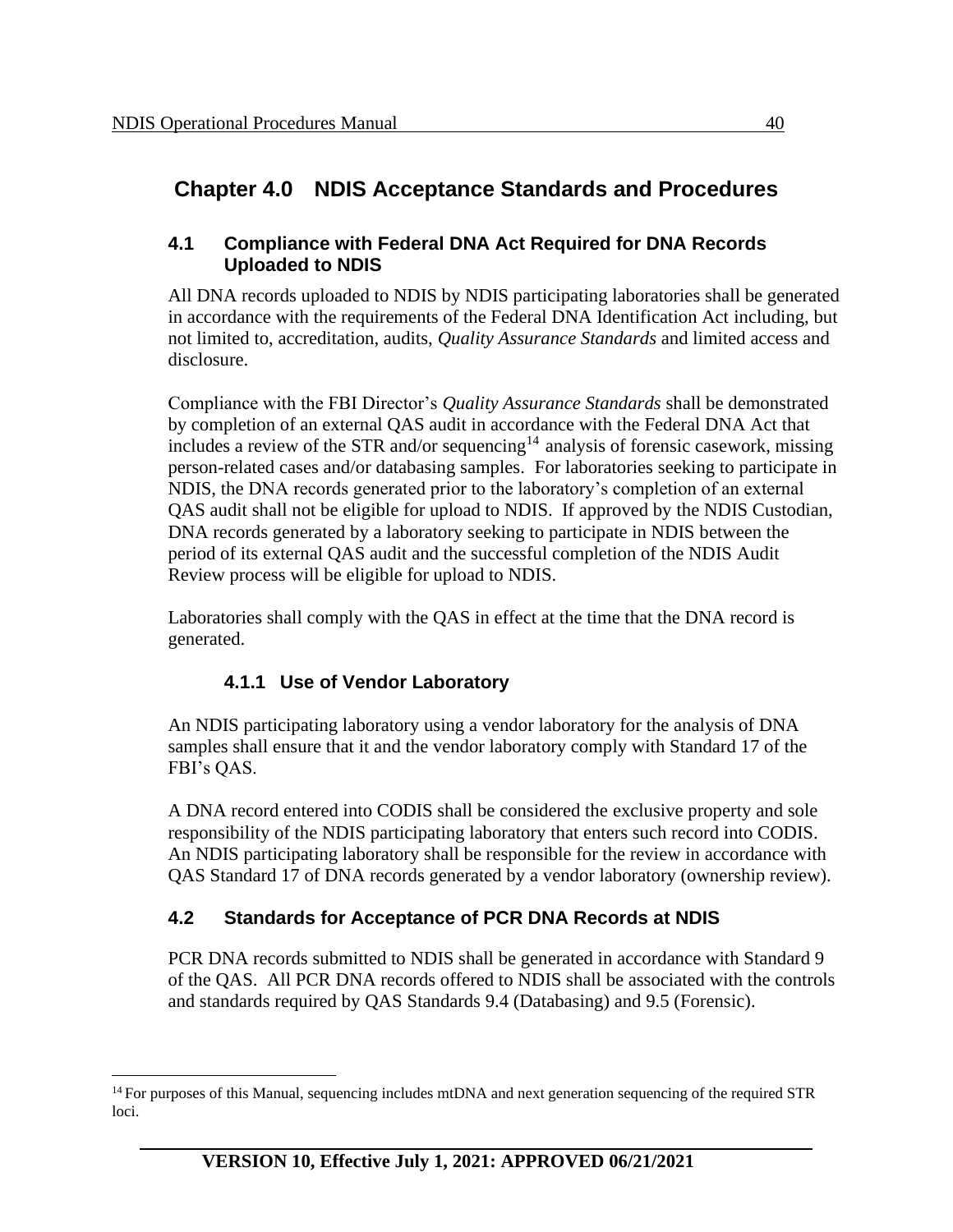# Chapter 4.0 NDIS Acceptance Standards and Procedures

## 4.1 Compliance with Federal DNA Act Required for DNA Records Uploaded to NDIS

All DNA records uploaded to NDIS by NDIS participating laboratories shall be generated in accordance with the requirements of the Federal DNA Identification Act including, but not limited to, accreditation, audits, *Quality Assurance Standards* and limited access and disclosure.

Compliance with the FBI Director's *Quality Assurance Standards* shall be demonstrated by completion of an external QAS audit in accordance with the Federal DNA Act that includes a review of the STR and/or sequencing[14] analysis of forensic casework, missing person-related cases and/or databasing samples. For laboratories seeking to participate in NDIS, the DNA records generated prior to the laboratory's completion of an external QAS audit shall not be eligible for upload to NDIS. If approved by the NDIS Custodian, DNA records generated by a laboratory seeking to participate in NDIS between the period of its external QAS audit and the successful completion of the NDIS Audit Review process will be eligible for upload to NDIS.

Laboratories shall comply with the QAS in effect at the time that the DNA record is generated.

### 4.1.1 Use of Vendor Laboratory

An NDIS participating laboratory using a vendor laboratory for the analysis of DNA samples shall ensure that it and the vendor laboratory comply with Standard 17 of the FBI's QAS.

A DNA record entered into CODIS shall be considered the exclusive property and sole responsibility of the NDIS participating laboratory that enters such record into CODIS. An NDIS participating laboratory shall be responsible for the review in accordance with QAS Standard 17 of DNA records generated by a vendor laboratory (ownership review).

## 4.2 Standards for Acceptance of PCR DNA Records at NDIS

PCR DNA records submitted to NDIS shall be generated in accordance with Standard 9 of the QAS. All PCR DNA records offered to NDIS shall be associated with the controls and standards required by QAS Standards 9.4 (Databasing) and 9.5 (Forensic).

[14] For purposes of this Manual, sequencing includes mtDNA and next generation sequencing of the required STR loci.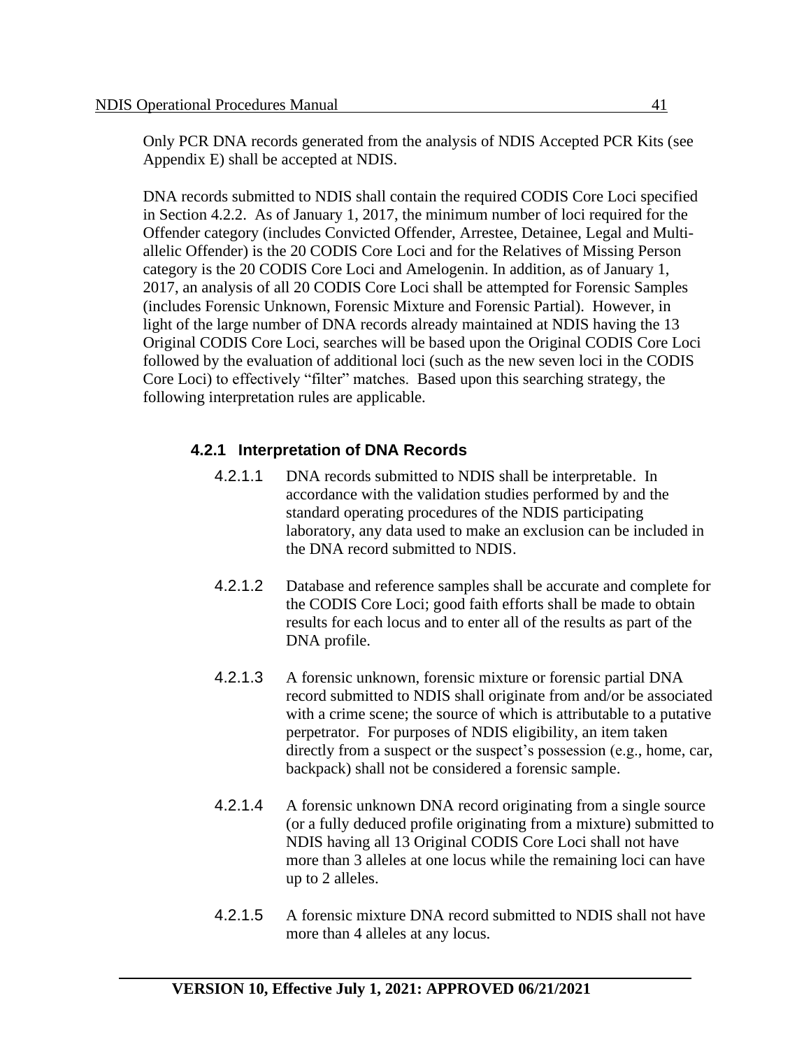Only PCR DNA records generated from the analysis of NDIS Accepted PCR Kits (see Appendix E) shall be accepted at NDIS.

DNA records submitted to NDIS shall contain the required CODIS Core Loci specified in Section 4.2.2. As of January 1, 2017, the minimum number of loci required for the Offender category (includes Convicted Offender, Arrestee, Detainee, Legal and Multi-allelic Offender) is the 20 CODIS Core Loci and for the Relatives of Missing Person category is the 20 CODIS Core Loci and Amelogenin. In addition, as of January 1, 2017, an analysis of all 20 CODIS Core Loci shall be attempted for Forensic Samples (includes Forensic Unknown, Forensic Mixture and Forensic Partial). However, in light of the large number of DNA records already maintained at NDIS having the 13 Original CODIS Core Loci, searches will be based upon the Original CODIS Core Loci followed by the evaluation of additional loci (such as the new seven loci in the CODIS Core Loci) to effectively "filter" matches. Based upon this searching strategy, the following interpretation rules are applicable.

### 4.2.1 Interpretation of DNA Records

4.2.1.1 DNA records submitted to NDIS shall be interpretable. In accordance with the validation studies performed by and the standard operating procedures of the NDIS participating laboratory, any data used to make an exclusion can be included in the DNA record submitted to NDIS.

4.2.1.2 Database and reference samples shall be accurate and complete for the CODIS Core Loci; good faith efforts shall be made to obtain results for each locus and to enter all of the results as part of the DNA profile.

4.2.1.3 A forensic unknown, forensic mixture or forensic partial DNA record submitted to NDIS shall originate from and/or be associated with a crime scene; the source of which is attributable to a putative perpetrator. For purposes of NDIS eligibility, an item taken directly from a suspect or the suspect's possession (e.g., home, car, backpack) shall not be considered a forensic sample.

4.2.1.4 A forensic unknown DNA record originating from a single source (or a fully deduced profile originating from a mixture) submitted to NDIS having all 13 Original CODIS Core Loci shall not have more than 3 alleles at one locus while the remaining loci can have up to 2 alleles.

4.2.1.5 A forensic mixture DNA record submitted to NDIS shall not have more than 4 alleles at any locus.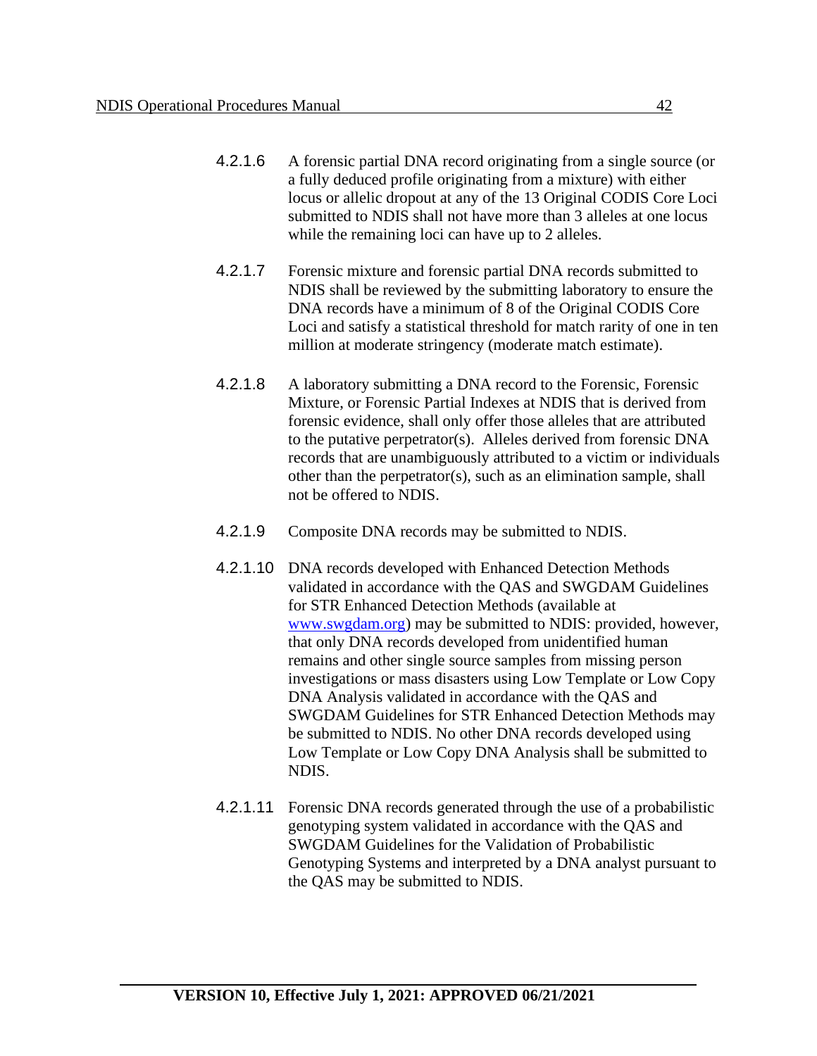4.2.1.6 A forensic partial DNA record originating from a single source (or a fully deduced profile originating from a mixture) with either locus or allelic dropout at any of the 13 Original CODIS Core Loci submitted to NDIS shall not have more than 3 alleles at one locus while the remaining loci can have up to 2 alleles.

4.2.1.7 Forensic mixture and forensic partial DNA records submitted to NDIS shall be reviewed by the submitting laboratory to ensure the DNA records have a minimum of 8 of the Original CODIS Core Loci and satisfy a statistical threshold for match rarity of one in ten million at moderate stringency (moderate match estimate).

4.2.1.8 A laboratory submitting a DNA record to the Forensic, Forensic Mixture, or Forensic Partial Indexes at NDIS that is derived from forensic evidence, shall only offer those alleles that are attributed to the putative perpetrator(s). Alleles derived from forensic DNA records that are unambiguously attributed to a victim or individuals other than the perpetrator(s), such as an elimination sample, shall not be offered to NDIS.

4.2.1.9 Composite DNA records may be submitted to NDIS.

4.2.1.10 DNA records developed with Enhanced Detection Methods validated in accordance with the QAS and SWGDAM Guidelines for STR Enhanced Detection Methods (available at [www.swgdam.org](www.swgdam.org)) may be submitted to NDIS: provided, however, that only DNA records developed from unidentified human remains and other single source samples from missing person investigations or mass disasters using Low Template or Low Copy DNA Analysis validated in accordance with the QAS and SWGDAM Guidelines for STR Enhanced Detection Methods may be submitted to NDIS. No other DNA records developed using Low Template or Low Copy DNA Analysis shall be submitted to NDIS.

4.2.1.11 Forensic DNA records generated through the use of a probabilistic genotyping system validated in accordance with the QAS and SWGDAM Guidelines for the Validation of Probabilistic Genotyping Systems and interpreted by a DNA analyst pursuant to the QAS may be submitted to NDIS.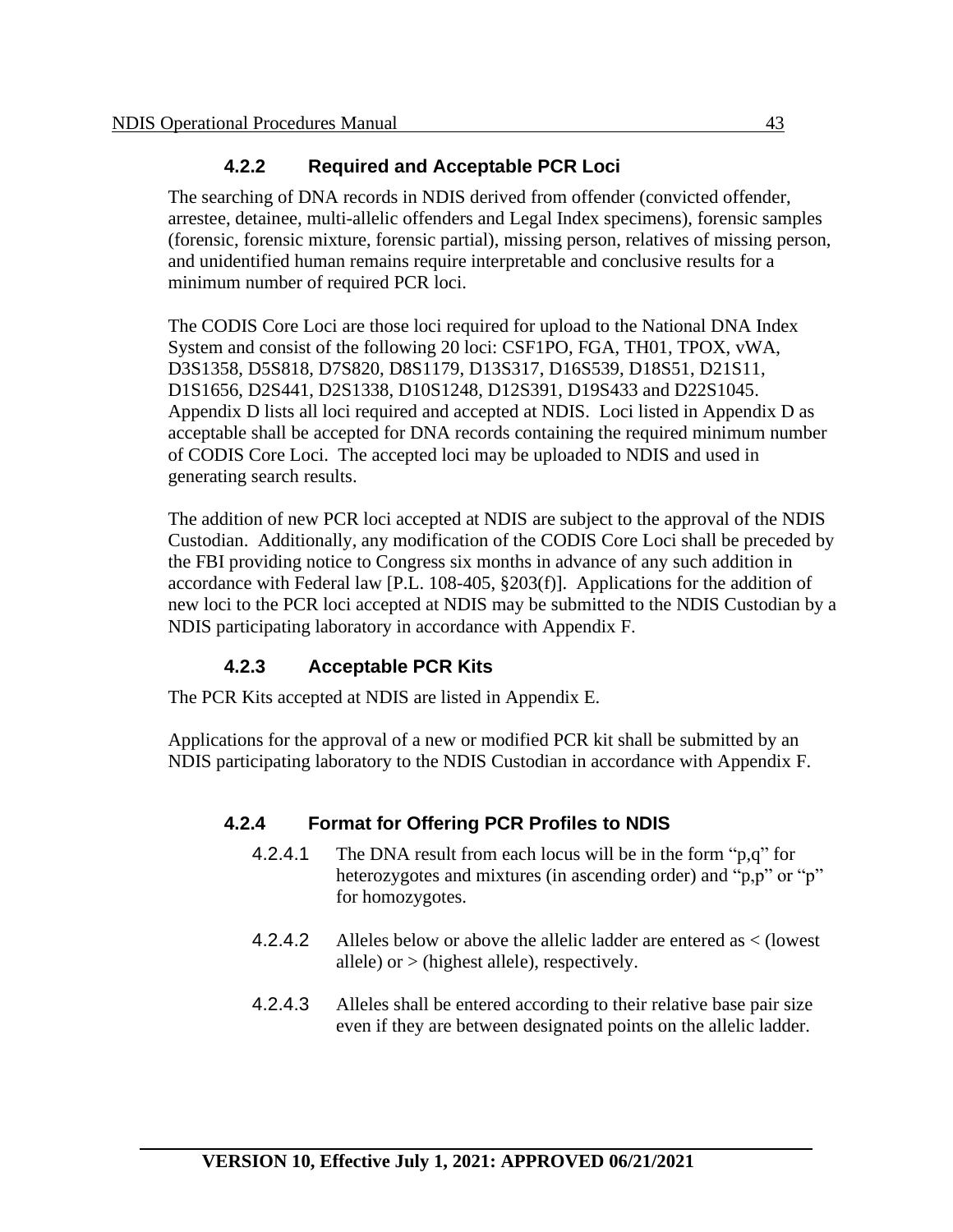### 4.2.2 Required and Acceptable PCR Loci

The searching of DNA records in NDIS derived from offender (convicted offender, arrestee, detainee, multi-allelic offenders and Legal Index specimens), forensic samples (forensic, forensic mixture, forensic partial), missing person, relatives of missing person, and unidentified human remains require interpretable and conclusive results for a minimum number of required PCR loci.

The CODIS Core Loci are those loci required for upload to the National DNA Index System and consist of the following 20 loci: CSF1PO, FGA, TH01, TPOX, vWA, D3S1358, D5S818, D7S820, D8S1179, D13S317, D16S539, D18S51, D21S11, D1S1656, D2S441, D2S1338, D10S1248, D12S391, D19S433 and D22S1045. Appendix D lists all loci required and accepted at NDIS. Loci listed in Appendix D as acceptable shall be accepted for DNA records containing the required minimum number of CODIS Core Loci. The accepted loci may be uploaded to NDIS and used in generating search results.

The addition of new PCR loci accepted at NDIS are subject to the approval of the NDIS Custodian. Additionally, any modification of the CODIS Core Loci shall be preceded by the FBI providing notice to Congress six months in advance of any such addition in accordance with Federal law [P.L. 108-405, §203(f)]. Applications for the addition of new loci to the PCR loci accepted at NDIS may be submitted to the NDIS Custodian by a NDIS participating laboratory in accordance with Appendix F.

### 4.2.3 Acceptable PCR Kits

The PCR Kits accepted at NDIS are listed in Appendix E.

Applications for the approval of a new or modified PCR kit shall be submitted by an NDIS participating laboratory to the NDIS Custodian in accordance with Appendix F.

### 4.2.4 Format for Offering PCR Profiles to NDIS

4.2.4.1 The DNA result from each locus will be in the form "p,q" for heterozygotes and mixtures (in ascending order) and "p,p" or "p" for homozygotes.

4.2.4.2 Alleles below or above the allelic ladder are entered as < (lowest allele) or > (highest allele), respectively.

4.2.4.3 Alleles shall be entered according to their relative base pair size even if they are between designated points on the allelic ladder.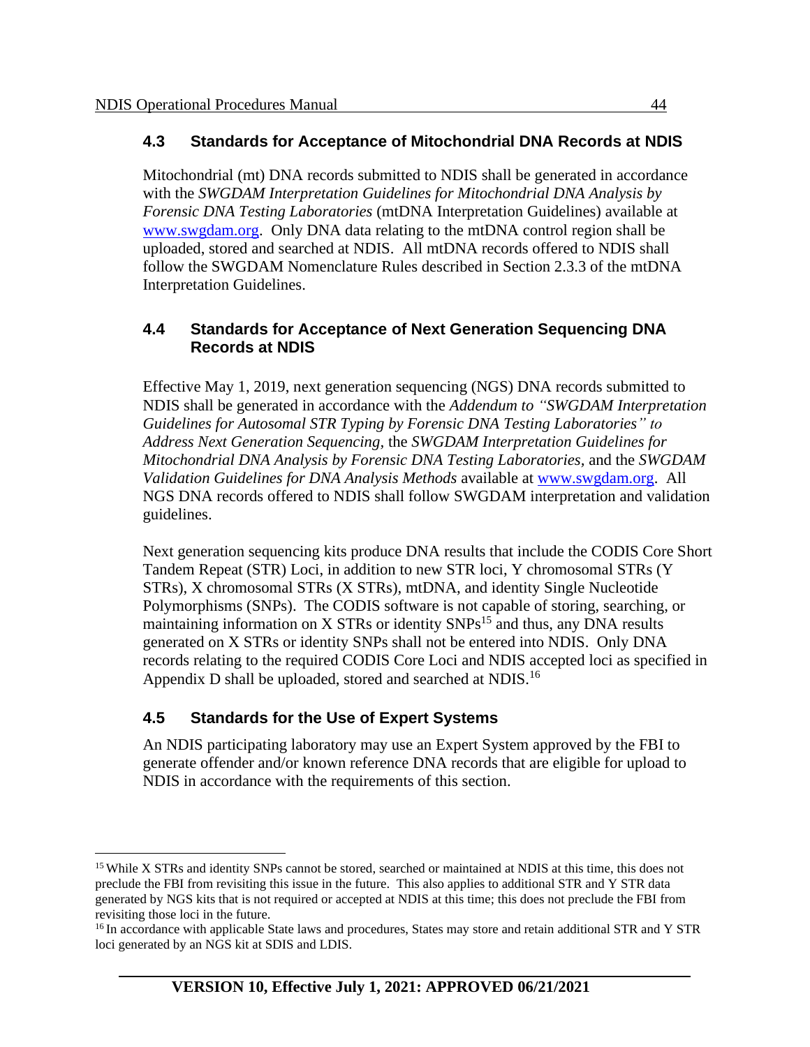### 4.3 Standards for Acceptance of Mitochondrial DNA Records at NDIS

Mitochondrial (mt) DNA records submitted to NDIS shall be generated in accordance with the *SWGDAM Interpretation Guidelines for Mitochondrial DNA Analysis by Forensic DNA Testing Laboratories* (mtDNA Interpretation Guidelines) available at www.swgdam.org. Only DNA data relating to the mtDNA control region shall be uploaded, stored and searched at NDIS. All mtDNA records offered to NDIS shall follow the SWGDAM Nomenclature Rules described in Section 2.3.3 of the mtDNA Interpretation Guidelines.

### 4.4 Standards for Acceptance of Next Generation Sequencing DNA Records at NDIS

Effective May 1, 2019, next generation sequencing (NGS) DNA records submitted to NDIS shall be generated in accordance with the *Addendum to "SWGDAM Interpretation Guidelines for Autosomal STR Typing by Forensic DNA Testing Laboratories" to Address Next Generation Sequencing*, the *SWGDAM Interpretation Guidelines for Mitochondrial DNA Analysis by Forensic DNA Testing Laboratories*, and the *SWGDAM Validation Guidelines for DNA Analysis Methods* available at www.swgdam.org. All NGS DNA records offered to NDIS shall follow SWGDAM interpretation and validation guidelines.

Next generation sequencing kits produce DNA results that include the CODIS Core Short Tandem Repeat (STR) Loci, in addition to new STR loci, Y chromosomal STRs (Y STRs), X chromosomal STRs (X STRs), mtDNA, and identity Single Nucleotide Polymorphisms (SNPs). The CODIS software is not capable of storing, searching, or maintaining information on X STRs or identity SNPs[15] and thus, any DNA results generated on X STRs or identity SNPs shall not be entered into NDIS. Only DNA records relating to the required CODIS Core Loci and NDIS accepted loci as specified in Appendix D shall be uploaded, stored and searched at NDIS.[16]

### 4.5 Standards for the Use of Expert Systems

An NDIS participating laboratory may use an Expert System approved by the FBI to generate offender and/or known reference DNA records that are eligible for upload to NDIS in accordance with the requirements of this section.

---

[15] While X STRs and identity SNPs cannot be stored, searched or maintained at NDIS at this time, this does not preclude the FBI from revisiting this issue in the future. This also applies to additional STR and Y STR data generated by NGS kits that is not required or accepted at NDIS at this time; this does not preclude the FBI from revisiting those loci in the future.

[16] In accordance with applicable State laws and procedures, States may store and retain additional STR and Y STR loci generated by an NGS kit at SDIS and LDIS.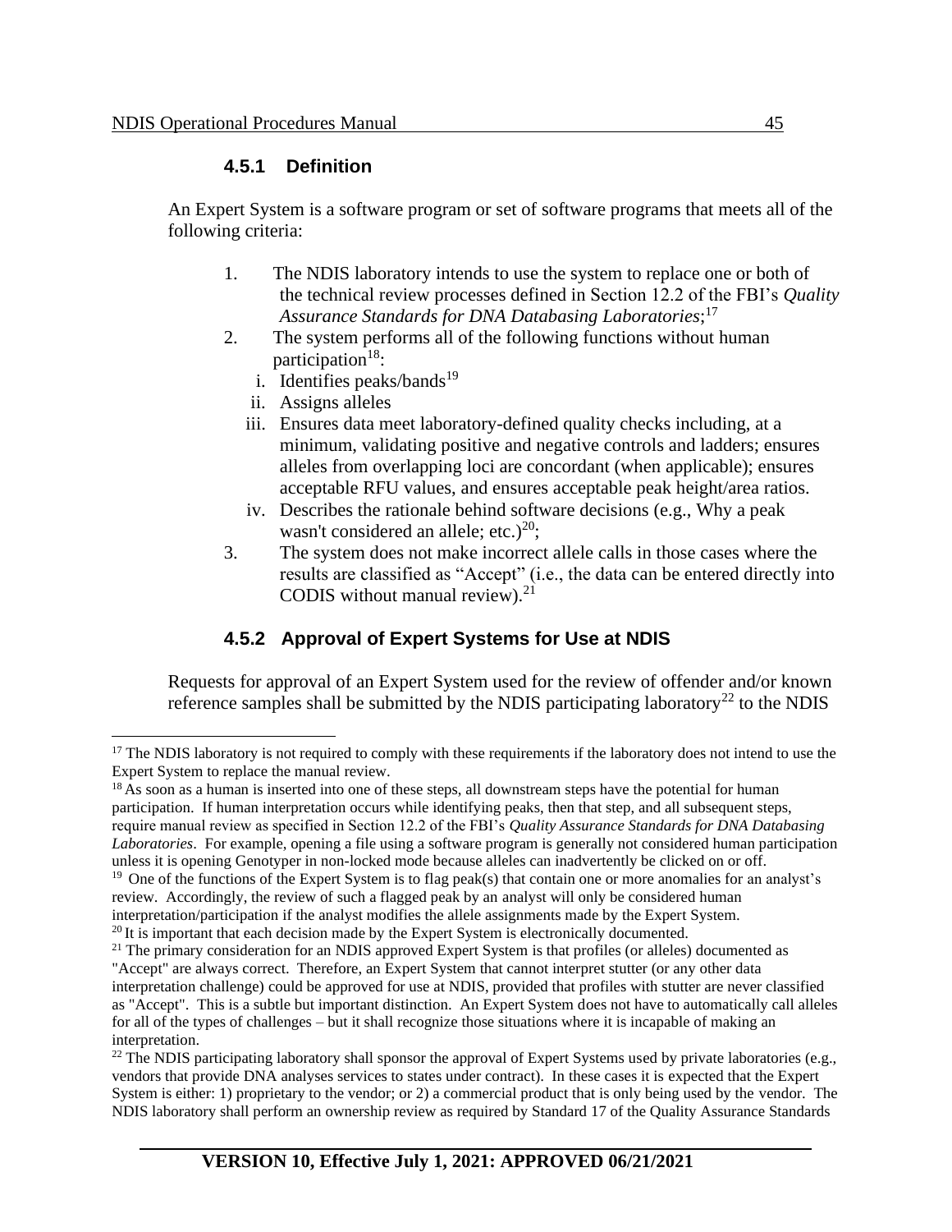### 4.5.1 Definition

An Expert System is a software program or set of software programs that meets all of the following criteria:

1. The NDIS laboratory intends to use the system to replace one or both of the technical review processes defined in Section 12.2 of the FBI's *Quality Assurance Standards for DNA Databasing Laboratories*;[17]
2. The system performs all of the following functions without human participation[18]:
   i. Identifies peaks/bands[19]
   ii. Assigns alleles
   iii. Ensures data meet laboratory-defined quality checks including, at a minimum, validating positive and negative controls and ladders; ensures alleles from overlapping loci are concordant (when applicable); ensures acceptable RFU values, and ensures acceptable peak height/area ratios.
   iv. Describes the rationale behind software decisions (e.g., Why a peak wasn't considered an allele; etc.)[20];
3. The system does not make incorrect allele calls in those cases where the results are classified as "Accept" (i.e., the data can be entered directly into CODIS without manual review).[21]

### 4.5.2 Approval of Expert Systems for Use at NDIS

Requests for approval of an Expert System used for the review of offender and/or known reference samples shall be submitted by the NDIS participating laboratory[22] to the NDIS

---

[17] The NDIS laboratory is not required to comply with these requirements if the laboratory does not intend to use the Expert System to replace the manual review.

[18] As soon as a human is inserted into one of these steps, all downstream steps have the potential for human participation. If human interpretation occurs while identifying peaks, then that step, and all subsequent steps, require manual review as specified in Section 12.2 of the FBI's *Quality Assurance Standards for DNA Databasing Laboratories*. For example, opening a file using a software program is generally not considered human participation unless it is opening Genotyper in non-locked mode because alleles can inadvertently be clicked on or off.

[19] One of the functions of the Expert System is to flag peak(s) that contain one or more anomalies for an analyst's review. Accordingly, the review of such a flagged peak by an analyst will only be considered human interpretation/participation if the analyst modifies the allele assignments made by the Expert System.

[20] It is important that each decision made by the Expert System is electronically documented.

[21] The primary consideration for an NDIS approved Expert System is that profiles (or alleles) documented as "Accept" are always correct. Therefore, an Expert System that cannot interpret stutter (or any other data interpretation challenge) could be approved for use at NDIS, provided that profiles with stutter are never classified as "Accept". This is a subtle but important distinction. An Expert System does not have to automatically call alleles for all of the types of challenges – but it shall recognize those situations where it is incapable of making an interpretation.

[22] The NDIS participating laboratory shall sponsor the approval of Expert Systems used by private laboratories (e.g., vendors that provide DNA analyses services to states under contract). In these cases it is expected that the Expert System is either: 1) proprietary to the vendor; or 2) a commercial product that is only being used by the vendor. The NDIS laboratory shall perform an ownership review as required by Standard 17 of the Quality Assurance Standards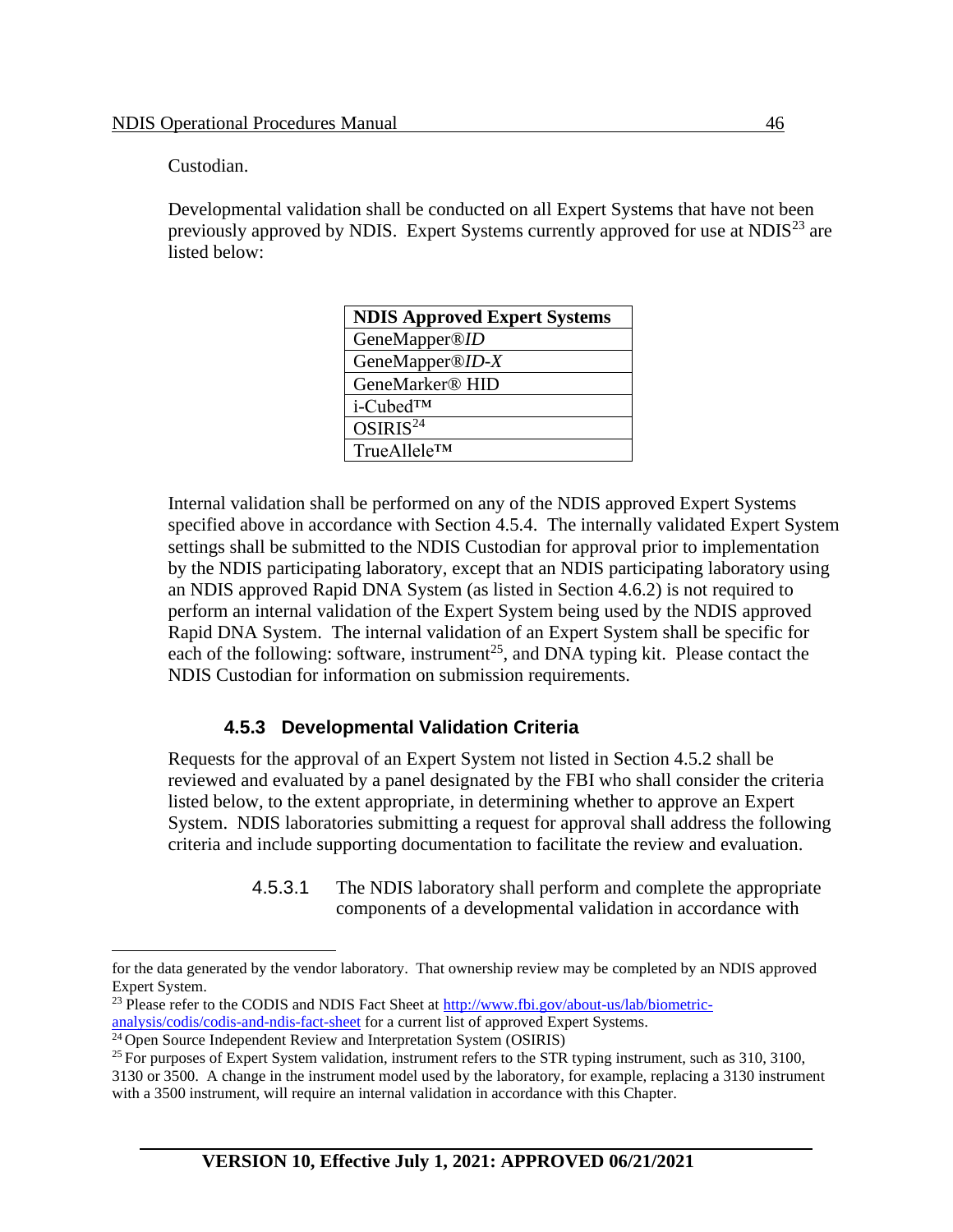Custodian.

Developmental validation shall be conducted on all Expert Systems that have not been previously approved by NDIS. Expert Systems currently approved for use at NDIS[23] are listed below:

| **NDIS Approved Expert Systems** |
| --- |
| GeneMapper®*ID* |
| GeneMapper®*ID-X* |
| GeneMarker® HID |
| i-Cubed™ |
| OSIRIS[24] |
| TrueAllele™ |

Internal validation shall be performed on any of the NDIS approved Expert Systems specified above in accordance with Section 4.5.4. The internally validated Expert System settings shall be submitted to the NDIS Custodian for approval prior to implementation by the NDIS participating laboratory, except that an NDIS participating laboratory using an NDIS approved Rapid DNA System (as listed in Section 4.6.2) is not required to perform an internal validation of the Expert System being used by the NDIS approved Rapid DNA System. The internal validation of an Expert System shall be specific for each of the following: software, instrument[25], and DNA typing kit. Please contact the NDIS Custodian for information on submission requirements.

### 4.5.3 Developmental Validation Criteria

Requests for the approval of an Expert System not listed in Section 4.5.2 shall be reviewed and evaluated by a panel designated by the FBI who shall consider the criteria listed below, to the extent appropriate, in determining whether to approve an Expert System. NDIS laboratories submitting a request for approval shall address the following criteria and include supporting documentation to facilitate the review and evaluation.

4.5.3.1 The NDIS laboratory shall perform and complete the appropriate components of a developmental validation in accordance with

---

for the data generated by the vendor laboratory. That ownership review may be completed by an NDIS approved Expert System.

[23] Please refer to the CODIS and NDIS Fact Sheet at http://www.fbi.gov/about-us/lab/biometric-analysis/codis/codis-and-ndis-fact-sheet for a current list of approved Expert Systems.

[24] Open Source Independent Review and Interpretation System (OSIRIS)

[25] For purposes of Expert System validation, instrument refers to the STR typing instrument, such as 310, 3100, 3130 or 3500. A change in the instrument model used by the laboratory, for example, replacing a 3130 instrument with a 3500 instrument, will require an internal validation in accordance with this Chapter.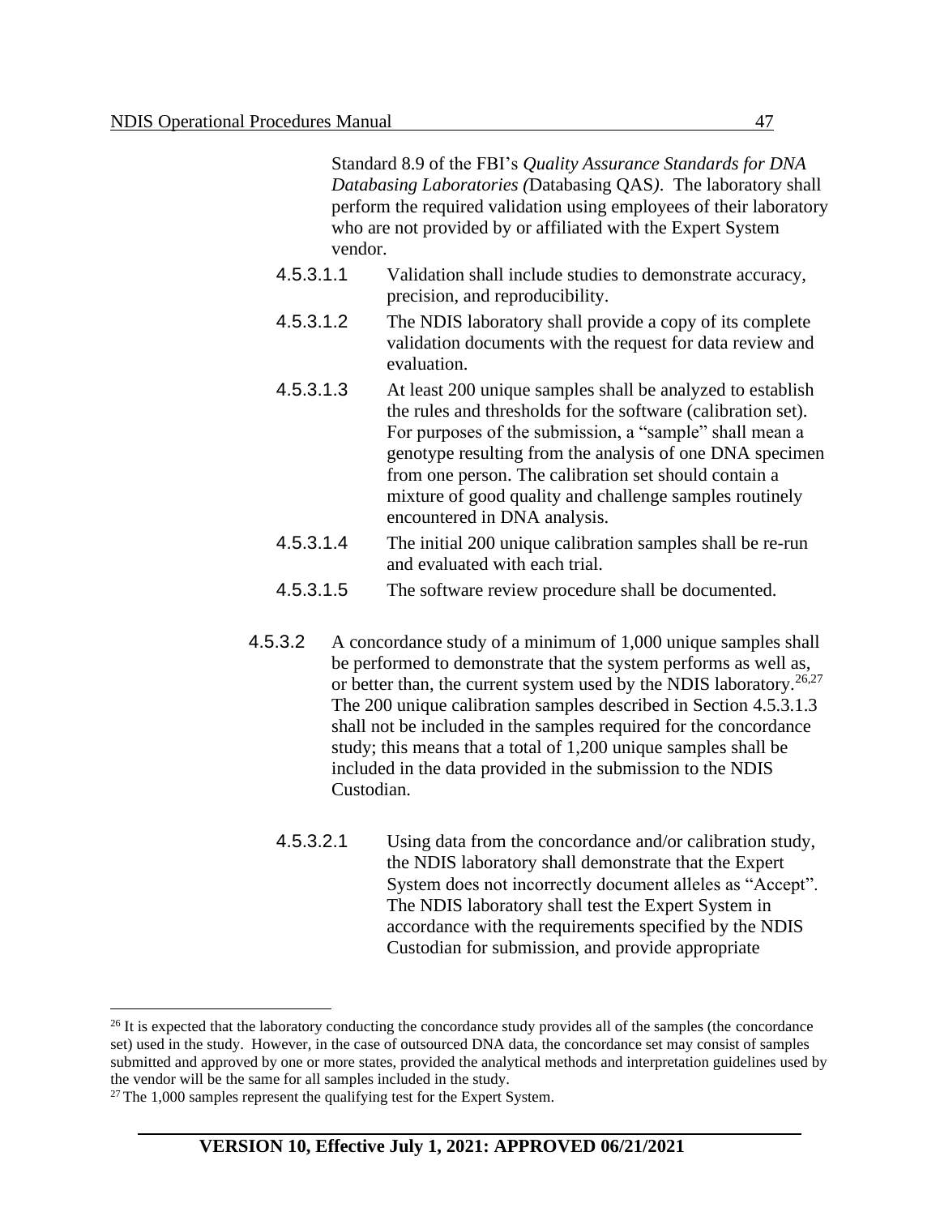Standard 8.9 of the FBI's *Quality Assurance Standards for DNA Databasing Laboratories (*Databasing QAS*)*. The laboratory shall perform the required validation using employees of their laboratory who are not provided by or affiliated with the Expert System vendor.

4.5.3.1.1 Validation shall include studies to demonstrate accuracy, precision, and reproducibility.

4.5.3.1.2 The NDIS laboratory shall provide a copy of its complete validation documents with the request for data review and evaluation.

4.5.3.1.3 At least 200 unique samples shall be analyzed to establish the rules and thresholds for the software (calibration set). For purposes of the submission, a "sample" shall mean a genotype resulting from the analysis of one DNA specimen from one person. The calibration set should contain a mixture of good quality and challenge samples routinely encountered in DNA analysis.

4.5.3.1.4 The initial 200 unique calibration samples shall be re-run and evaluated with each trial.

4.5.3.1.5 The software review procedure shall be documented.

4.5.3.2 A concordance study of a minimum of 1,000 unique samples shall be performed to demonstrate that the system performs as well as, or better than, the current system used by the NDIS laboratory.[26,27] The 200 unique calibration samples described in Section 4.5.3.1.3 shall not be included in the samples required for the concordance study; this means that a total of 1,200 unique samples shall be included in the data provided in the submission to the NDIS Custodian.

4.5.3.2.1 Using data from the concordance and/or calibration study, the NDIS laboratory shall demonstrate that the Expert System does not incorrectly document alleles as "Accept". The NDIS laboratory shall test the Expert System in accordance with the requirements specified by the NDIS Custodian for submission, and provide appropriate

---

[26] It is expected that the laboratory conducting the concordance study provides all of the samples (the concordance set) used in the study. However, in the case of outsourced DNA data, the concordance set may consist of samples submitted and approved by one or more states, provided the analytical methods and interpretation guidelines used by the vendor will be the same for all samples included in the study.

[27] The 1,000 samples represent the qualifying test for the Expert System.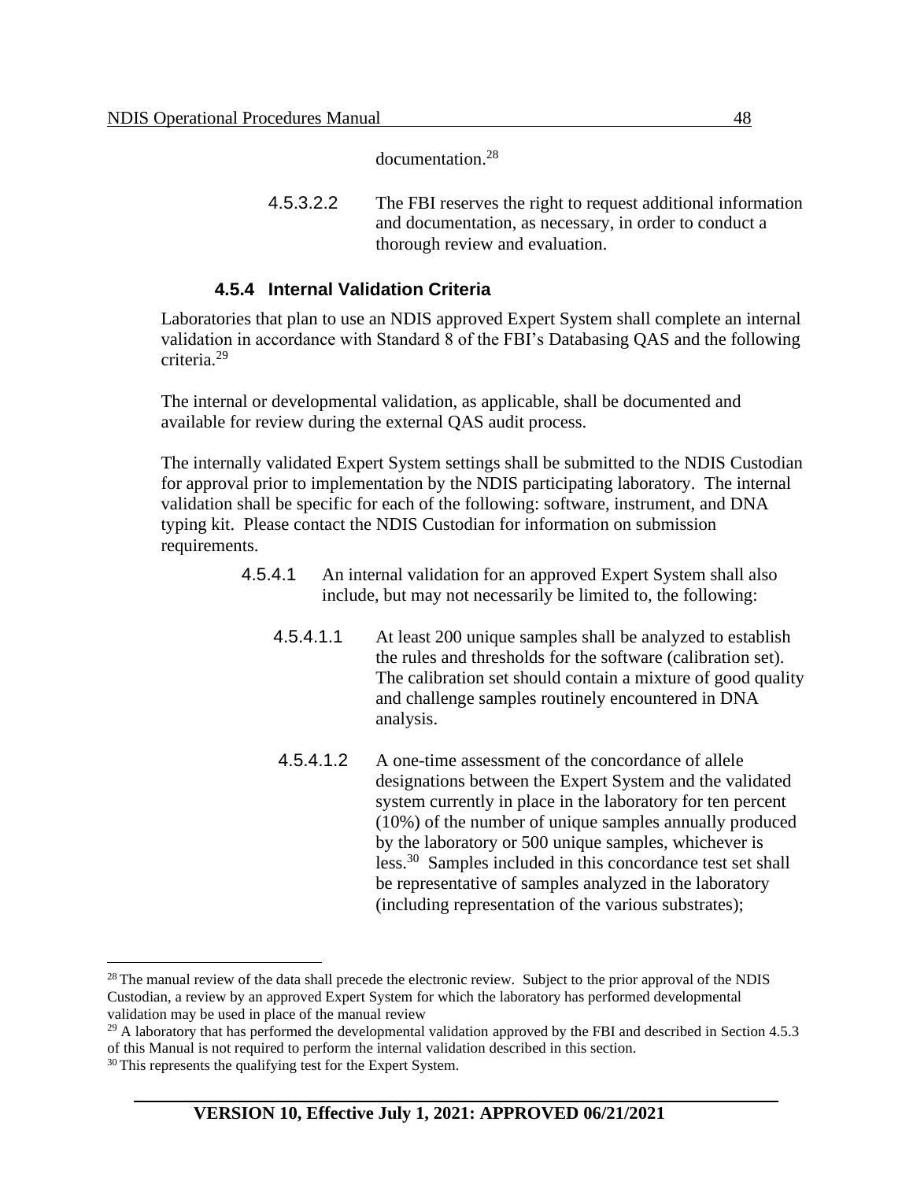documentation.[28]

4.5.3.2.2 The FBI reserves the right to request additional information and documentation, as necessary, in order to conduct a thorough review and evaluation.

### 4.5.4 Internal Validation Criteria

Laboratories that plan to use an NDIS approved Expert System shall complete an internal validation in accordance with Standard 8 of the FBI's Databasing QAS and the following criteria.[29]

The internal or developmental validation, as applicable, shall be documented and available for review during the external QAS audit process.

The internally validated Expert System settings shall be submitted to the NDIS Custodian for approval prior to implementation by the NDIS participating laboratory. The internal validation shall be specific for each of the following: software, instrument, and DNA typing kit. Please contact the NDIS Custodian for information on submission requirements.

4.5.4.1 An internal validation for an approved Expert System shall also include, but may not necessarily be limited to, the following:

4.5.4.1.1 At least 200 unique samples shall be analyzed to establish the rules and thresholds for the software (calibration set). The calibration set should contain a mixture of good quality and challenge samples routinely encountered in DNA analysis.

4.5.4.1.2 A one-time assessment of the concordance of allele designations between the Expert System and the validated system currently in place in the laboratory for ten percent (10%) of the number of unique samples annually produced by the laboratory or 500 unique samples, whichever is less.[30] Samples included in this concordance test set shall be representative of samples analyzed in the laboratory (including representation of the various substrates);

---

[28] The manual review of the data shall precede the electronic review. Subject to the prior approval of the NDIS Custodian, a review by an approved Expert System for which the laboratory has performed developmental validation may be used in place of the manual review

[29] A laboratory that has performed the developmental validation approved by the FBI and described in Section 4.5.3 of this Manual is not required to perform the internal validation described in this section.

[30] This represents the qualifying test for the Expert System.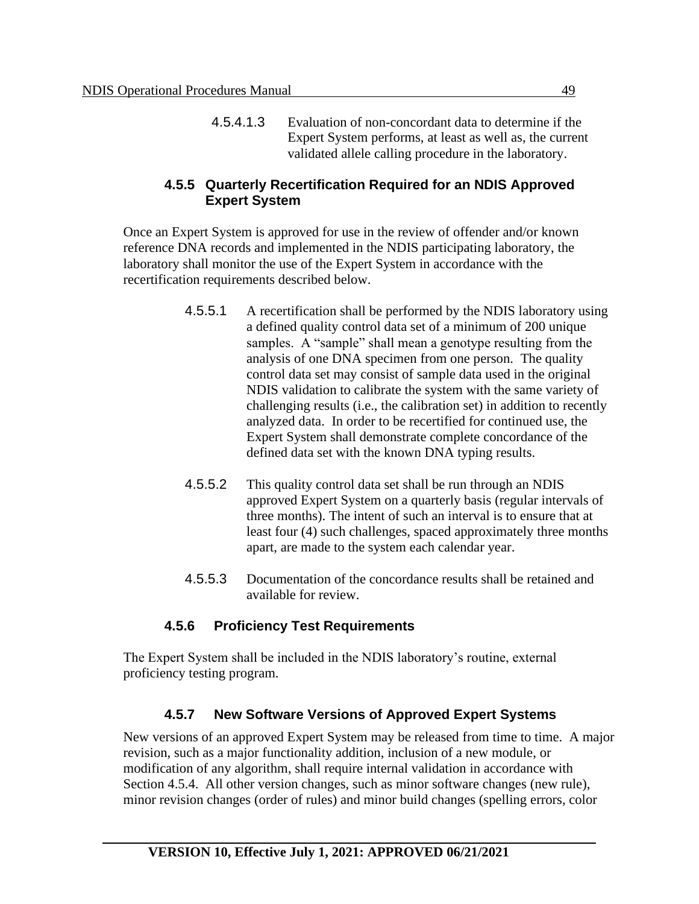4.5.4.1.3 Evaluation of non-concordant data to determine if the Expert System performs, at least as well as, the current validated allele calling procedure in the laboratory.

### 4.5.5 Quarterly Recertification Required for an NDIS Approved Expert System

Once an Expert System is approved for use in the review of offender and/or known reference DNA records and implemented in the NDIS participating laboratory, the laboratory shall monitor the use of the Expert System in accordance with the recertification requirements described below.

4.5.5.1 A recertification shall be performed by the NDIS laboratory using a defined quality control data set of a minimum of 200 unique samples. A "sample" shall mean a genotype resulting from the analysis of one DNA specimen from one person. The quality control data set may consist of sample data used in the original NDIS validation to calibrate the system with the same variety of challenging results (i.e., the calibration set) in addition to recently analyzed data. In order to be recertified for continued use, the Expert System shall demonstrate complete concordance of the defined data set with the known DNA typing results.

4.5.5.2 This quality control data set shall be run through an NDIS approved Expert System on a quarterly basis (regular intervals of three months). The intent of such an interval is to ensure that at least four (4) such challenges, spaced approximately three months apart, are made to the system each calendar year.

4.5.5.3 Documentation of the concordance results shall be retained and available for review.

### 4.5.6 Proficiency Test Requirements

The Expert System shall be included in the NDIS laboratory's routine, external proficiency testing program.

### 4.5.7 New Software Versions of Approved Expert Systems

New versions of an approved Expert System may be released from time to time. A major revision, such as a major functionality addition, inclusion of a new module, or modification of any algorithm, shall require internal validation in accordance with Section 4.5.4. All other version changes, such as minor software changes (new rule), minor revision changes (order of rules) and minor build changes (spelling errors, color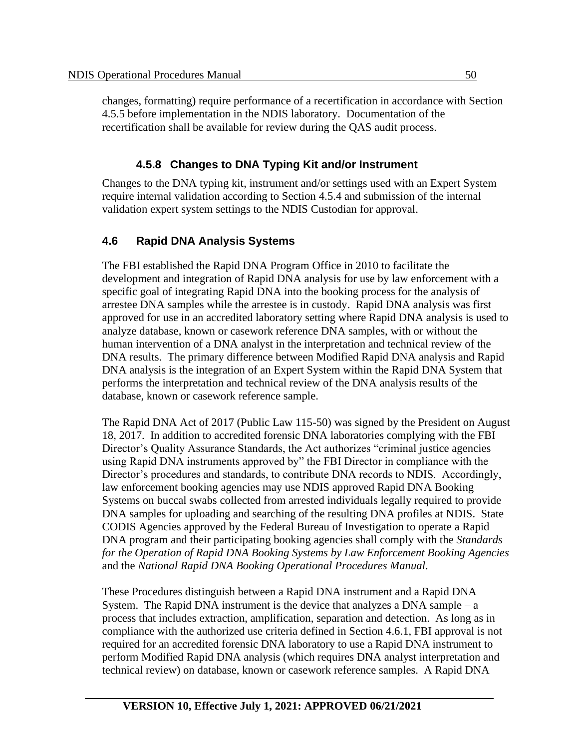changes, formatting) require performance of a recertification in accordance with Section 4.5.5 before implementation in the NDIS laboratory. Documentation of the recertification shall be available for review during the QAS audit process.

#### 4.5.8 Changes to DNA Typing Kit and/or Instrument

Changes to the DNA typing kit, instrument and/or settings used with an Expert System require internal validation according to Section 4.5.4 and submission of the internal validation expert system settings to the NDIS Custodian for approval.

### 4.6 Rapid DNA Analysis Systems

The FBI established the Rapid DNA Program Office in 2010 to facilitate the development and integration of Rapid DNA analysis for use by law enforcement with a specific goal of integrating Rapid DNA into the booking process for the analysis of arrestee DNA samples while the arrestee is in custody. Rapid DNA analysis was first approved for use in an accredited laboratory setting where Rapid DNA analysis is used to analyze database, known or casework reference DNA samples, with or without the human intervention of a DNA analyst in the interpretation and technical review of the DNA results. The primary difference between Modified Rapid DNA analysis and Rapid DNA analysis is the integration of an Expert System within the Rapid DNA System that performs the interpretation and technical review of the DNA analysis results of the database, known or casework reference sample.

The Rapid DNA Act of 2017 (Public Law 115-50) was signed by the President on August 18, 2017. In addition to accredited forensic DNA laboratories complying with the FBI Director's Quality Assurance Standards, the Act authorizes "criminal justice agencies using Rapid DNA instruments approved by" the FBI Director in compliance with the Director's procedures and standards, to contribute DNA records to NDIS. Accordingly, law enforcement booking agencies may use NDIS approved Rapid DNA Booking Systems on buccal swabs collected from arrested individuals legally required to provide DNA samples for uploading and searching of the resulting DNA profiles at NDIS. State CODIS Agencies approved by the Federal Bureau of Investigation to operate a Rapid DNA program and their participating booking agencies shall comply with the *Standards for the Operation of Rapid DNA Booking Systems by Law Enforcement Booking Agencies* and the *National Rapid DNA Booking Operational Procedures Manual*.

These Procedures distinguish between a Rapid DNA instrument and a Rapid DNA System. The Rapid DNA instrument is the device that analyzes a DNA sample – a process that includes extraction, amplification, separation and detection. As long as in compliance with the authorized use criteria defined in Section 4.6.1, FBI approval is not required for an accredited forensic DNA laboratory to use a Rapid DNA instrument to perform Modified Rapid DNA analysis (which requires DNA analyst interpretation and technical review) on database, known or casework reference samples. A Rapid DNA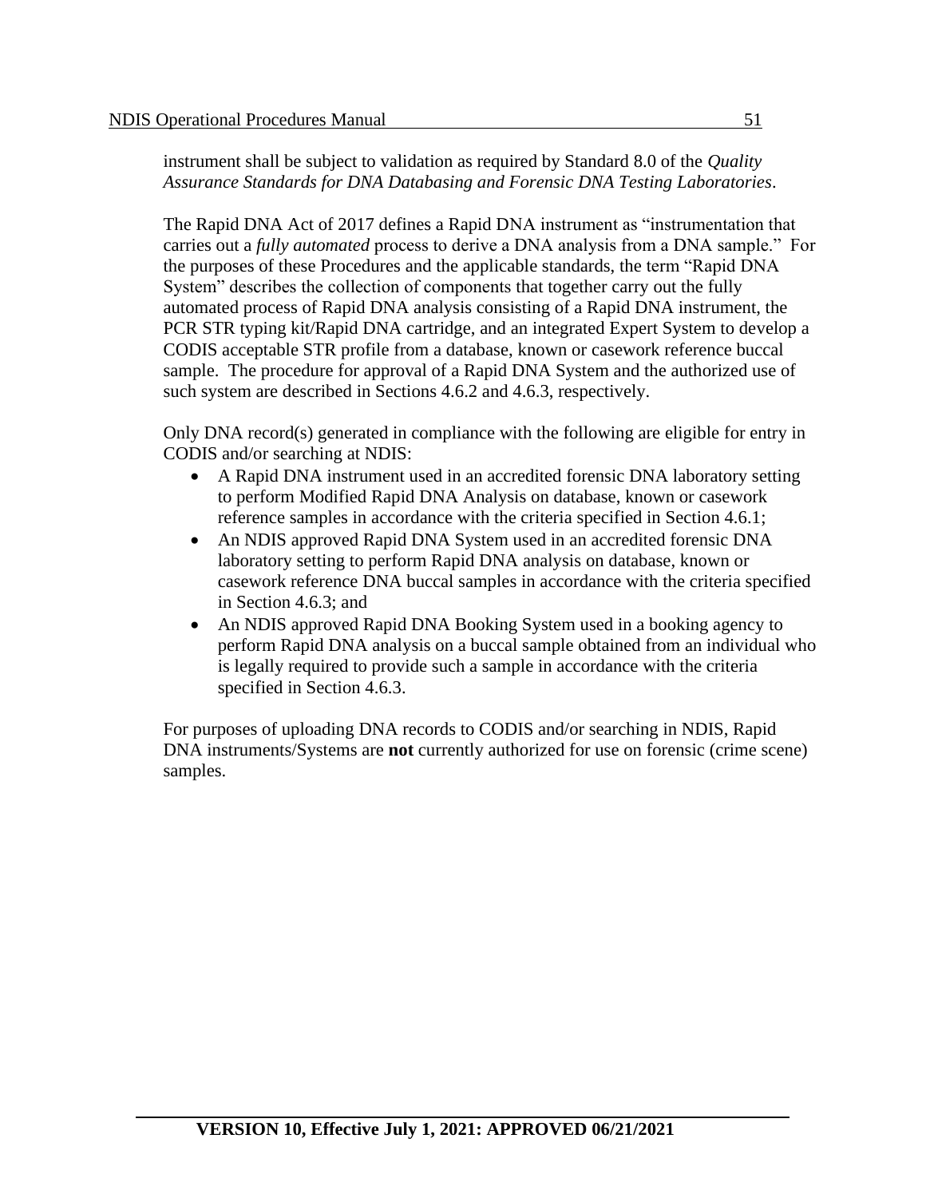instrument shall be subject to validation as required by Standard 8.0 of the *Quality Assurance Standards for DNA Databasing and Forensic DNA Testing Laboratories*.

The Rapid DNA Act of 2017 defines a Rapid DNA instrument as "instrumentation that carries out a *fully automated* process to derive a DNA analysis from a DNA sample." For the purposes of these Procedures and the applicable standards, the term "Rapid DNA System" describes the collection of components that together carry out the fully automated process of Rapid DNA analysis consisting of a Rapid DNA instrument, the PCR STR typing kit/Rapid DNA cartridge, and an integrated Expert System to develop a CODIS acceptable STR profile from a database, known or casework reference buccal sample. The procedure for approval of a Rapid DNA System and the authorized use of such system are described in Sections 4.6.2 and 4.6.3, respectively.

Only DNA record(s) generated in compliance with the following are eligible for entry in CODIS and/or searching at NDIS:

- A Rapid DNA instrument used in an accredited forensic DNA laboratory setting to perform Modified Rapid DNA Analysis on database, known or casework reference samples in accordance with the criteria specified in Section 4.6.1;
- An NDIS approved Rapid DNA System used in an accredited forensic DNA laboratory setting to perform Rapid DNA analysis on database, known or casework reference DNA buccal samples in accordance with the criteria specified in Section 4.6.3; and
- An NDIS approved Rapid DNA Booking System used in a booking agency to perform Rapid DNA analysis on a buccal sample obtained from an individual who is legally required to provide such a sample in accordance with the criteria specified in Section 4.6.3.

For purposes of uploading DNA records to CODIS and/or searching in NDIS, Rapid DNA instruments/Systems are **not** currently authorized for use on forensic (crime scene) samples.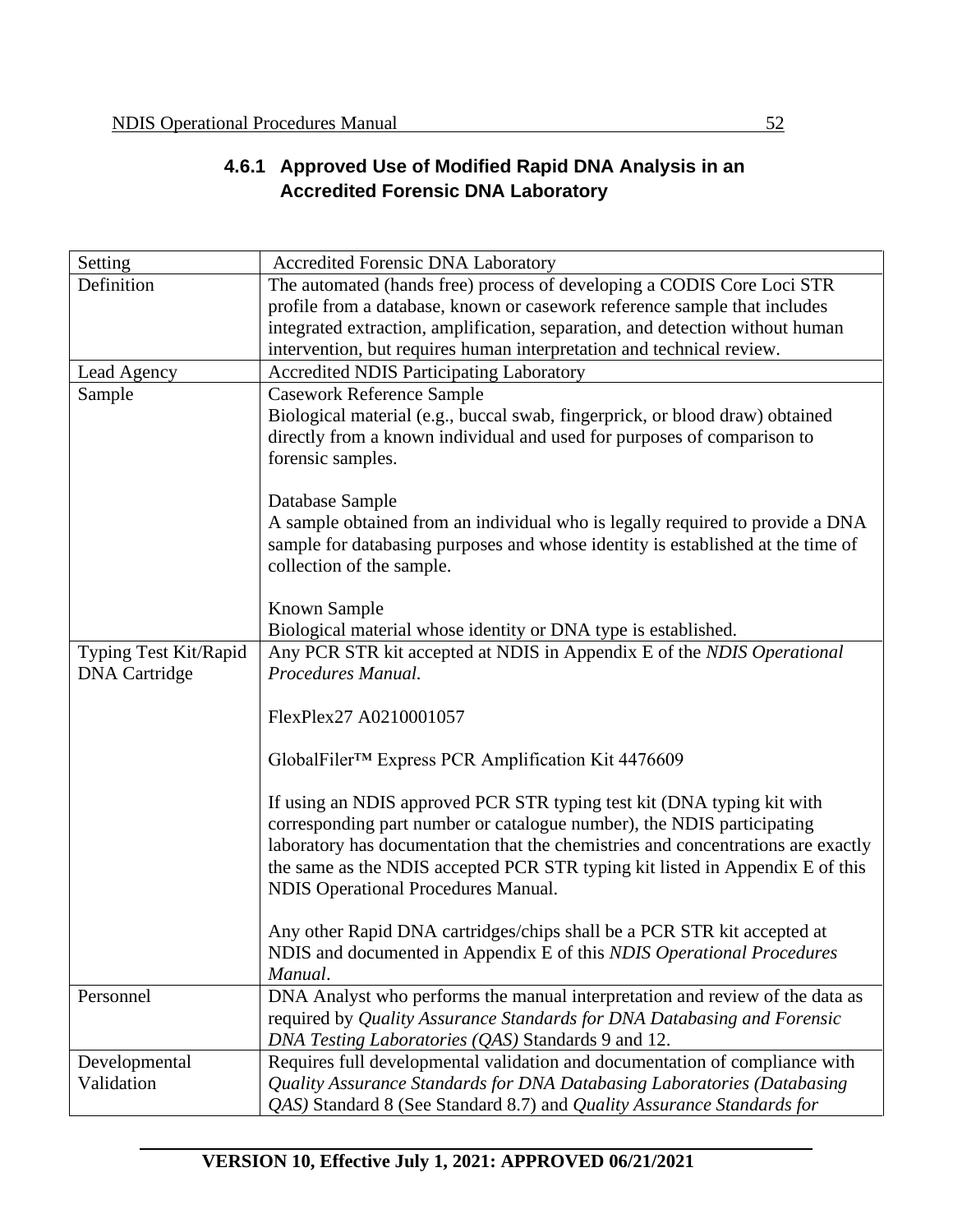### 4.6.1 Approved Use of Modified Rapid DNA Analysis in an Accredited Forensic DNA Laboratory

| Setting | Accredited Forensic DNA Laboratory |
|---|---|
| Definition | The automated (hands free) process of developing a CODIS Core Loci STR profile from a database, known or casework reference sample that includes integrated extraction, amplification, separation, and detection without human intervention, but requires human interpretation and technical review. |
| Lead Agency | Accredited NDIS Participating Laboratory |
| Sample | Casework Reference Sample<br>Biological material (e.g., buccal swab, fingerprick, or blood draw) obtained directly from a known individual and used for purposes of comparison to forensic samples.<br><br>Database Sample<br>A sample obtained from an individual who is legally required to provide a DNA sample for databasing purposes and whose identity is established at the time of collection of the sample.<br><br>Known Sample<br>Biological material whose identity or DNA type is established. |
| Typing Test Kit/Rapid DNA Cartridge | Any PCR STR kit accepted at NDIS in Appendix E of the *NDIS Operational Procedures Manual.*<br><br>FlexPlex27 A0210001057<br><br>GlobalFiler™ Express PCR Amplification Kit 4476609<br><br>If using an NDIS approved PCR STR typing test kit (DNA typing kit with corresponding part number or catalogue number), the NDIS participating laboratory has documentation that the chemistries and concentrations are exactly the same as the NDIS accepted PCR STR typing kit listed in Appendix E of this NDIS Operational Procedures Manual.<br><br>Any other Rapid DNA cartridges/chips shall be a PCR STR kit accepted at NDIS and documented in Appendix E of this *NDIS Operational Procedures Manual*. |
| Personnel | DNA Analyst who performs the manual interpretation and review of the data as required by *Quality Assurance Standards for DNA Databasing and Forensic DNA Testing Laboratories (QAS)* Standards 9 and 12. |
| Developmental Validation | Requires full developmental validation and documentation of compliance with *Quality Assurance Standards for DNA Databasing Laboratories (Databasing QAS)* Standard 8 (See Standard 8.7) and *Quality Assurance Standards for* |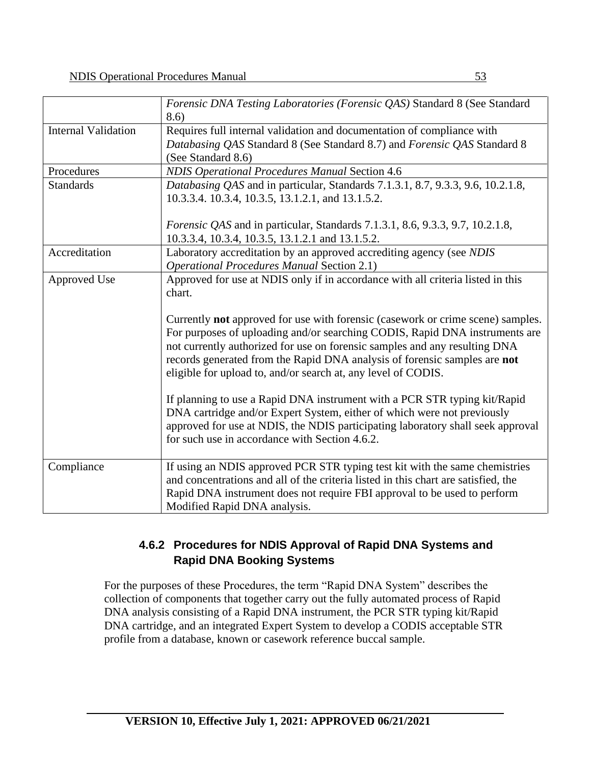| | |
|---|---|
| | *Forensic DNA Testing Laboratories (Forensic QAS)* Standard 8 (See Standard 8.6) |
| Internal Validation | Requires full internal validation and documentation of compliance with *Databasing QAS* Standard 8 (See Standard 8.7) and *Forensic QAS* Standard 8 (See Standard 8.6) |
| Procedures | *NDIS Operational Procedures Manual* Section 4.6 |
| Standards | *Databasing QAS* and in particular, Standards 7.1.3.1, 8.7, 9.3.3, 9.6, 10.2.1.8, 10.3.3.4. 10.3.4, 10.3.5, 13.1.2.1, and 13.1.5.2.<br><br>*Forensic QAS* and in particular, Standards 7.1.3.1, 8.6, 9.3.3, 9.7, 10.2.1.8, 10.3.3.4, 10.3.4, 10.3.5, 13.1.2.1 and 13.1.5.2. |
| Accreditation | Laboratory accreditation by an approved accrediting agency (see *NDIS Operational Procedures Manual* Section 2.1) |
| Approved Use | Approved for use at NDIS only if in accordance with all criteria listed in this chart.<br><br>Currently **not** approved for use with forensic (casework or crime scene) samples. For purposes of uploading and/or searching CODIS, Rapid DNA instruments are not currently authorized for use on forensic samples and any resulting DNA records generated from the Rapid DNA analysis of forensic samples are **not** eligible for upload to, and/or search at, any level of CODIS.<br><br>If planning to use a Rapid DNA instrument with a PCR STR typing kit/Rapid DNA cartridge and/or Expert System, either of which were not previously approved for use at NDIS, the NDIS participating laboratory shall seek approval for such use in accordance with Section 4.6.2. |
| Compliance | If using an NDIS approved PCR STR typing test kit with the same chemistries and concentrations and all of the criteria listed in this chart are satisfied, the Rapid DNA instrument does not require FBI approval to be used to perform Modified Rapid DNA analysis. |

### 4.6.2 Procedures for NDIS Approval of Rapid DNA Systems and Rapid DNA Booking Systems

For the purposes of these Procedures, the term "Rapid DNA System" describes the collection of components that together carry out the fully automated process of Rapid DNA analysis consisting of a Rapid DNA instrument, the PCR STR typing kit/Rapid DNA cartridge, and an integrated Expert System to develop a CODIS acceptable STR profile from a database, known or casework reference buccal sample.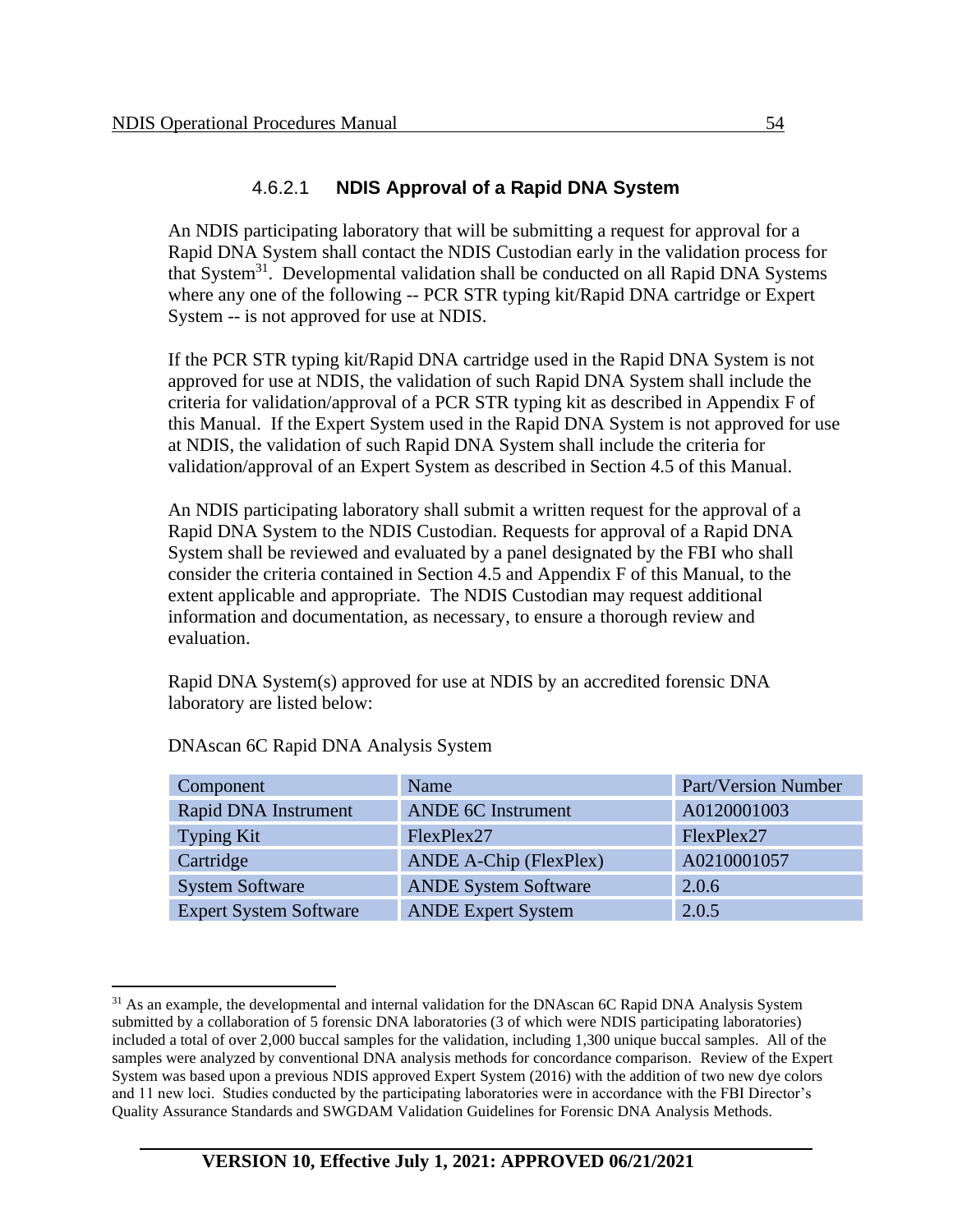#### 4.6.2.1 **NDIS Approval of a Rapid DNA System**

An NDIS participating laboratory that will be submitting a request for approval for a Rapid DNA System shall contact the NDIS Custodian early in the validation process for that System[31]. Developmental validation shall be conducted on all Rapid DNA Systems where any one of the following -- PCR STR typing kit/Rapid DNA cartridge or Expert System -- is not approved for use at NDIS.

If the PCR STR typing kit/Rapid DNA cartridge used in the Rapid DNA System is not approved for use at NDIS, the validation of such Rapid DNA System shall include the criteria for validation/approval of a PCR STR typing kit as described in Appendix F of this Manual. If the Expert System used in the Rapid DNA System is not approved for use at NDIS, the validation of such Rapid DNA System shall include the criteria for validation/approval of an Expert System as described in Section 4.5 of this Manual.

An NDIS participating laboratory shall submit a written request for the approval of a Rapid DNA System to the NDIS Custodian. Requests for approval of a Rapid DNA System shall be reviewed and evaluated by a panel designated by the FBI who shall consider the criteria contained in Section 4.5 and Appendix F of this Manual, to the extent applicable and appropriate. The NDIS Custodian may request additional information and documentation, as necessary, to ensure a thorough review and evaluation.

Rapid DNA System(s) approved for use at NDIS by an accredited forensic DNA laboratory are listed below:

DNAscan 6C Rapid DNA Analysis System

| Component | Name | Part/Version Number |
|---|---|---|
| Rapid DNA Instrument | ANDE 6C Instrument | A0120001003 |
| Typing Kit | FlexPlex27 | FlexPlex27 |
| Cartridge | ANDE A-Chip (FlexPlex) | A0210001057 |
| System Software | ANDE System Software | 2.0.6 |
| Expert System Software | ANDE Expert System | 2.0.5 |

[31] As an example, the developmental and internal validation for the DNAscan 6C Rapid DNA Analysis System submitted by a collaboration of 5 forensic DNA laboratories (3 of which were NDIS participating laboratories) included a total of over 2,000 buccal samples for the validation, including 1,300 unique buccal samples. All of the samples were analyzed by conventional DNA analysis methods for concordance comparison. Review of the Expert System was based upon a previous NDIS approved Expert System (2016) with the addition of two new dye colors and 11 new loci. Studies conducted by the participating laboratories were in accordance with the FBI Director's Quality Assurance Standards and SWGDAM Validation Guidelines for Forensic DNA Analysis Methods.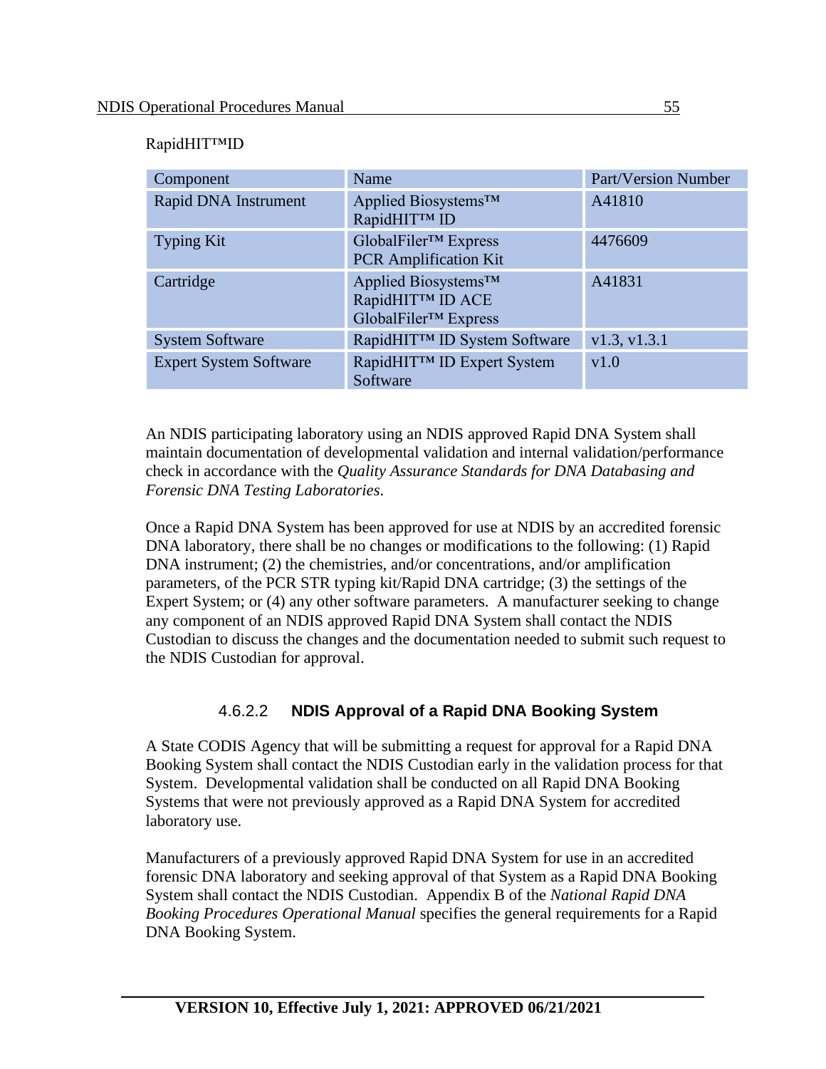RapidHIT™ID

| Component | Name | Part/Version Number |
|---|---|---|
| Rapid DNA Instrument | Applied Biosystems™ RapidHIT™ ID | A41810 |
| Typing Kit | GlobalFiler™ Express PCR Amplification Kit | 4476609 |
| Cartridge | Applied Biosystems™ RapidHIT™ ID ACE GlobalFiler™ Express | A41831 |
| System Software | RapidHIT™ ID System Software | v1.3, v1.3.1 |
| Expert System Software | RapidHIT™ ID Expert System Software | v1.0 |

An NDIS participating laboratory using an NDIS approved Rapid DNA System shall maintain documentation of developmental validation and internal validation/performance check in accordance with the *Quality Assurance Standards for DNA Databasing and Forensic DNA Testing Laboratories*.

Once a Rapid DNA System has been approved for use at NDIS by an accredited forensic DNA laboratory, there shall be no changes or modifications to the following: (1) Rapid DNA instrument; (2) the chemistries, and/or concentrations, and/or amplification parameters, of the PCR STR typing kit/Rapid DNA cartridge; (3) the settings of the Expert System; or (4) any other software parameters. A manufacturer seeking to change any component of an NDIS approved Rapid DNA System shall contact the NDIS Custodian to discuss the changes and the documentation needed to submit such request to the NDIS Custodian for approval.

#### 4.6.2.2 **NDIS Approval of a Rapid DNA Booking System**

A State CODIS Agency that will be submitting a request for approval for a Rapid DNA Booking System shall contact the NDIS Custodian early in the validation process for that System. Developmental validation shall be conducted on all Rapid DNA Booking Systems that were not previously approved as a Rapid DNA System for accredited laboratory use.

Manufacturers of a previously approved Rapid DNA System for use in an accredited forensic DNA laboratory and seeking approval of that System as a Rapid DNA Booking System shall contact the NDIS Custodian. Appendix B of the *National Rapid DNA Booking Procedures Operational Manual* specifies the general requirements for a Rapid DNA Booking System.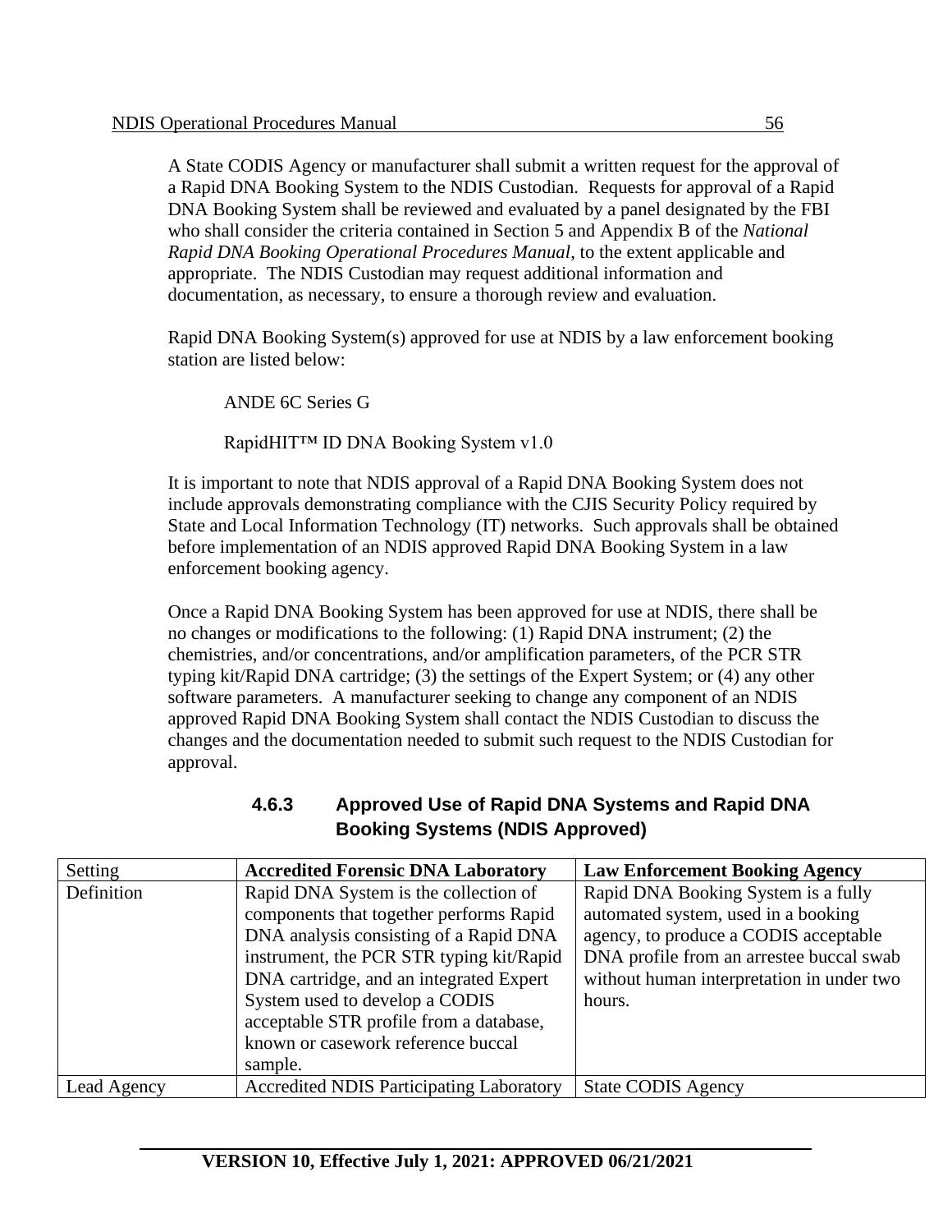A State CODIS Agency or manufacturer shall submit a written request for the approval of a Rapid DNA Booking System to the NDIS Custodian. Requests for approval of a Rapid DNA Booking System shall be reviewed and evaluated by a panel designated by the FBI who shall consider the criteria contained in Section 5 and Appendix B of the *National Rapid DNA Booking Operational Procedures Manual*, to the extent applicable and appropriate. The NDIS Custodian may request additional information and documentation, as necessary, to ensure a thorough review and evaluation.

Rapid DNA Booking System(s) approved for use at NDIS by a law enforcement booking station are listed below:

ANDE 6C Series G

RapidHIT™ ID DNA Booking System v1.0

It is important to note that NDIS approval of a Rapid DNA Booking System does not include approvals demonstrating compliance with the CJIS Security Policy required by State and Local Information Technology (IT) networks. Such approvals shall be obtained before implementation of an NDIS approved Rapid DNA Booking System in a law enforcement booking agency.

Once a Rapid DNA Booking System has been approved for use at NDIS, there shall be no changes or modifications to the following: (1) Rapid DNA instrument; (2) the chemistries, and/or concentrations, and/or amplification parameters, of the PCR STR typing kit/Rapid DNA cartridge; (3) the settings of the Expert System; or (4) any other software parameters. A manufacturer seeking to change any component of an NDIS approved Rapid DNA Booking System shall contact the NDIS Custodian to discuss the changes and the documentation needed to submit such request to the NDIS Custodian for approval.

### 4.6.3 Approved Use of Rapid DNA Systems and Rapid DNA Booking Systems (NDIS Approved)

| Setting | **Accredited Forensic DNA Laboratory** | **Law Enforcement Booking Agency** |
|---|---|---|
| Definition | Rapid DNA System is the collection of components that together performs Rapid DNA analysis consisting of a Rapid DNA instrument, the PCR STR typing kit/Rapid DNA cartridge, and an integrated Expert System used to develop a CODIS acceptable STR profile from a database, known or casework reference buccal sample. | Rapid DNA Booking System is a fully automated system, used in a booking agency, to produce a CODIS acceptable DNA profile from an arrestee buccal swab without human interpretation in under two hours. |
| Lead Agency | Accredited NDIS Participating Laboratory | State CODIS Agency |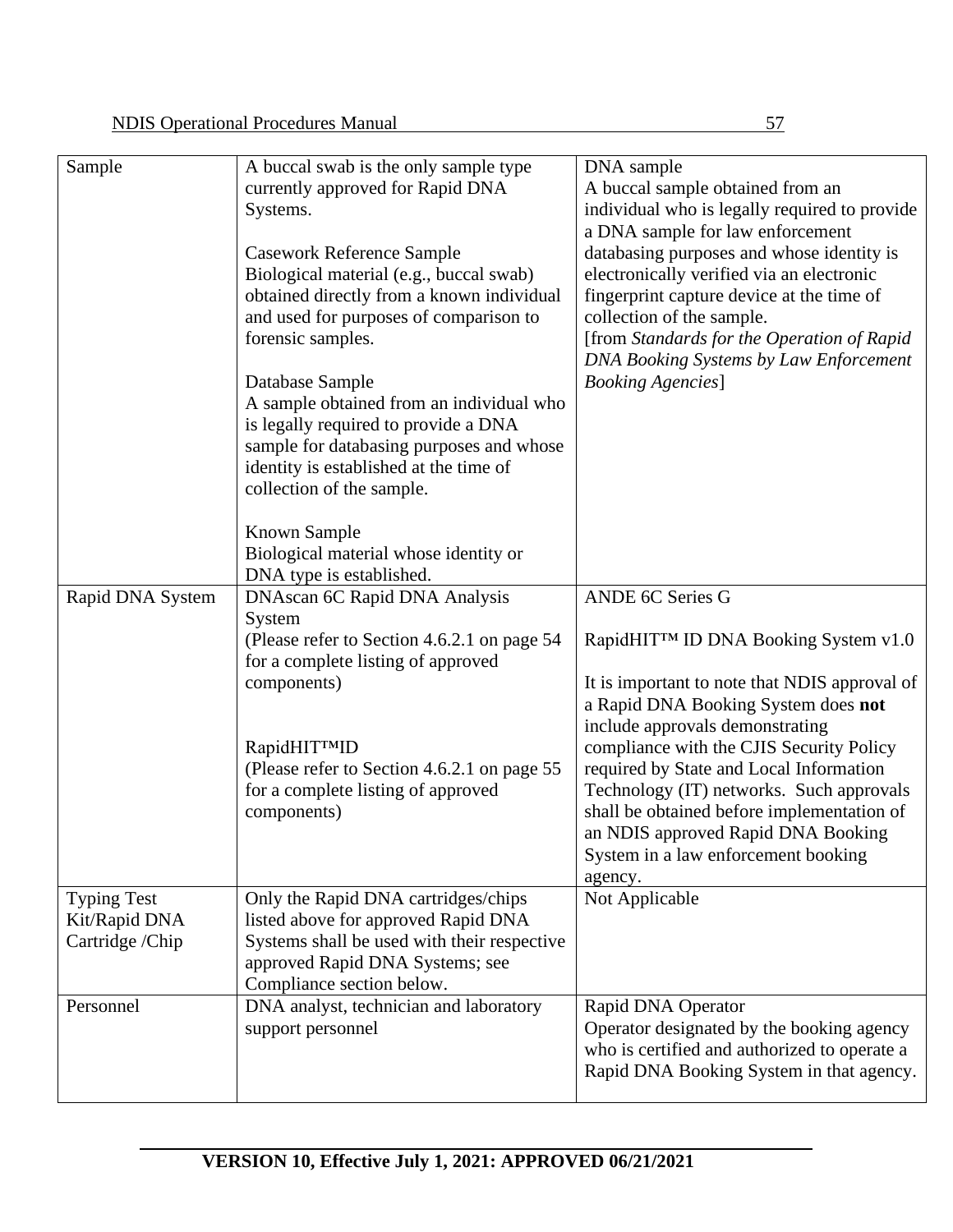| Sample | A buccal swab is the only sample type currently approved for Rapid DNA Systems.<br><br>Casework Reference Sample<br>Biological material (e.g., buccal swab) obtained directly from a known individual and used for purposes of comparison to forensic samples.<br><br>Database Sample<br>A sample obtained from an individual who is legally required to provide a DNA sample for databasing purposes and whose identity is established at the time of collection of the sample.<br><br>Known Sample<br>Biological material whose identity or DNA type is established. | DNA sample<br>A buccal sample obtained from an individual who is legally required to provide a DNA sample for law enforcement databasing purposes and whose identity is electronically verified via an electronic fingerprint capture device at the time of collection of the sample.<br>[from *Standards for the Operation of Rapid DNA Booking Systems by Law Enforcement Booking Agencies*] |
|---|---|---|
| Rapid DNA System | DNAscan 6C Rapid DNA Analysis System<br>(Please refer to Section 4.6.2.1 on page 54 for a complete listing of approved components)<br><br>RapidHIT™ID<br>(Please refer to Section 4.6.2.1 on page 55 for a complete listing of approved components) | ANDE 6C Series G<br><br>RapidHIT™ ID DNA Booking System v1.0<br><br>It is important to note that NDIS approval of a Rapid DNA Booking System does **not** include approvals demonstrating compliance with the CJIS Security Policy required by State and Local Information Technology (IT) networks. Such approvals shall be obtained before implementation of an NDIS approved Rapid DNA Booking System in a law enforcement booking agency. |
| Typing Test Kit/Rapid DNA Cartridge /Chip | Only the Rapid DNA cartridges/chips listed above for approved Rapid DNA Systems shall be used with their respective approved Rapid DNA Systems; see Compliance section below. | Not Applicable |
| Personnel | DNA analyst, technician and laboratory support personnel | Rapid DNA Operator<br>Operator designated by the booking agency who is certified and authorized to operate a Rapid DNA Booking System in that agency. |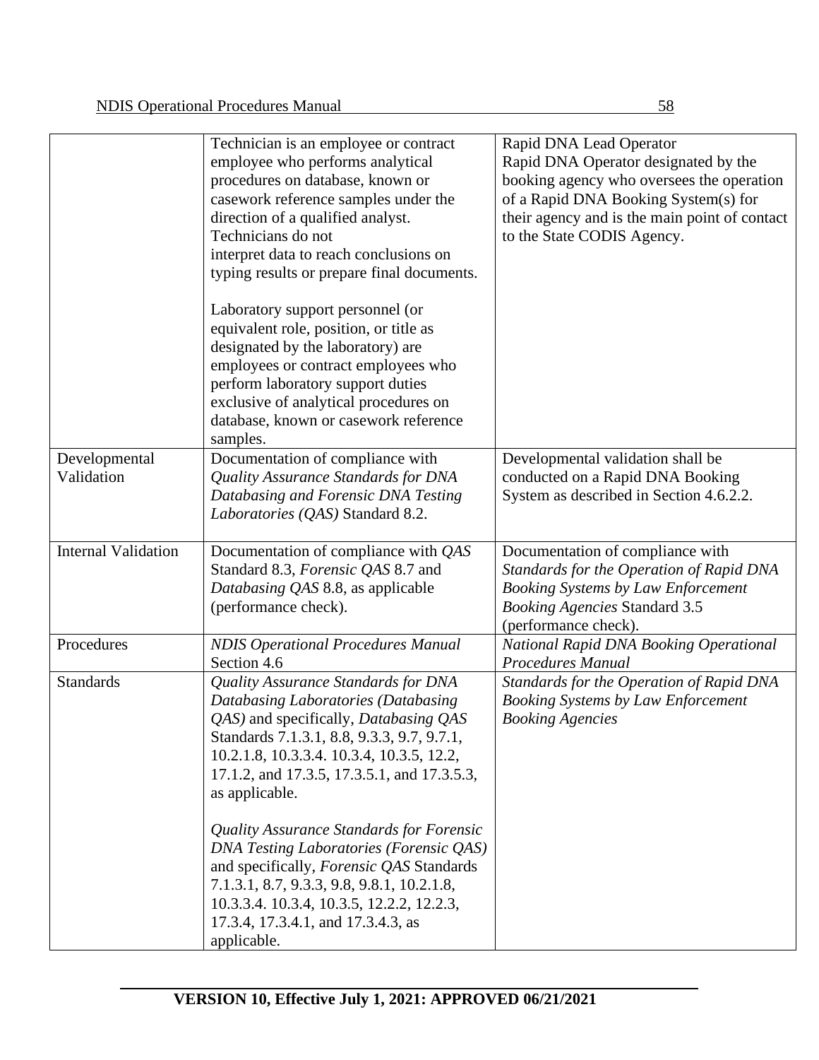| | | |
|---|---|---|
| | Technician is an employee or contract employee who performs analytical procedures on database, known or casework reference samples under the direction of a qualified analyst. Technicians do not interpret data to reach conclusions on typing results or prepare final documents.<br><br>Laboratory support personnel (or equivalent role, position, or title as designated by the laboratory) are employees or contract employees who perform laboratory support duties exclusive of analytical procedures on database, known or casework reference samples. | Rapid DNA Lead Operator<br>Rapid DNA Operator designated by the booking agency who oversees the operation of a Rapid DNA Booking System(s) for their agency and is the main point of contact to the State CODIS Agency. |
| Developmental Validation | Documentation of compliance with *Quality Assurance Standards for DNA Databasing and Forensic DNA Testing Laboratories (QAS)* Standard 8.2. | Developmental validation shall be conducted on a Rapid DNA Booking System as described in Section 4.6.2.2. |
| Internal Validation | Documentation of compliance with *QAS* Standard 8.3, *Forensic QAS* 8.7 and *Databasing QAS* 8.8, as applicable (performance check). | Documentation of compliance with *Standards for the Operation of Rapid DNA Booking Systems by Law Enforcement Booking Agencies* Standard 3.5 (performance check). |
| Procedures | *NDIS Operational Procedures Manual* Section 4.6 | *National Rapid DNA Booking Operational Procedures Manual* |
| Standards | *Quality Assurance Standards for DNA Databasing Laboratories (Databasing QAS)* and specifically, *Databasing QAS* Standards 7.1.3.1, 8.8, 9.3.3, 9.7, 9.7.1, 10.2.1.8, 10.3.3.4. 10.3.4, 10.3.5, 12.2, 17.1.2, and 17.3.5, 17.3.5.1, and 17.3.5.3, as applicable.<br><br>*Quality Assurance Standards for Forensic DNA Testing Laboratories (Forensic QAS)* and specifically, *Forensic QAS* Standards 7.1.3.1, 8.7, 9.3.3, 9.8, 9.8.1, 10.2.1.8, 10.3.3.4. 10.3.4, 10.3.5, 12.2.2, 12.2.3, 17.3.4, 17.3.4.1, and 17.3.4.3, as applicable. | *Standards for the Operation of Rapid DNA Booking Systems by Law Enforcement Booking Agencies* |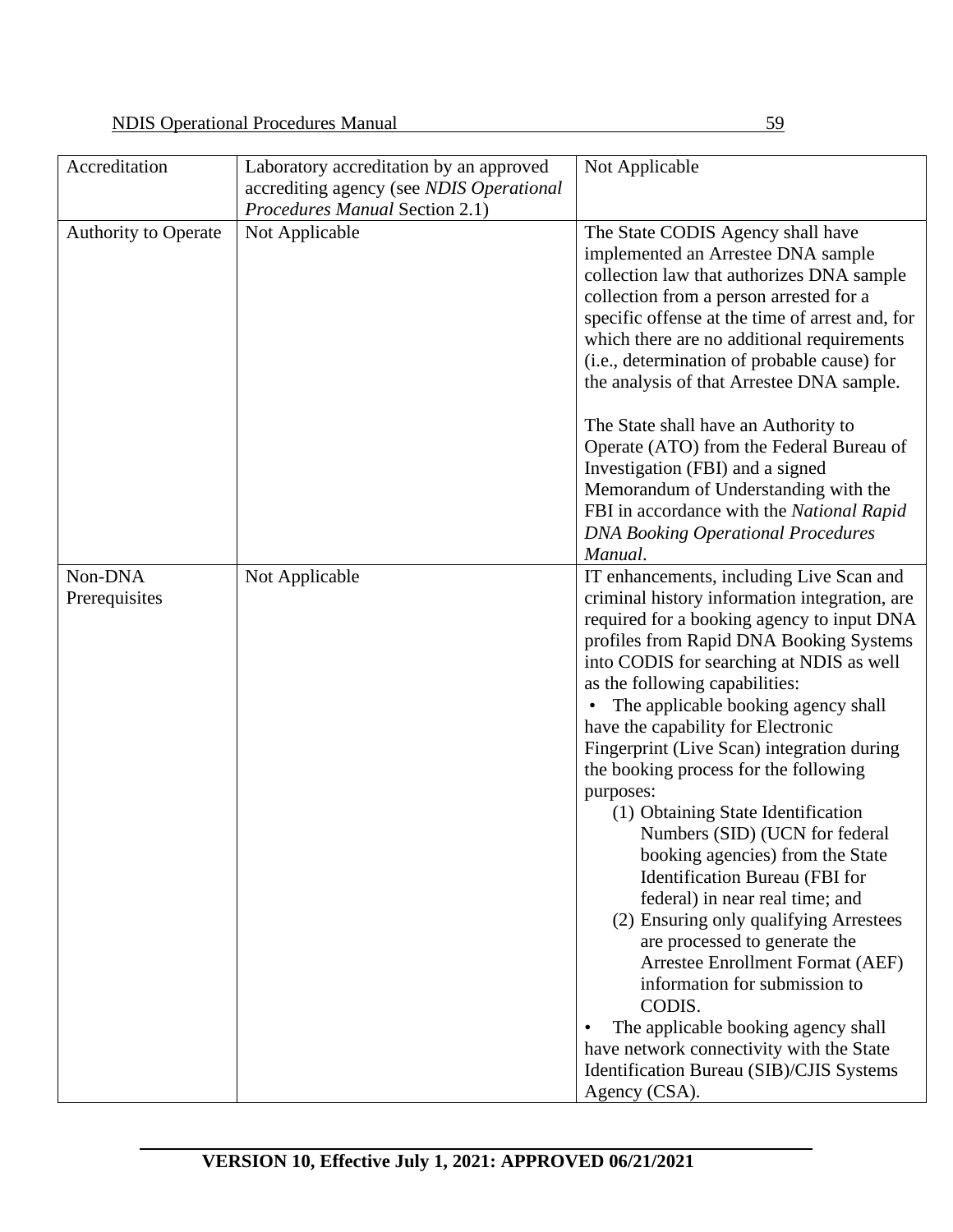| Accreditation | Laboratory accreditation by an approved accrediting agency (see *NDIS Operational Procedures Manual* Section 2.1) | Not Applicable |
|---|---|---|
| Authority to Operate | Not Applicable | The State CODIS Agency shall have implemented an Arrestee DNA sample collection law that authorizes DNA sample collection from a person arrested for a specific offense at the time of arrest and, for which there are no additional requirements (i.e., determination of probable cause) for the analysis of that Arrestee DNA sample.<br><br>The State shall have an Authority to Operate (ATO) from the Federal Bureau of Investigation (FBI) and a signed Memorandum of Understanding with the FBI in accordance with the *National Rapid DNA Booking Operational Procedures Manual*. |
| Non-DNA Prerequisites | Not Applicable | IT enhancements, including Live Scan and criminal history information integration, are required for a booking agency to input DNA profiles from Rapid DNA Booking Systems into CODIS for searching at NDIS as well as the following capabilities:<br>• The applicable booking agency shall have the capability for Electronic Fingerprint (Live Scan) integration during the booking process for the following purposes:<br>(1) Obtaining State Identification Numbers (SID) (UCN for federal booking agencies) from the State Identification Bureau (FBI for federal) in near real time; and<br>(2) Ensuring only qualifying Arrestees are processed to generate the Arrestee Enrollment Format (AEF) information for submission to CODIS.<br>• The applicable booking agency shall have network connectivity with the State Identification Bureau (SIB)/CJIS Systems Agency (CSA). |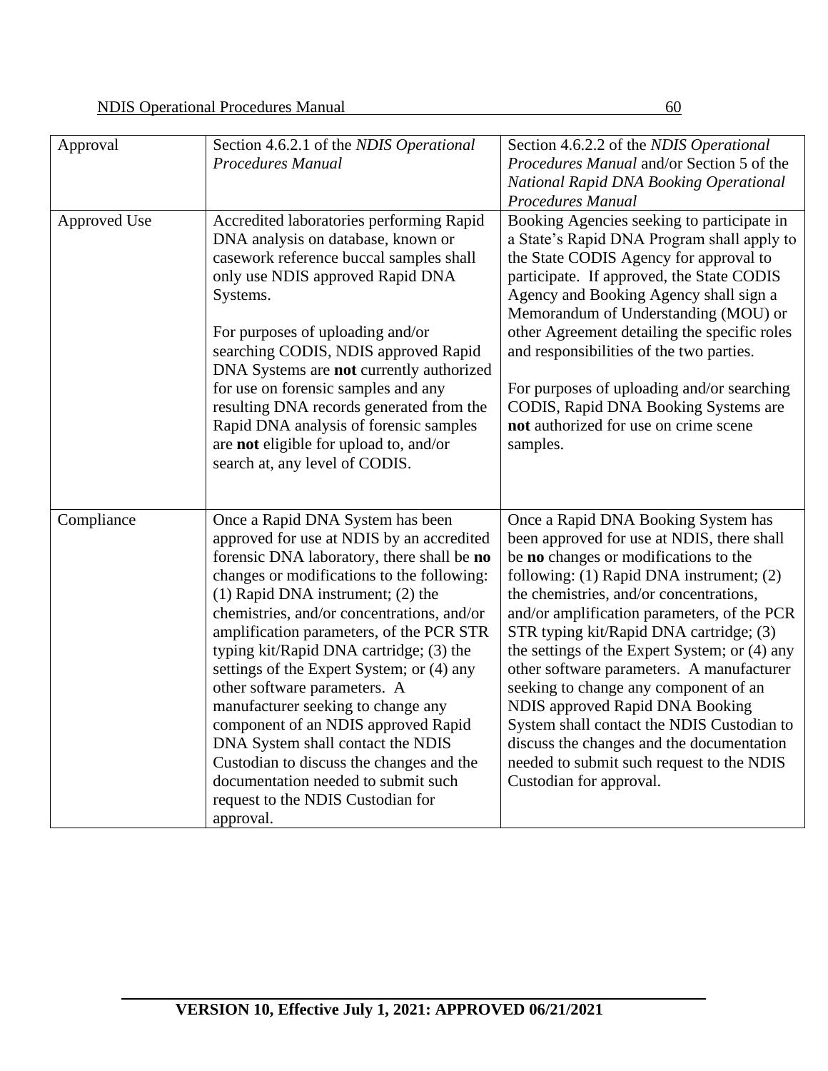| | | |
|---|---|---|
| Approval | Section 4.6.2.1 of the *NDIS Operational Procedures Manual* | Section 4.6.2.2 of the *NDIS Operational Procedures Manual* and/or Section 5 of the *National Rapid DNA Booking Operational Procedures Manual* |
| Approved Use | Accredited laboratories performing Rapid DNA analysis on database, known or casework reference buccal samples shall only use NDIS approved Rapid DNA Systems.<br><br>For purposes of uploading and/or searching CODIS, NDIS approved Rapid DNA Systems are **not** currently authorized for use on forensic samples and any resulting DNA records generated from the Rapid DNA analysis of forensic samples are **not** eligible for upload to, and/or search at, any level of CODIS. | Booking Agencies seeking to participate in a State's Rapid DNA Program shall apply to the State CODIS Agency for approval to participate. If approved, the State CODIS Agency and Booking Agency shall sign a Memorandum of Understanding (MOU) or other Agreement detailing the specific roles and responsibilities of the two parties.<br><br>For purposes of uploading and/or searching CODIS, Rapid DNA Booking Systems are **not** authorized for use on crime scene samples. |
| Compliance | Once a Rapid DNA System has been approved for use at NDIS by an accredited forensic DNA laboratory, there shall be **no** changes or modifications to the following: (1) Rapid DNA instrument; (2) the chemistries, and/or concentrations, and/or amplification parameters, of the PCR STR typing kit/Rapid DNA cartridge; (3) the settings of the Expert System; or (4) any other software parameters. A manufacturer seeking to change any component of an NDIS approved Rapid DNA System shall contact the NDIS Custodian to discuss the changes and the documentation needed to submit such request to the NDIS Custodian for approval. | Once a Rapid DNA Booking System has been approved for use at NDIS, there shall be **no** changes or modifications to the following: (1) Rapid DNA instrument; (2) the chemistries, and/or concentrations, and/or amplification parameters, of the PCR STR typing kit/Rapid DNA cartridge; (3) the settings of the Expert System; or (4) any other software parameters. A manufacturer seeking to change any component of an NDIS approved Rapid DNA Booking System shall contact the NDIS Custodian to discuss the changes and the documentation needed to submit such request to the NDIS Custodian for approval. |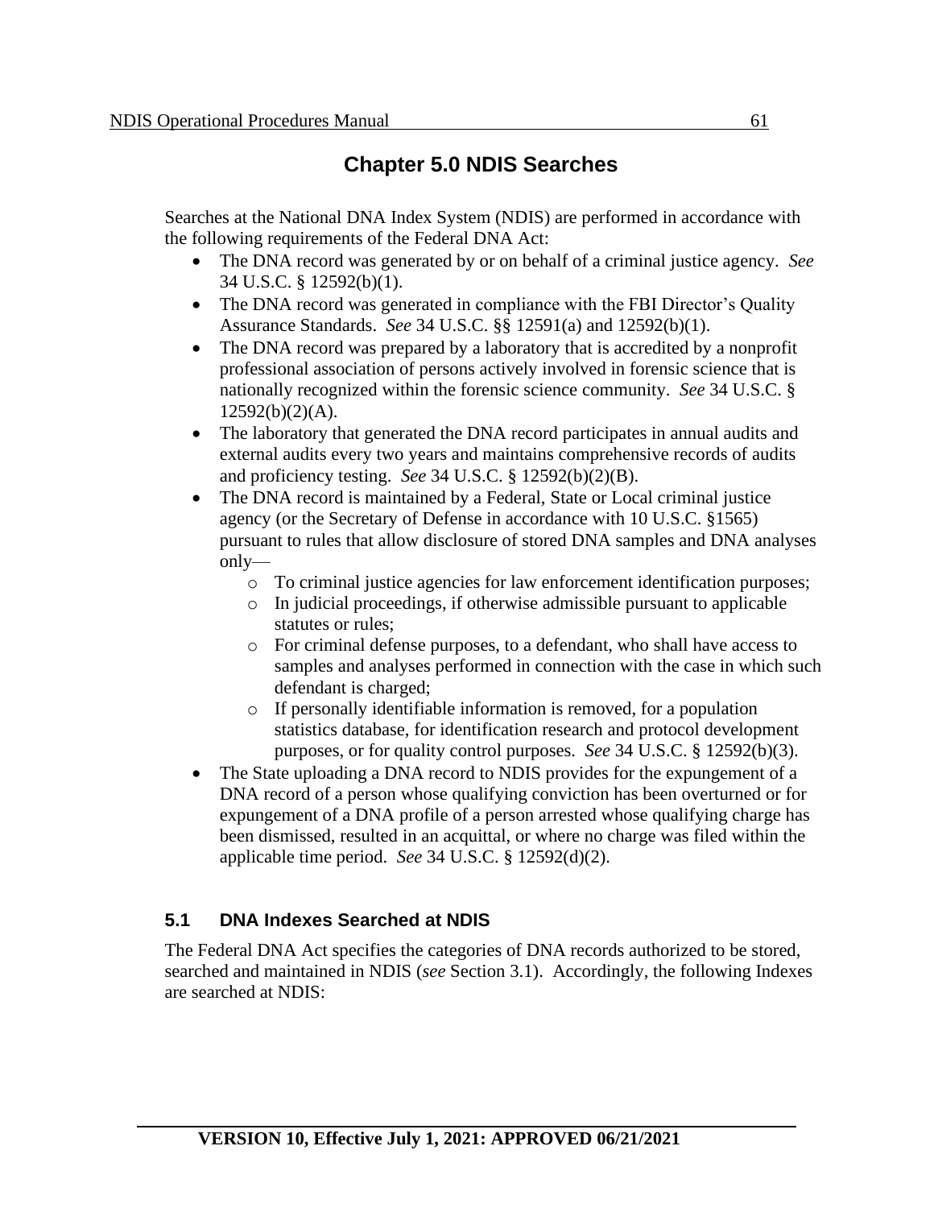# Chapter 5.0 NDIS Searches

Searches at the National DNA Index System (NDIS) are performed in accordance with the following requirements of the Federal DNA Act:

- The DNA record was generated by or on behalf of a criminal justice agency. *See* 34 U.S.C. § 12592(b)(1).
- The DNA record was generated in compliance with the FBI Director's Quality Assurance Standards. *See* 34 U.S.C. §§ 12591(a) and 12592(b)(1).
- The DNA record was prepared by a laboratory that is accredited by a nonprofit professional association of persons actively involved in forensic science that is nationally recognized within the forensic science community. *See* 34 U.S.C. § 12592(b)(2)(A).
- The laboratory that generated the DNA record participates in annual audits and external audits every two years and maintains comprehensive records of audits and proficiency testing. *See* 34 U.S.C. § 12592(b)(2)(B).
- The DNA record is maintained by a Federal, State or Local criminal justice agency (or the Secretary of Defense in accordance with 10 U.S.C. §1565) pursuant to rules that allow disclosure of stored DNA samples and DNA analyses only—
  - To criminal justice agencies for law enforcement identification purposes;
  - In judicial proceedings, if otherwise admissible pursuant to applicable statutes or rules;
  - For criminal defense purposes, to a defendant, who shall have access to samples and analyses performed in connection with the case in which such defendant is charged;
  - If personally identifiable information is removed, for a population statistics database, for identification research and protocol development purposes, or for quality control purposes. *See* 34 U.S.C. § 12592(b)(3).
- The State uploading a DNA record to NDIS provides for the expungement of a DNA record of a person whose qualifying conviction has been overturned or for expungement of a DNA profile of a person arrested whose qualifying charge has been dismissed, resulted in an acquittal, or where no charge was filed within the applicable time period. *See* 34 U.S.C. § 12592(d)(2).

## 5.1 DNA Indexes Searched at NDIS

The Federal DNA Act specifies the categories of DNA records authorized to be stored, searched and maintained in NDIS (*see* Section 3.1). Accordingly, the following Indexes are searched at NDIS: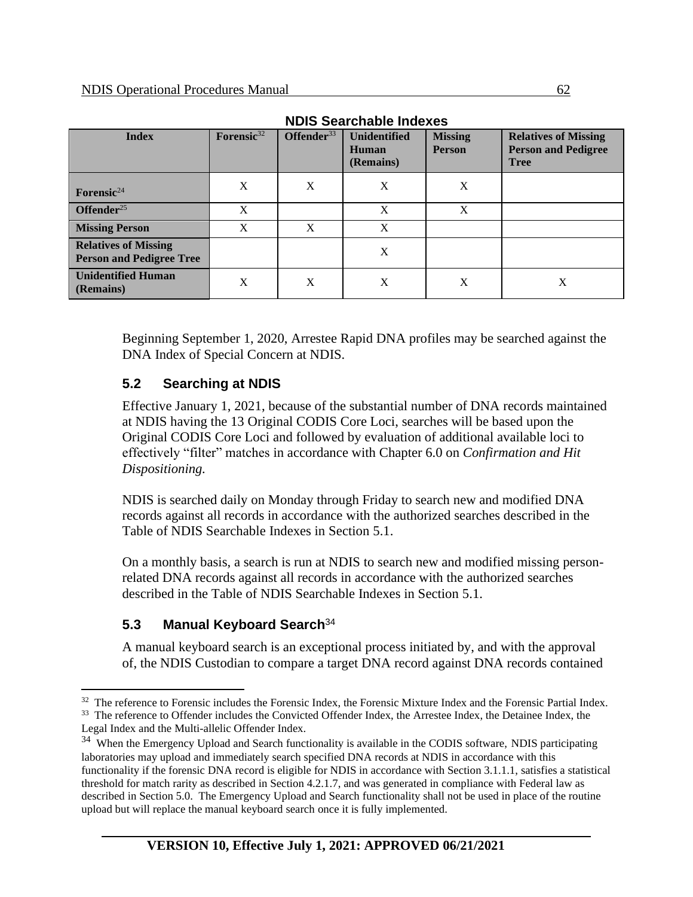**NDIS Searchable Indexes**

| Index | Forensic[32] | Offender[33] | Unidentified Human (Remains) | Missing Person | Relatives of Missing Person and Pedigree Tree |
|---|---|---|---|---|---|
| **Forensic**[24] | X | X | X | X | |
| **Offender**[25] | X | | X | X | |
| **Missing Person** | X | X | X | | |
| **Relatives of Missing Person and Pedigree Tree** | | | X | | |
| **Unidentified Human (Remains)** | X | X | X | X | X |

Beginning September 1, 2020, Arrestee Rapid DNA profiles may be searched against the DNA Index of Special Concern at NDIS.

## 5.2 Searching at NDIS

Effective January 1, 2021, because of the substantial number of DNA records maintained at NDIS having the 13 Original CODIS Core Loci, searches will be based upon the Original CODIS Core Loci and followed by evaluation of additional available loci to effectively "filter" matches in accordance with Chapter 6.0 on *Confirmation and Hit Dispositioning.*

NDIS is searched daily on Monday through Friday to search new and modified DNA records against all records in accordance with the authorized searches described in the Table of NDIS Searchable Indexes in Section 5.1.

On a monthly basis, a search is run at NDIS to search new and modified missing person-related DNA records against all records in accordance with the authorized searches described in the Table of NDIS Searchable Indexes in Section 5.1.

## 5.3 Manual Keyboard Search[34]

A manual keyboard search is an exceptional process initiated by, and with the approval of, the NDIS Custodian to compare a target DNA record against DNA records contained

---

[32] The reference to Forensic includes the Forensic Index, the Forensic Mixture Index and the Forensic Partial Index.

[33] The reference to Offender includes the Convicted Offender Index, the Arrestee Index, the Detainee Index, the Legal Index and the Multi-allelic Offender Index.

[34] When the Emergency Upload and Search functionality is available in the CODIS software, NDIS participating laboratories may upload and immediately search specified DNA records at NDIS in accordance with this functionality if the forensic DNA record is eligible for NDIS in accordance with Section 3.1.1.1, satisfies a statistical threshold for match rarity as described in Section 4.2.1.7, and was generated in compliance with Federal law as described in Section 5.0. The Emergency Upload and Search functionality shall not be used in place of the routine upload but will replace the manual keyboard search once it is fully implemented.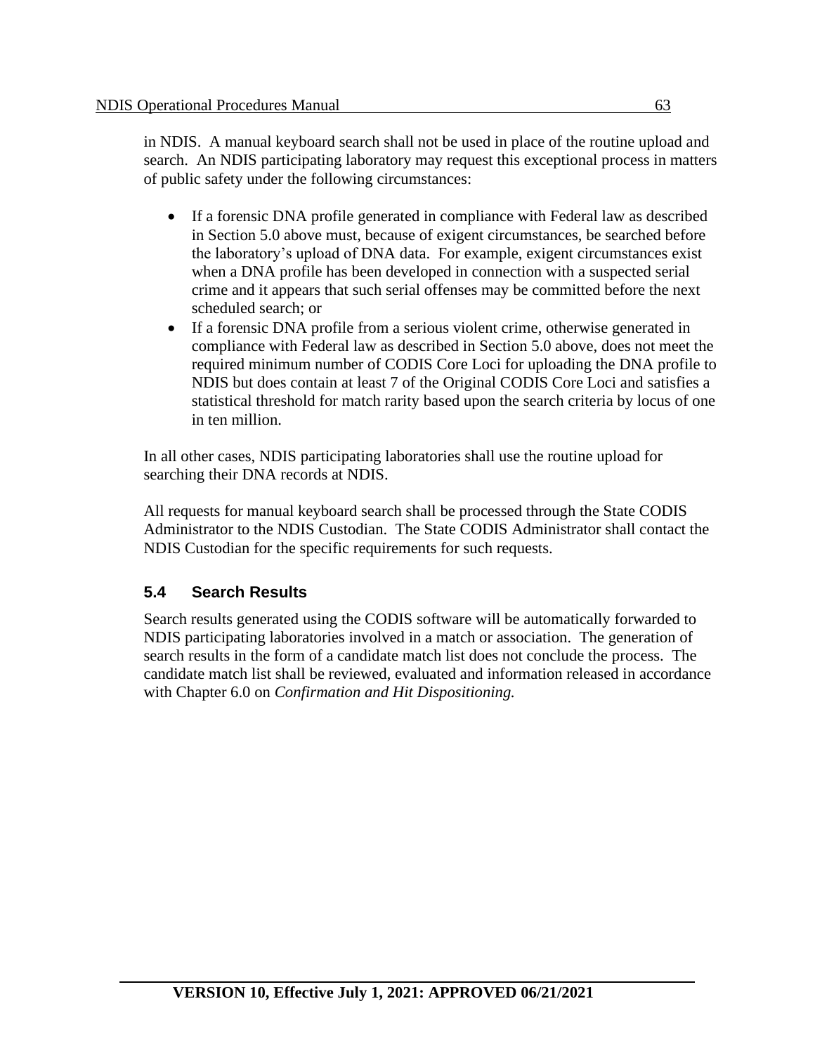in NDIS. A manual keyboard search shall not be used in place of the routine upload and search. An NDIS participating laboratory may request this exceptional process in matters of public safety under the following circumstances:

- If a forensic DNA profile generated in compliance with Federal law as described in Section 5.0 above must, because of exigent circumstances, be searched before the laboratory's upload of DNA data. For example, exigent circumstances exist when a DNA profile has been developed in connection with a suspected serial crime and it appears that such serial offenses may be committed before the next scheduled search; or
- If a forensic DNA profile from a serious violent crime, otherwise generated in compliance with Federal law as described in Section 5.0 above, does not meet the required minimum number of CODIS Core Loci for uploading the DNA profile to NDIS but does contain at least 7 of the Original CODIS Core Loci and satisfies a statistical threshold for match rarity based upon the search criteria by locus of one in ten million.

In all other cases, NDIS participating laboratories shall use the routine upload for searching their DNA records at NDIS.

All requests for manual keyboard search shall be processed through the State CODIS Administrator to the NDIS Custodian. The State CODIS Administrator shall contact the NDIS Custodian for the specific requirements for such requests.

## 5.4 Search Results

Search results generated using the CODIS software will be automatically forwarded to NDIS participating laboratories involved in a match or association. The generation of search results in the form of a candidate match list does not conclude the process. The candidate match list shall be reviewed, evaluated and information released in accordance with Chapter 6.0 on *Confirmation and Hit Dispositioning.*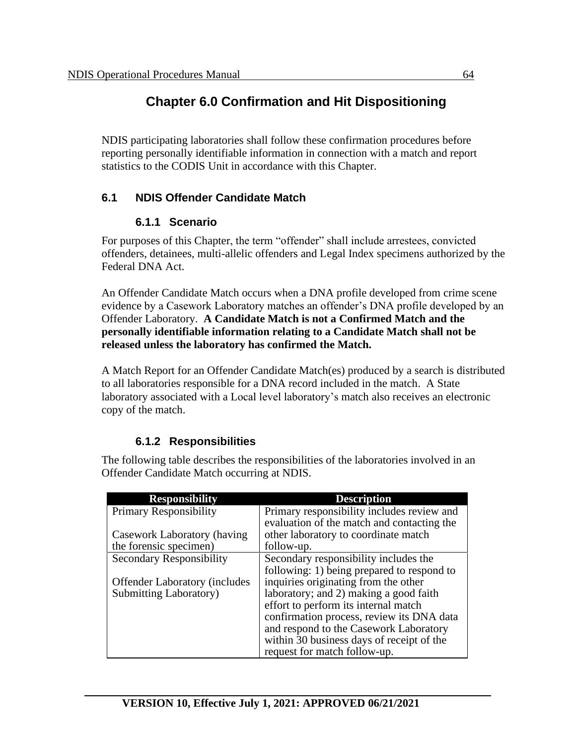# Chapter 6.0 Confirmation and Hit Dispositioning

NDIS participating laboratories shall follow these confirmation procedures before reporting personally identifiable information in connection with a match and report statistics to the CODIS Unit in accordance with this Chapter.

## 6.1 NDIS Offender Candidate Match

### 6.1.1 Scenario

For purposes of this Chapter, the term "offender" shall include arrestees, convicted offenders, detainees, multi-allelic offenders and Legal Index specimens authorized by the Federal DNA Act.

An Offender Candidate Match occurs when a DNA profile developed from crime scene evidence by a Casework Laboratory matches an offender's DNA profile developed by an Offender Laboratory. **A Candidate Match is not a Confirmed Match and the personally identifiable information relating to a Candidate Match shall not be released unless the laboratory has confirmed the Match.**

A Match Report for an Offender Candidate Match(es) produced by a search is distributed to all laboratories responsible for a DNA record included in the match. A State laboratory associated with a Local level laboratory's match also receives an electronic copy of the match.

### 6.1.2 Responsibilities

The following table describes the responsibilities of the laboratories involved in an Offender Candidate Match occurring at NDIS.

| Responsibility | Description |
|---|---|
| Primary Responsibility<br><br>Casework Laboratory (having the forensic specimen) | Primary responsibility includes review and evaluation of the match and contacting the other laboratory to coordinate match follow-up. |
| Secondary Responsibility<br><br>Offender Laboratory (includes Submitting Laboratory) | Secondary responsibility includes the following: 1) being prepared to respond to inquiries originating from the other laboratory; and 2) making a good faith effort to perform its internal match confirmation process, review its DNA data and respond to the Casework Laboratory within 30 business days of receipt of the request for match follow-up. |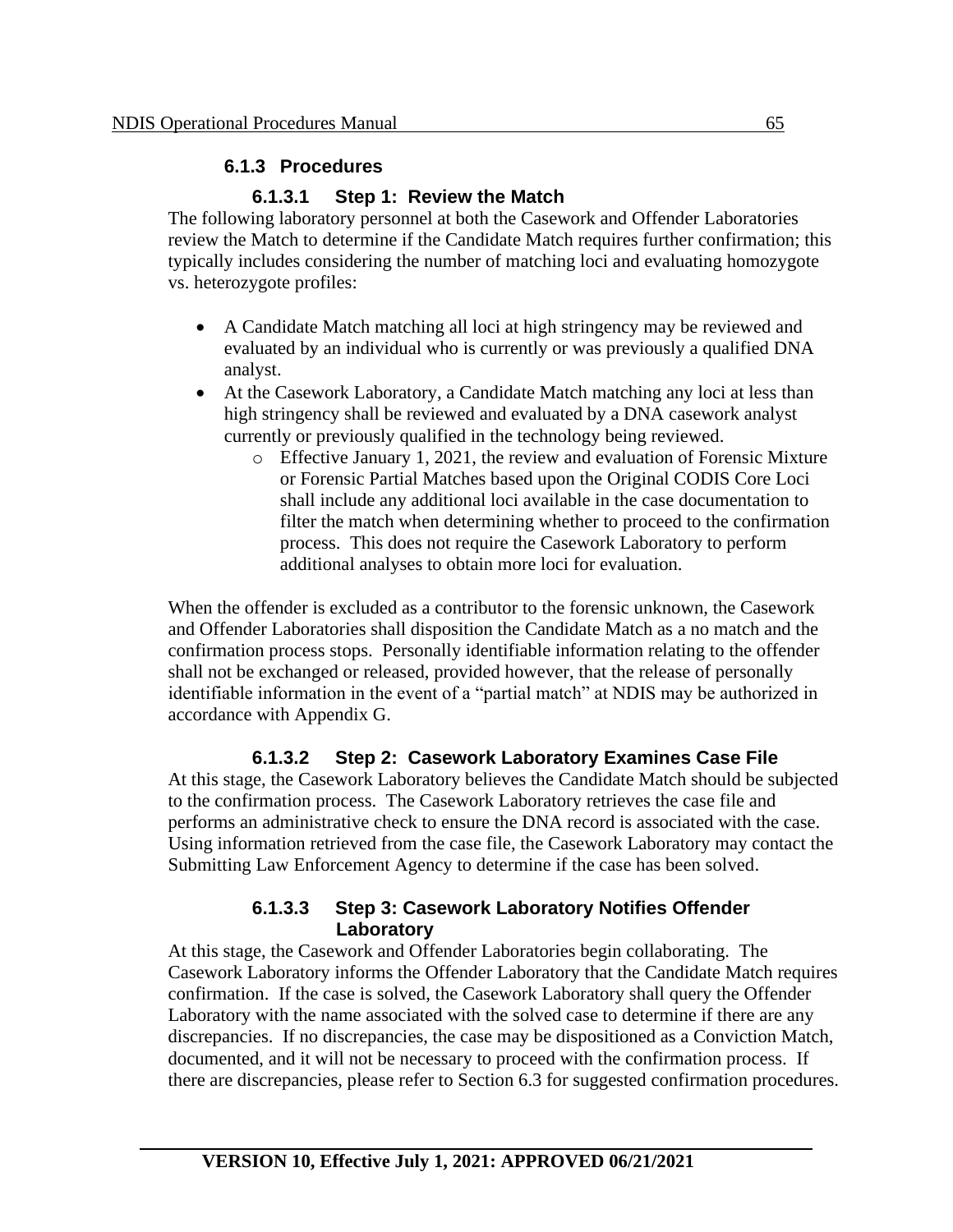### 6.1.3 Procedures

#### 6.1.3.1 Step 1: Review the Match

The following laboratory personnel at both the Casework and Offender Laboratories review the Match to determine if the Candidate Match requires further confirmation; this typically includes considering the number of matching loci and evaluating homozygote vs. heterozygote profiles:

- A Candidate Match matching all loci at high stringency may be reviewed and evaluated by an individual who is currently or was previously a qualified DNA analyst.
- At the Casework Laboratory, a Candidate Match matching any loci at less than high stringency shall be reviewed and evaluated by a DNA casework analyst currently or previously qualified in the technology being reviewed.
  - Effective January 1, 2021, the review and evaluation of Forensic Mixture or Forensic Partial Matches based upon the Original CODIS Core Loci shall include any additional loci available in the case documentation to filter the match when determining whether to proceed to the confirmation process. This does not require the Casework Laboratory to perform additional analyses to obtain more loci for evaluation.

When the offender is excluded as a contributor to the forensic unknown, the Casework and Offender Laboratories shall disposition the Candidate Match as a no match and the confirmation process stops. Personally identifiable information relating to the offender shall not be exchanged or released, provided however, that the release of personally identifiable information in the event of a "partial match" at NDIS may be authorized in accordance with Appendix G.

#### 6.1.3.2 Step 2: Casework Laboratory Examines Case File

At this stage, the Casework Laboratory believes the Candidate Match should be subjected to the confirmation process. The Casework Laboratory retrieves the case file and performs an administrative check to ensure the DNA record is associated with the case. Using information retrieved from the case file, the Casework Laboratory may contact the Submitting Law Enforcement Agency to determine if the case has been solved.

#### 6.1.3.3 Step 3: Casework Laboratory Notifies Offender Laboratory

At this stage, the Casework and Offender Laboratories begin collaborating. The Casework Laboratory informs the Offender Laboratory that the Candidate Match requires confirmation. If the case is solved, the Casework Laboratory shall query the Offender Laboratory with the name associated with the solved case to determine if there are any discrepancies. If no discrepancies, the case may be dispositioned as a Conviction Match, documented, and it will not be necessary to proceed with the confirmation process. If there are discrepancies, please refer to Section 6.3 for suggested confirmation procedures.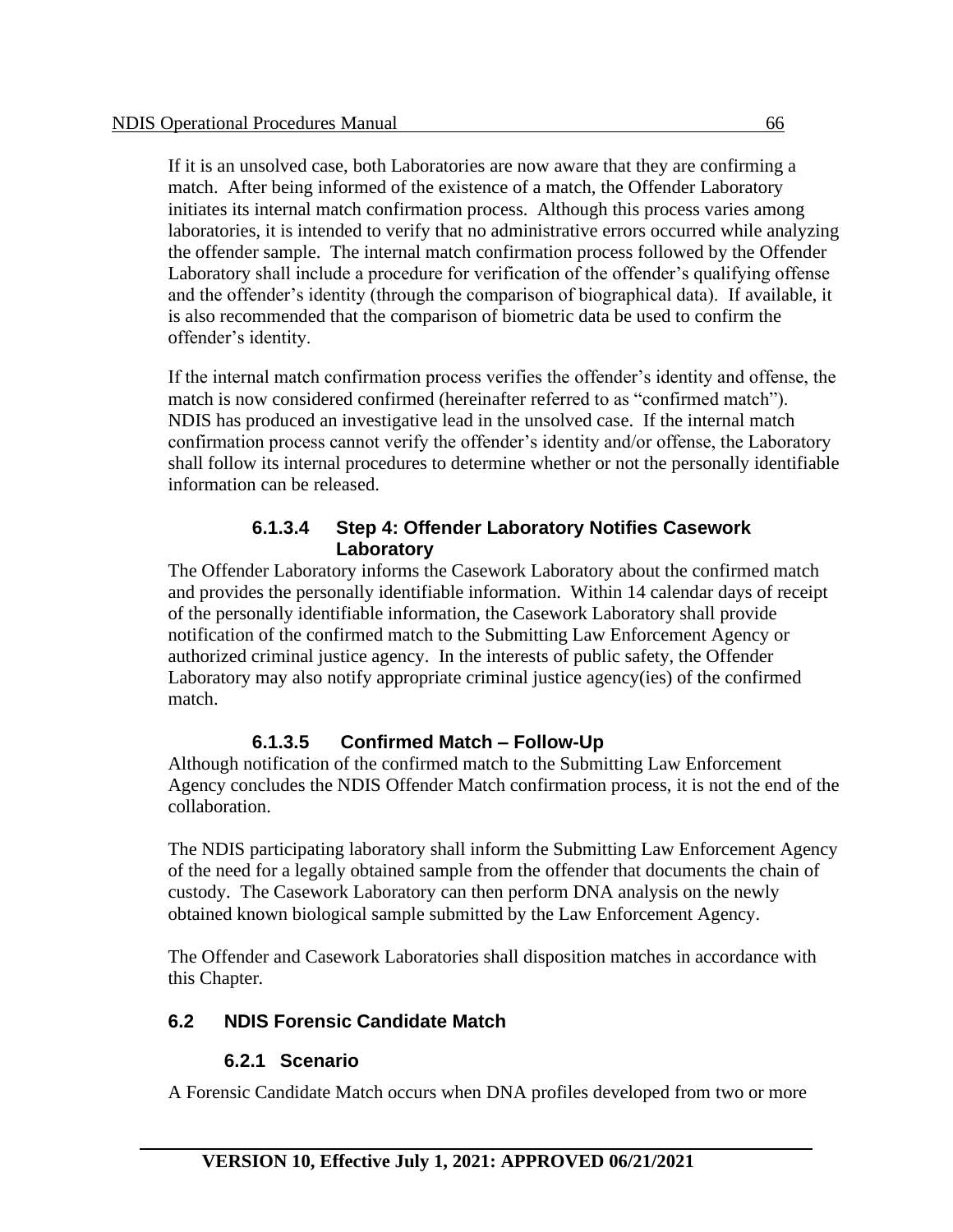If it is an unsolved case, both Laboratories are now aware that they are confirming a match. After being informed of the existence of a match, the Offender Laboratory initiates its internal match confirmation process. Although this process varies among laboratories, it is intended to verify that no administrative errors occurred while analyzing the offender sample. The internal match confirmation process followed by the Offender Laboratory shall include a procedure for verification of the offender's qualifying offense and the offender's identity (through the comparison of biographical data). If available, it is also recommended that the comparison of biometric data be used to confirm the offender's identity.

If the internal match confirmation process verifies the offender's identity and offense, the match is now considered confirmed (hereinafter referred to as "confirmed match"). NDIS has produced an investigative lead in the unsolved case. If the internal match confirmation process cannot verify the offender's identity and/or offense, the Laboratory shall follow its internal procedures to determine whether or not the personally identifiable information can be released.

#### 6.1.3.4 Step 4: Offender Laboratory Notifies Casework Laboratory

The Offender Laboratory informs the Casework Laboratory about the confirmed match and provides the personally identifiable information. Within 14 calendar days of receipt of the personally identifiable information, the Casework Laboratory shall provide notification of the confirmed match to the Submitting Law Enforcement Agency or authorized criminal justice agency. In the interests of public safety, the Offender Laboratory may also notify appropriate criminal justice agency(ies) of the confirmed match.

#### 6.1.3.5 Confirmed Match – Follow-Up

Although notification of the confirmed match to the Submitting Law Enforcement Agency concludes the NDIS Offender Match confirmation process, it is not the end of the collaboration.

The NDIS participating laboratory shall inform the Submitting Law Enforcement Agency of the need for a legally obtained sample from the offender that documents the chain of custody. The Casework Laboratory can then perform DNA analysis on the newly obtained known biological sample submitted by the Law Enforcement Agency.

The Offender and Casework Laboratories shall disposition matches in accordance with this Chapter.

## 6.2 NDIS Forensic Candidate Match

### 6.2.1 Scenario

A Forensic Candidate Match occurs when DNA profiles developed from two or more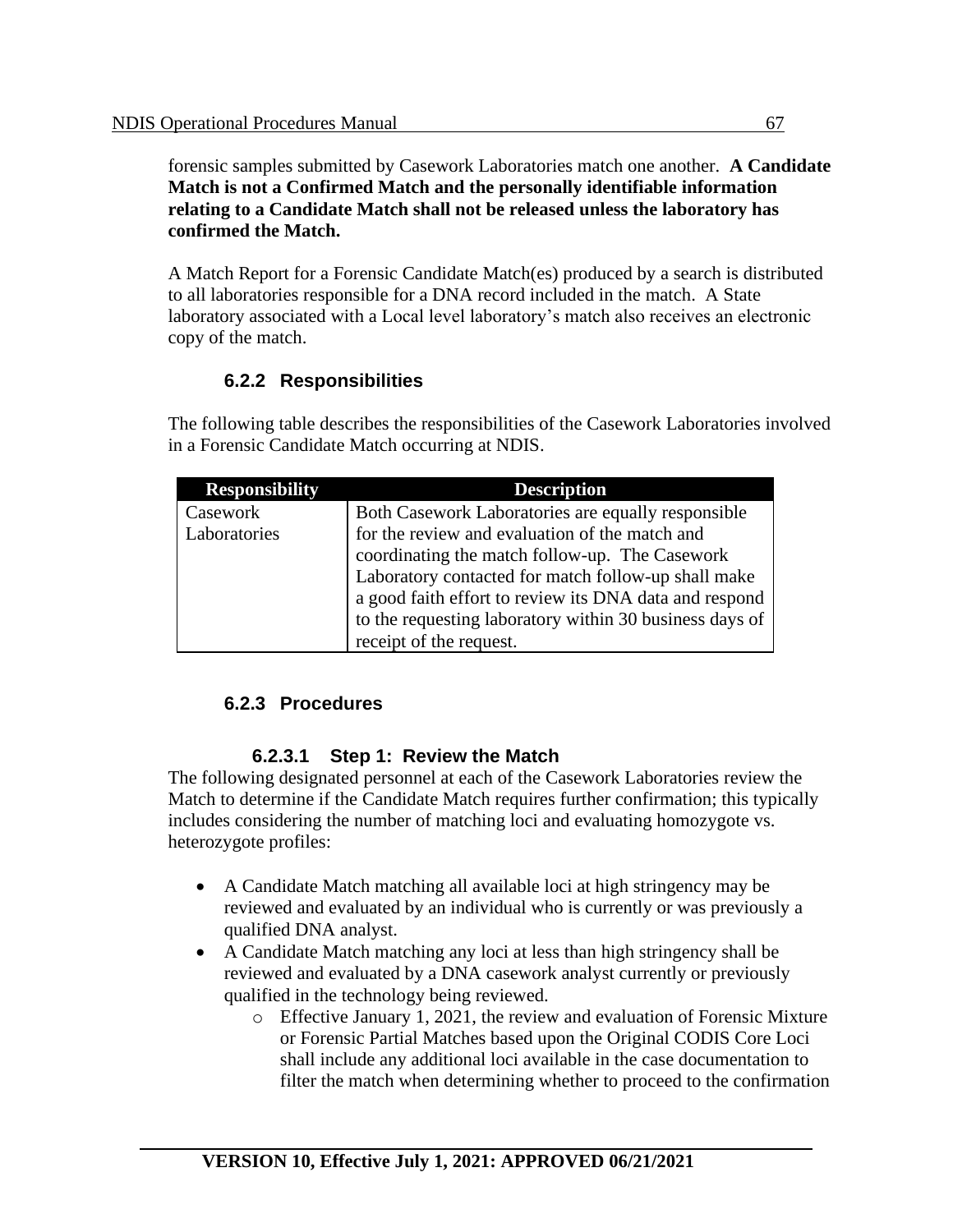forensic samples submitted by Casework Laboratories match one another. **A Candidate Match is not a Confirmed Match and the personally identifiable information relating to a Candidate Match shall not be released unless the laboratory has confirmed the Match.**

A Match Report for a Forensic Candidate Match(es) produced by a search is distributed to all laboratories responsible for a DNA record included in the match. A State laboratory associated with a Local level laboratory's match also receives an electronic copy of the match.

### 6.2.2 Responsibilities

The following table describes the responsibilities of the Casework Laboratories involved in a Forensic Candidate Match occurring at NDIS.

| Responsibility | Description |
|---|---|
| Casework Laboratories | Both Casework Laboratories are equally responsible for the review and evaluation of the match and coordinating the match follow-up. The Casework Laboratory contacted for match follow-up shall make a good faith effort to review its DNA data and respond to the requesting laboratory within 30 business days of receipt of the request. |

### 6.2.3 Procedures

#### 6.2.3.1 Step 1: Review the Match

The following designated personnel at each of the Casework Laboratories review the Match to determine if the Candidate Match requires further confirmation; this typically includes considering the number of matching loci and evaluating homozygote vs. heterozygote profiles:

- A Candidate Match matching all available loci at high stringency may be reviewed and evaluated by an individual who is currently or was previously a qualified DNA analyst.
- A Candidate Match matching any loci at less than high stringency shall be reviewed and evaluated by a DNA casework analyst currently or previously qualified in the technology being reviewed.
    - Effective January 1, 2021, the review and evaluation of Forensic Mixture or Forensic Partial Matches based upon the Original CODIS Core Loci shall include any additional loci available in the case documentation to filter the match when determining whether to proceed to the confirmation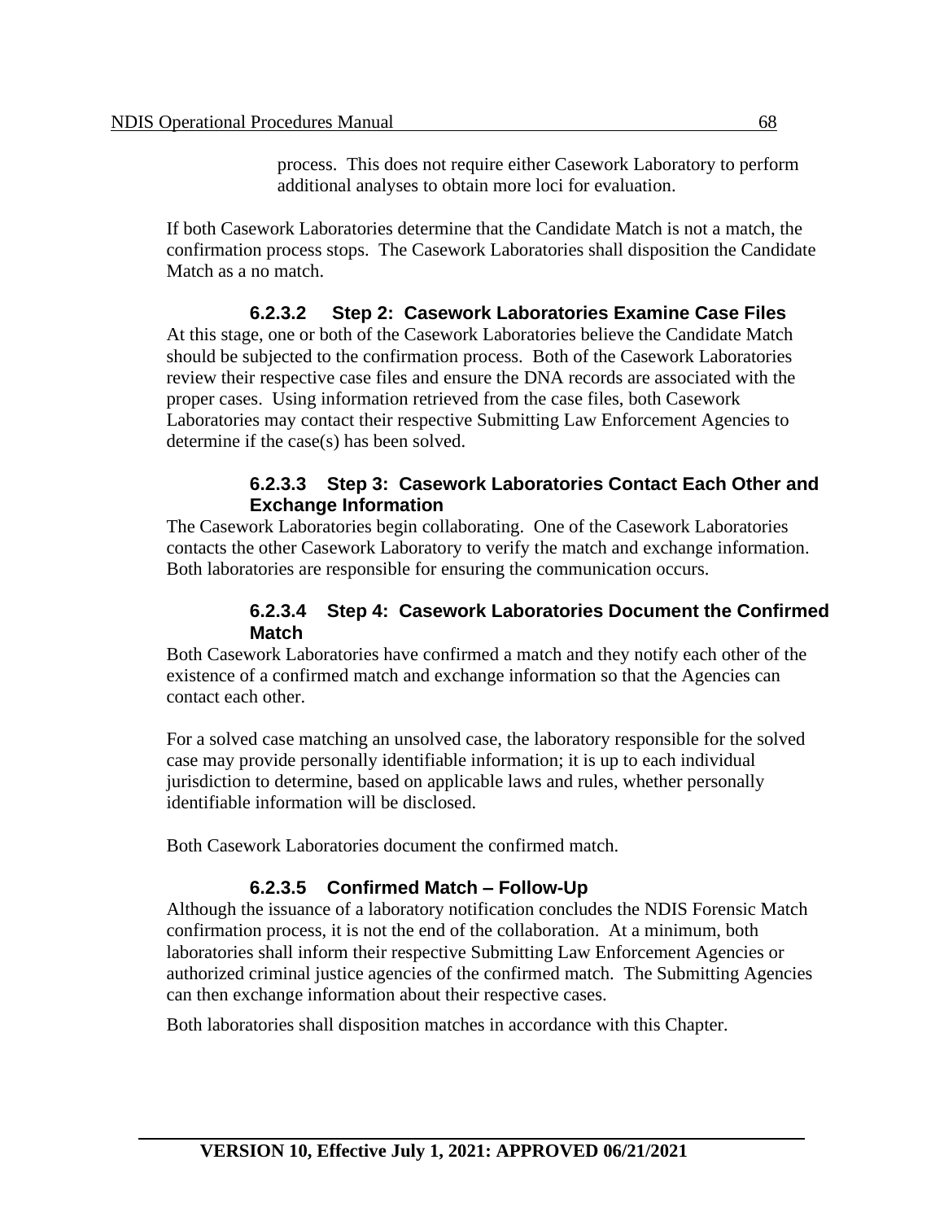process. This does not require either Casework Laboratory to perform additional analyses to obtain more loci for evaluation.

If both Casework Laboratories determine that the Candidate Match is not a match, the confirmation process stops. The Casework Laboratories shall disposition the Candidate Match as a no match.

#### 6.2.3.2 Step 2: Casework Laboratories Examine Case Files

At this stage, one or both of the Casework Laboratories believe the Candidate Match should be subjected to the confirmation process. Both of the Casework Laboratories review their respective case files and ensure the DNA records are associated with the proper cases. Using information retrieved from the case files, both Casework Laboratories may contact their respective Submitting Law Enforcement Agencies to determine if the case(s) has been solved.

#### 6.2.3.3 Step 3: Casework Laboratories Contact Each Other and Exchange Information

The Casework Laboratories begin collaborating. One of the Casework Laboratories contacts the other Casework Laboratory to verify the match and exchange information. Both laboratories are responsible for ensuring the communication occurs.

#### 6.2.3.4 Step 4: Casework Laboratories Document the Confirmed Match

Both Casework Laboratories have confirmed a match and they notify each other of the existence of a confirmed match and exchange information so that the Agencies can contact each other.

For a solved case matching an unsolved case, the laboratory responsible for the solved case may provide personally identifiable information; it is up to each individual jurisdiction to determine, based on applicable laws and rules, whether personally identifiable information will be disclosed.

Both Casework Laboratories document the confirmed match.

#### 6.2.3.5 Confirmed Match – Follow-Up

Although the issuance of a laboratory notification concludes the NDIS Forensic Match confirmation process, it is not the end of the collaboration. At a minimum, both laboratories shall inform their respective Submitting Law Enforcement Agencies or authorized criminal justice agencies of the confirmed match. The Submitting Agencies can then exchange information about their respective cases.

Both laboratories shall disposition matches in accordance with this Chapter.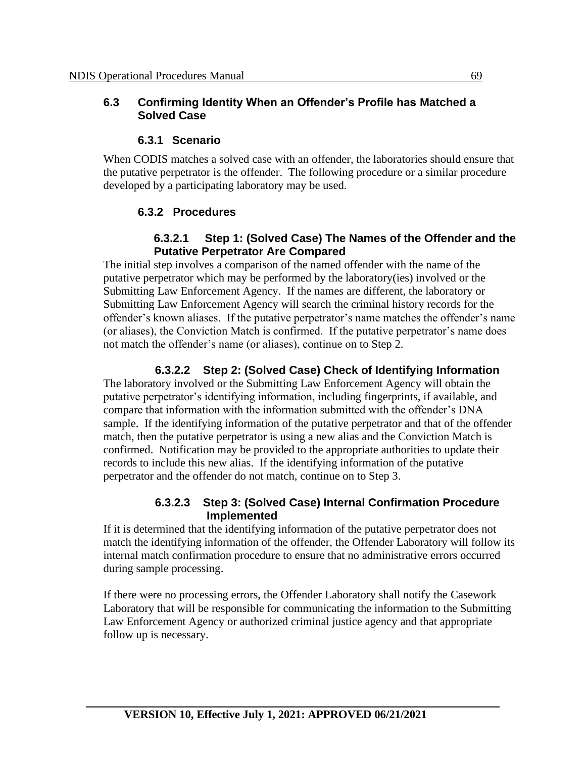## 6.3 Confirming Identity When an Offender's Profile has Matched a Solved Case

### 6.3.1 Scenario

When CODIS matches a solved case with an offender, the laboratories should ensure that the putative perpetrator is the offender. The following procedure or a similar procedure developed by a participating laboratory may be used.

### 6.3.2 Procedures

#### 6.3.2.1 Step 1: (Solved Case) The Names of the Offender and the Putative Perpetrator Are Compared

The initial step involves a comparison of the named offender with the name of the putative perpetrator which may be performed by the laboratory(ies) involved or the Submitting Law Enforcement Agency. If the names are different, the laboratory or Submitting Law Enforcement Agency will search the criminal history records for the offender's known aliases. If the putative perpetrator's name matches the offender's name (or aliases), the Conviction Match is confirmed. If the putative perpetrator's name does not match the offender's name (or aliases), continue on to Step 2.

#### 6.3.2.2 Step 2: (Solved Case) Check of Identifying Information

The laboratory involved or the Submitting Law Enforcement Agency will obtain the putative perpetrator's identifying information, including fingerprints, if available, and compare that information with the information submitted with the offender's DNA sample. If the identifying information of the putative perpetrator and that of the offender match, then the putative perpetrator is using a new alias and the Conviction Match is confirmed. Notification may be provided to the appropriate authorities to update their records to include this new alias. If the identifying information of the putative perpetrator and the offender do not match, continue on to Step 3.

#### 6.3.2.3 Step 3: (Solved Case) Internal Confirmation Procedure Implemented

If it is determined that the identifying information of the putative perpetrator does not match the identifying information of the offender, the Offender Laboratory will follow its internal match confirmation procedure to ensure that no administrative errors occurred during sample processing.

If there were no processing errors, the Offender Laboratory shall notify the Casework Laboratory that will be responsible for communicating the information to the Submitting Law Enforcement Agency or authorized criminal justice agency and that appropriate follow up is necessary.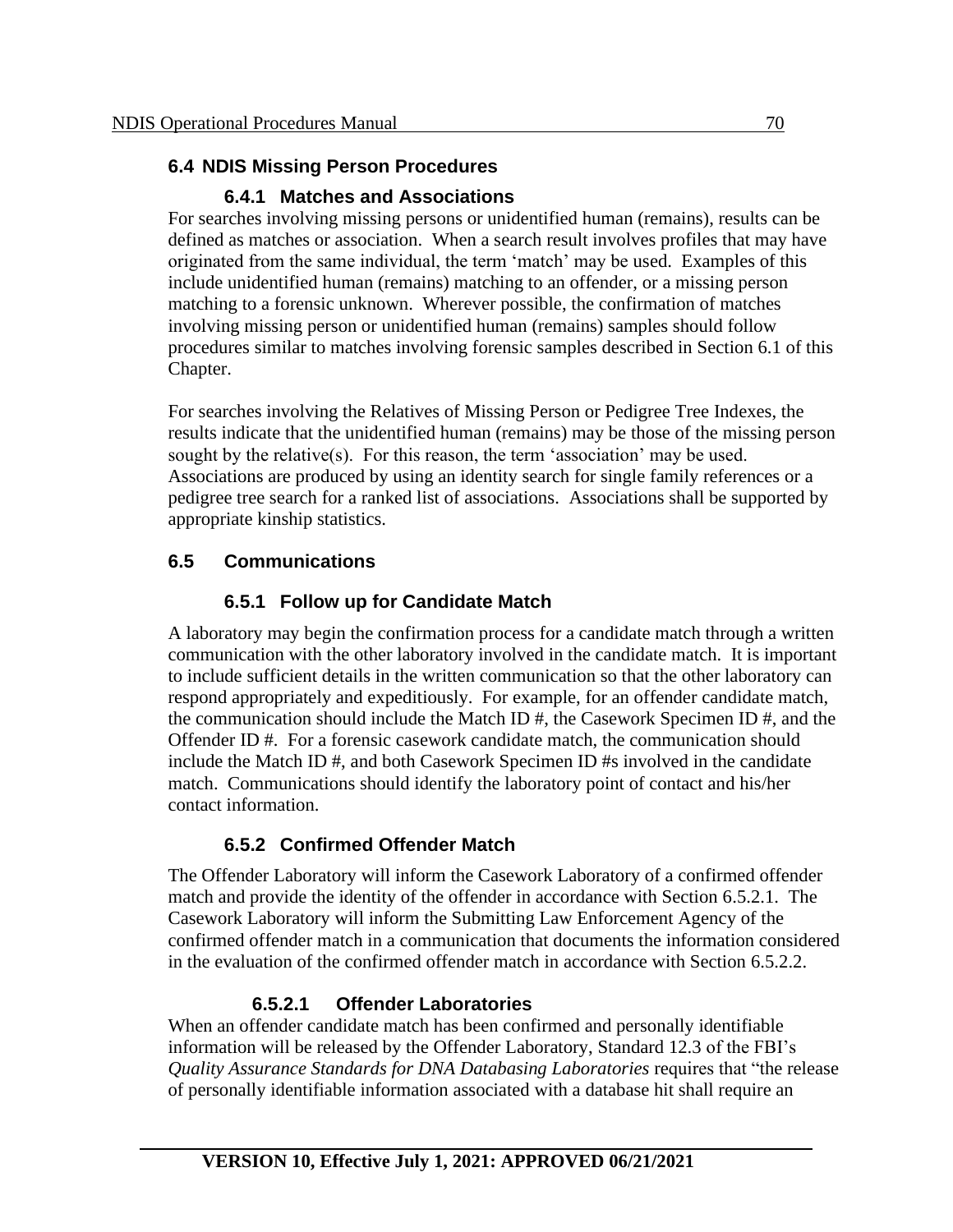## 6.4 NDIS Missing Person Procedures

### 6.4.1 Matches and Associations

For searches involving missing persons or unidentified human (remains), results can be defined as matches or association. When a search result involves profiles that may have originated from the same individual, the term 'match' may be used. Examples of this include unidentified human (remains) matching to an offender, or a missing person matching to a forensic unknown. Wherever possible, the confirmation of matches involving missing person or unidentified human (remains) samples should follow procedures similar to matches involving forensic samples described in Section 6.1 of this Chapter.

For searches involving the Relatives of Missing Person or Pedigree Tree Indexes, the results indicate that the unidentified human (remains) may be those of the missing person sought by the relative(s). For this reason, the term 'association' may be used. Associations are produced by using an identity search for single family references or a pedigree tree search for a ranked list of associations. Associations shall be supported by appropriate kinship statistics.

## 6.5 Communications

### 6.5.1 Follow up for Candidate Match

A laboratory may begin the confirmation process for a candidate match through a written communication with the other laboratory involved in the candidate match. It is important to include sufficient details in the written communication so that the other laboratory can respond appropriately and expeditiously. For example, for an offender candidate match, the communication should include the Match ID #, the Casework Specimen ID #, and the Offender ID #. For a forensic casework candidate match, the communication should include the Match ID #, and both Casework Specimen ID #s involved in the candidate match. Communications should identify the laboratory point of contact and his/her contact information.

### 6.5.2 Confirmed Offender Match

The Offender Laboratory will inform the Casework Laboratory of a confirmed offender match and provide the identity of the offender in accordance with Section 6.5.2.1. The Casework Laboratory will inform the Submitting Law Enforcement Agency of the confirmed offender match in a communication that documents the information considered in the evaluation of the confirmed offender match in accordance with Section 6.5.2.2.

#### 6.5.2.1 Offender Laboratories

When an offender candidate match has been confirmed and personally identifiable information will be released by the Offender Laboratory, Standard 12.3 of the FBI's *Quality Assurance Standards for DNA Databasing Laboratories* requires that "the release of personally identifiable information associated with a database hit shall require an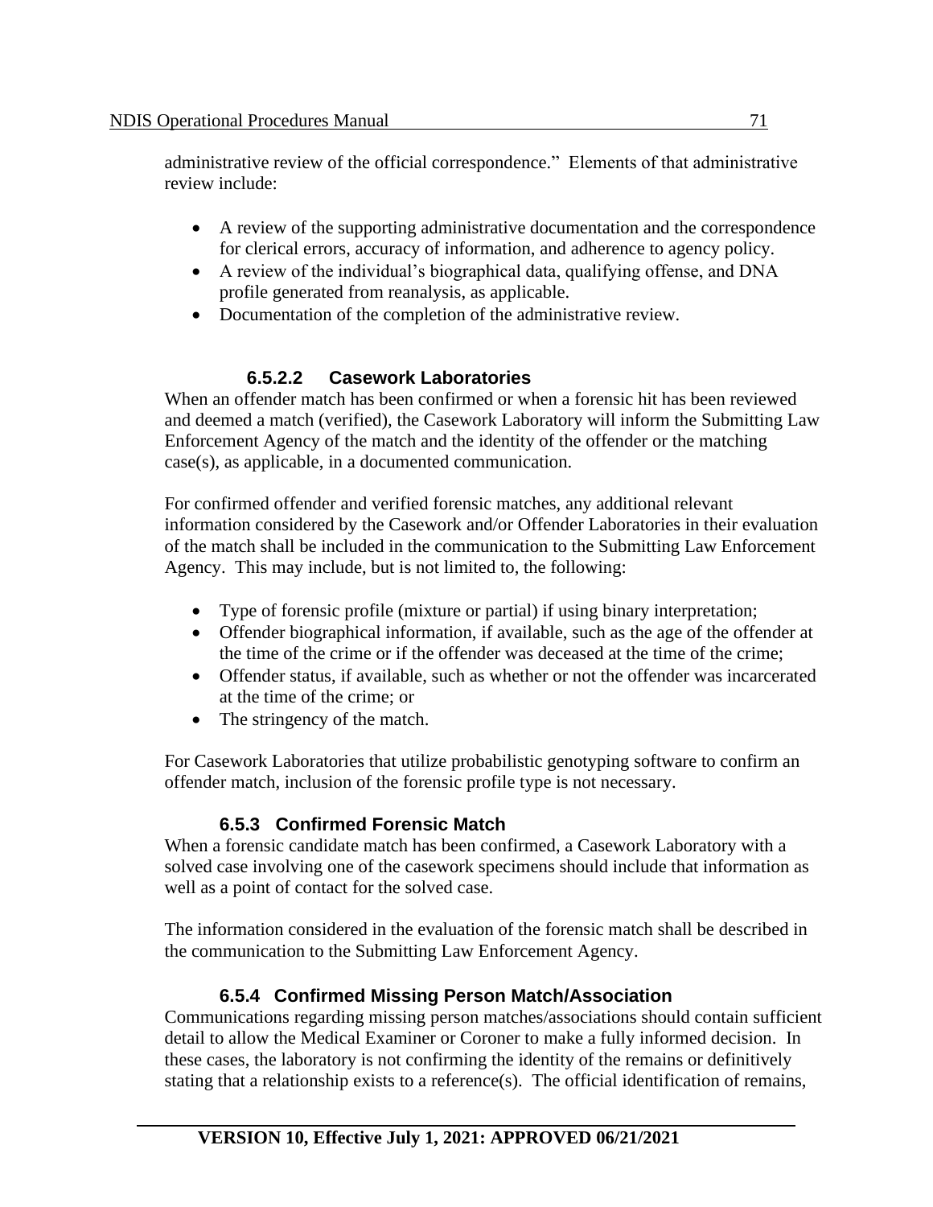administrative review of the official correspondence." Elements of that administrative review include:

- A review of the supporting administrative documentation and the correspondence for clerical errors, accuracy of information, and adherence to agency policy.
- A review of the individual's biographical data, qualifying offense, and DNA profile generated from reanalysis, as applicable.
- Documentation of the completion of the administrative review.

#### 6.5.2.2 Casework Laboratories

When an offender match has been confirmed or when a forensic hit has been reviewed and deemed a match (verified), the Casework Laboratory will inform the Submitting Law Enforcement Agency of the match and the identity of the offender or the matching case(s), as applicable, in a documented communication.

For confirmed offender and verified forensic matches, any additional relevant information considered by the Casework and/or Offender Laboratories in their evaluation of the match shall be included in the communication to the Submitting Law Enforcement Agency. This may include, but is not limited to, the following:

- Type of forensic profile (mixture or partial) if using binary interpretation;
- Offender biographical information, if available, such as the age of the offender at the time of the crime or if the offender was deceased at the time of the crime;
- Offender status, if available, such as whether or not the offender was incarcerated at the time of the crime; or
- The stringency of the match.

For Casework Laboratories that utilize probabilistic genotyping software to confirm an offender match, inclusion of the forensic profile type is not necessary.

### 6.5.3 Confirmed Forensic Match

When a forensic candidate match has been confirmed, a Casework Laboratory with a solved case involving one of the casework specimens should include that information as well as a point of contact for the solved case.

The information considered in the evaluation of the forensic match shall be described in the communication to the Submitting Law Enforcement Agency.

### 6.5.4 Confirmed Missing Person Match/Association

Communications regarding missing person matches/associations should contain sufficient detail to allow the Medical Examiner or Coroner to make a fully informed decision. In these cases, the laboratory is not confirming the identity of the remains or definitively stating that a relationship exists to a reference(s). The official identification of remains,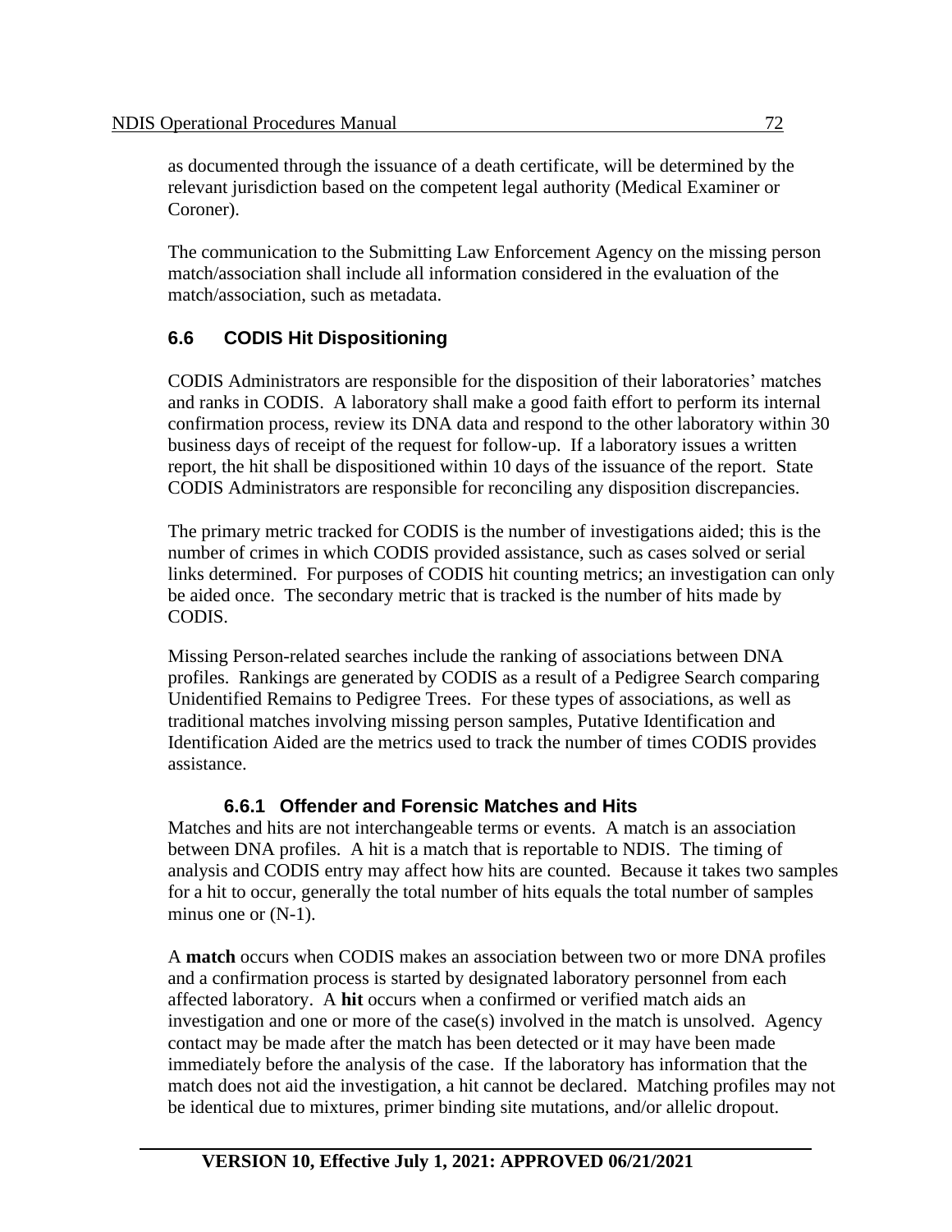as documented through the issuance of a death certificate, will be determined by the relevant jurisdiction based on the competent legal authority (Medical Examiner or Coroner).

The communication to the Submitting Law Enforcement Agency on the missing person match/association shall include all information considered in the evaluation of the match/association, such as metadata.

## 6.6 CODIS Hit Dispositioning

CODIS Administrators are responsible for the disposition of their laboratories' matches and ranks in CODIS. A laboratory shall make a good faith effort to perform its internal confirmation process, review its DNA data and respond to the other laboratory within 30 business days of receipt of the request for follow-up. If a laboratory issues a written report, the hit shall be dispositioned within 10 days of the issuance of the report. State CODIS Administrators are responsible for reconciling any disposition discrepancies.

The primary metric tracked for CODIS is the number of investigations aided; this is the number of crimes in which CODIS provided assistance, such as cases solved or serial links determined. For purposes of CODIS hit counting metrics; an investigation can only be aided once. The secondary metric that is tracked is the number of hits made by CODIS.

Missing Person-related searches include the ranking of associations between DNA profiles. Rankings are generated by CODIS as a result of a Pedigree Search comparing Unidentified Remains to Pedigree Trees. For these types of associations, as well as traditional matches involving missing person samples, Putative Identification and Identification Aided are the metrics used to track the number of times CODIS provides assistance.

### 6.6.1 Offender and Forensic Matches and Hits

Matches and hits are not interchangeable terms or events. A match is an association between DNA profiles. A hit is a match that is reportable to NDIS. The timing of analysis and CODIS entry may affect how hits are counted. Because it takes two samples for a hit to occur, generally the total number of hits equals the total number of samples minus one or (N-1).

A **match** occurs when CODIS makes an association between two or more DNA profiles and a confirmation process is started by designated laboratory personnel from each affected laboratory. A **hit** occurs when a confirmed or verified match aids an investigation and one or more of the case(s) involved in the match is unsolved. Agency contact may be made after the match has been detected or it may have been made immediately before the analysis of the case. If the laboratory has information that the match does not aid the investigation, a hit cannot be declared. Matching profiles may not be identical due to mixtures, primer binding site mutations, and/or allelic dropout.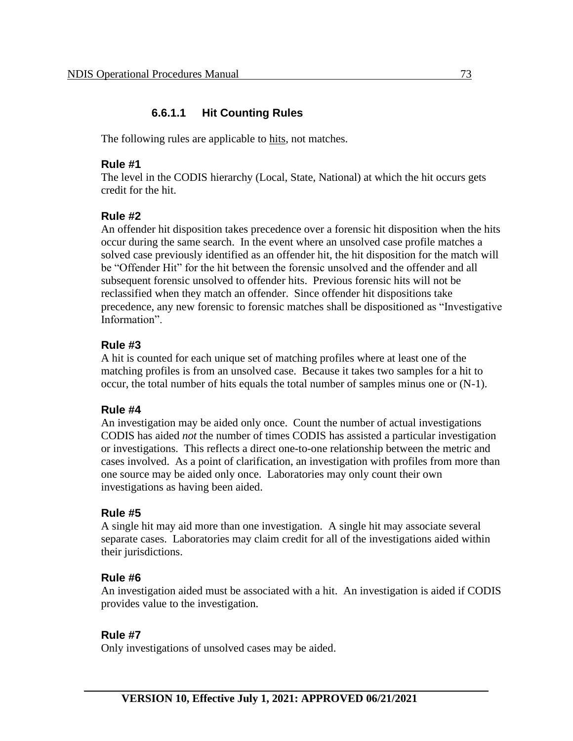#### 6.6.1.1 Hit Counting Rules

The following rules are applicable to hits, not matches.

**Rule #1**
The level in the CODIS hierarchy (Local, State, National) at which the hit occurs gets credit for the hit.

**Rule #2**
An offender hit disposition takes precedence over a forensic hit disposition when the hits occur during the same search. In the event where an unsolved case profile matches a solved case previously identified as an offender hit, the hit disposition for the match will be "Offender Hit" for the hit between the forensic unsolved and the offender and all subsequent forensic unsolved to offender hits. Previous forensic hits will not be reclassified when they match an offender. Since offender hit dispositions take precedence, any new forensic to forensic matches shall be dispositioned as "Investigative Information".

**Rule #3**
A hit is counted for each unique set of matching profiles where at least one of the matching profiles is from an unsolved case. Because it takes two samples for a hit to occur, the total number of hits equals the total number of samples minus one or (N-1).

**Rule #4**
An investigation may be aided only once. Count the number of actual investigations CODIS has aided *not* the number of times CODIS has assisted a particular investigation or investigations. This reflects a direct one-to-one relationship between the metric and cases involved. As a point of clarification, an investigation with profiles from more than one source may be aided only once. Laboratories may only count their own investigations as having been aided.

**Rule #5**
A single hit may aid more than one investigation. A single hit may associate several separate cases. Laboratories may claim credit for all of the investigations aided within their jurisdictions.

**Rule #6**
An investigation aided must be associated with a hit. An investigation is aided if CODIS provides value to the investigation.

**Rule #7**
Only investigations of unsolved cases may be aided.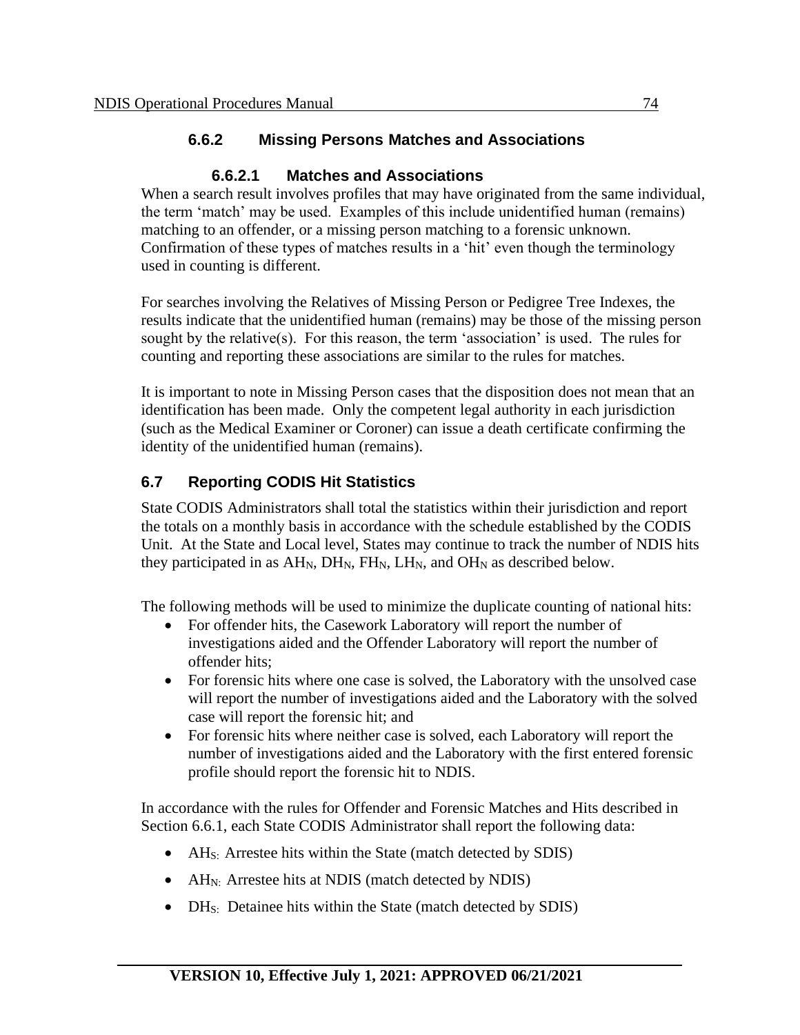### 6.6.2 Missing Persons Matches and Associations

#### 6.6.2.1 Matches and Associations

When a search result involves profiles that may have originated from the same individual, the term 'match' may be used. Examples of this include unidentified human (remains) matching to an offender, or a missing person matching to a forensic unknown. Confirmation of these types of matches results in a 'hit' even though the terminology used in counting is different.

For searches involving the Relatives of Missing Person or Pedigree Tree Indexes, the results indicate that the unidentified human (remains) may be those of the missing person sought by the relative(s). For this reason, the term 'association' is used. The rules for counting and reporting these associations are similar to the rules for matches.

It is important to note in Missing Person cases that the disposition does not mean that an identification has been made. Only the competent legal authority in each jurisdiction (such as the Medical Examiner or Coroner) can issue a death certificate confirming the identity of the unidentified human (remains).

## 6.7 Reporting CODIS Hit Statistics

State CODIS Administrators shall total the statistics within their jurisdiction and report the totals on a monthly basis in accordance with the schedule established by the CODIS Unit. At the State and Local level, States may continue to track the number of NDIS hits they participated in as $AH_N$, $DH_N$, $FH_N$, $LH_N$, and $OH_N$ as described below.

The following methods will be used to minimize the duplicate counting of national hits:

- For offender hits, the Casework Laboratory will report the number of investigations aided and the Offender Laboratory will report the number of offender hits;
- For forensic hits where one case is solved, the Laboratory with the unsolved case will report the number of investigations aided and the Laboratory with the solved case will report the forensic hit; and
- For forensic hits where neither case is solved, each Laboratory will report the number of investigations aided and the Laboratory with the first entered forensic profile should report the forensic hit to NDIS.

In accordance with the rules for Offender and Forensic Matches and Hits described in Section 6.6.1, each State CODIS Administrator shall report the following data:

- $AH_{S:}$ Arrestee hits within the State (match detected by SDIS)
- $AH_{N:}$ Arrestee hits at NDIS (match detected by NDIS)
- $DH_{S:}$ Detainee hits within the State (match detected by SDIS)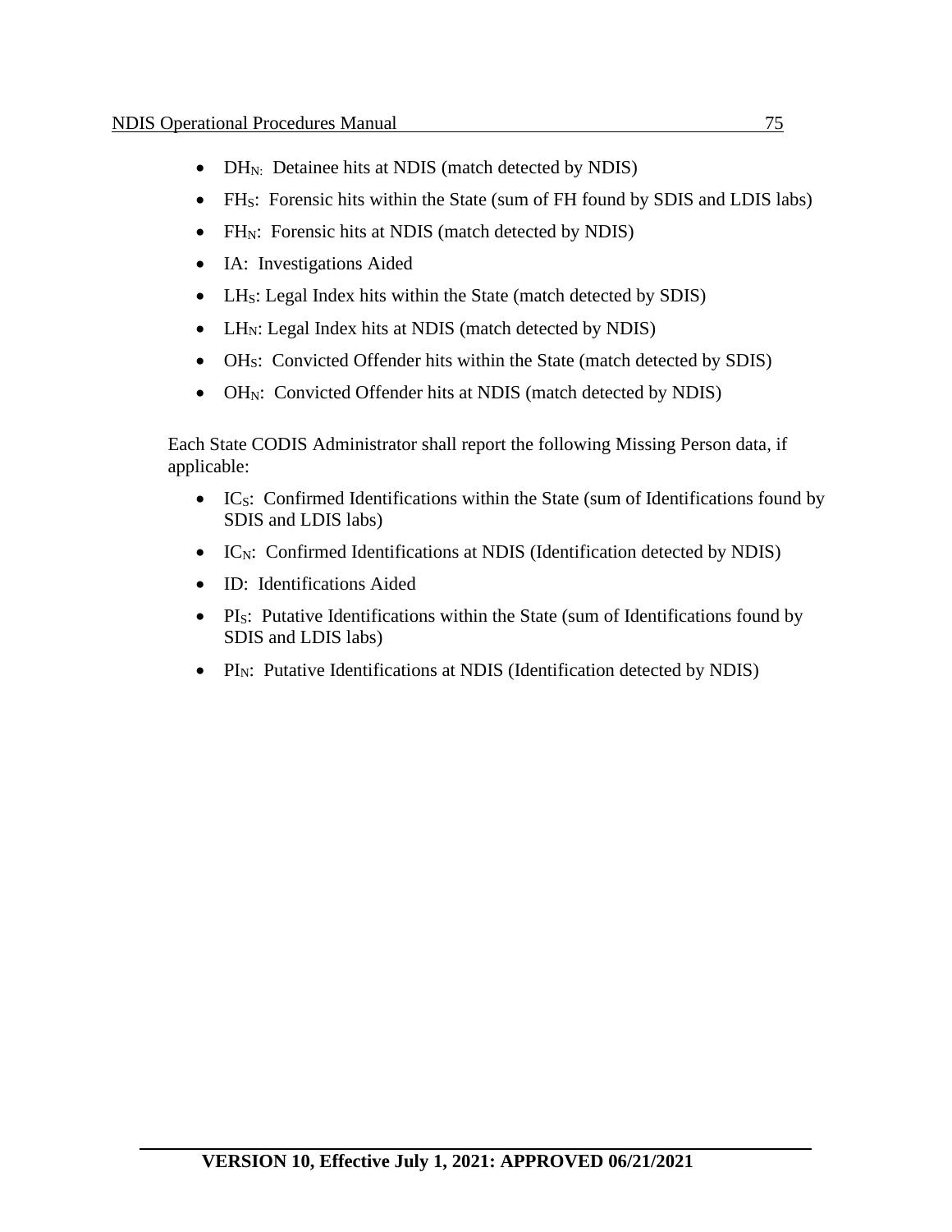- $DH_N$: Detainee hits at NDIS (match detected by NDIS)
- $FH_S$: Forensic hits within the State (sum of FH found by SDIS and LDIS labs)
- $FH_N$: Forensic hits at NDIS (match detected by NDIS)
- IA: Investigations Aided
- $LH_S$: Legal Index hits within the State (match detected by SDIS)
- $LH_N$: Legal Index hits at NDIS (match detected by NDIS)
- $OH_S$: Convicted Offender hits within the State (match detected by SDIS)
- $OH_N$: Convicted Offender hits at NDIS (match detected by NDIS)

Each State CODIS Administrator shall report the following Missing Person data, if applicable:

- $IC_S$: Confirmed Identifications within the State (sum of Identifications found by SDIS and LDIS labs)
- $IC_N$: Confirmed Identifications at NDIS (Identification detected by NDIS)
- ID: Identifications Aided
- $PI_S$: Putative Identifications within the State (sum of Identifications found by SDIS and LDIS labs)
- $PI_N$: Putative Identifications at NDIS (Identification detected by NDIS)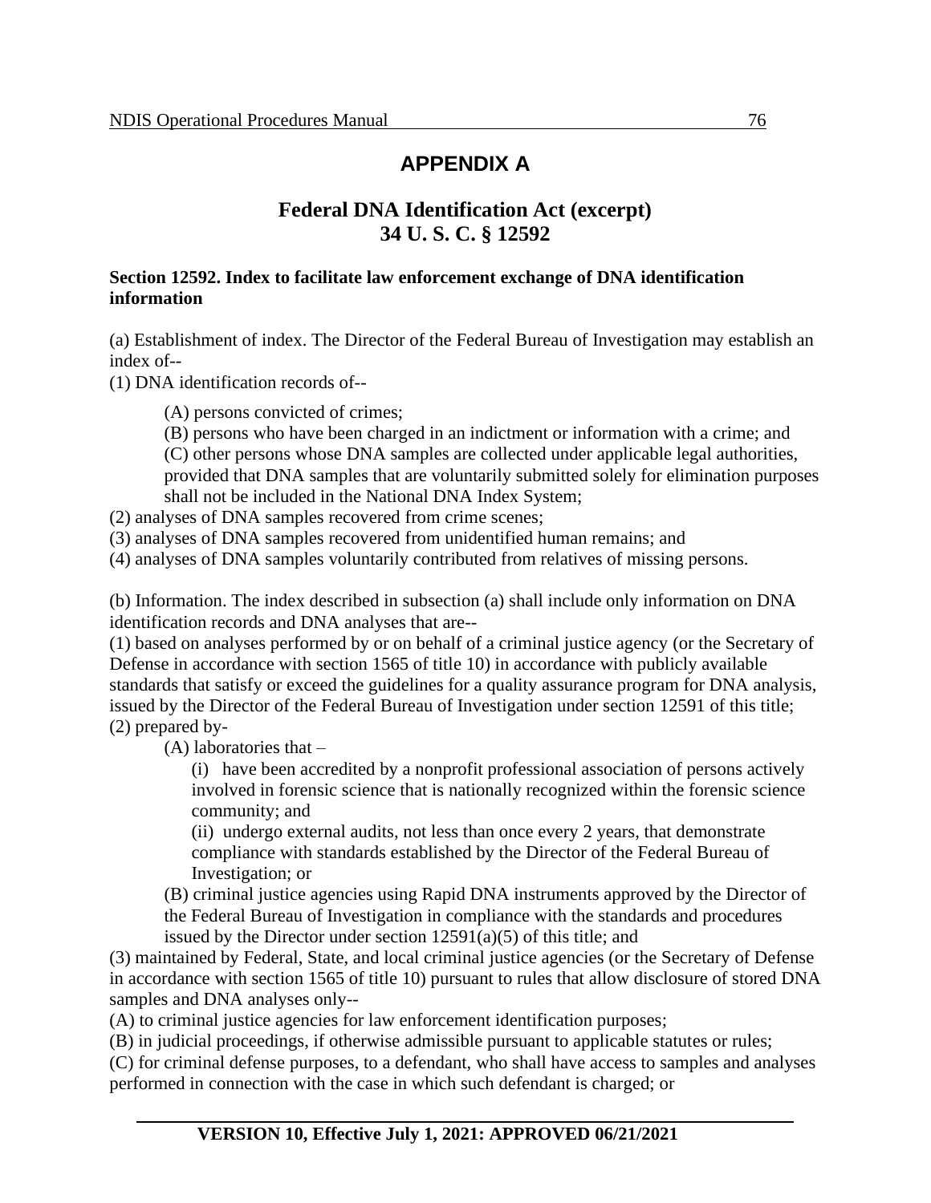# APPENDIX A

## Federal DNA Identification Act (excerpt)
## 34 U. S. C. § 12592

**Section 12592. Index to facilitate law enforcement exchange of DNA identification information**

(a) Establishment of index. The Director of the Federal Bureau of Investigation may establish an index of--

(1) DNA identification records of--

> (A) persons convicted of crimes;
>
> (B) persons who have been charged in an indictment or information with a crime; and
>
> (C) other persons whose DNA samples are collected under applicable legal authorities, provided that DNA samples that are voluntarily submitted solely for elimination purposes shall not be included in the National DNA Index System;

(2) analyses of DNA samples recovered from crime scenes;

(3) analyses of DNA samples recovered from unidentified human remains; and

(4) analyses of DNA samples voluntarily contributed from relatives of missing persons.

(b) Information. The index described in subsection (a) shall include only information on DNA identification records and DNA analyses that are--

(1) based on analyses performed by or on behalf of a criminal justice agency (or the Secretary of Defense in accordance with section 1565 of title 10) in accordance with publicly available standards that satisfy or exceed the guidelines for a quality assurance program for DNA analysis, issued by the Director of the Federal Bureau of Investigation under section 12591 of this title;

(2) prepared by-

> (A) laboratories that –
>
> > (i) have been accredited by a nonprofit professional association of persons actively involved in forensic science that is nationally recognized within the forensic science community; and
> >
> > (ii) undergo external audits, not less than once every 2 years, that demonstrate compliance with standards established by the Director of the Federal Bureau of Investigation; or
>
> (B) criminal justice agencies using Rapid DNA instruments approved by the Director of the Federal Bureau of Investigation in compliance with the standards and procedures issued by the Director under section 12591(a)(5) of this title; and

(3) maintained by Federal, State, and local criminal justice agencies (or the Secretary of Defense in accordance with section 1565 of title 10) pursuant to rules that allow disclosure of stored DNA samples and DNA analyses only--

(A) to criminal justice agencies for law enforcement identification purposes;

(B) in judicial proceedings, if otherwise admissible pursuant to applicable statutes or rules;

(C) for criminal defense purposes, to a defendant, who shall have access to samples and analyses performed in connection with the case in which such defendant is charged; or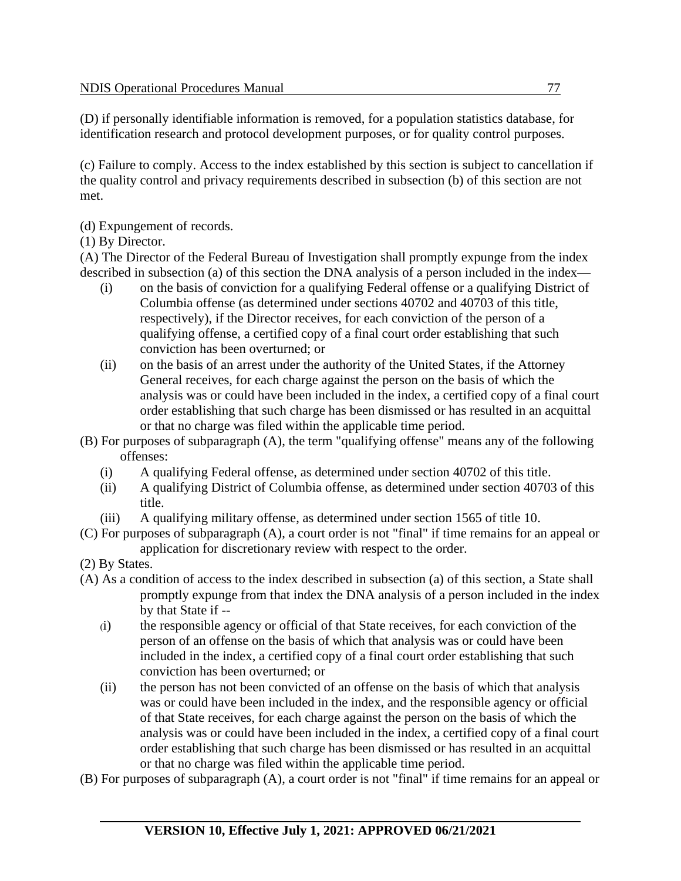(D) if personally identifiable information is removed, for a population statistics database, for identification research and protocol development purposes, or for quality control purposes.

(c) Failure to comply. Access to the index established by this section is subject to cancellation if the quality control and privacy requirements described in subsection (b) of this section are not met.

(d) Expungement of records.

(1) By Director.

(A) The Director of the Federal Bureau of Investigation shall promptly expunge from the index described in subsection (a) of this section the DNA analysis of a person included in the index—

- (i) on the basis of conviction for a qualifying Federal offense or a qualifying District of Columbia offense (as determined under sections 40702 and 40703 of this title, respectively), if the Director receives, for each conviction of the person of a qualifying offense, a certified copy of a final court order establishing that such conviction has been overturned; or
- (ii) on the basis of an arrest under the authority of the United States, if the Attorney General receives, for each charge against the person on the basis of which the analysis was or could have been included in the index, a certified copy of a final court order establishing that such charge has been dismissed or has resulted in an acquittal or that no charge was filed within the applicable time period.

(B) For purposes of subparagraph (A), the term "qualifying offense" means any of the following offenses:

- (i) A qualifying Federal offense, as determined under section 40702 of this title.
- (ii) A qualifying District of Columbia offense, as determined under section 40703 of this title.
- (iii) A qualifying military offense, as determined under section 1565 of title 10.

(C) For purposes of subparagraph (A), a court order is not "final" if time remains for an appeal or application for discretionary review with respect to the order.

(2) By States.

(A) As a condition of access to the index described in subsection (a) of this section, a State shall promptly expunge from that index the DNA analysis of a person included in the index by that State if --

- (i) the responsible agency or official of that State receives, for each conviction of the person of an offense on the basis of which that analysis was or could have been included in the index, a certified copy of a final court order establishing that such conviction has been overturned; or
- (ii) the person has not been convicted of an offense on the basis of which that analysis was or could have been included in the index, and the responsible agency or official of that State receives, for each charge against the person on the basis of which the analysis was or could have been included in the index, a certified copy of a final court order establishing that such charge has been dismissed or has resulted in an acquittal or that no charge was filed within the applicable time period.

(B) For purposes of subparagraph (A), a court order is not "final" if time remains for an appeal or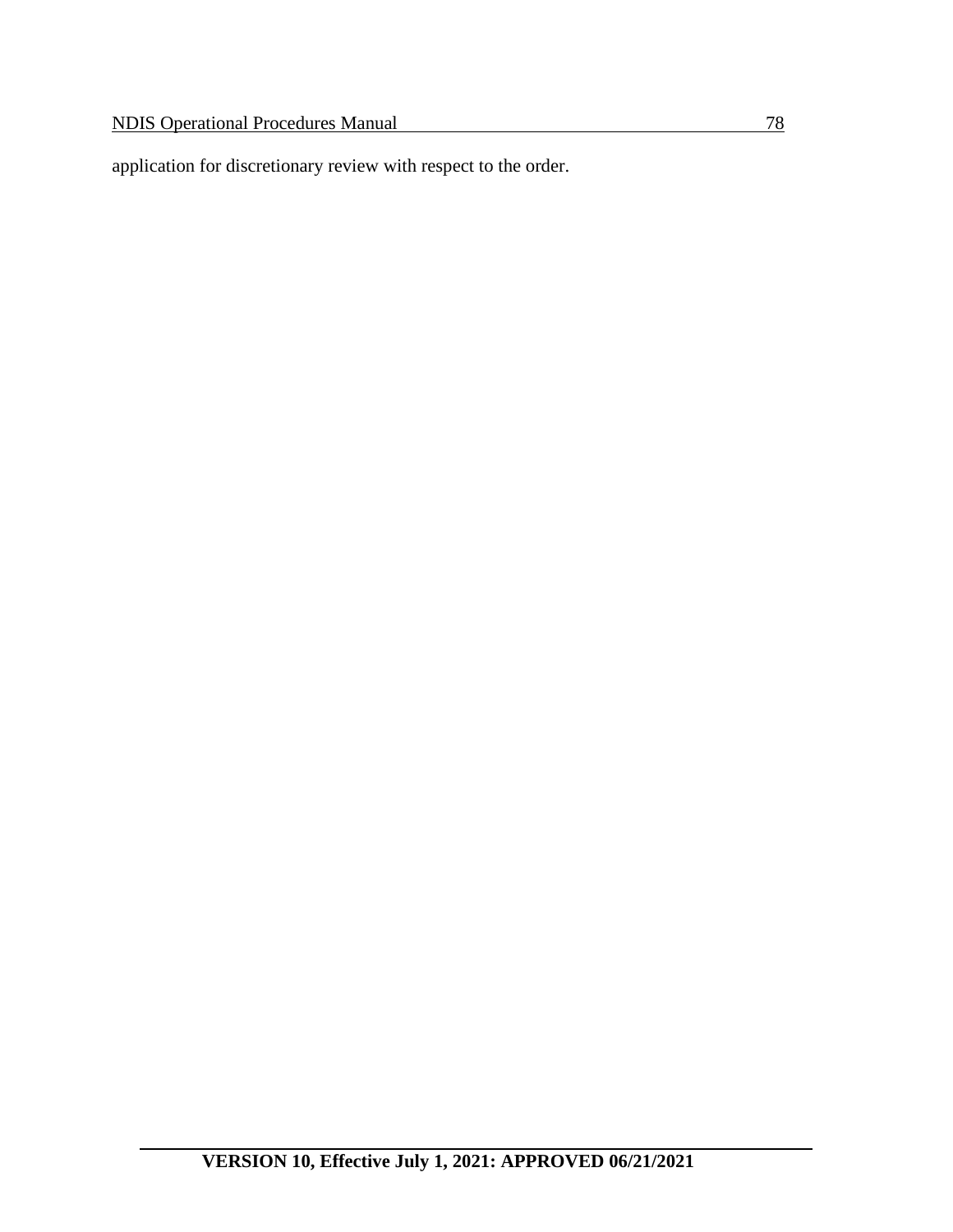application for discretionary review with respect to the order.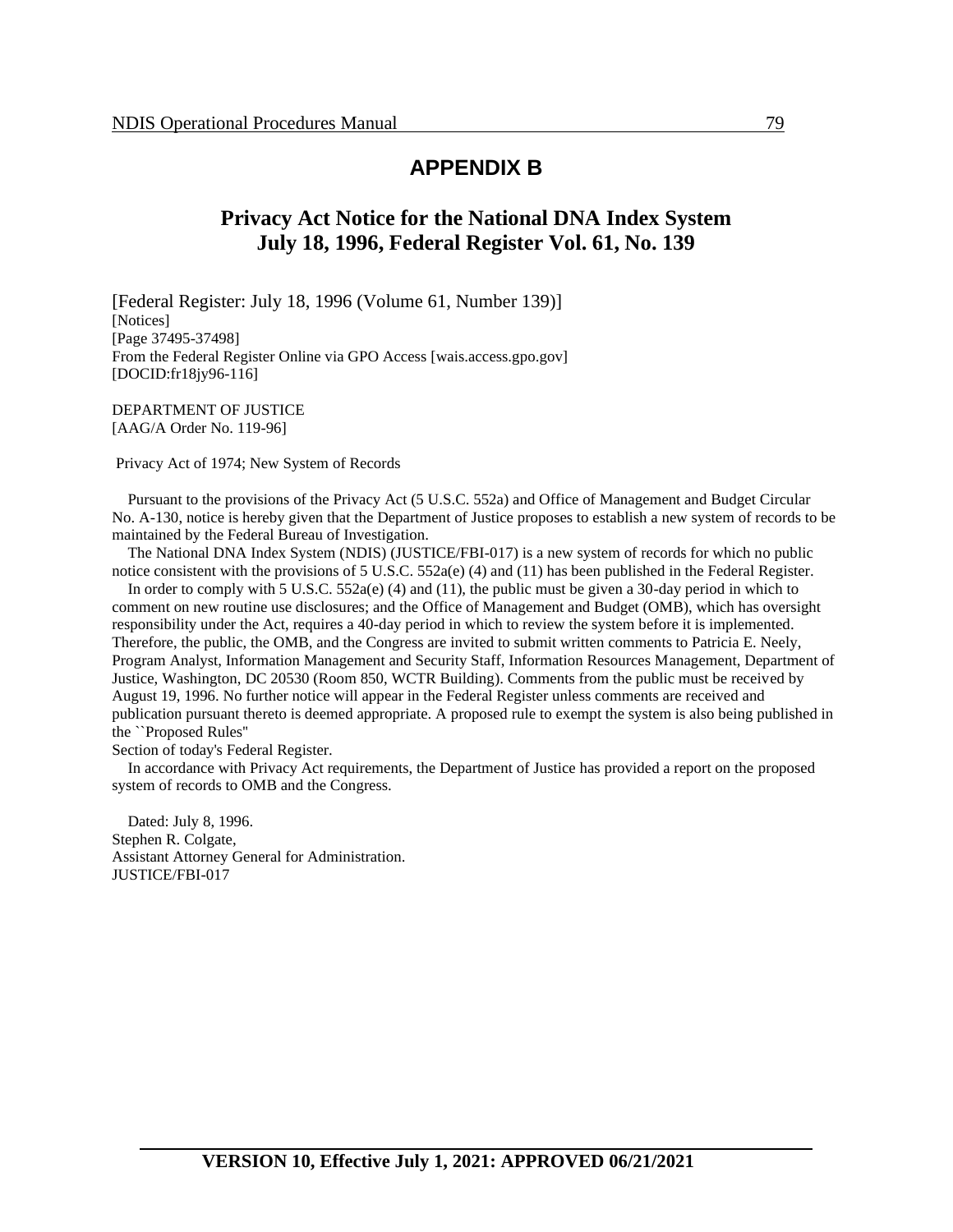# APPENDIX B

## Privacy Act Notice for the National DNA Index System
## July 18, 1996, Federal Register Vol. 61, No. 139

[Federal Register: July 18, 1996 (Volume 61, Number 139)]
[Notices]
[Page 37495-37498]
From the Federal Register Online via GPO Access [wais.access.gpo.gov]
[DOCID:fr18jy96-116]

DEPARTMENT OF JUSTICE
[AAG/A Order No. 119-96]

Privacy Act of 1974; New System of Records

Pursuant to the provisions of the Privacy Act (5 U.S.C. 552a) and Office of Management and Budget Circular No. A-130, notice is hereby given that the Department of Justice proposes to establish a new system of records to be maintained by the Federal Bureau of Investigation.

The National DNA Index System (NDIS) (JUSTICE/FBI-017) is a new system of records for which no public notice consistent with the provisions of 5 U.S.C. 552a(e) (4) and (11) has been published in the Federal Register.

In order to comply with 5 U.S.C. 552a(e) (4) and (11), the public must be given a 30-day period in which to comment on new routine use disclosures; and the Office of Management and Budget (OMB), which has oversight responsibility under the Act, requires a 40-day period in which to review the system before it is implemented. Therefore, the public, the OMB, and the Congress are invited to submit written comments to Patricia E. Neely, Program Analyst, Information Management and Security Staff, Information Resources Management, Department of Justice, Washington, DC 20530 (Room 850, WCTR Building). Comments from the public must be received by August 19, 1996. No further notice will appear in the Federal Register unless comments are received and publication pursuant thereto is deemed appropriate. A proposed rule to exempt the system is also being published in the ``Proposed Rules''
Section of today's Federal Register.

In accordance with Privacy Act requirements, the Department of Justice has provided a report on the proposed system of records to OMB and the Congress.

Dated: July 8, 1996.
Stephen R. Colgate,
Assistant Attorney General for Administration.
JUSTICE/FBI-017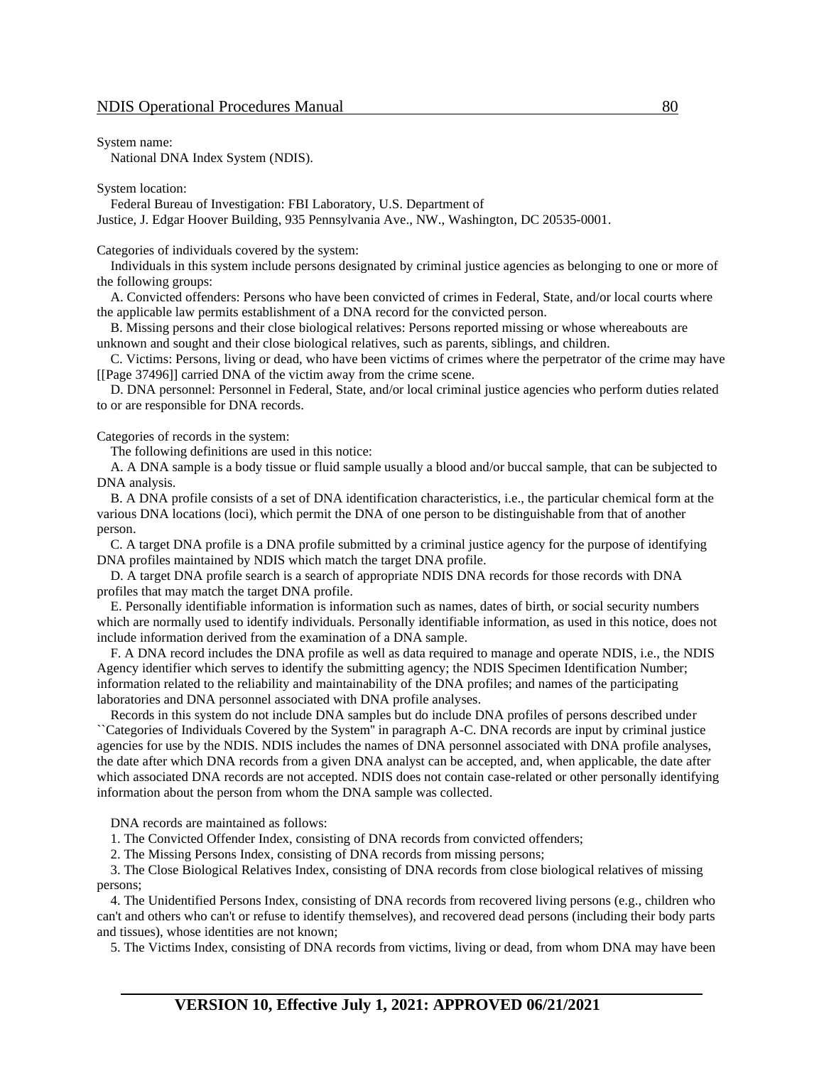System name:

National DNA Index System (NDIS).

System location:

Federal Bureau of Investigation: FBI Laboratory, U.S. Department of Justice, J. Edgar Hoover Building, 935 Pennsylvania Ave., NW., Washington, DC 20535-0001.

Categories of individuals covered by the system:

Individuals in this system include persons designated by criminal justice agencies as belonging to one or more of the following groups:

A. Convicted offenders: Persons who have been convicted of crimes in Federal, State, and/or local courts where the applicable law permits establishment of a DNA record for the convicted person.

B. Missing persons and their close biological relatives: Persons reported missing or whose whereabouts are unknown and sought and their close biological relatives, such as parents, siblings, and children.

C. Victims: Persons, living or dead, who have been victims of crimes where the perpetrator of the crime may have [[Page 37496]] carried DNA of the victim away from the crime scene.

D. DNA personnel: Personnel in Federal, State, and/or local criminal justice agencies who perform duties related to or are responsible for DNA records.

Categories of records in the system:

The following definitions are used in this notice:

A. A DNA sample is a body tissue or fluid sample usually a blood and/or buccal sample, that can be subjected to DNA analysis.

B. A DNA profile consists of a set of DNA identification characteristics, i.e., the particular chemical form at the various DNA locations (loci), which permit the DNA of one person to be distinguishable from that of another person.

C. A target DNA profile is a DNA profile submitted by a criminal justice agency for the purpose of identifying DNA profiles maintained by NDIS which match the target DNA profile.

D. A target DNA profile search is a search of appropriate NDIS DNA records for those records with DNA profiles that may match the target DNA profile.

E. Personally identifiable information is information such as names, dates of birth, or social security numbers which are normally used to identify individuals. Personally identifiable information, as used in this notice, does not include information derived from the examination of a DNA sample.

F. A DNA record includes the DNA profile as well as data required to manage and operate NDIS, i.e., the NDIS Agency identifier which serves to identify the submitting agency; the NDIS Specimen Identification Number; information related to the reliability and maintainability of the DNA profiles; and names of the participating laboratories and DNA personnel associated with DNA profile analyses.

Records in this system do not include DNA samples but do include DNA profiles of persons described under ``Categories of Individuals Covered by the System'' in paragraph A-C. DNA records are input by criminal justice agencies for use by the NDIS. NDIS includes the names of DNA personnel associated with DNA profile analyses, the date after which DNA records from a given DNA analyst can be accepted, and, when applicable, the date after which associated DNA records are not accepted. NDIS does not contain case-related or other personally identifying information about the person from whom the DNA sample was collected.

DNA records are maintained as follows:

1. The Convicted Offender Index, consisting of DNA records from convicted offenders;

2. The Missing Persons Index, consisting of DNA records from missing persons;

3. The Close Biological Relatives Index, consisting of DNA records from close biological relatives of missing persons;

4. The Unidentified Persons Index, consisting of DNA records from recovered living persons (e.g., children who can't and others who can't or refuse to identify themselves), and recovered dead persons (including their body parts and tissues), whose identities are not known;

5. The Victims Index, consisting of DNA records from victims, living or dead, from whom DNA may have been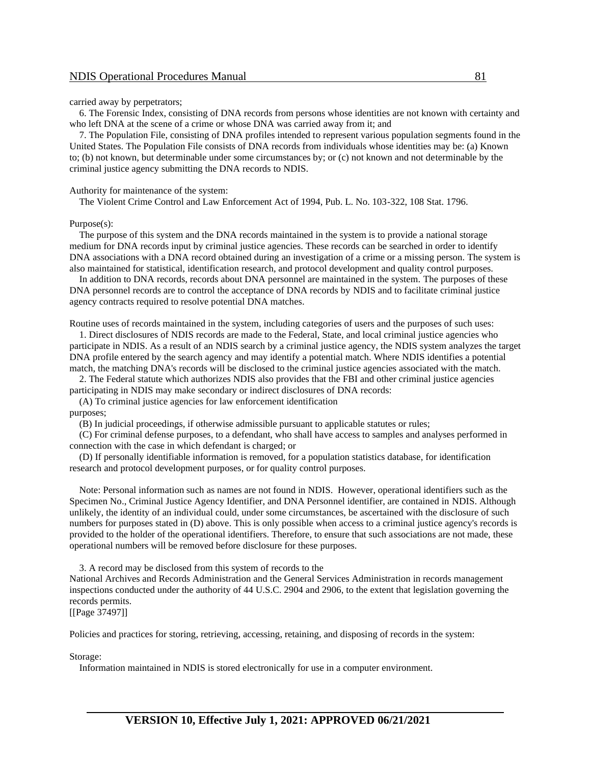carried away by perpetrators;

6. The Forensic Index, consisting of DNA records from persons whose identities are not known with certainty and who left DNA at the scene of a crime or whose DNA was carried away from it; and

7. The Population File, consisting of DNA profiles intended to represent various population segments found in the United States. The Population File consists of DNA records from individuals whose identities may be: (a) Known to; (b) not known, but determinable under some circumstances by; or (c) not known and not determinable by the criminal justice agency submitting the DNA records to NDIS.

Authority for maintenance of the system:

The Violent Crime Control and Law Enforcement Act of 1994, Pub. L. No. 103-322, 108 Stat. 1796.

Purpose(s):

The purpose of this system and the DNA records maintained in the system is to provide a national storage medium for DNA records input by criminal justice agencies. These records can be searched in order to identify DNA associations with a DNA record obtained during an investigation of a crime or a missing person. The system is also maintained for statistical, identification research, and protocol development and quality control purposes.

In addition to DNA records, records about DNA personnel are maintained in the system. The purposes of these DNA personnel records are to control the acceptance of DNA records by NDIS and to facilitate criminal justice agency contracts required to resolve potential DNA matches.

Routine uses of records maintained in the system, including categories of users and the purposes of such uses:

1. Direct disclosures of NDIS records are made to the Federal, State, and local criminal justice agencies who participate in NDIS. As a result of an NDIS search by a criminal justice agency, the NDIS system analyzes the target DNA profile entered by the search agency and may identify a potential match. Where NDIS identifies a potential match, the matching DNA's records will be disclosed to the criminal justice agencies associated with the match.

2. The Federal statute which authorizes NDIS also provides that the FBI and other criminal justice agencies participating in NDIS may make secondary or indirect disclosures of DNA records:

(A) To criminal justice agencies for law enforcement identification purposes;

(B) In judicial proceedings, if otherwise admissible pursuant to applicable statutes or rules;

(C) For criminal defense purposes, to a defendant, who shall have access to samples and analyses performed in connection with the case in which defendant is charged; or

(D) If personally identifiable information is removed, for a population statistics database, for identification research and protocol development purposes, or for quality control purposes.

Note: Personal information such as names are not found in NDIS. However, operational identifiers such as the Specimen No., Criminal Justice Agency Identifier, and DNA Personnel identifier, are contained in NDIS. Although unlikely, the identity of an individual could, under some circumstances, be ascertained with the disclosure of such numbers for purposes stated in (D) above. This is only possible when access to a criminal justice agency's records is provided to the holder of the operational identifiers. Therefore, to ensure that such associations are not made, these operational numbers will be removed before disclosure for these purposes.

3. A record may be disclosed from this system of records to the National Archives and Records Administration and the General Services Administration in records management inspections conducted under the authority of 44 U.S.C. 2904 and 2906, to the extent that legislation governing the records permits.

[[Page 37497]]

Policies and practices for storing, retrieving, accessing, retaining, and disposing of records in the system:

Storage:

Information maintained in NDIS is stored electronically for use in a computer environment.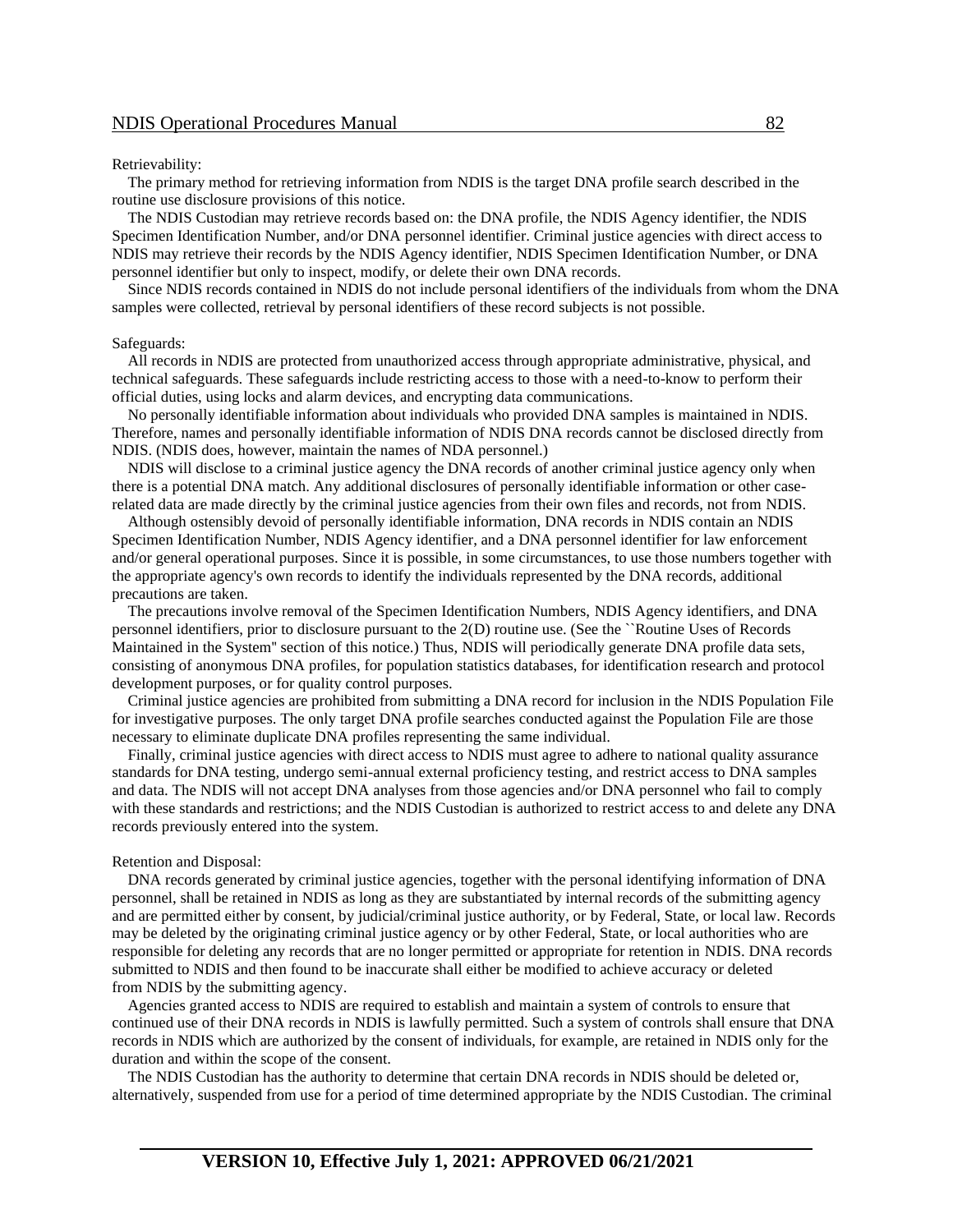Retrievability:

The primary method for retrieving information from NDIS is the target DNA profile search described in the routine use disclosure provisions of this notice.

The NDIS Custodian may retrieve records based on: the DNA profile, the NDIS Agency identifier, the NDIS Specimen Identification Number, and/or DNA personnel identifier. Criminal justice agencies with direct access to NDIS may retrieve their records by the NDIS Agency identifier, NDIS Specimen Identification Number, or DNA personnel identifier but only to inspect, modify, or delete their own DNA records.

Since NDIS records contained in NDIS do not include personal identifiers of the individuals from whom the DNA samples were collected, retrieval by personal identifiers of these record subjects is not possible.

Safeguards:

All records in NDIS are protected from unauthorized access through appropriate administrative, physical, and technical safeguards. These safeguards include restricting access to those with a need-to-know to perform their official duties, using locks and alarm devices, and encrypting data communications.

No personally identifiable information about individuals who provided DNA samples is maintained in NDIS. Therefore, names and personally identifiable information of NDIS DNA records cannot be disclosed directly from NDIS. (NDIS does, however, maintain the names of NDA personnel.)

NDIS will disclose to a criminal justice agency the DNA records of another criminal justice agency only when there is a potential DNA match. Any additional disclosures of personally identifiable information or other case-related data are made directly by the criminal justice agencies from their own files and records, not from NDIS.

Although ostensibly devoid of personally identifiable information, DNA records in NDIS contain an NDIS Specimen Identification Number, NDIS Agency identifier, and a DNA personnel identifier for law enforcement and/or general operational purposes. Since it is possible, in some circumstances, to use those numbers together with the appropriate agency's own records to identify the individuals represented by the DNA records, additional precautions are taken.

The precautions involve removal of the Specimen Identification Numbers, NDIS Agency identifiers, and DNA personnel identifiers, prior to disclosure pursuant to the 2(D) routine use. (See the ``Routine Uses of Records Maintained in the System'' section of this notice.) Thus, NDIS will periodically generate DNA profile data sets, consisting of anonymous DNA profiles, for population statistics databases, for identification research and protocol development purposes, or for quality control purposes.

Criminal justice agencies are prohibited from submitting a DNA record for inclusion in the NDIS Population File for investigative purposes. The only target DNA profile searches conducted against the Population File are those necessary to eliminate duplicate DNA profiles representing the same individual.

Finally, criminal justice agencies with direct access to NDIS must agree to adhere to national quality assurance standards for DNA testing, undergo semi-annual external proficiency testing, and restrict access to DNA samples and data. The NDIS will not accept DNA analyses from those agencies and/or DNA personnel who fail to comply with these standards and restrictions; and the NDIS Custodian is authorized to restrict access to and delete any DNA records previously entered into the system.

Retention and Disposal:

DNA records generated by criminal justice agencies, together with the personal identifying information of DNA personnel, shall be retained in NDIS as long as they are substantiated by internal records of the submitting agency and are permitted either by consent, by judicial/criminal justice authority, or by Federal, State, or local law. Records may be deleted by the originating criminal justice agency or by other Federal, State, or local authorities who are responsible for deleting any records that are no longer permitted or appropriate for retention in NDIS. DNA records submitted to NDIS and then found to be inaccurate shall either be modified to achieve accuracy or deleted from NDIS by the submitting agency.

Agencies granted access to NDIS are required to establish and maintain a system of controls to ensure that continued use of their DNA records in NDIS is lawfully permitted. Such a system of controls shall ensure that DNA records in NDIS which are authorized by the consent of individuals, for example, are retained in NDIS only for the duration and within the scope of the consent.

The NDIS Custodian has the authority to determine that certain DNA records in NDIS should be deleted or, alternatively, suspended from use for a period of time determined appropriate by the NDIS Custodian. The criminal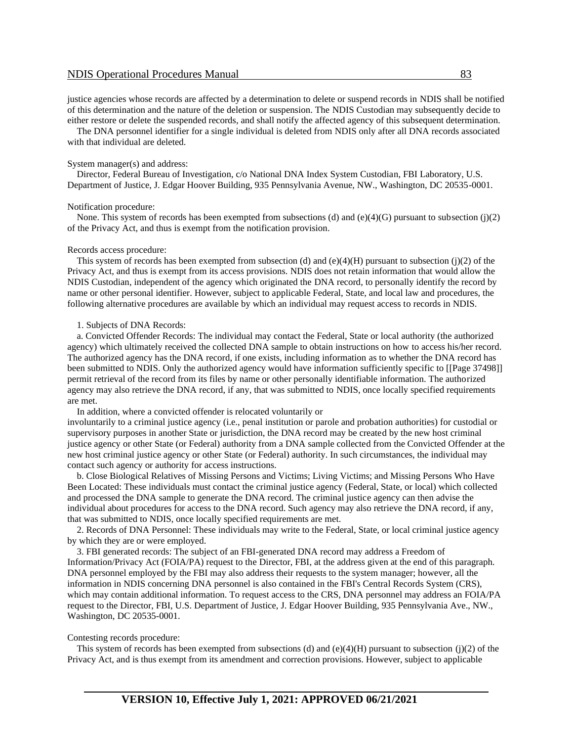justice agencies whose records are affected by a determination to delete or suspend records in NDIS shall be notified of this determination and the nature of the deletion or suspension. The NDIS Custodian may subsequently decide to either restore or delete the suspended records, and shall notify the affected agency of this subsequent determination.

The DNA personnel identifier for a single individual is deleted from NDIS only after all DNA records associated with that individual are deleted.

System manager(s) and address:

Director, Federal Bureau of Investigation, c/o National DNA Index System Custodian, FBI Laboratory, U.S. Department of Justice, J. Edgar Hoover Building, 935 Pennsylvania Avenue, NW., Washington, DC 20535-0001.

Notification procedure:

None. This system of records has been exempted from subsections (d) and (e)(4)(G) pursuant to subsection (j)(2) of the Privacy Act, and thus is exempt from the notification provision.

Records access procedure:

This system of records has been exempted from subsection (d) and (e)(4)(H) pursuant to subsection (j)(2) of the Privacy Act, and thus is exempt from its access provisions. NDIS does not retain information that would allow the NDIS Custodian, independent of the agency which originated the DNA record, to personally identify the record by name or other personal identifier. However, subject to applicable Federal, State, and local law and procedures, the following alternative procedures are available by which an individual may request access to records in NDIS.

1. Subjects of DNA Records:

a. Convicted Offender Records: The individual may contact the Federal, State or local authority (the authorized agency) which ultimately received the collected DNA sample to obtain instructions on how to access his/her record. The authorized agency has the DNA record, if one exists, including information as to whether the DNA record has been submitted to NDIS. Only the authorized agency would have information sufficiently specific to [[Page 37498]] permit retrieval of the record from its files by name or other personally identifiable information. The authorized agency may also retrieve the DNA record, if any, that was submitted to NDIS, once locally specified requirements are met.

In addition, where a convicted offender is relocated voluntarily or involuntarily to a criminal justice agency (i.e., penal institution or parole and probation authorities) for custodial or supervisory purposes in another State or jurisdiction, the DNA record may be created by the new host criminal justice agency or other State (or Federal) authority from a DNA sample collected from the Convicted Offender at the new host criminal justice agency or other State (or Federal) authority. In such circumstances, the individual may contact such agency or authority for access instructions.

b. Close Biological Relatives of Missing Persons and Victims; Living Victims; and Missing Persons Who Have Been Located: These individuals must contact the criminal justice agency (Federal, State, or local) which collected and processed the DNA sample to generate the DNA record. The criminal justice agency can then advise the individual about procedures for access to the DNA record. Such agency may also retrieve the DNA record, if any, that was submitted to NDIS, once locally specified requirements are met.

2. Records of DNA Personnel: These individuals may write to the Federal, State, or local criminal justice agency by which they are or were employed.

3. FBI generated records: The subject of an FBI-generated DNA record may address a Freedom of Information/Privacy Act (FOIA/PA) request to the Director, FBI, at the address given at the end of this paragraph. DNA personnel employed by the FBI may also address their requests to the system manager; however, all the information in NDIS concerning DNA personnel is also contained in the FBI's Central Records System (CRS), which may contain additional information. To request access to the CRS, DNA personnel may address an FOIA/PA request to the Director, FBI, U.S. Department of Justice, J. Edgar Hoover Building, 935 Pennsylvania Ave., NW., Washington, DC 20535-0001.

Contesting records procedure:

This system of records has been exempted from subsections (d) and (e)(4)(H) pursuant to subsection (j)(2) of the Privacy Act, and is thus exempt from its amendment and correction provisions. However, subject to applicable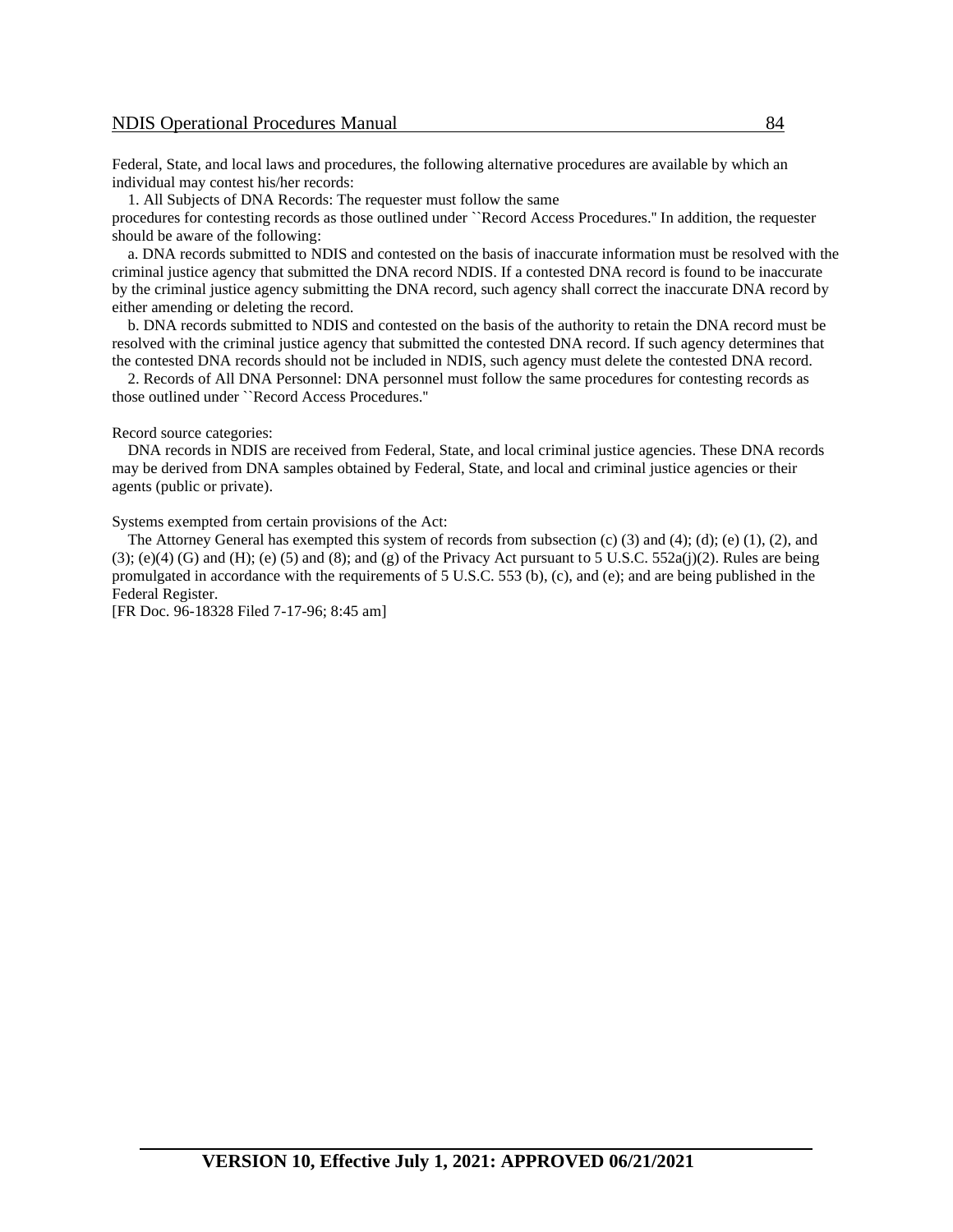Federal, State, and local laws and procedures, the following alternative procedures are available by which an individual may contest his/her records:

1. All Subjects of DNA Records: The requester must follow the same procedures for contesting records as those outlined under ``Record Access Procedures.'' In addition, the requester should be aware of the following:

a. DNA records submitted to NDIS and contested on the basis of inaccurate information must be resolved with the criminal justice agency that submitted the DNA record NDIS. If a contested DNA record is found to be inaccurate by the criminal justice agency submitting the DNA record, such agency shall correct the inaccurate DNA record by either amending or deleting the record.

b. DNA records submitted to NDIS and contested on the basis of the authority to retain the DNA record must be resolved with the criminal justice agency that submitted the contested DNA record. If such agency determines that the contested DNA records should not be included in NDIS, such agency must delete the contested DNA record.

2. Records of All DNA Personnel: DNA personnel must follow the same procedures for contesting records as those outlined under ``Record Access Procedures.''

Record source categories:

DNA records in NDIS are received from Federal, State, and local criminal justice agencies. These DNA records may be derived from DNA samples obtained by Federal, State, and local and criminal justice agencies or their agents (public or private).

Systems exempted from certain provisions of the Act:

The Attorney General has exempted this system of records from subsection (c) (3) and (4); (d); (e) (1), (2), and (3); (e)(4) (G) and (H); (e) (5) and (8); and (g) of the Privacy Act pursuant to 5 U.S.C. 552a(j)(2). Rules are being promulgated in accordance with the requirements of 5 U.S.C. 553 (b), (c), and (e); and are being published in the Federal Register.

[FR Doc. 96-18328 Filed 7-17-96; 8:45 am]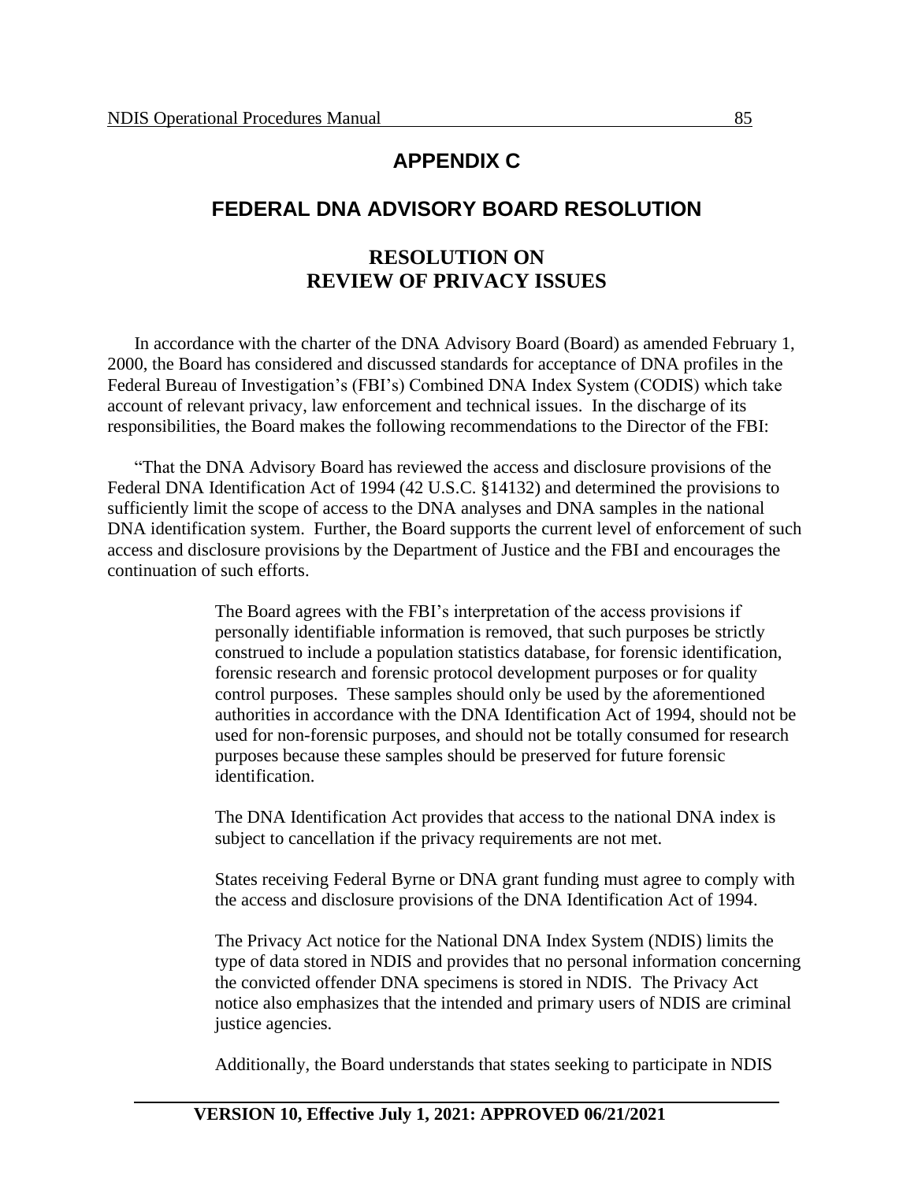# APPENDIX C

## FEDERAL DNA ADVISORY BOARD RESOLUTION

### RESOLUTION ON REVIEW OF PRIVACY ISSUES

In accordance with the charter of the DNA Advisory Board (Board) as amended February 1, 2000, the Board has considered and discussed standards for acceptance of DNA profiles in the Federal Bureau of Investigation's (FBI's) Combined DNA Index System (CODIS) which take account of relevant privacy, law enforcement and technical issues. In the discharge of its responsibilities, the Board makes the following recommendations to the Director of the FBI:

"That the DNA Advisory Board has reviewed the access and disclosure provisions of the Federal DNA Identification Act of 1994 (42 U.S.C. §14132) and determined the provisions to sufficiently limit the scope of access to the DNA analyses and DNA samples in the national DNA identification system. Further, the Board supports the current level of enforcement of such access and disclosure provisions by the Department of Justice and the FBI and encourages the continuation of such efforts.

> The Board agrees with the FBI's interpretation of the access provisions if personally identifiable information is removed, that such purposes be strictly construed to include a population statistics database, for forensic identification, forensic research and forensic protocol development purposes or for quality control purposes. These samples should only be used by the aforementioned authorities in accordance with the DNA Identification Act of 1994, should not be used for non-forensic purposes, and should not be totally consumed for research purposes because these samples should be preserved for future forensic identification.
>
> The DNA Identification Act provides that access to the national DNA index is subject to cancellation if the privacy requirements are not met.
>
> States receiving Federal Byrne or DNA grant funding must agree to comply with the access and disclosure provisions of the DNA Identification Act of 1994.
>
> The Privacy Act notice for the National DNA Index System (NDIS) limits the type of data stored in NDIS and provides that no personal information concerning the convicted offender DNA specimens is stored in NDIS. The Privacy Act notice also emphasizes that the intended and primary users of NDIS are criminal justice agencies.
>
> Additionally, the Board understands that states seeking to participate in NDIS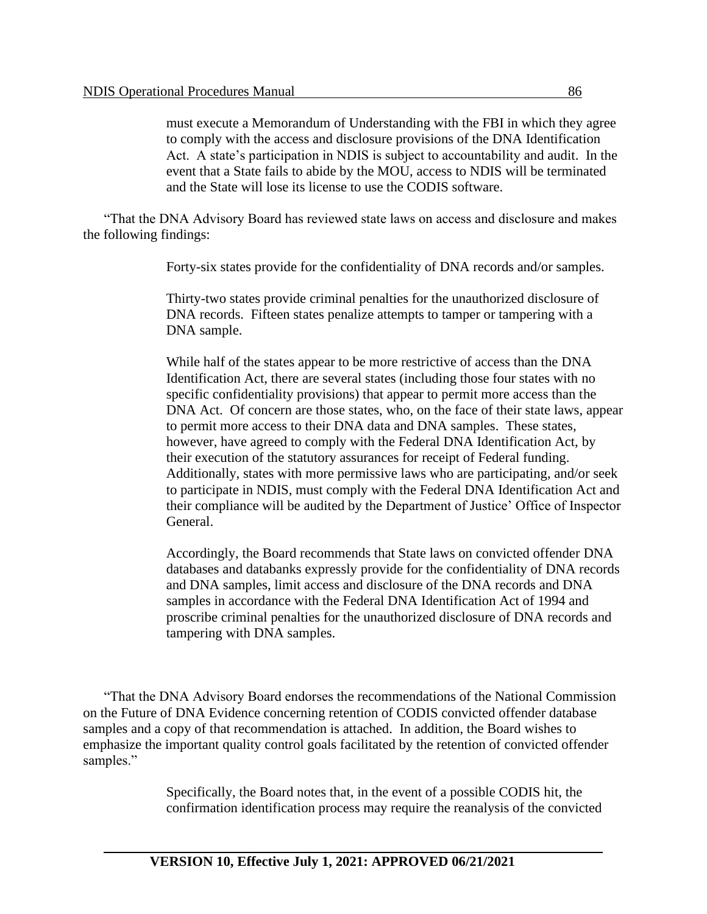must execute a Memorandum of Understanding with the FBI in which they agree to comply with the access and disclosure provisions of the DNA Identification Act. A state's participation in NDIS is subject to accountability and audit. In the event that a State fails to abide by the MOU, access to NDIS will be terminated and the State will lose its license to use the CODIS software.

"That the DNA Advisory Board has reviewed state laws on access and disclosure and makes the following findings:

> Forty-six states provide for the confidentiality of DNA records and/or samples.
>
> Thirty-two states provide criminal penalties for the unauthorized disclosure of DNA records. Fifteen states penalize attempts to tamper or tampering with a DNA sample.
>
> While half of the states appear to be more restrictive of access than the DNA Identification Act, there are several states (including those four states with no specific confidentiality provisions) that appear to permit more access than the DNA Act. Of concern are those states, who, on the face of their state laws, appear to permit more access to their DNA data and DNA samples. These states, however, have agreed to comply with the Federal DNA Identification Act, by their execution of the statutory assurances for receipt of Federal funding. Additionally, states with more permissive laws who are participating, and/or seek to participate in NDIS, must comply with the Federal DNA Identification Act and their compliance will be audited by the Department of Justice' Office of Inspector General.
>
> Accordingly, the Board recommends that State laws on convicted offender DNA databases and databanks expressly provide for the confidentiality of DNA records and DNA samples, limit access and disclosure of the DNA records and DNA samples in accordance with the Federal DNA Identification Act of 1994 and proscribe criminal penalties for the unauthorized disclosure of DNA records and tampering with DNA samples.

"That the DNA Advisory Board endorses the recommendations of the National Commission on the Future of DNA Evidence concerning retention of CODIS convicted offender database samples and a copy of that recommendation is attached. In addition, the Board wishes to emphasize the important quality control goals facilitated by the retention of convicted offender samples."

> Specifically, the Board notes that, in the event of a possible CODIS hit, the confirmation identification process may require the reanalysis of the convicted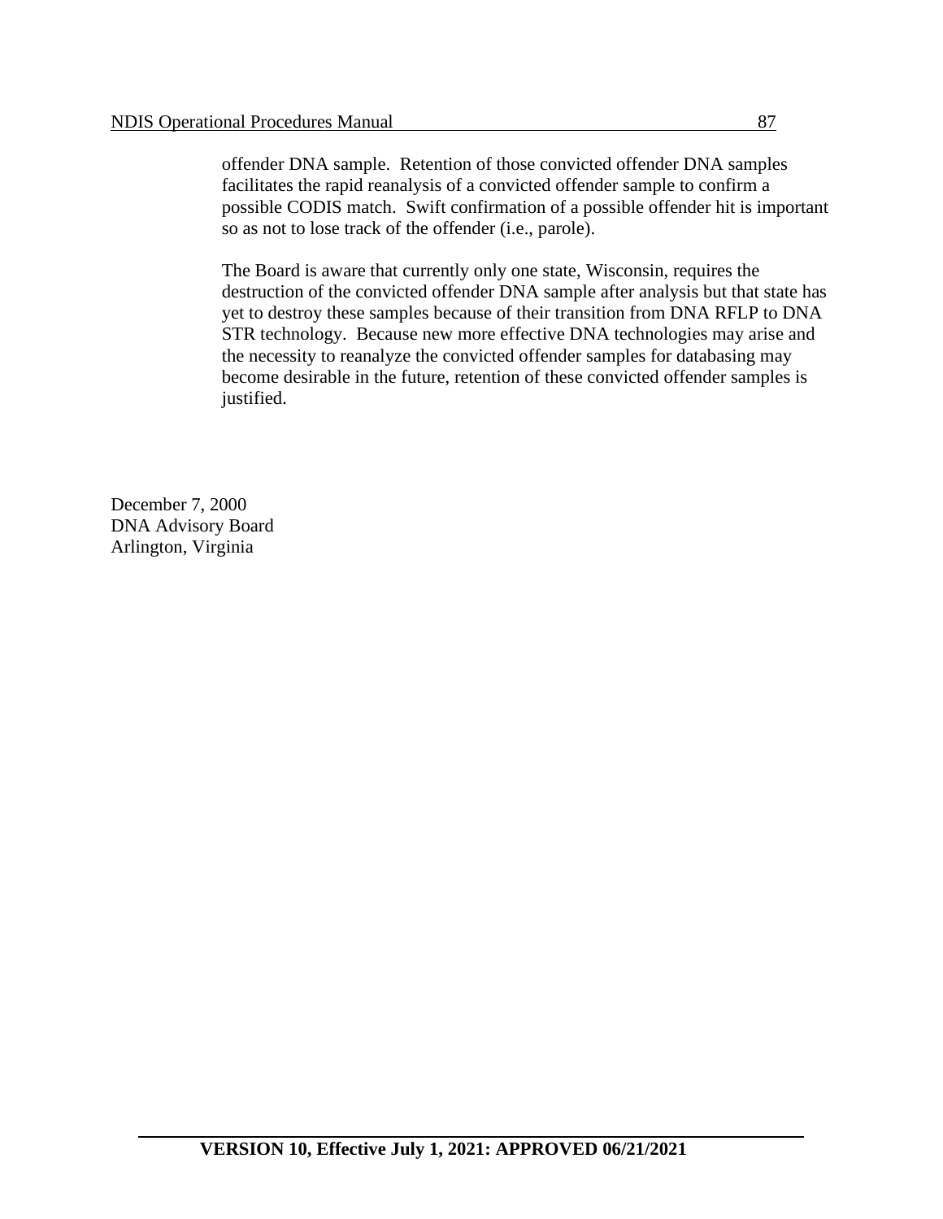offender DNA sample.  Retention of those convicted offender DNA samples facilitates the rapid reanalysis of a convicted offender sample to confirm a possible CODIS match.  Swift confirmation of a possible offender hit is important so as not to lose track of the offender (i.e., parole).

The Board is aware that currently only one state, Wisconsin, requires the destruction of the convicted offender DNA sample after analysis but that state has yet to destroy these samples because of their transition from DNA RFLP to DNA STR technology.  Because new more effective DNA technologies may arise and the necessity to reanalyze the convicted offender samples for databasing may become desirable in the future, retention of these convicted offender samples is justified.

December 7, 2000
DNA Advisory Board
Arlington, Virginia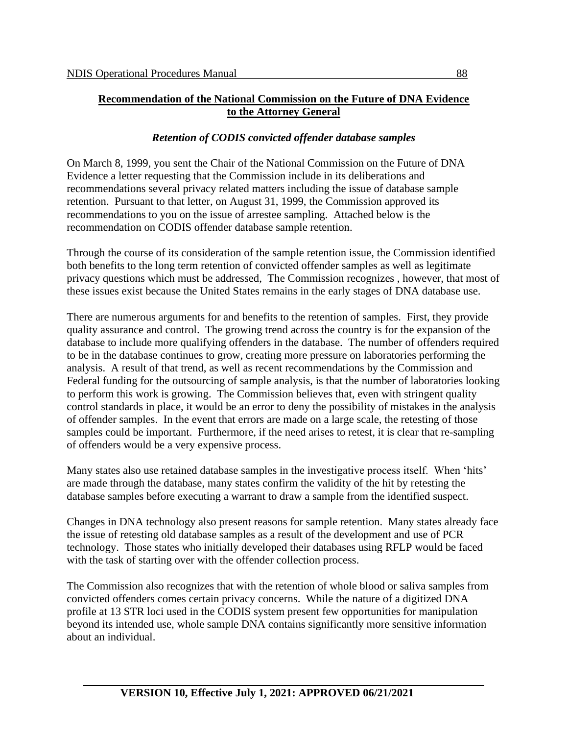**Recommendation of the National Commission on the Future of DNA Evidence to the Attorney General**

***Retention of CODIS convicted offender database samples***

On March 8, 1999, you sent the Chair of the National Commission on the Future of DNA Evidence a letter requesting that the Commission include in its deliberations and recommendations several privacy related matters including the issue of database sample retention. Pursuant to that letter, on August 31, 1999, the Commission approved its recommendations to you on the issue of arrestee sampling. Attached below is the recommendation on CODIS offender database sample retention.

Through the course of its consideration of the sample retention issue, the Commission identified both benefits to the long term retention of convicted offender samples as well as legitimate privacy questions which must be addressed, The Commission recognizes , however, that most of these issues exist because the United States remains in the early stages of DNA database use.

There are numerous arguments for and benefits to the retention of samples. First, they provide quality assurance and control. The growing trend across the country is for the expansion of the database to include more qualifying offenders in the database. The number of offenders required to be in the database continues to grow, creating more pressure on laboratories performing the analysis. A result of that trend, as well as recent recommendations by the Commission and Federal funding for the outsourcing of sample analysis, is that the number of laboratories looking to perform this work is growing. The Commission believes that, even with stringent quality control standards in place, it would be an error to deny the possibility of mistakes in the analysis of offender samples. In the event that errors are made on a large scale, the retesting of those samples could be important. Furthermore, if the need arises to retest, it is clear that re-sampling of offenders would be a very expensive process.

Many states also use retained database samples in the investigative process itself. When 'hits' are made through the database, many states confirm the validity of the hit by retesting the database samples before executing a warrant to draw a sample from the identified suspect.

Changes in DNA technology also present reasons for sample retention. Many states already face the issue of retesting old database samples as a result of the development and use of PCR technology. Those states who initially developed their databases using RFLP would be faced with the task of starting over with the offender collection process.

The Commission also recognizes that with the retention of whole blood or saliva samples from convicted offenders comes certain privacy concerns. While the nature of a digitized DNA profile at 13 STR loci used in the CODIS system present few opportunities for manipulation beyond its intended use, whole sample DNA contains significantly more sensitive information about an individual.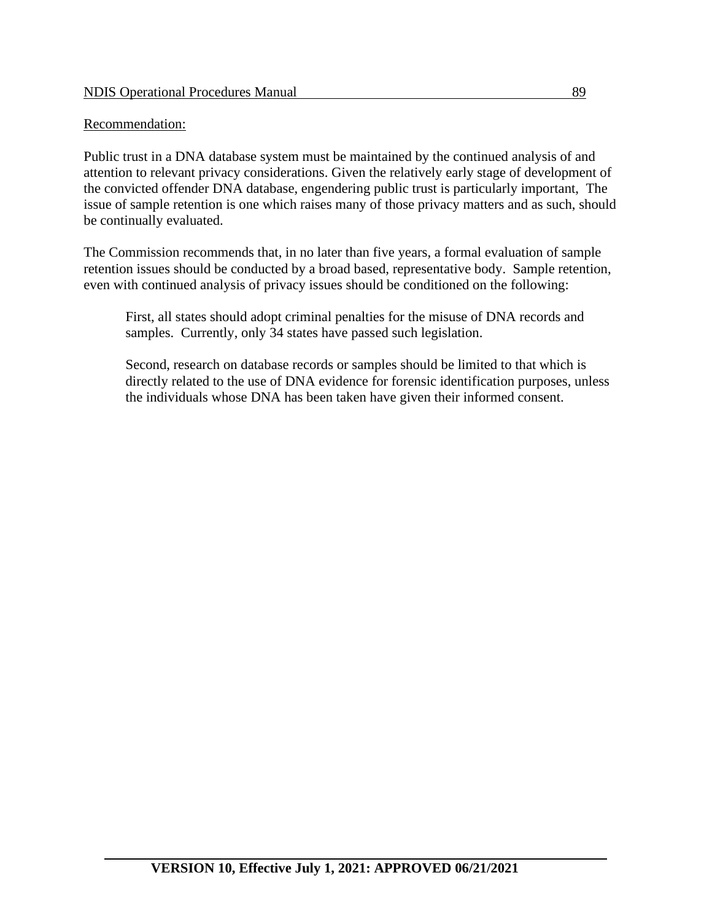Recommendation:

Public trust in a DNA database system must be maintained by the continued analysis of and attention to relevant privacy considerations. Given the relatively early stage of development of the convicted offender DNA database, engendering public trust is particularly important, The issue of sample retention is one which raises many of those privacy matters and as such, should be continually evaluated.

The Commission recommends that, in no later than five years, a formal evaluation of sample retention issues should be conducted by a broad based, representative body. Sample retention, even with continued analysis of privacy issues should be conditioned on the following:

> First, all states should adopt criminal penalties for the misuse of DNA records and samples. Currently, only 34 states have passed such legislation.
>
> Second, research on database records or samples should be limited to that which is directly related to the use of DNA evidence for forensic identification purposes, unless the individuals whose DNA has been taken have given their informed consent.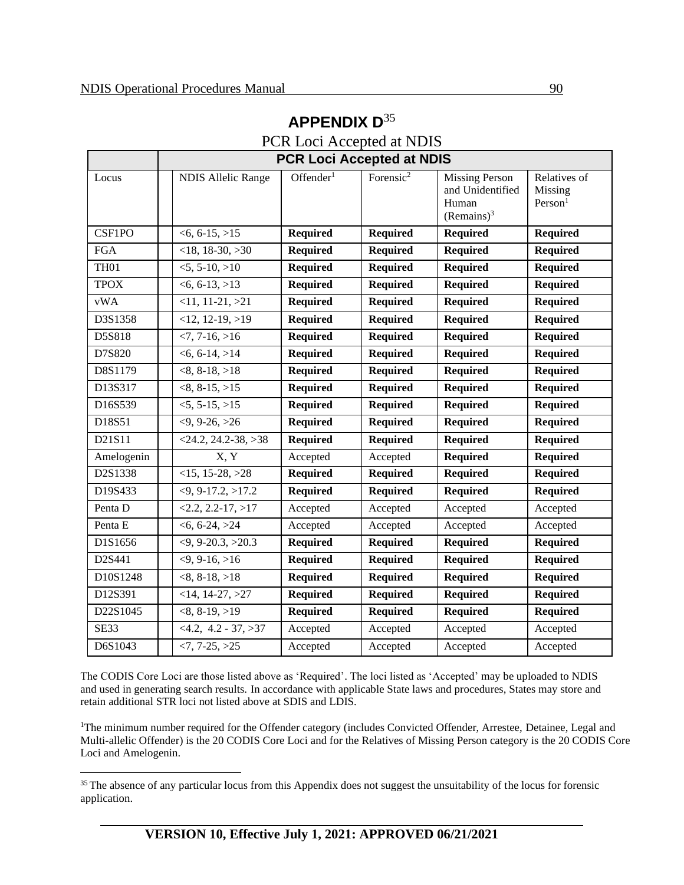# APPENDIX D[35]

PCR Loci Accepted at NDIS

| | PCR Loci Accepted at NDIS | | | | |
|---|---|---|---|---|---|
| Locus | NDIS Allelic Range | Offender[1] | Forensic[2] | Missing Person and Unidentified Human (Remains)[3] | Relatives of Missing Person[1] |
| CSF1PO | <6, 6-15, >15 | **Required** | **Required** | **Required** | **Required** |
| FGA | <18, 18-30, >30 | **Required** | **Required** | **Required** | **Required** |
| TH01 | <5, 5-10, >10 | **Required** | **Required** | **Required** | **Required** |
| TPOX | <6, 6-13, >13 | **Required** | **Required** | **Required** | **Required** |
| vWA | <11, 11-21, >21 | **Required** | **Required** | **Required** | **Required** |
| D3S1358 | <12, 12-19, >19 | **Required** | **Required** | **Required** | **Required** |
| D5S818 | <7, 7-16, >16 | **Required** | **Required** | **Required** | **Required** |
| D7S820 | <6, 6-14, >14 | **Required** | **Required** | **Required** | **Required** |
| D8S1179 | <8, 8-18, >18 | **Required** | **Required** | **Required** | **Required** |
| D13S317 | <8, 8-15, >15 | **Required** | **Required** | **Required** | **Required** |
| D16S539 | <5, 5-15, >15 | **Required** | **Required** | **Required** | **Required** |
| D18S51 | <9, 9-26, >26 | **Required** | **Required** | **Required** | **Required** |
| D21S11 | <24.2, 24.2-38, >38 | **Required** | **Required** | **Required** | **Required** |
| Amelogenin | X, Y | Accepted | Accepted | **Required** | **Required** |
| D2S1338 | <15, 15-28, >28 | **Required** | **Required** | **Required** | **Required** |
| D19S433 | <9, 9-17.2, >17.2 | **Required** | **Required** | **Required** | **Required** |
| Penta D | <2.2, 2.2-17, >17 | Accepted | Accepted | Accepted | Accepted |
| Penta E | <6, 6-24, >24 | Accepted | Accepted | Accepted | Accepted |
| D1S1656 | <9, 9-20.3, >20.3 | **Required** | **Required** | **Required** | **Required** |
| D2S441 | <9, 9-16, >16 | **Required** | **Required** | **Required** | **Required** |
| D10S1248 | <8, 8-18, >18 | **Required** | **Required** | **Required** | **Required** |
| D12S391 | <14, 14-27, >27 | **Required** | **Required** | **Required** | **Required** |
| D22S1045 | <8, 8-19, >19 | **Required** | **Required** | **Required** | **Required** |
| SE33 | <4.2, 4.2 - 37, >37 | Accepted | Accepted | Accepted | Accepted |
| D6S1043 | <7, 7-25, >25 | Accepted | Accepted | Accepted | Accepted |

The CODIS Core Loci are those listed above as 'Required'. The loci listed as 'Accepted' may be uploaded to NDIS and used in generating search results. In accordance with applicable State laws and procedures, States may store and retain additional STR loci not listed above at SDIS and LDIS.

[1]The minimum number required for the Offender category (includes Convicted Offender, Arrestee, Detainee, Legal and Multi-allelic Offender) is the 20 CODIS Core Loci and for the Relatives of Missing Person category is the 20 CODIS Core Loci and Amelogenin.

---

[35] The absence of any particular locus from this Appendix does not suggest the unsuitability of the locus for forensic application.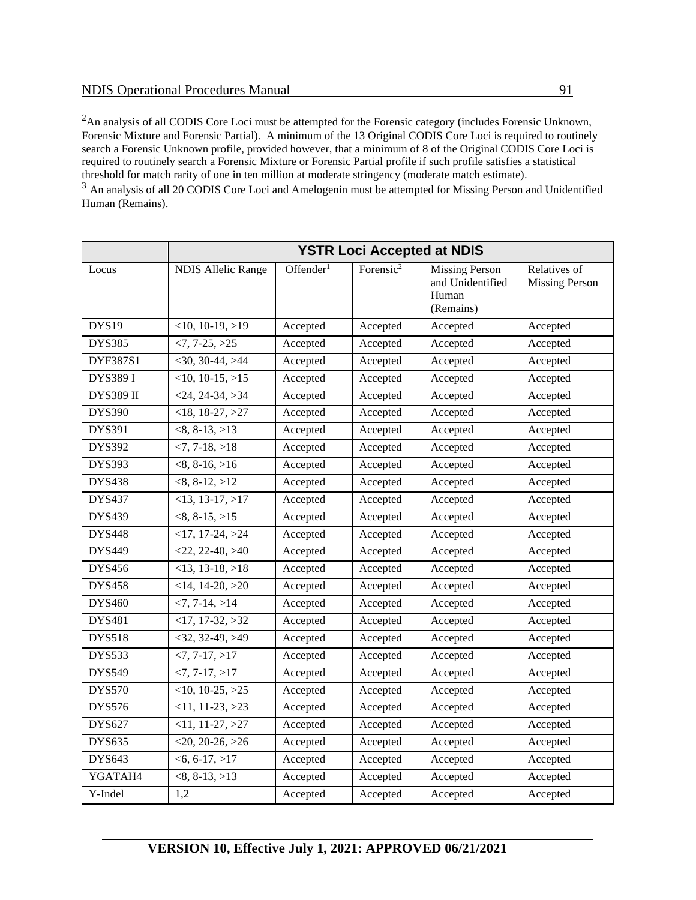[2]An analysis of all CODIS Core Loci must be attempted for the Forensic category (includes Forensic Unknown, Forensic Mixture and Forensic Partial). A minimum of the 13 Original CODIS Core Loci is required to routinely search a Forensic Unknown profile, provided however, that a minimum of 8 of the Original CODIS Core Loci is required to routinely search a Forensic Mixture or Forensic Partial profile if such profile satisfies a statistical threshold for match rarity of one in ten million at moderate stringency (moderate match estimate).

[3] An analysis of all 20 CODIS Core Loci and Amelogenin must be attempted for Missing Person and Unidentified Human (Remains).

| | **YSTR Loci Accepted at NDIS** | | | | |
|---|---|---|---|---|---|
| Locus | NDIS Allelic Range | Offender[1] | Forensic[2] | Missing Person and Unidentified Human (Remains) | Relatives of Missing Person |
| DYS19 | <10, 10-19, >19 | Accepted | Accepted | Accepted | Accepted |
| DYS385 | <7, 7-25, >25 | Accepted | Accepted | Accepted | Accepted |
| DYF387S1 | <30, 30-44, >44 | Accepted | Accepted | Accepted | Accepted |
| DYS389 I | <10, 10-15, >15 | Accepted | Accepted | Accepted | Accepted |
| DYS389 II | <24, 24-34, >34 | Accepted | Accepted | Accepted | Accepted |
| DYS390 | <18, 18-27, >27 | Accepted | Accepted | Accepted | Accepted |
| DYS391 | <8, 8-13, >13 | Accepted | Accepted | Accepted | Accepted |
| DYS392 | <7, 7-18, >18 | Accepted | Accepted | Accepted | Accepted |
| DYS393 | <8, 8-16, >16 | Accepted | Accepted | Accepted | Accepted |
| DYS438 | <8, 8-12, >12 | Accepted | Accepted | Accepted | Accepted |
| DYS437 | <13, 13-17, >17 | Accepted | Accepted | Accepted | Accepted |
| DYS439 | <8, 8-15, >15 | Accepted | Accepted | Accepted | Accepted |
| DYS448 | <17, 17-24, >24 | Accepted | Accepted | Accepted | Accepted |
| DYS449 | <22, 22-40, >40 | Accepted | Accepted | Accepted | Accepted |
| DYS456 | <13, 13-18, >18 | Accepted | Accepted | Accepted | Accepted |
| DYS458 | <14, 14-20, >20 | Accepted | Accepted | Accepted | Accepted |
| DYS460 | <7, 7-14, >14 | Accepted | Accepted | Accepted | Accepted |
| DYS481 | <17, 17-32, >32 | Accepted | Accepted | Accepted | Accepted |
| DYS518 | <32, 32-49, >49 | Accepted | Accepted | Accepted | Accepted |
| DYS533 | <7, 7-17, >17 | Accepted | Accepted | Accepted | Accepted |
| DYS549 | <7, 7-17, >17 | Accepted | Accepted | Accepted | Accepted |
| DYS570 | <10, 10-25, >25 | Accepted | Accepted | Accepted | Accepted |
| DYS576 | <11, 11-23, >23 | Accepted | Accepted | Accepted | Accepted |
| DYS627 | <11, 11-27, >27 | Accepted | Accepted | Accepted | Accepted |
| DYS635 | <20, 20-26, >26 | Accepted | Accepted | Accepted | Accepted |
| DYS643 | <6, 6-17, >17 | Accepted | Accepted | Accepted | Accepted |
| YGATAH4 | <8, 8-13, >13 | Accepted | Accepted | Accepted | Accepted |
| Y-Indel | 1,2 | Accepted | Accepted | Accepted | Accepted |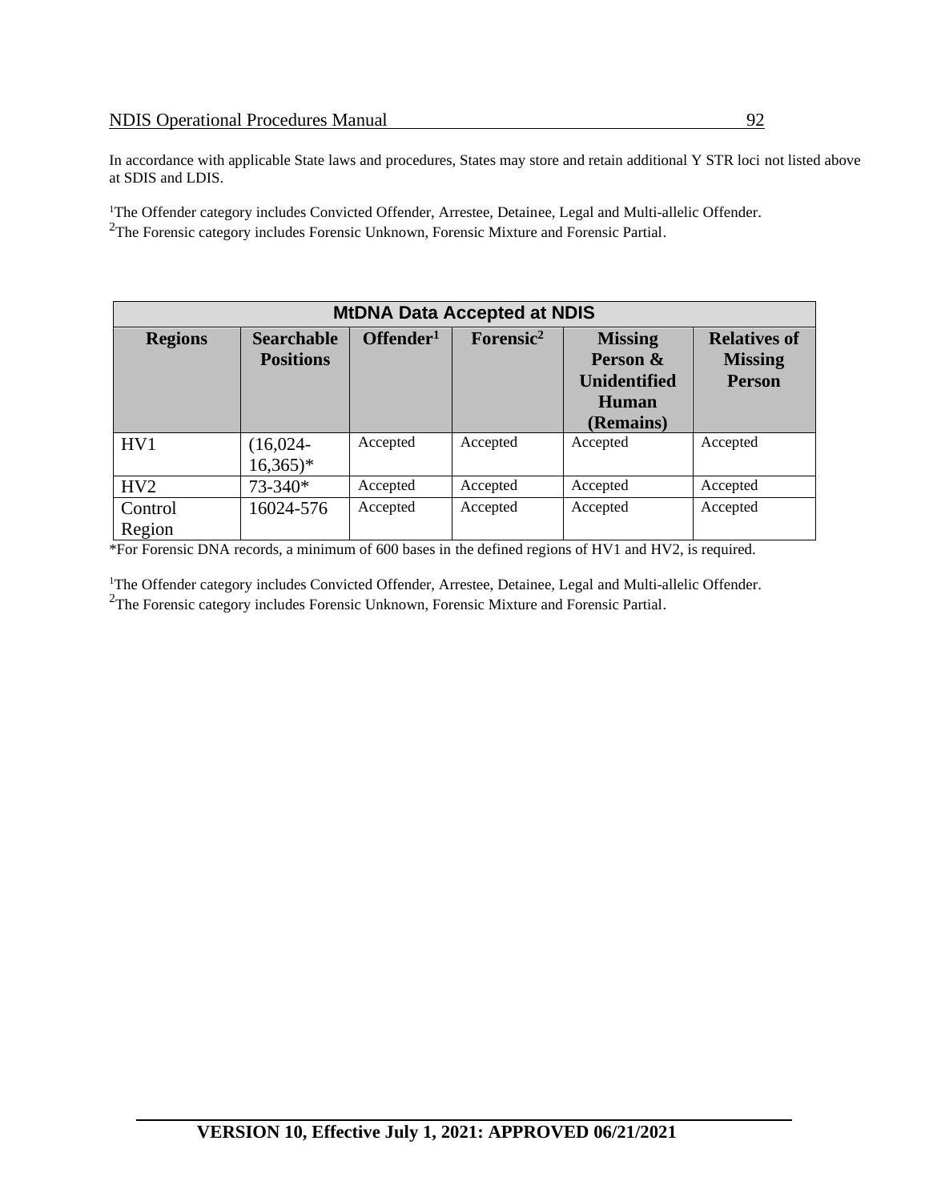In accordance with applicable State laws and procedures, States may store and retain additional Y STR loci not listed above at SDIS and LDIS.

[1]The Offender category includes Convicted Offender, Arrestee, Detainee, Legal and Multi-allelic Offender.
[2]The Forensic category includes Forensic Unknown, Forensic Mixture and Forensic Partial.

| MtDNA Data Accepted at NDIS | | | | | |
|---|---|---|---|---|---|
| **Regions** | **Searchable Positions** | **Offender[1]** | **Forensic[2]** | **Missing Person & Unidentified Human (Remains)** | **Relatives of Missing Person** |
| HV1 | (16,024-16,365)* | Accepted | Accepted | Accepted | Accepted |
| HV2 | 73-340* | Accepted | Accepted | Accepted | Accepted |
| Control Region | 16024-576 | Accepted | Accepted | Accepted | Accepted |

*For Forensic DNA records, a minimum of 600 bases in the defined regions of HV1 and HV2, is required.

[1]The Offender category includes Convicted Offender, Arrestee, Detainee, Legal and Multi-allelic Offender.
[2]The Forensic category includes Forensic Unknown, Forensic Mixture and Forensic Partial.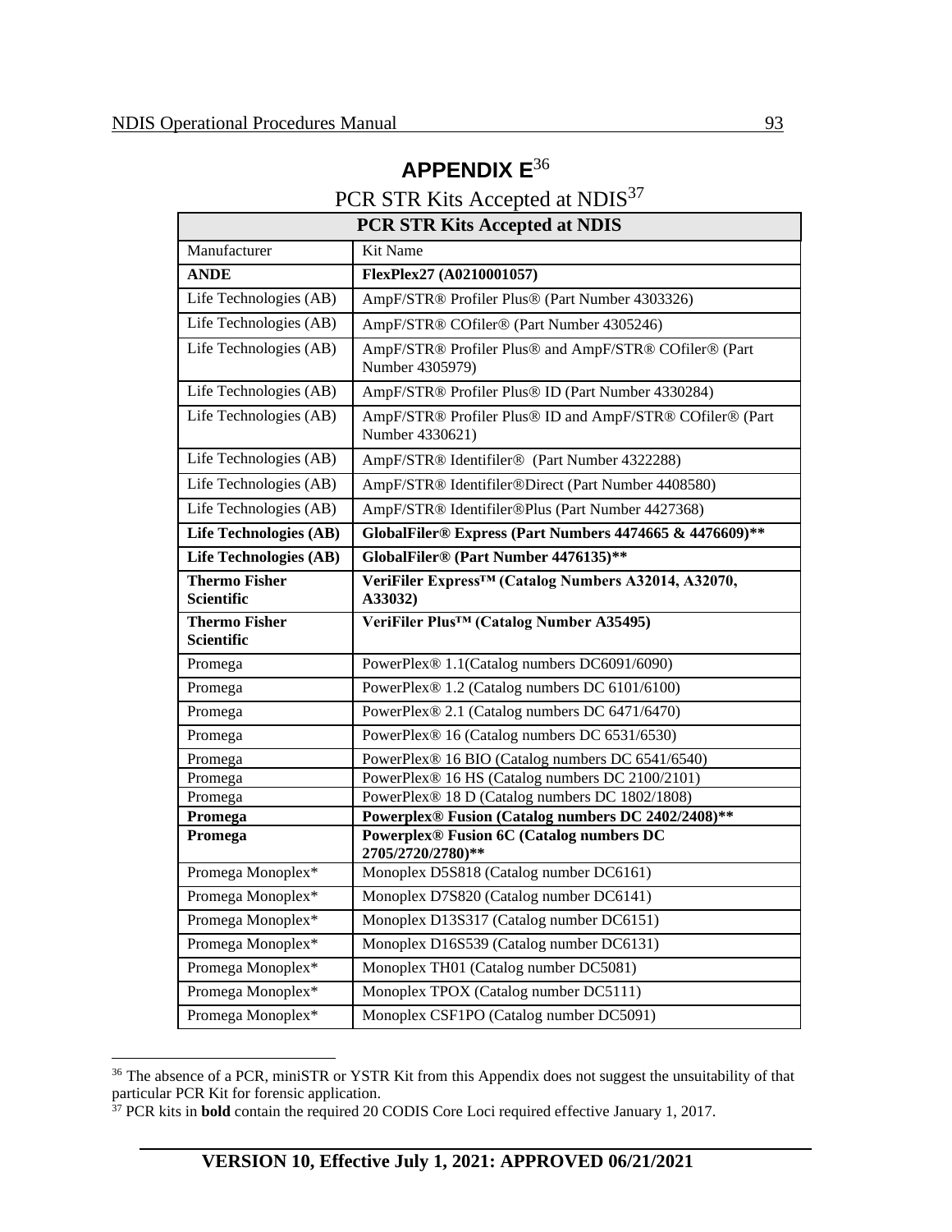# APPENDIX E[36]

## PCR STR Kits Accepted at NDIS[37]

| PCR STR Kits Accepted at NDIS | |
|---|---|
| Manufacturer | Kit Name |
| **ANDE** | **FlexPlex27 (A0210001057)** |
| Life Technologies (AB) | AmpF/STR® Profiler Plus® (Part Number 4303326) |
| Life Technologies (AB) | AmpF/STR® COfiler® (Part Number 4305246) |
| Life Technologies (AB) | AmpF/STR® Profiler Plus® and AmpF/STR® COfiler® (Part Number 4305979) |
| Life Technologies (AB) | AmpF/STR® Profiler Plus® ID (Part Number 4330284) |
| Life Technologies (AB) | AmpF/STR® Profiler Plus® ID and AmpF/STR® COfiler® (Part Number 4330621) |
| Life Technologies (AB) | AmpF/STR® Identifiler® (Part Number 4322288) |
| Life Technologies (AB) | AmpF/STR® Identifiler®Direct (Part Number 4408580) |
| Life Technologies (AB) | AmpF/STR® Identifiler®Plus (Part Number 4427368) |
| **Life Technologies (AB)** | **GlobalFiler® Express (Part Numbers 4474665 & 4476609)\*\*** |
| **Life Technologies (AB)** | **GlobalFiler® (Part Number 4476135)\*\*** |
| **Thermo Fisher Scientific** | **VeriFiler Express™ (Catalog Numbers A32014, A32070, A33032)** |
| **Thermo Fisher Scientific** | **VeriFiler Plus™ (Catalog Number A35495)** |
| Promega | PowerPlex® 1.1(Catalog numbers DC6091/6090) |
| Promega | PowerPlex® 1.2 (Catalog numbers DC 6101/6100) |
| Promega | PowerPlex® 2.1 (Catalog numbers DC 6471/6470) |
| Promega | PowerPlex® 16 (Catalog numbers DC 6531/6530) |
| Promega | PowerPlex® 16 BIO (Catalog numbers DC 6541/6540) |
| Promega | PowerPlex® 16 HS (Catalog numbers DC 2100/2101) |
| Promega | PowerPlex® 18 D (Catalog numbers DC 1802/1808) |
| **Promega** | **Powerplex® Fusion (Catalog numbers DC 2402/2408)\*\*** |
| **Promega** | **Powerplex® Fusion 6C (Catalog numbers DC 2705/2720/2780)\*\*** |
| Promega Monoplex* | Monoplex D5S818 (Catalog number DC6161) |
| Promega Monoplex* | Monoplex D7S820 (Catalog number DC6141) |
| Promega Monoplex* | Monoplex D13S317 (Catalog number DC6151) |
| Promega Monoplex* | Monoplex D16S539 (Catalog number DC6131) |
| Promega Monoplex* | Monoplex TH01 (Catalog number DC5081) |
| Promega Monoplex* | Monoplex TPOX (Catalog number DC5111) |
| Promega Monoplex* | Monoplex CSF1PO (Catalog number DC5091) |

[36] The absence of a PCR, miniSTR or YSTR Kit from this Appendix does not suggest the unsuitability of that particular PCR Kit for forensic application.

[37] PCR kits in **bold** contain the required 20 CODIS Core Loci required effective January 1, 2017.

**VERSION 10, Effective July 1, 2021: APPROVED 06/21/2021**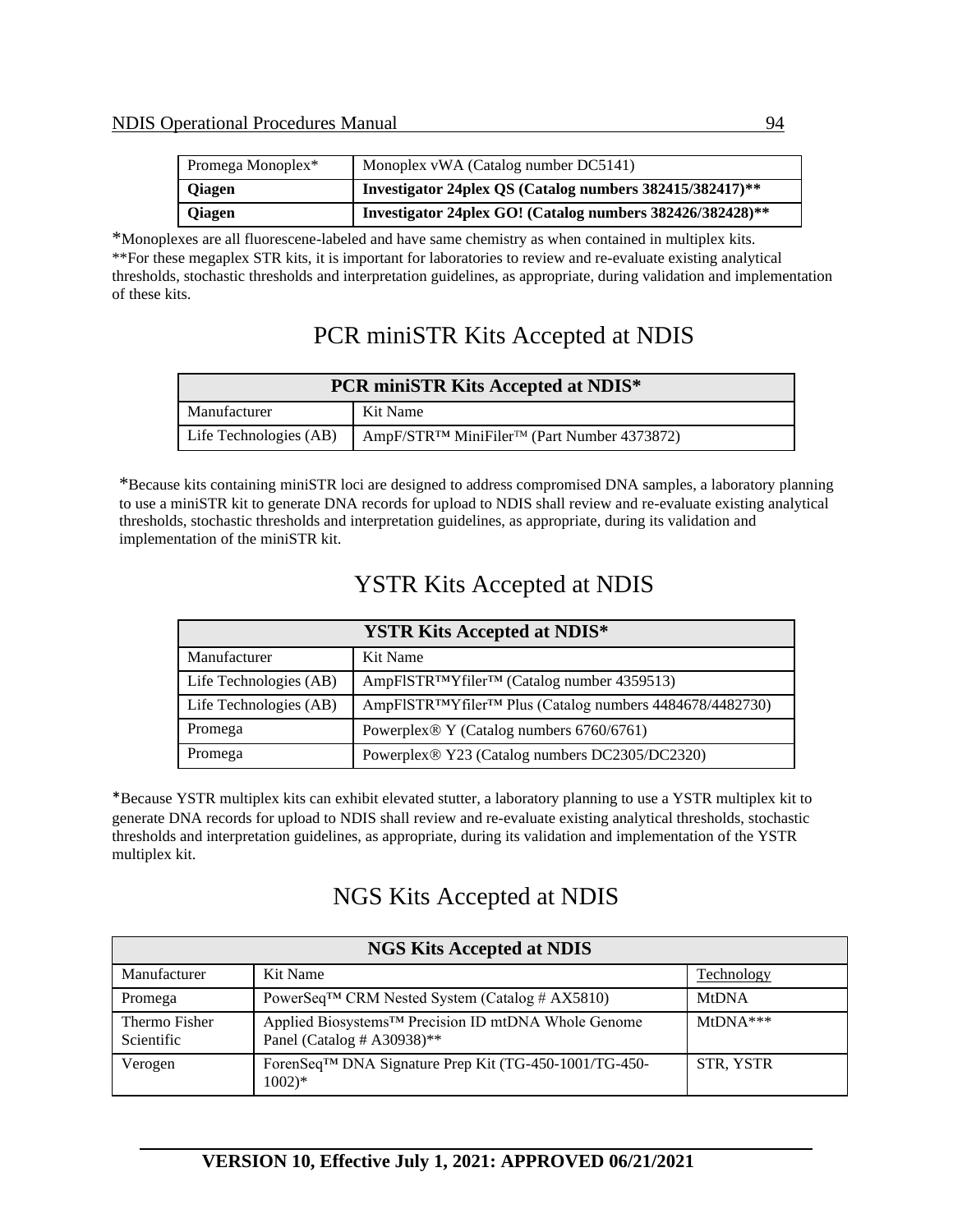| Promega Monoplex* | Monoplex vWA (Catalog number DC5141) |
|---|---|
| **Qiagen** | **Investigator 24plex QS (Catalog numbers 382415/382417)**** |
| **Qiagen** | **Investigator 24plex GO! (Catalog numbers 382426/382428)**** |

*Monoplexes are all fluorescene-labeled and have same chemistry as when contained in multiplex kits.
**For these megaplex STR kits, it is important for laboratories to review and re-evaluate existing analytical thresholds, stochastic thresholds and interpretation guidelines, as appropriate, during validation and implementation of these kits.

## PCR miniSTR Kits Accepted at NDIS

| **PCR miniSTR Kits Accepted at NDIS*** | |
|---|---|
| Manufacturer | Kit Name |
| Life Technologies (AB) | AmpF/STR™ MiniFiler™ (Part Number 4373872) |

*Because kits containing miniSTR loci are designed to address compromised DNA samples, a laboratory planning to use a miniSTR kit to generate DNA records for upload to NDIS shall review and re-evaluate existing analytical thresholds, stochastic thresholds and interpretation guidelines, as appropriate, during its validation and implementation of the miniSTR kit.

## YSTR Kits Accepted at NDIS

| **YSTR Kits Accepted at NDIS*** | |
|---|---|
| Manufacturer | Kit Name |
| Life Technologies (AB) | AmpFlSTR™Yfiler™ (Catalog number 4359513) |
| Life Technologies (AB) | AmpFlSTR™Yfiler™ Plus (Catalog numbers 4484678/4482730) |
| Promega | Powerplex® Y (Catalog numbers 6760/6761) |
| Promega | Powerplex® Y23 (Catalog numbers DC2305/DC2320) |

*Because YSTR multiplex kits can exhibit elevated stutter, a laboratory planning to use a YSTR multiplex kit to generate DNA records for upload to NDIS shall review and re-evaluate existing analytical thresholds, stochastic thresholds and interpretation guidelines, as appropriate, during its validation and implementation of the YSTR multiplex kit.

## NGS Kits Accepted at NDIS

| **NGS Kits Accepted at NDIS** | | |
|---|---|---|
| Manufacturer | Kit Name | Technology |
| Promega | PowerSeq™ CRM Nested System (Catalog # AX5810) | MtDNA |
| Thermo Fisher Scientific | Applied Biosystems™ Precision ID mtDNA Whole Genome Panel (Catalog # A30938)** | MtDNA*** |
| Verogen | ForenSeq™ DNA Signature Prep Kit (TG-450-1001/TG-450-1002)* | STR, YSTR |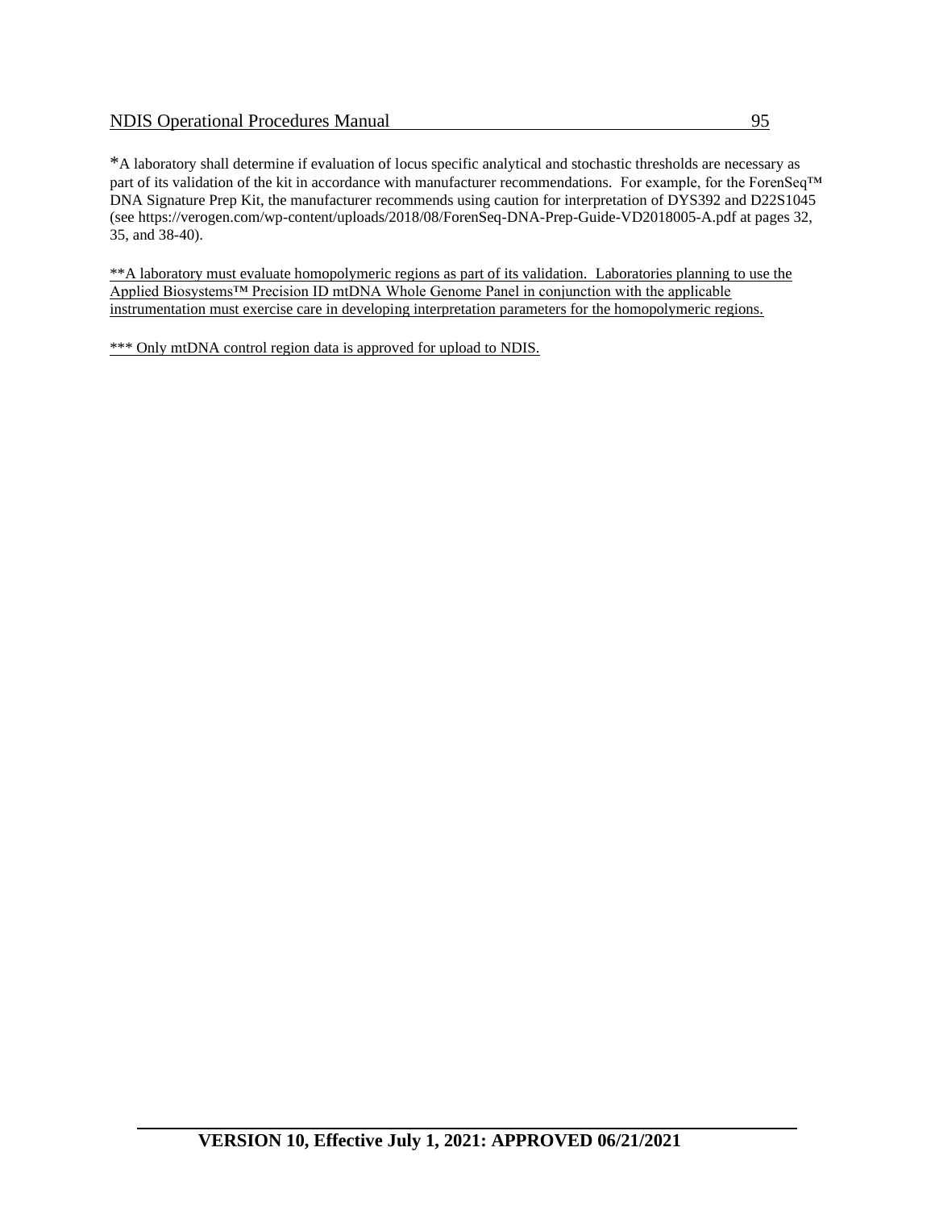*A laboratory shall determine if evaluation of locus specific analytical and stochastic thresholds are necessary as part of its validation of the kit in accordance with manufacturer recommendations. For example, for the ForenSeq™ DNA Signature Prep Kit, the manufacturer recommends using caution for interpretation of DYS392 and D22S1045 (see https://verogen.com/wp-content/uploads/2018/08/ForenSeq-DNA-Prep-Guide-VD2018005-A.pdf at pages 32, 35, and 38-40).

**A laboratory must evaluate homopolymeric regions as part of its validation. Laboratories planning to use the Applied Biosystems™ Precision ID mtDNA Whole Genome Panel in conjunction with the applicable instrumentation must exercise care in developing interpretation parameters for the homopolymeric regions.

*** Only mtDNA control region data is approved for upload to NDIS.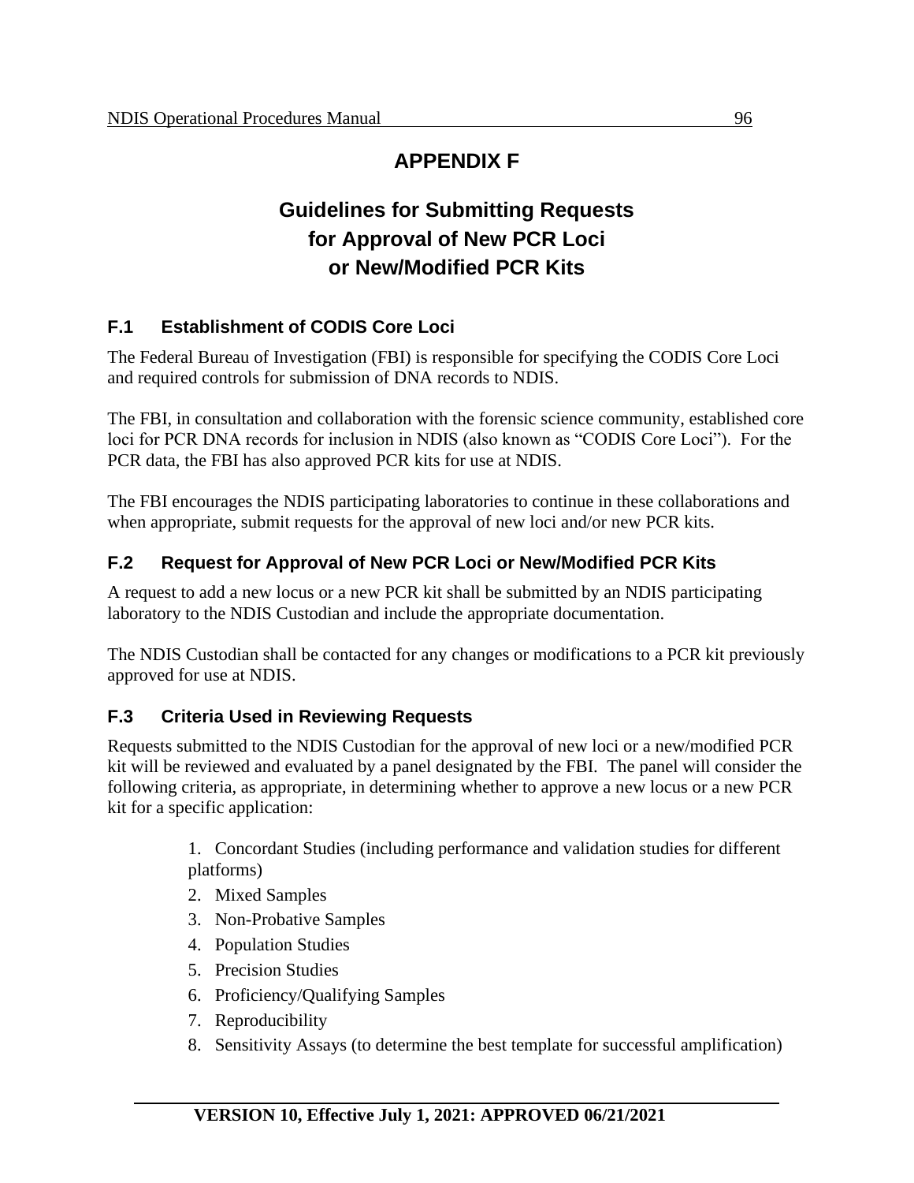# APPENDIX F

# Guidelines for Submitting Requests for Approval of New PCR Loci or New/Modified PCR Kits

## F.1 Establishment of CODIS Core Loci

The Federal Bureau of Investigation (FBI) is responsible for specifying the CODIS Core Loci and required controls for submission of DNA records to NDIS.

The FBI, in consultation and collaboration with the forensic science community, established core loci for PCR DNA records for inclusion in NDIS (also known as "CODIS Core Loci"). For the PCR data, the FBI has also approved PCR kits for use at NDIS.

The FBI encourages the NDIS participating laboratories to continue in these collaborations and when appropriate, submit requests for the approval of new loci and/or new PCR kits.

## F.2 Request for Approval of New PCR Loci or New/Modified PCR Kits

A request to add a new locus or a new PCR kit shall be submitted by an NDIS participating laboratory to the NDIS Custodian and include the appropriate documentation.

The NDIS Custodian shall be contacted for any changes or modifications to a PCR kit previously approved for use at NDIS.

## F.3 Criteria Used in Reviewing Requests

Requests submitted to the NDIS Custodian for the approval of new loci or a new/modified PCR kit will be reviewed and evaluated by a panel designated by the FBI. The panel will consider the following criteria, as appropriate, in determining whether to approve a new locus or a new PCR kit for a specific application:

1. Concordant Studies (including performance and validation studies for different platforms)
2. Mixed Samples
3. Non-Probative Samples
4. Population Studies
5. Precision Studies
6. Proficiency/Qualifying Samples
7. Reproducibility
8. Sensitivity Assays (to determine the best template for successful amplification)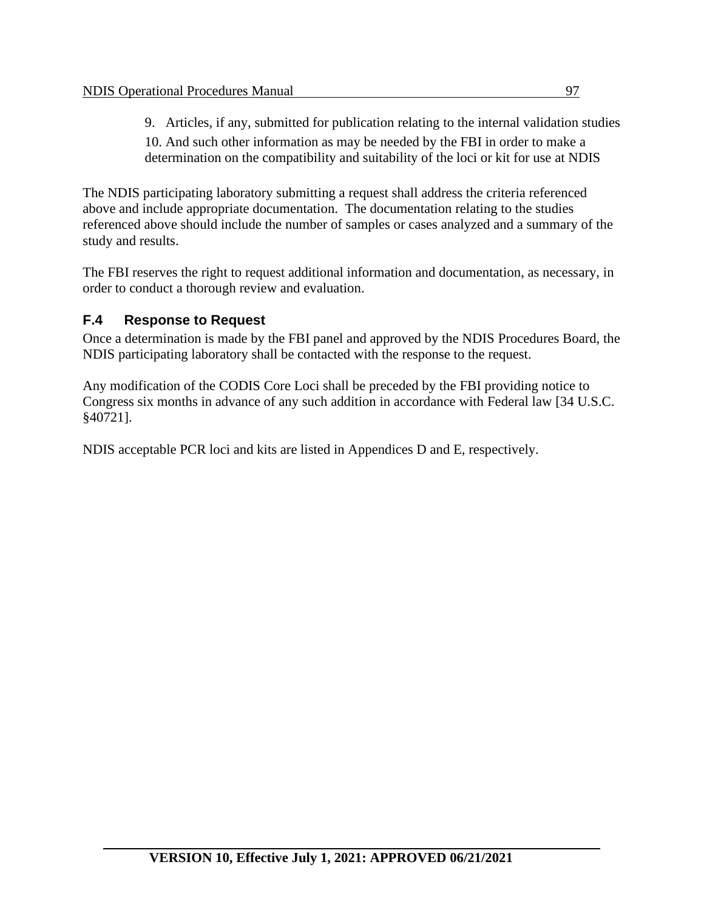9. Articles, if any, submitted for publication relating to the internal validation studies
10. And such other information as may be needed by the FBI in order to make a determination on the compatibility and suitability of the loci or kit for use at NDIS

The NDIS participating laboratory submitting a request shall address the criteria referenced above and include appropriate documentation. The documentation relating to the studies referenced above should include the number of samples or cases analyzed and a summary of the study and results.

The FBI reserves the right to request additional information and documentation, as necessary, in order to conduct a thorough review and evaluation.

### F.4 Response to Request

Once a determination is made by the FBI panel and approved by the NDIS Procedures Board, the NDIS participating laboratory shall be contacted with the response to the request.

Any modification of the CODIS Core Loci shall be preceded by the FBI providing notice to Congress six months in advance of any such addition in accordance with Federal law [34 U.S.C. §40721].

NDIS acceptable PCR loci and kits are listed in Appendices D and E, respectively.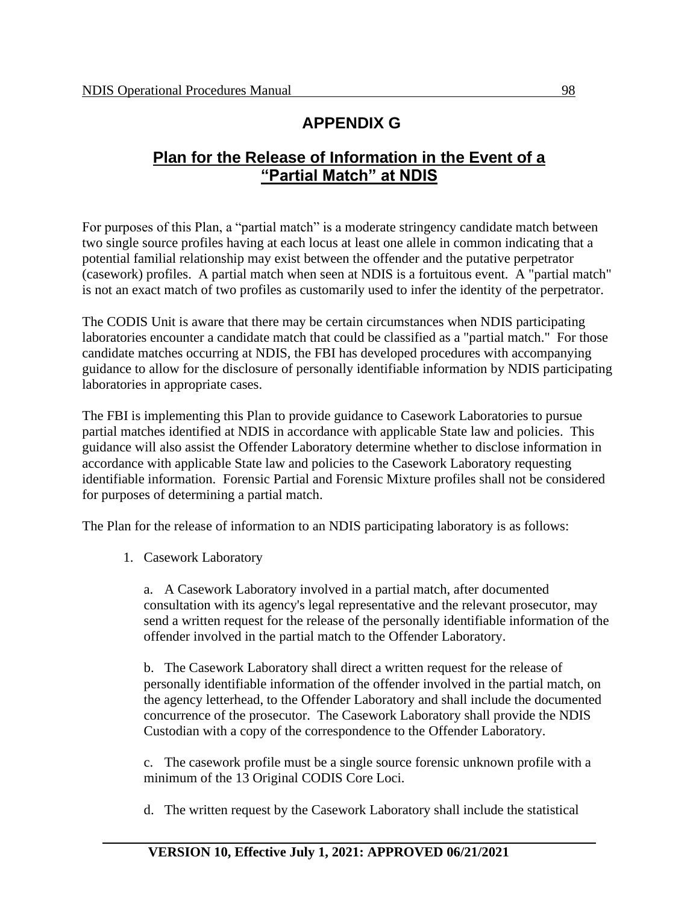# APPENDIX G

## Plan for the Release of Information in the Event of a "Partial Match" at NDIS

For purposes of this Plan, a "partial match" is a moderate stringency candidate match between two single source profiles having at each locus at least one allele in common indicating that a potential familial relationship may exist between the offender and the putative perpetrator (casework) profiles. A partial match when seen at NDIS is a fortuitous event. A "partial match" is not an exact match of two profiles as customarily used to infer the identity of the perpetrator.

The CODIS Unit is aware that there may be certain circumstances when NDIS participating laboratories encounter a candidate match that could be classified as a "partial match." For those candidate matches occurring at NDIS, the FBI has developed procedures with accompanying guidance to allow for the disclosure of personally identifiable information by NDIS participating laboratories in appropriate cases.

The FBI is implementing this Plan to provide guidance to Casework Laboratories to pursue partial matches identified at NDIS in accordance with applicable State law and policies. This guidance will also assist the Offender Laboratory determine whether to disclose information in accordance with applicable State law and policies to the Casework Laboratory requesting identifiable information. Forensic Partial and Forensic Mixture profiles shall not be considered for purposes of determining a partial match.

The Plan for the release of information to an NDIS participating laboratory is as follows:

1. Casework Laboratory

   a. A Casework Laboratory involved in a partial match, after documented consultation with its agency's legal representative and the relevant prosecutor, may send a written request for the release of the personally identifiable information of the offender involved in the partial match to the Offender Laboratory.

   b. The Casework Laboratory shall direct a written request for the release of personally identifiable information of the offender involved in the partial match, on the agency letterhead, to the Offender Laboratory and shall include the documented concurrence of the prosecutor. The Casework Laboratory shall provide the NDIS Custodian with a copy of the correspondence to the Offender Laboratory.

   c. The casework profile must be a single source forensic unknown profile with a minimum of the 13 Original CODIS Core Loci.

   d. The written request by the Casework Laboratory shall include the statistical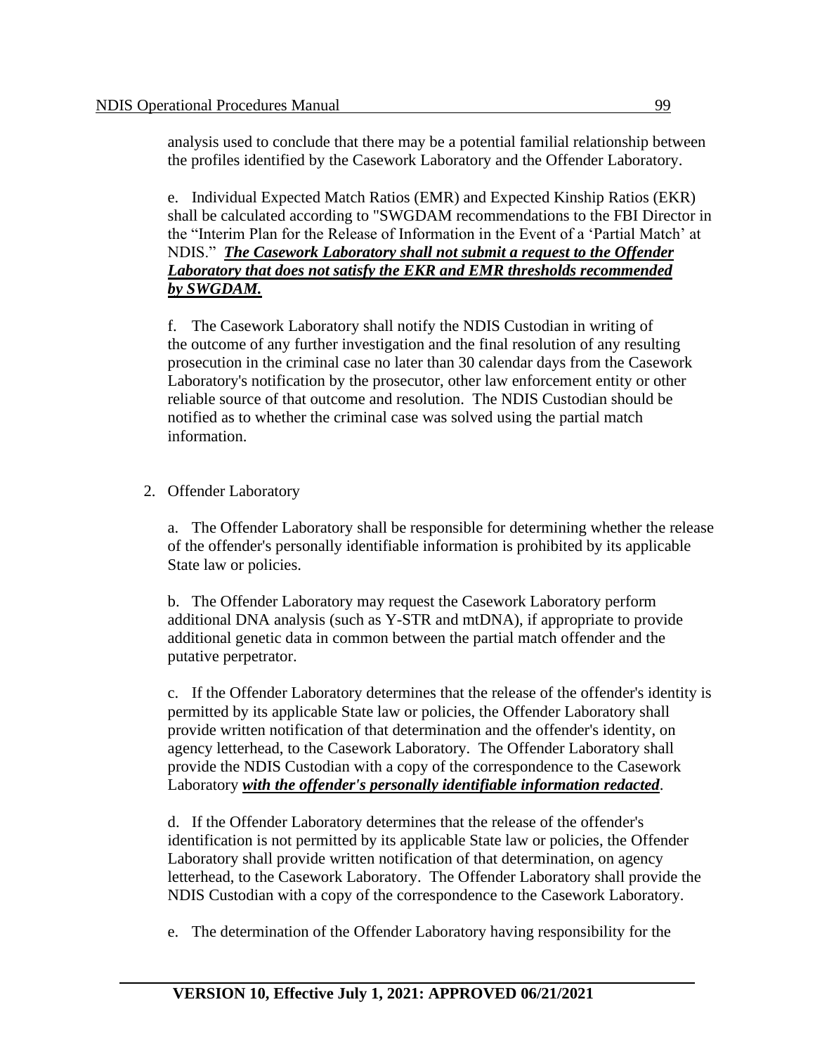analysis used to conclude that there may be a potential familial relationship between the profiles identified by the Casework Laboratory and the Offender Laboratory.

e. Individual Expected Match Ratios (EMR) and Expected Kinship Ratios (EKR) shall be calculated according to "SWGDAM recommendations to the FBI Director in the "Interim Plan for the Release of Information in the Event of a 'Partial Match' at NDIS." ***The Casework Laboratory shall not submit a request to the Offender Laboratory that does not satisfy the EKR and EMR thresholds recommended by SWGDAM.***

f. The Casework Laboratory shall notify the NDIS Custodian in writing of the outcome of any further investigation and the final resolution of any resulting prosecution in the criminal case no later than 30 calendar days from the Casework Laboratory's notification by the prosecutor, other law enforcement entity or other reliable source of that outcome and resolution. The NDIS Custodian should be notified as to whether the criminal case was solved using the partial match information.

2. Offender Laboratory

a. The Offender Laboratory shall be responsible for determining whether the release of the offender's personally identifiable information is prohibited by its applicable State law or policies.

b. The Offender Laboratory may request the Casework Laboratory perform additional DNA analysis (such as Y-STR and mtDNA), if appropriate to provide additional genetic data in common between the partial match offender and the putative perpetrator.

c. If the Offender Laboratory determines that the release of the offender's identity is permitted by its applicable State law or policies, the Offender Laboratory shall provide written notification of that determination and the offender's identity, on agency letterhead, to the Casework Laboratory. The Offender Laboratory shall provide the NDIS Custodian with a copy of the correspondence to the Casework Laboratory ***with the offender's personally identifiable information redacted***.

d. If the Offender Laboratory determines that the release of the offender's identification is not permitted by its applicable State law or policies, the Offender Laboratory shall provide written notification of that determination, on agency letterhead, to the Casework Laboratory. The Offender Laboratory shall provide the NDIS Custodian with a copy of the correspondence to the Casework Laboratory.

e. The determination of the Offender Laboratory having responsibility for the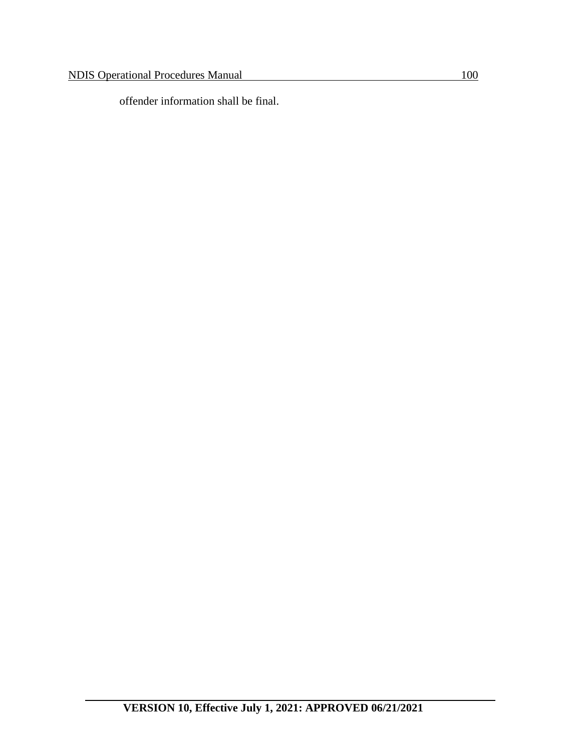offender information shall be final.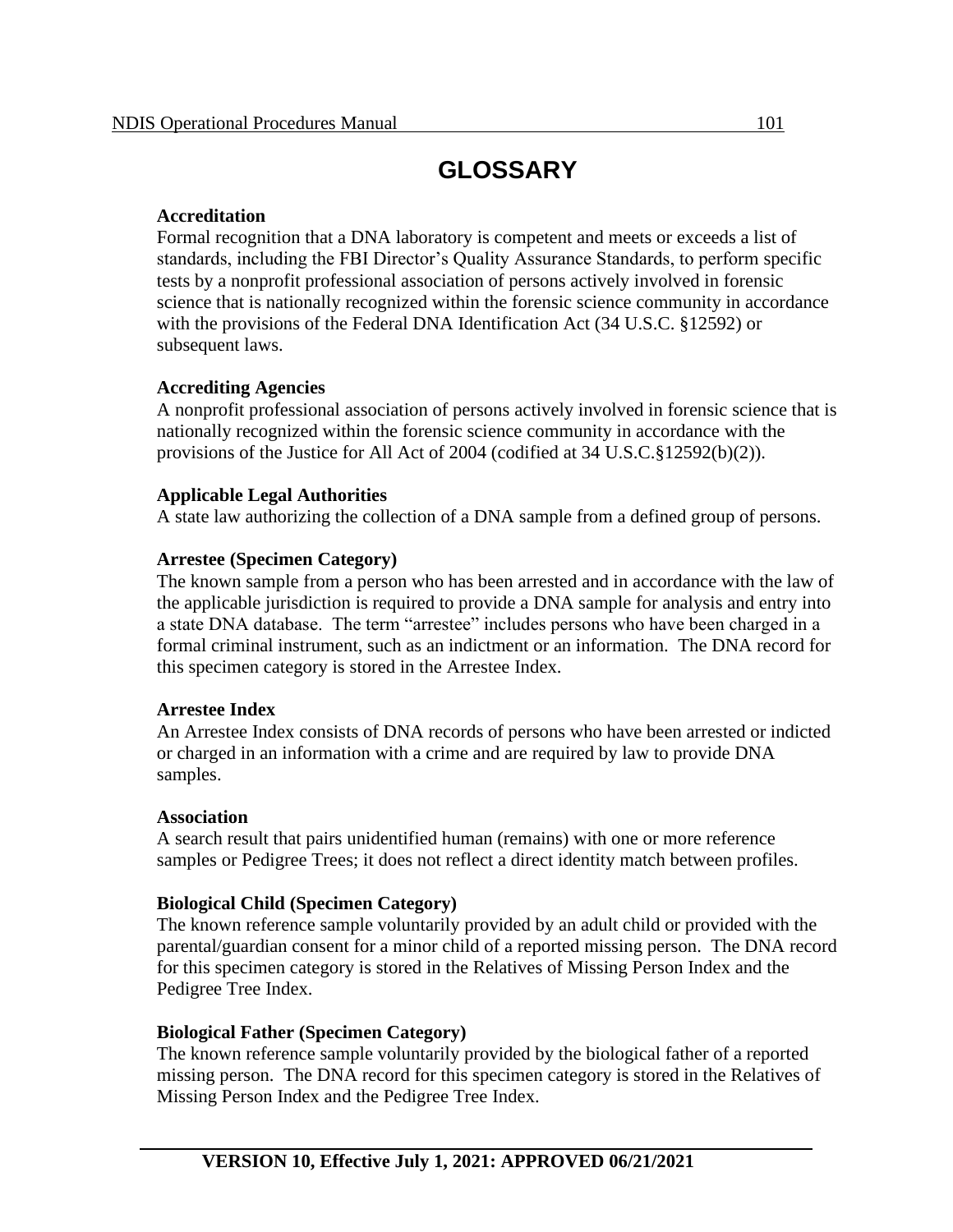# GLOSSARY

**Accreditation**
Formal recognition that a DNA laboratory is competent and meets or exceeds a list of standards, including the FBI Director's Quality Assurance Standards, to perform specific tests by a nonprofit professional association of persons actively involved in forensic science that is nationally recognized within the forensic science community in accordance with the provisions of the Federal DNA Identification Act (34 U.S.C. §12592) or subsequent laws.

**Accrediting Agencies**
A nonprofit professional association of persons actively involved in forensic science that is nationally recognized within the forensic science community in accordance with the provisions of the Justice for All Act of 2004 (codified at 34 U.S.C.§12592(b)(2)).

**Applicable Legal Authorities**
A state law authorizing the collection of a DNA sample from a defined group of persons.

**Arrestee (Specimen Category)**
The known sample from a person who has been arrested and in accordance with the law of the applicable jurisdiction is required to provide a DNA sample for analysis and entry into a state DNA database. The term "arrestee" includes persons who have been charged in a formal criminal instrument, such as an indictment or an information. The DNA record for this specimen category is stored in the Arrestee Index.

**Arrestee Index**
An Arrestee Index consists of DNA records of persons who have been arrested or indicted or charged in an information with a crime and are required by law to provide DNA samples.

**Association**
A search result that pairs unidentified human (remains) with one or more reference samples or Pedigree Trees; it does not reflect a direct identity match between profiles.

**Biological Child (Specimen Category)**
The known reference sample voluntarily provided by an adult child or provided with the parental/guardian consent for a minor child of a reported missing person. The DNA record for this specimen category is stored in the Relatives of Missing Person Index and the Pedigree Tree Index.

**Biological Father (Specimen Category)**
The known reference sample voluntarily provided by the biological father of a reported missing person. The DNA record for this specimen category is stored in the Relatives of Missing Person Index and the Pedigree Tree Index.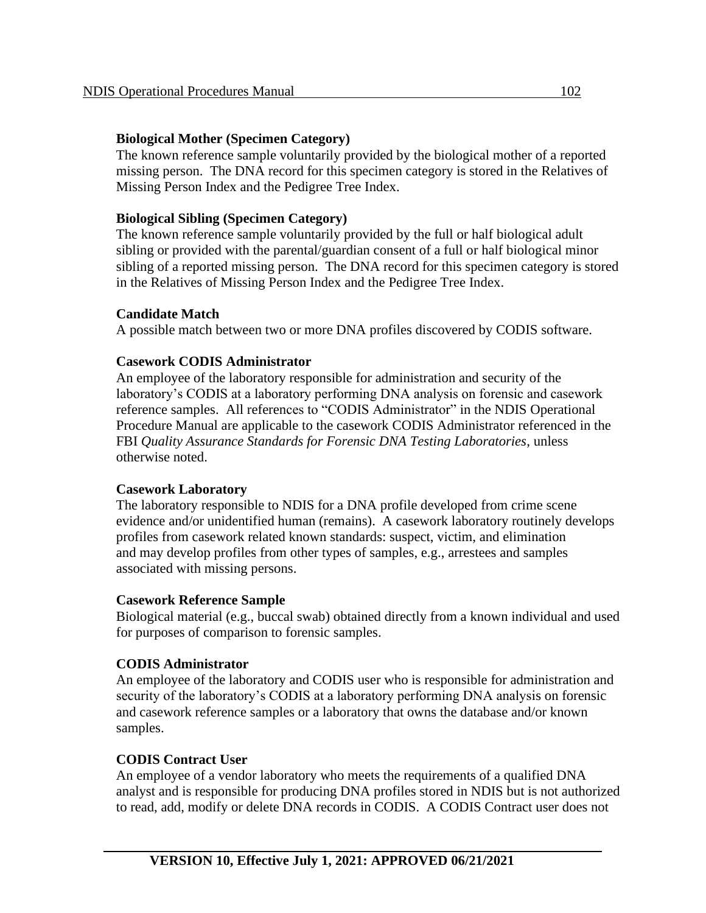**Biological Mother (Specimen Category)**
The known reference sample voluntarily provided by the biological mother of a reported missing person. The DNA record for this specimen category is stored in the Relatives of Missing Person Index and the Pedigree Tree Index.

**Biological Sibling (Specimen Category)**
The known reference sample voluntarily provided by the full or half biological adult sibling or provided with the parental/guardian consent of a full or half biological minor sibling of a reported missing person. The DNA record for this specimen category is stored in the Relatives of Missing Person Index and the Pedigree Tree Index.

**Candidate Match**
A possible match between two or more DNA profiles discovered by CODIS software.

**Casework CODIS Administrator**
An employee of the laboratory responsible for administration and security of the laboratory's CODIS at a laboratory performing DNA analysis on forensic and casework reference samples. All references to "CODIS Administrator" in the NDIS Operational Procedure Manual are applicable to the casework CODIS Administrator referenced in the FBI *Quality Assurance Standards for Forensic DNA Testing Laboratories*, unless otherwise noted.

**Casework Laboratory**
The laboratory responsible to NDIS for a DNA profile developed from crime scene evidence and/or unidentified human (remains). A casework laboratory routinely develops profiles from casework related known standards: suspect, victim, and elimination and may develop profiles from other types of samples, e.g., arrestees and samples associated with missing persons.

**Casework Reference Sample**
Biological material (e.g., buccal swab) obtained directly from a known individual and used for purposes of comparison to forensic samples.

**CODIS Administrator**
An employee of the laboratory and CODIS user who is responsible for administration and security of the laboratory's CODIS at a laboratory performing DNA analysis on forensic and casework reference samples or a laboratory that owns the database and/or known samples.

**CODIS Contract User**
An employee of a vendor laboratory who meets the requirements of a qualified DNA analyst and is responsible for producing DNA profiles stored in NDIS but is not authorized to read, add, modify or delete DNA records in CODIS. A CODIS Contract user does not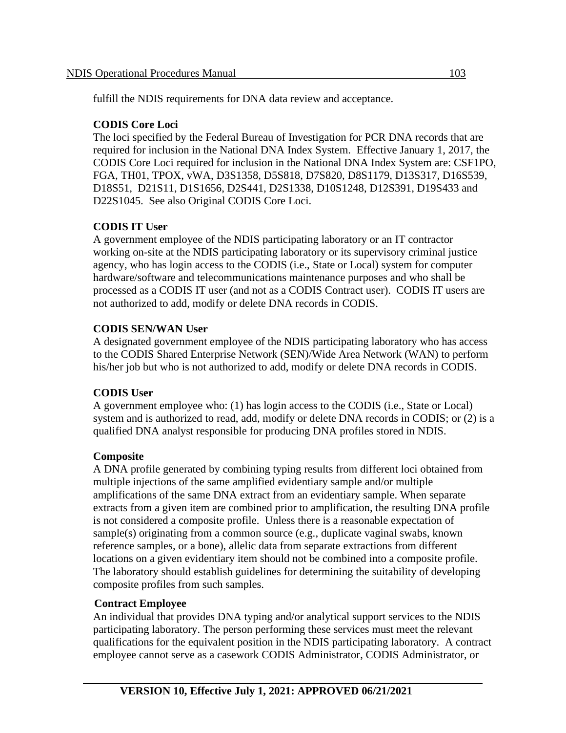fulfill the NDIS requirements for DNA data review and acceptance.

**CODIS Core Loci**
The loci specified by the Federal Bureau of Investigation for PCR DNA records that are required for inclusion in the National DNA Index System. Effective January 1, 2017, the CODIS Core Loci required for inclusion in the National DNA Index System are: CSF1PO, FGA, TH01, TPOX, vWA, D3S1358, D5S818, D7S820, D8S1179, D13S317, D16S539, D18S51, D21S11, D1S1656, D2S441, D2S1338, D10S1248, D12S391, D19S433 and D22S1045. See also Original CODIS Core Loci.

**CODIS IT User**
A government employee of the NDIS participating laboratory or an IT contractor working on-site at the NDIS participating laboratory or its supervisory criminal justice agency, who has login access to the CODIS (i.e., State or Local) system for computer hardware/software and telecommunications maintenance purposes and who shall be processed as a CODIS IT user (and not as a CODIS Contract user). CODIS IT users are not authorized to add, modify or delete DNA records in CODIS.

**CODIS SEN/WAN User**
A designated government employee of the NDIS participating laboratory who has access to the CODIS Shared Enterprise Network (SEN)/Wide Area Network (WAN) to perform his/her job but who is not authorized to add, modify or delete DNA records in CODIS.

**CODIS User**
A government employee who: (1) has login access to the CODIS (i.e., State or Local) system and is authorized to read, add, modify or delete DNA records in CODIS; or (2) is a qualified DNA analyst responsible for producing DNA profiles stored in NDIS.

**Composite**
A DNA profile generated by combining typing results from different loci obtained from multiple injections of the same amplified evidentiary sample and/or multiple amplifications of the same DNA extract from an evidentiary sample. When separate extracts from a given item are combined prior to amplification, the resulting DNA profile is not considered a composite profile. Unless there is a reasonable expectation of sample(s) originating from a common source (e.g., duplicate vaginal swabs, known reference samples, or a bone), allelic data from separate extractions from different locations on a given evidentiary item should not be combined into a composite profile. The laboratory should establish guidelines for determining the suitability of developing composite profiles from such samples.

**Contract Employee**
An individual that provides DNA typing and/or analytical support services to the NDIS participating laboratory. The person performing these services must meet the relevant qualifications for the equivalent position in the NDIS participating laboratory. A contract employee cannot serve as a casework CODIS Administrator, CODIS Administrator, or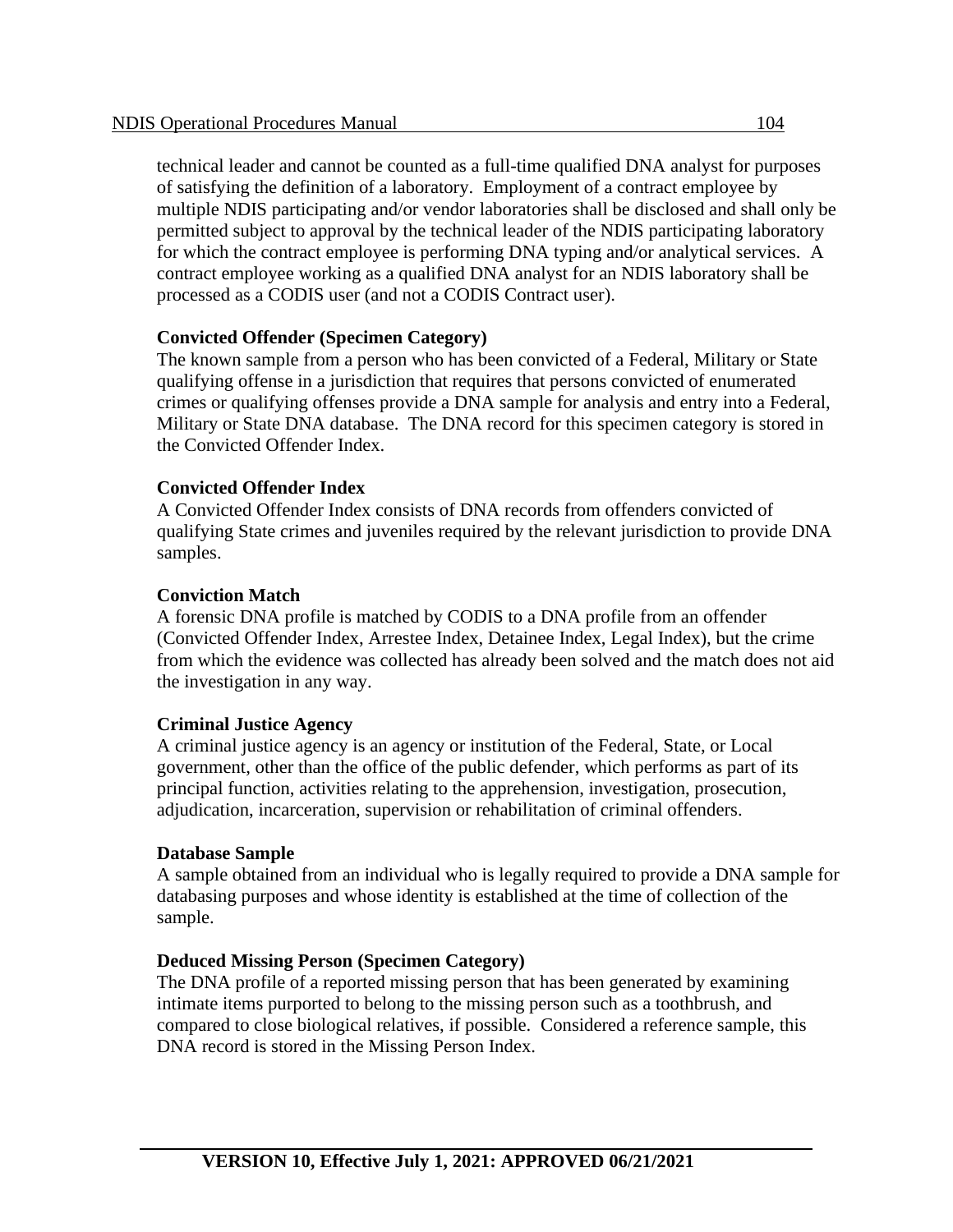technical leader and cannot be counted as a full-time qualified DNA analyst for purposes of satisfying the definition of a laboratory. Employment of a contract employee by multiple NDIS participating and/or vendor laboratories shall be disclosed and shall only be permitted subject to approval by the technical leader of the NDIS participating laboratory for which the contract employee is performing DNA typing and/or analytical services. A contract employee working as a qualified DNA analyst for an NDIS laboratory shall be processed as a CODIS user (and not a CODIS Contract user).

**Convicted Offender (Specimen Category)**
The known sample from a person who has been convicted of a Federal, Military or State qualifying offense in a jurisdiction that requires that persons convicted of enumerated crimes or qualifying offenses provide a DNA sample for analysis and entry into a Federal, Military or State DNA database. The DNA record for this specimen category is stored in the Convicted Offender Index.

**Convicted Offender Index**
A Convicted Offender Index consists of DNA records from offenders convicted of qualifying State crimes and juveniles required by the relevant jurisdiction to provide DNA samples.

**Conviction Match**
A forensic DNA profile is matched by CODIS to a DNA profile from an offender (Convicted Offender Index, Arrestee Index, Detainee Index, Legal Index), but the crime from which the evidence was collected has already been solved and the match does not aid the investigation in any way.

**Criminal Justice Agency**
A criminal justice agency is an agency or institution of the Federal, State, or Local government, other than the office of the public defender, which performs as part of its principal function, activities relating to the apprehension, investigation, prosecution, adjudication, incarceration, supervision or rehabilitation of criminal offenders.

**Database Sample**
A sample obtained from an individual who is legally required to provide a DNA sample for databasing purposes and whose identity is established at the time of collection of the sample.

**Deduced Missing Person (Specimen Category)**
The DNA profile of a reported missing person that has been generated by examining intimate items purported to belong to the missing person such as a toothbrush, and compared to close biological relatives, if possible. Considered a reference sample, this DNA record is stored in the Missing Person Index.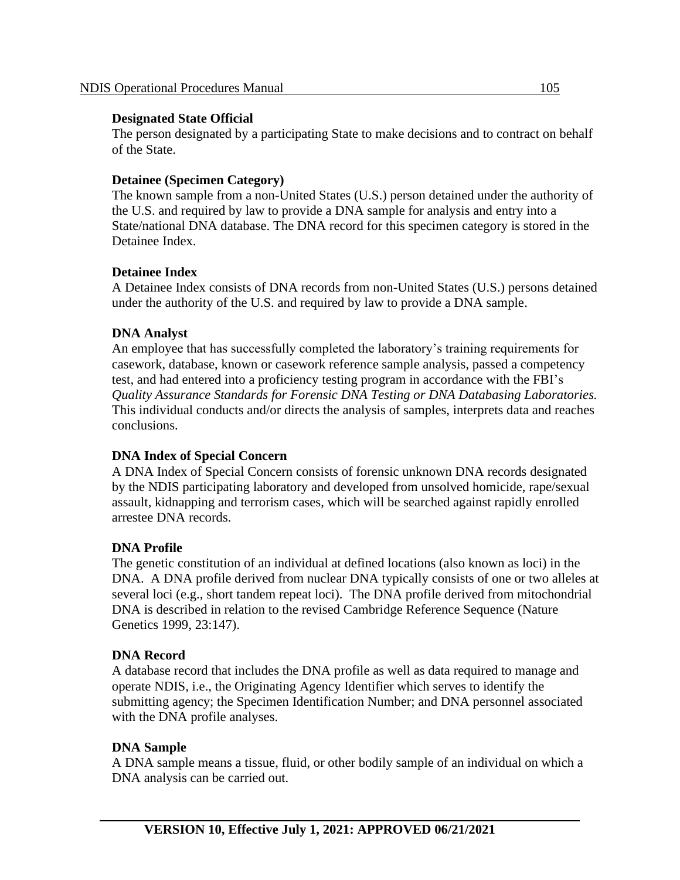**Designated State Official**
The person designated by a participating State to make decisions and to contract on behalf of the State.

**Detainee (Specimen Category)**
The known sample from a non-United States (U.S.) person detained under the authority of the U.S. and required by law to provide a DNA sample for analysis and entry into a State/national DNA database. The DNA record for this specimen category is stored in the Detainee Index.

**Detainee Index**
A Detainee Index consists of DNA records from non-United States (U.S.) persons detained under the authority of the U.S. and required by law to provide a DNA sample.

**DNA Analyst**
An employee that has successfully completed the laboratory's training requirements for casework, database, known or casework reference sample analysis, passed a competency test, and had entered into a proficiency testing program in accordance with the FBI's *Quality Assurance Standards for Forensic DNA Testing or DNA Databasing Laboratories.* This individual conducts and/or directs the analysis of samples, interprets data and reaches conclusions.

**DNA Index of Special Concern**
A DNA Index of Special Concern consists of forensic unknown DNA records designated by the NDIS participating laboratory and developed from unsolved homicide, rape/sexual assault, kidnapping and terrorism cases, which will be searched against rapidly enrolled arrestee DNA records.

**DNA Profile**
The genetic constitution of an individual at defined locations (also known as loci) in the DNA. A DNA profile derived from nuclear DNA typically consists of one or two alleles at several loci (e.g., short tandem repeat loci). The DNA profile derived from mitochondrial DNA is described in relation to the revised Cambridge Reference Sequence (Nature Genetics 1999, 23:147).

**DNA Record**
A database record that includes the DNA profile as well as data required to manage and operate NDIS, i.e., the Originating Agency Identifier which serves to identify the submitting agency; the Specimen Identification Number; and DNA personnel associated with the DNA profile analyses.

**DNA Sample**
A DNA sample means a tissue, fluid, or other bodily sample of an individual on which a DNA analysis can be carried out.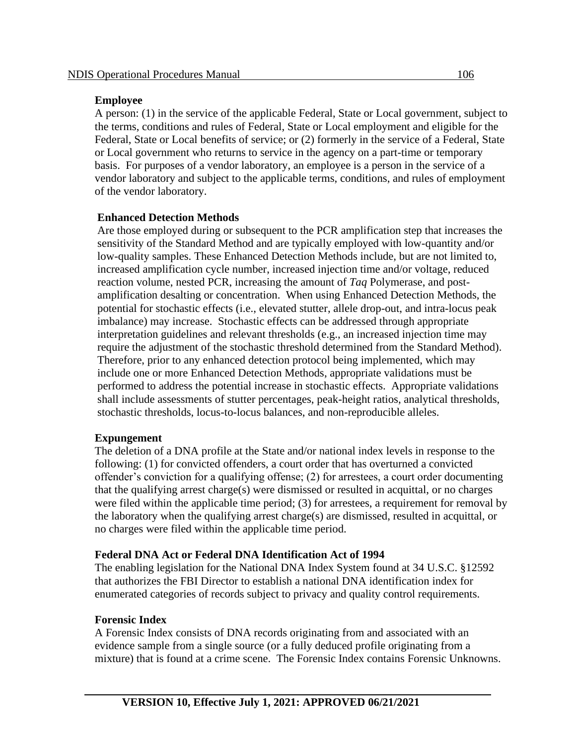**Employee**

A person: (1) in the service of the applicable Federal, State or Local government, subject to the terms, conditions and rules of Federal, State or Local employment and eligible for the Federal, State or Local benefits of service; or (2) formerly in the service of a Federal, State or Local government who returns to service in the agency on a part-time or temporary basis. For purposes of a vendor laboratory, an employee is a person in the service of a vendor laboratory and subject to the applicable terms, conditions, and rules of employment of the vendor laboratory.

**Enhanced Detection Methods**

Are those employed during or subsequent to the PCR amplification step that increases the sensitivity of the Standard Method and are typically employed with low-quantity and/or low-quality samples. These Enhanced Detection Methods include, but are not limited to, increased amplification cycle number, increased injection time and/or voltage, reduced reaction volume, nested PCR, increasing the amount of *Taq* Polymerase, and post-amplification desalting or concentration. When using Enhanced Detection Methods, the potential for stochastic effects (i.e., elevated stutter, allele drop-out, and intra-locus peak imbalance) may increase. Stochastic effects can be addressed through appropriate interpretation guidelines and relevant thresholds (e.g., an increased injection time may require the adjustment of the stochastic threshold determined from the Standard Method). Therefore, prior to any enhanced detection protocol being implemented, which may include one or more Enhanced Detection Methods, appropriate validations must be performed to address the potential increase in stochastic effects. Appropriate validations shall include assessments of stutter percentages, peak-height ratios, analytical thresholds, stochastic thresholds, locus-to-locus balances, and non-reproducible alleles.

**Expungement**

The deletion of a DNA profile at the State and/or national index levels in response to the following: (1) for convicted offenders, a court order that has overturned a convicted offender's conviction for a qualifying offense; (2) for arrestees, a court order documenting that the qualifying arrest charge(s) were dismissed or resulted in acquittal, or no charges were filed within the applicable time period; (3) for arrestees, a requirement for removal by the laboratory when the qualifying arrest charge(s) are dismissed, resulted in acquittal, or no charges were filed within the applicable time period.

**Federal DNA Act or Federal DNA Identification Act of 1994**

The enabling legislation for the National DNA Index System found at 34 U.S.C. §12592 that authorizes the FBI Director to establish a national DNA identification index for enumerated categories of records subject to privacy and quality control requirements.

**Forensic Index**

A Forensic Index consists of DNA records originating from and associated with an evidence sample from a single source (or a fully deduced profile originating from a mixture) that is found at a crime scene. The Forensic Index contains Forensic Unknowns.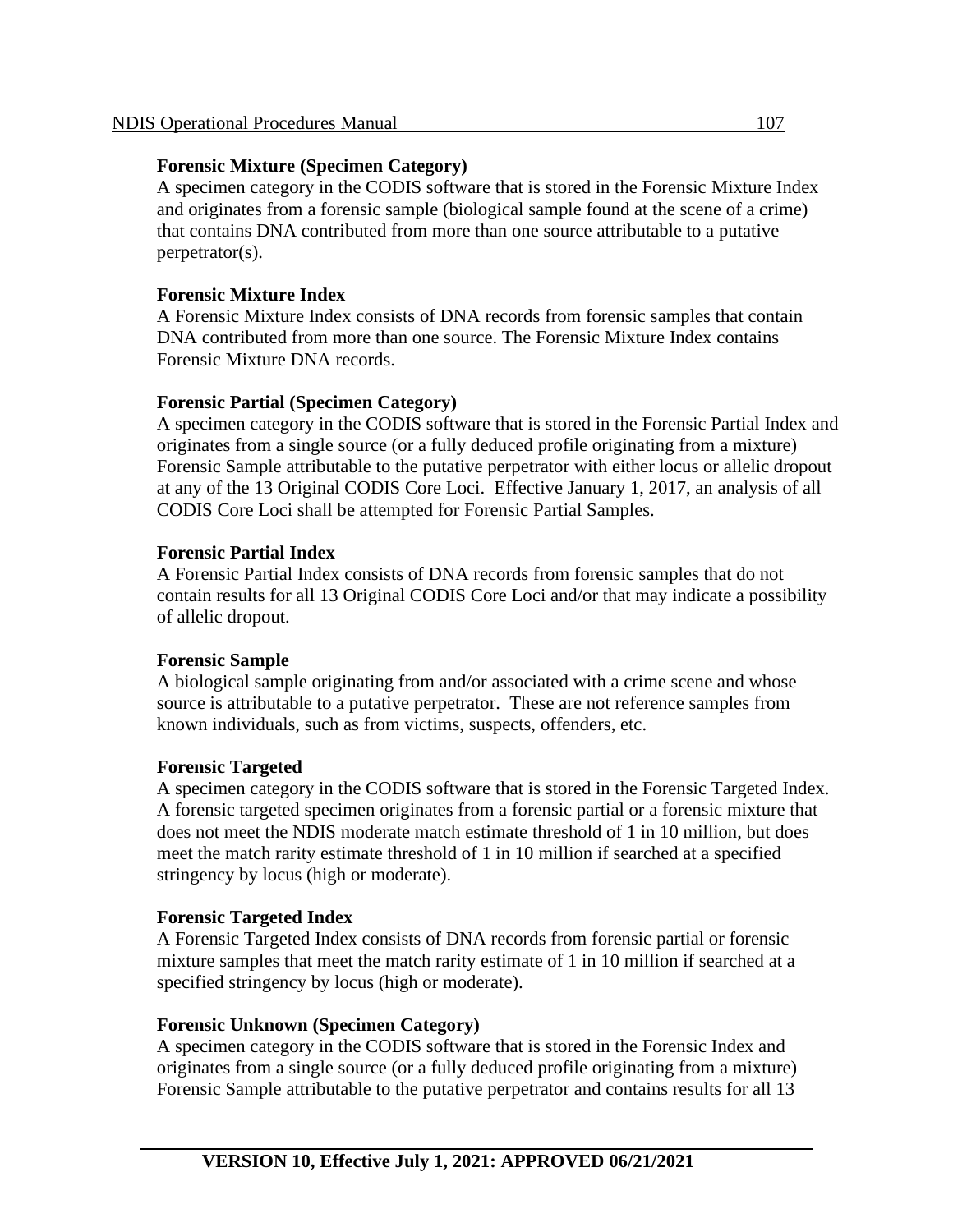**Forensic Mixture (Specimen Category)**
A specimen category in the CODIS software that is stored in the Forensic Mixture Index and originates from a forensic sample (biological sample found at the scene of a crime) that contains DNA contributed from more than one source attributable to a putative perpetrator(s).

**Forensic Mixture Index**
A Forensic Mixture Index consists of DNA records from forensic samples that contain DNA contributed from more than one source. The Forensic Mixture Index contains Forensic Mixture DNA records.

**Forensic Partial (Specimen Category)**
A specimen category in the CODIS software that is stored in the Forensic Partial Index and originates from a single source (or a fully deduced profile originating from a mixture) Forensic Sample attributable to the putative perpetrator with either locus or allelic dropout at any of the 13 Original CODIS Core Loci. Effective January 1, 2017, an analysis of all CODIS Core Loci shall be attempted for Forensic Partial Samples.

**Forensic Partial Index**
A Forensic Partial Index consists of DNA records from forensic samples that do not contain results for all 13 Original CODIS Core Loci and/or that may indicate a possibility of allelic dropout.

**Forensic Sample**
A biological sample originating from and/or associated with a crime scene and whose source is attributable to a putative perpetrator. These are not reference samples from known individuals, such as from victims, suspects, offenders, etc.

**Forensic Targeted**
A specimen category in the CODIS software that is stored in the Forensic Targeted Index. A forensic targeted specimen originates from a forensic partial or a forensic mixture that does not meet the NDIS moderate match estimate threshold of 1 in 10 million, but does meet the match rarity estimate threshold of 1 in 10 million if searched at a specified stringency by locus (high or moderate).

**Forensic Targeted Index**
A Forensic Targeted Index consists of DNA records from forensic partial or forensic mixture samples that meet the match rarity estimate of 1 in 10 million if searched at a specified stringency by locus (high or moderate).

**Forensic Unknown (Specimen Category)**
A specimen category in the CODIS software that is stored in the Forensic Index and originates from a single source (or a fully deduced profile originating from a mixture) Forensic Sample attributable to the putative perpetrator and contains results for all 13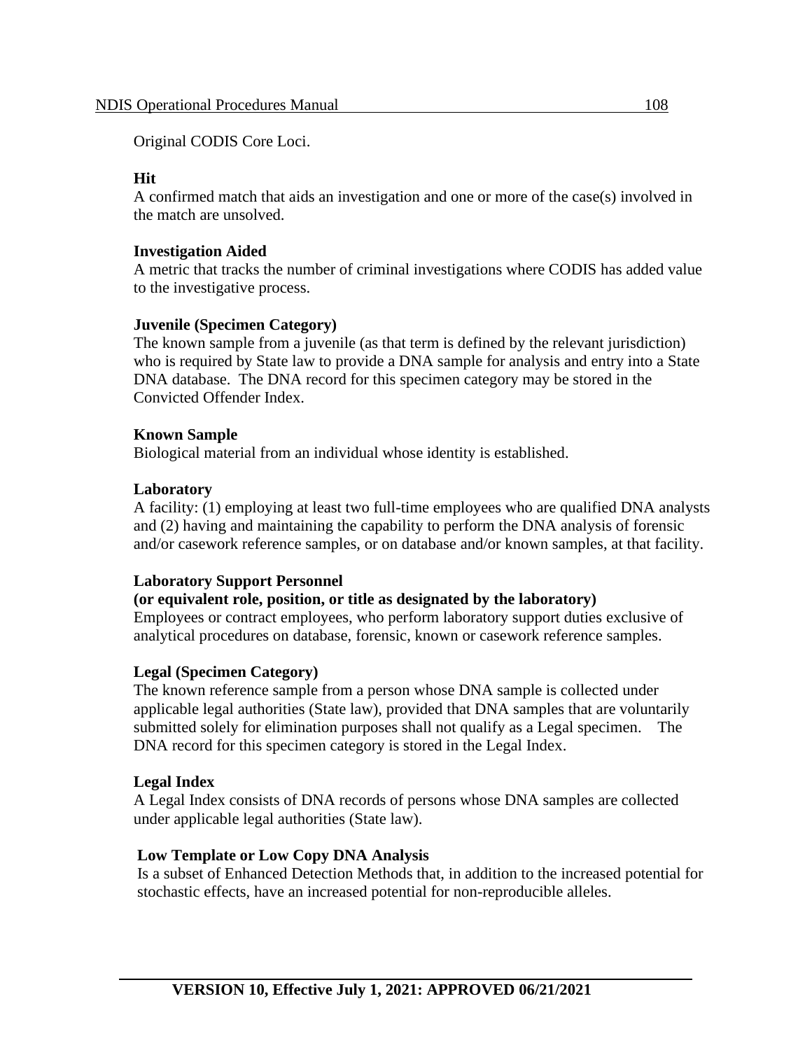Original CODIS Core Loci.

**Hit**
A confirmed match that aids an investigation and one or more of the case(s) involved in the match are unsolved.

**Investigation Aided**
A metric that tracks the number of criminal investigations where CODIS has added value to the investigative process.

**Juvenile (Specimen Category)**
The known sample from a juvenile (as that term is defined by the relevant jurisdiction) who is required by State law to provide a DNA sample for analysis and entry into a State DNA database. The DNA record for this specimen category may be stored in the Convicted Offender Index.

**Known Sample**
Biological material from an individual whose identity is established.

**Laboratory**
A facility: (1) employing at least two full-time employees who are qualified DNA analysts and (2) having and maintaining the capability to perform the DNA analysis of forensic and/or casework reference samples, or on database and/or known samples, at that facility.

**Laboratory Support Personnel**
**(or equivalent role, position, or title as designated by the laboratory)**
Employees or contract employees, who perform laboratory support duties exclusive of analytical procedures on database, forensic, known or casework reference samples.

**Legal (Specimen Category)**
The known reference sample from a person whose DNA sample is collected under applicable legal authorities (State law), provided that DNA samples that are voluntarily submitted solely for elimination purposes shall not qualify as a Legal specimen. The DNA record for this specimen category is stored in the Legal Index.

**Legal Index**
A Legal Index consists of DNA records of persons whose DNA samples are collected under applicable legal authorities (State law).

**Low Template or Low Copy DNA Analysis**
Is a subset of Enhanced Detection Methods that, in addition to the increased potential for stochastic effects, have an increased potential for non-reproducible alleles.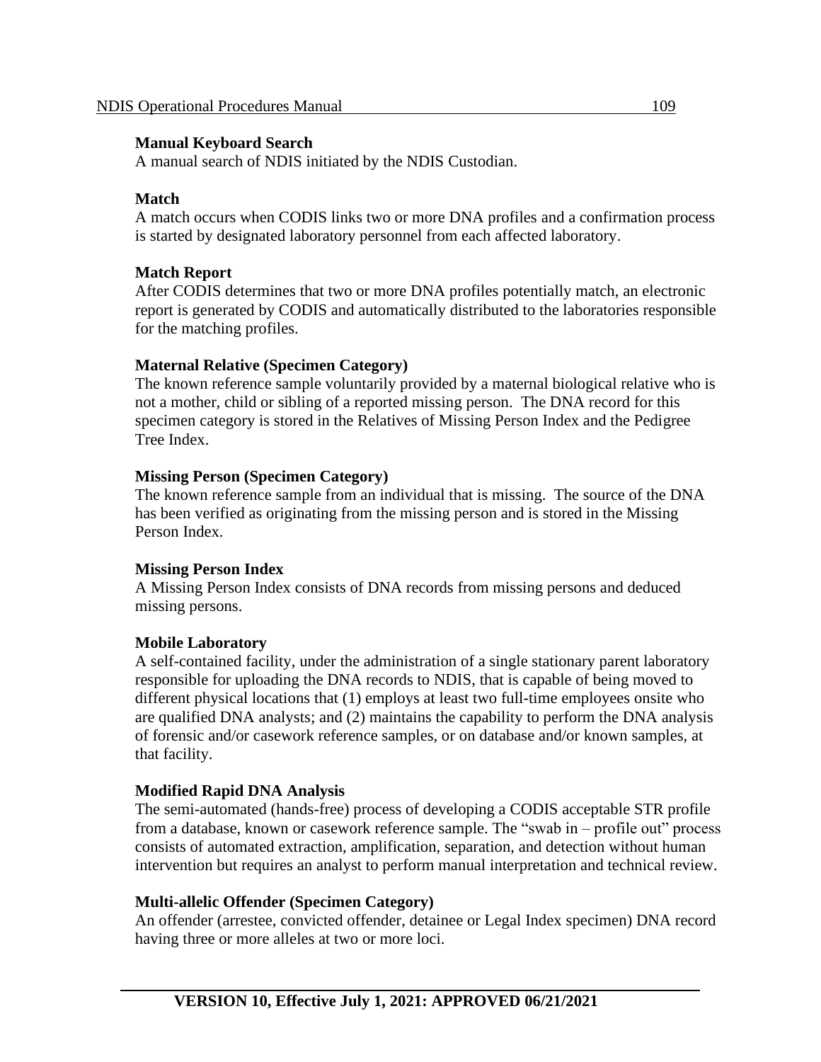**Manual Keyboard Search**
A manual search of NDIS initiated by the NDIS Custodian.

**Match**
A match occurs when CODIS links two or more DNA profiles and a confirmation process is started by designated laboratory personnel from each affected laboratory.

**Match Report**
After CODIS determines that two or more DNA profiles potentially match, an electronic report is generated by CODIS and automatically distributed to the laboratories responsible for the matching profiles.

**Maternal Relative (Specimen Category)**
The known reference sample voluntarily provided by a maternal biological relative who is not a mother, child or sibling of a reported missing person. The DNA record for this specimen category is stored in the Relatives of Missing Person Index and the Pedigree Tree Index.

**Missing Person (Specimen Category)**
The known reference sample from an individual that is missing. The source of the DNA has been verified as originating from the missing person and is stored in the Missing Person Index.

**Missing Person Index**
A Missing Person Index consists of DNA records from missing persons and deduced missing persons.

**Mobile Laboratory**
A self-contained facility, under the administration of a single stationary parent laboratory responsible for uploading the DNA records to NDIS, that is capable of being moved to different physical locations that (1) employs at least two full-time employees onsite who are qualified DNA analysts; and (2) maintains the capability to perform the DNA analysis of forensic and/or casework reference samples, or on database and/or known samples, at that facility.

**Modified Rapid DNA Analysis**
The semi-automated (hands-free) process of developing a CODIS acceptable STR profile from a database, known or casework reference sample. The "swab in – profile out" process consists of automated extraction, amplification, separation, and detection without human intervention but requires an analyst to perform manual interpretation and technical review.

**Multi-allelic Offender (Specimen Category)**
An offender (arrestee, convicted offender, detainee or Legal Index specimen) DNA record having three or more alleles at two or more loci.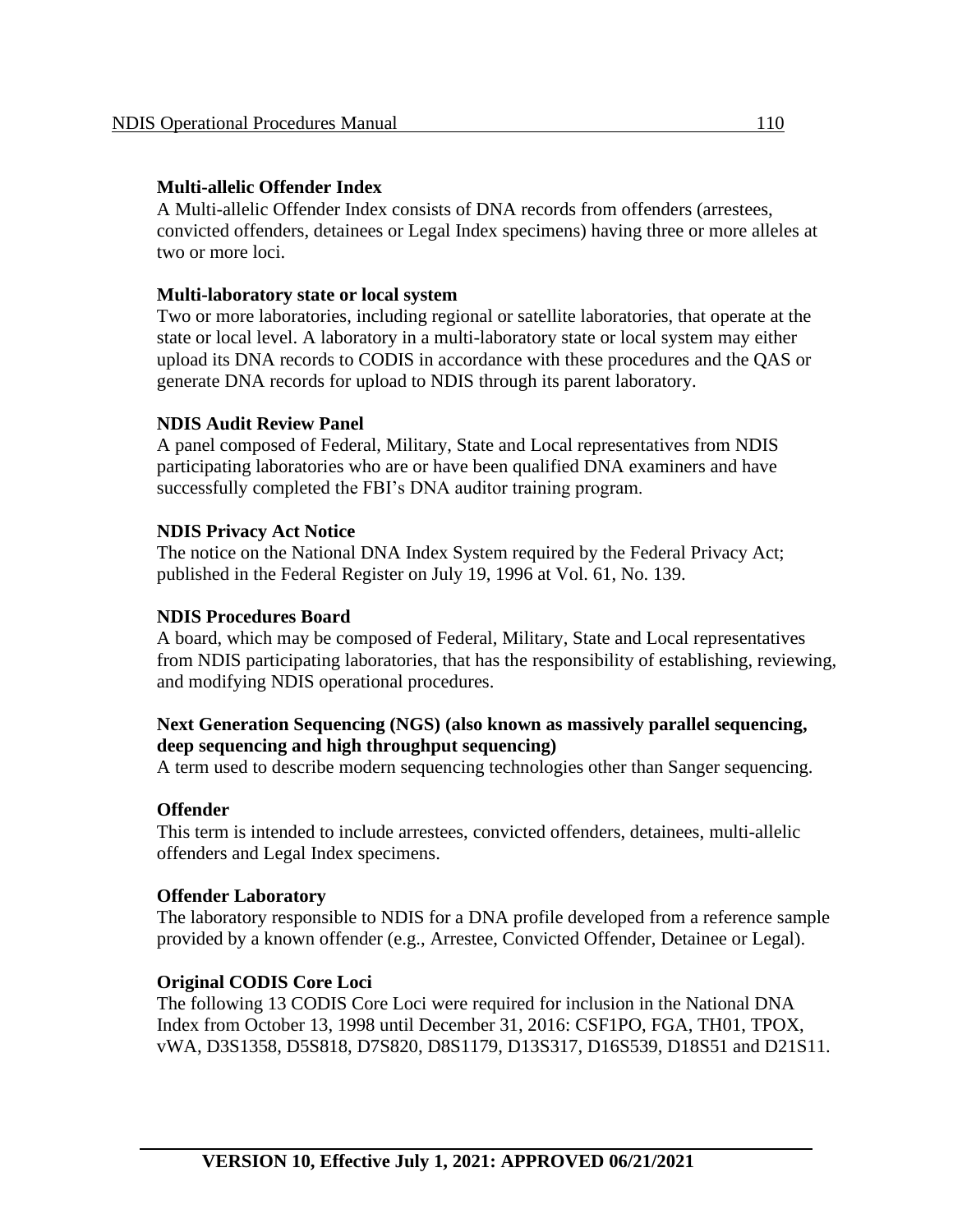**Multi-allelic Offender Index**

A Multi-allelic Offender Index consists of DNA records from offenders (arrestees, convicted offenders, detainees or Legal Index specimens) having three or more alleles at two or more loci.

**Multi-laboratory state or local system**

Two or more laboratories, including regional or satellite laboratories, that operate at the state or local level. A laboratory in a multi-laboratory state or local system may either upload its DNA records to CODIS in accordance with these procedures and the QAS or generate DNA records for upload to NDIS through its parent laboratory.

**NDIS Audit Review Panel**

A panel composed of Federal, Military, State and Local representatives from NDIS participating laboratories who are or have been qualified DNA examiners and have successfully completed the FBI's DNA auditor training program.

**NDIS Privacy Act Notice**

The notice on the National DNA Index System required by the Federal Privacy Act; published in the Federal Register on July 19, 1996 at Vol. 61, No. 139.

**NDIS Procedures Board**

A board, which may be composed of Federal, Military, State and Local representatives from NDIS participating laboratories, that has the responsibility of establishing, reviewing, and modifying NDIS operational procedures.

**Next Generation Sequencing (NGS) (also known as massively parallel sequencing, deep sequencing and high throughput sequencing)**

A term used to describe modern sequencing technologies other than Sanger sequencing.

**Offender**

This term is intended to include arrestees, convicted offenders, detainees, multi-allelic offenders and Legal Index specimens.

**Offender Laboratory**

The laboratory responsible to NDIS for a DNA profile developed from a reference sample provided by a known offender (e.g., Arrestee, Convicted Offender, Detainee or Legal).

**Original CODIS Core Loci**

The following 13 CODIS Core Loci were required for inclusion in the National DNA Index from October 13, 1998 until December 31, 2016: CSF1PO, FGA, TH01, TPOX, vWA, D3S1358, D5S818, D7S820, D8S1179, D13S317, D16S539, D18S51 and D21S11.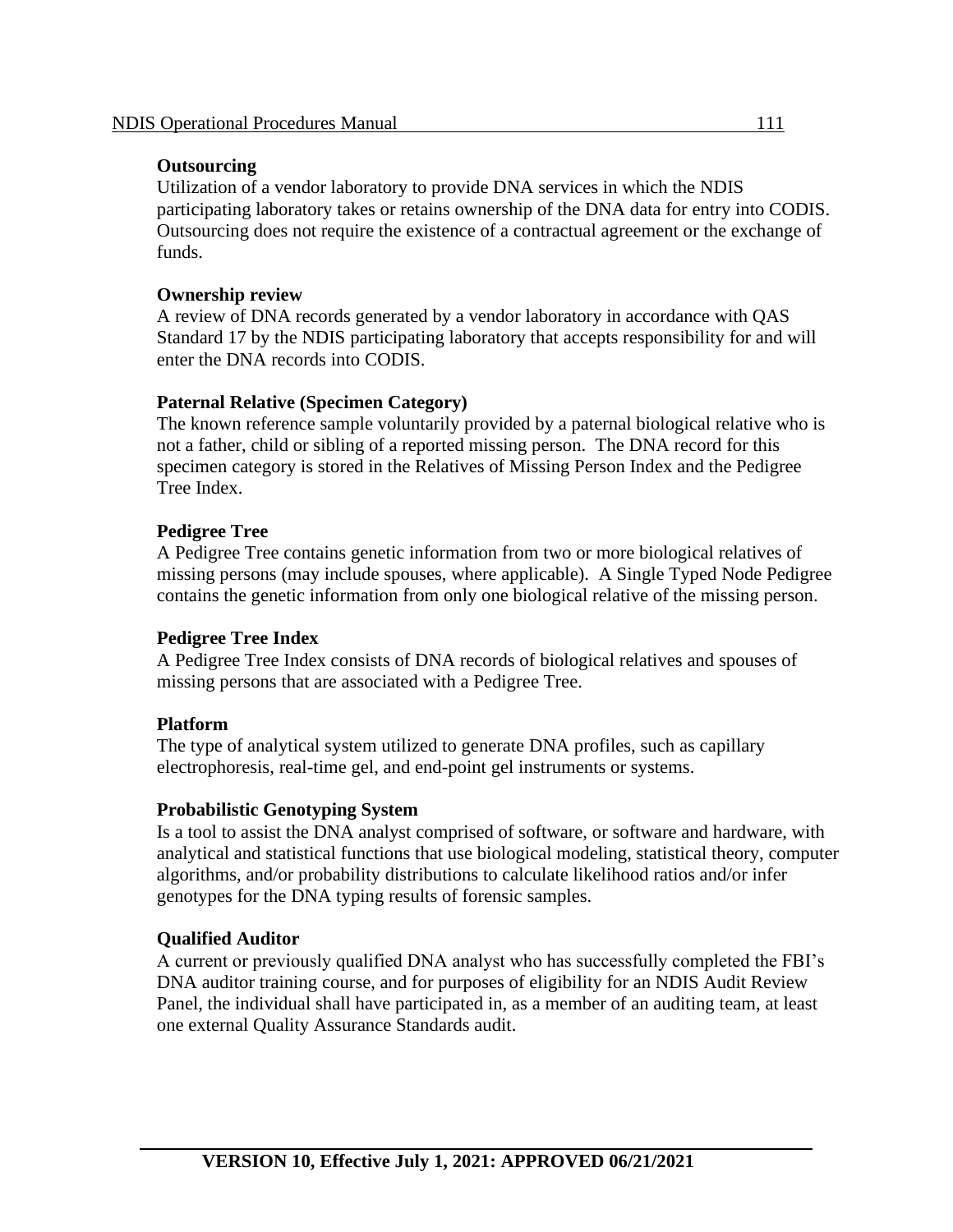**Outsourcing**

Utilization of a vendor laboratory to provide DNA services in which the NDIS participating laboratory takes or retains ownership of the DNA data for entry into CODIS. Outsourcing does not require the existence of a contractual agreement or the exchange of funds.

**Ownership review**

A review of DNA records generated by a vendor laboratory in accordance with QAS Standard 17 by the NDIS participating laboratory that accepts responsibility for and will enter the DNA records into CODIS.

**Paternal Relative (Specimen Category)**

The known reference sample voluntarily provided by a paternal biological relative who is not a father, child or sibling of a reported missing person. The DNA record for this specimen category is stored in the Relatives of Missing Person Index and the Pedigree Tree Index.

**Pedigree Tree**

A Pedigree Tree contains genetic information from two or more biological relatives of missing persons (may include spouses, where applicable). A Single Typed Node Pedigree contains the genetic information from only one biological relative of the missing person.

**Pedigree Tree Index**

A Pedigree Tree Index consists of DNA records of biological relatives and spouses of missing persons that are associated with a Pedigree Tree.

**Platform**

The type of analytical system utilized to generate DNA profiles, such as capillary electrophoresis, real-time gel, and end-point gel instruments or systems.

**Probabilistic Genotyping System**

Is a tool to assist the DNA analyst comprised of software, or software and hardware, with analytical and statistical functions that use biological modeling, statistical theory, computer algorithms, and/or probability distributions to calculate likelihood ratios and/or infer genotypes for the DNA typing results of forensic samples.

**Qualified Auditor**

A current or previously qualified DNA analyst who has successfully completed the FBI's DNA auditor training course, and for purposes of eligibility for an NDIS Audit Review Panel, the individual shall have participated in, as a member of an auditing team, at least one external Quality Assurance Standards audit.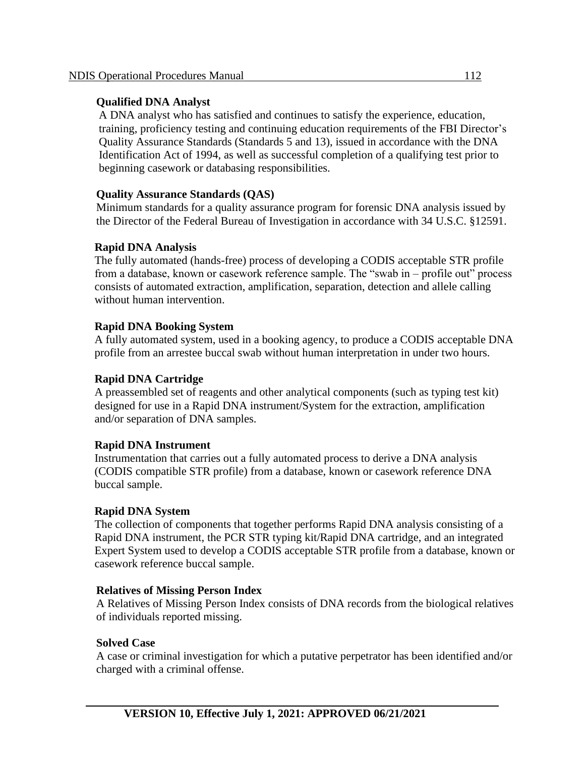**Qualified DNA Analyst**

A DNA analyst who has satisfied and continues to satisfy the experience, education, training, proficiency testing and continuing education requirements of the FBI Director's Quality Assurance Standards (Standards 5 and 13), issued in accordance with the DNA Identification Act of 1994, as well as successful completion of a qualifying test prior to beginning casework or databasing responsibilities.

**Quality Assurance Standards (QAS)**

Minimum standards for a quality assurance program for forensic DNA analysis issued by the Director of the Federal Bureau of Investigation in accordance with 34 U.S.C. §12591.

**Rapid DNA Analysis**

The fully automated (hands-free) process of developing a CODIS acceptable STR profile from a database, known or casework reference sample. The "swab in – profile out" process consists of automated extraction, amplification, separation, detection and allele calling without human intervention.

**Rapid DNA Booking System**

A fully automated system, used in a booking agency, to produce a CODIS acceptable DNA profile from an arrestee buccal swab without human interpretation in under two hours.

**Rapid DNA Cartridge**

A preassembled set of reagents and other analytical components (such as typing test kit) designed for use in a Rapid DNA instrument/System for the extraction, amplification and/or separation of DNA samples.

**Rapid DNA Instrument**

Instrumentation that carries out a fully automated process to derive a DNA analysis (CODIS compatible STR profile) from a database, known or casework reference DNA buccal sample.

**Rapid DNA System**

The collection of components that together performs Rapid DNA analysis consisting of a Rapid DNA instrument, the PCR STR typing kit/Rapid DNA cartridge, and an integrated Expert System used to develop a CODIS acceptable STR profile from a database, known or casework reference buccal sample.

**Relatives of Missing Person Index**

A Relatives of Missing Person Index consists of DNA records from the biological relatives of individuals reported missing.

**Solved Case**

A case or criminal investigation for which a putative perpetrator has been identified and/or charged with a criminal offense.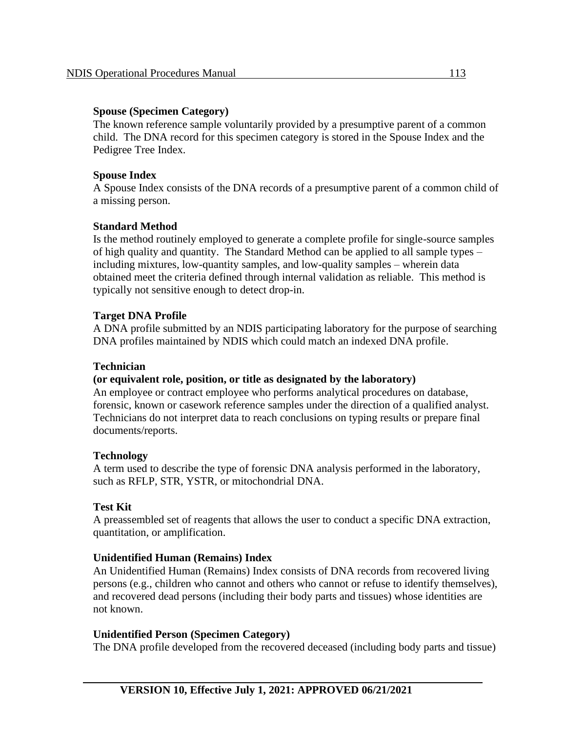**Spouse (Specimen Category)**
The known reference sample voluntarily provided by a presumptive parent of a common child. The DNA record for this specimen category is stored in the Spouse Index and the Pedigree Tree Index.

**Spouse Index**
A Spouse Index consists of the DNA records of a presumptive parent of a common child of a missing person.

**Standard Method**
Is the method routinely employed to generate a complete profile for single-source samples of high quality and quantity. The Standard Method can be applied to all sample types – including mixtures, low-quantity samples, and low-quality samples – wherein data obtained meet the criteria defined through internal validation as reliable. This method is typically not sensitive enough to detect drop-in.

**Target DNA Profile**
A DNA profile submitted by an NDIS participating laboratory for the purpose of searching DNA profiles maintained by NDIS which could match an indexed DNA profile.

**Technician**
**(or equivalent role, position, or title as designated by the laboratory)**
An employee or contract employee who performs analytical procedures on database, forensic, known or casework reference samples under the direction of a qualified analyst. Technicians do not interpret data to reach conclusions on typing results or prepare final documents/reports.

**Technology**
A term used to describe the type of forensic DNA analysis performed in the laboratory, such as RFLP, STR, YSTR, or mitochondrial DNA.

**Test Kit**
A preassembled set of reagents that allows the user to conduct a specific DNA extraction, quantitation, or amplification.

**Unidentified Human (Remains) Index**
An Unidentified Human (Remains) Index consists of DNA records from recovered living persons (e.g., children who cannot and others who cannot or refuse to identify themselves), and recovered dead persons (including their body parts and tissues) whose identities are not known.

**Unidentified Person (Specimen Category)**
The DNA profile developed from the recovered deceased (including body parts and tissue)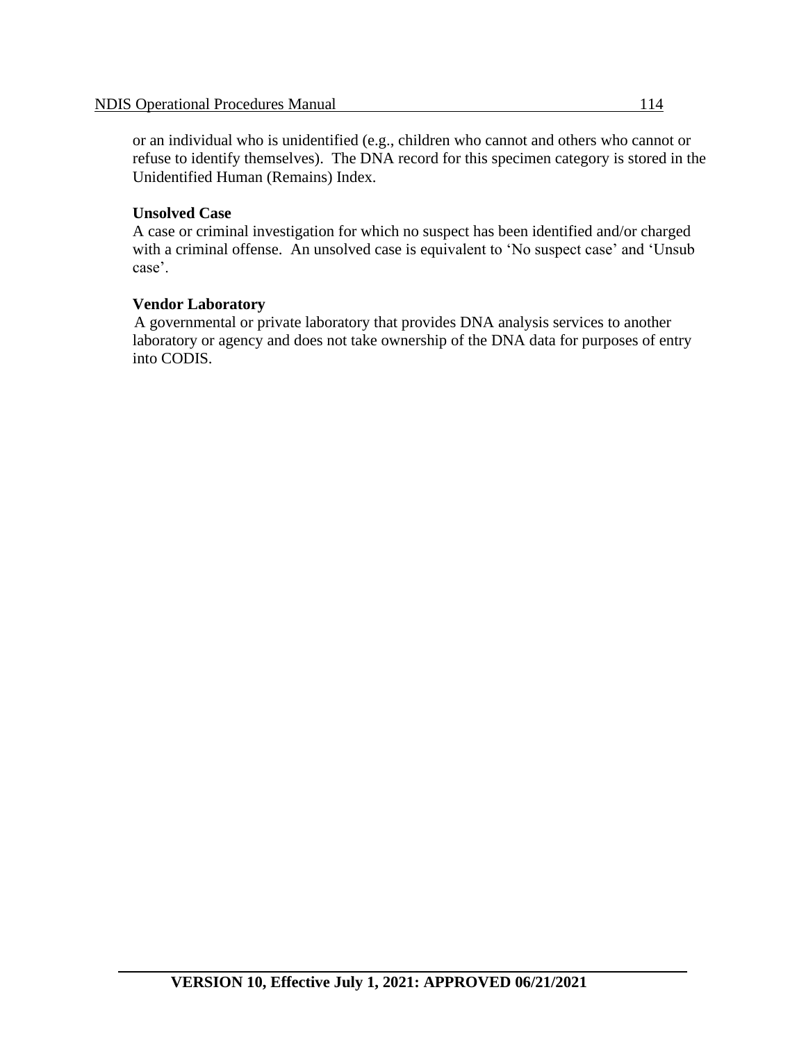or an individual who is unidentified (e.g., children who cannot and others who cannot or refuse to identify themselves). The DNA record for this specimen category is stored in the Unidentified Human (Remains) Index.

**Unsolved Case**

A case or criminal investigation for which no suspect has been identified and/or charged with a criminal offense. An unsolved case is equivalent to 'No suspect case' and 'Unsub case'.

**Vendor Laboratory**

A governmental or private laboratory that provides DNA analysis services to another laboratory or agency and does not take ownership of the DNA data for purposes of entry into CODIS.